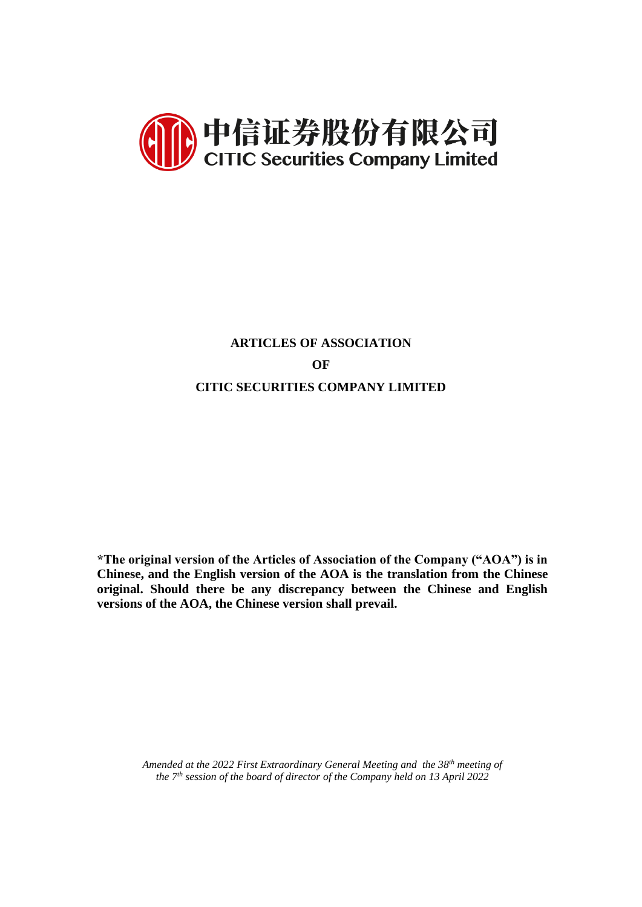中信证券股份有限公司
CITIC Securities Company Limited

# ARTICLES OF ASSOCIATION OF CITIC SECURITIES COMPANY LIMITED

**\*The original version of the Articles of Association of the Company ("AOA") is in Chinese, and the English version of the AOA is the translation from the Chinese original. Should there be any discrepancy between the Chinese and English versions of the AOA, the Chinese version shall prevail.**

*Amended at the 2022 First Extraordinary General Meeting and the 38th meeting of the 7th session of the board of director of the Company held on 13 April 2022*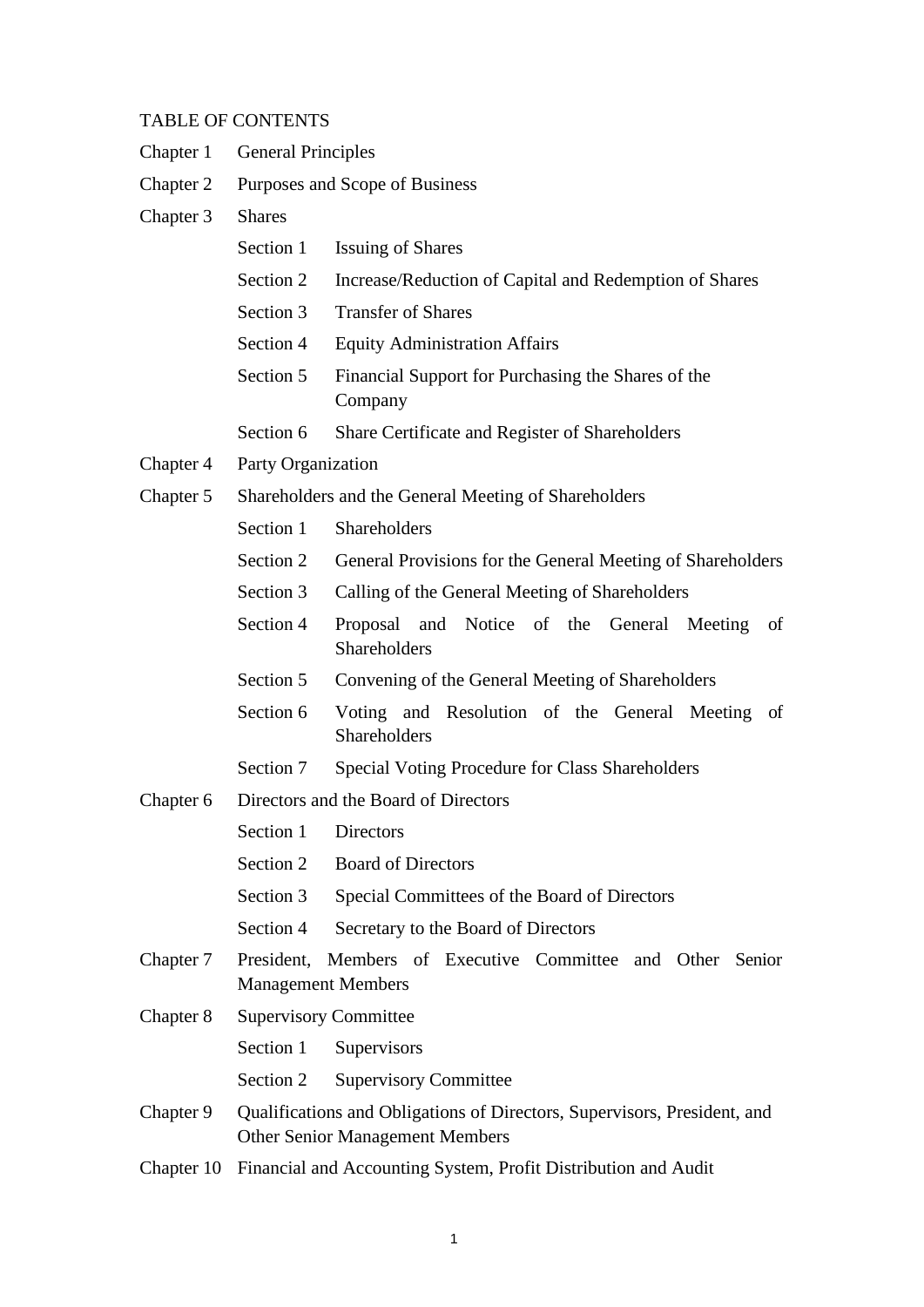TABLE OF CONTENTS

Chapter 1 General Principles

Chapter 2 Purposes and Scope of Business

Chapter 3 Shares

- Section 1 Issuing of Shares
- Section 2 Increase/Reduction of Capital and Redemption of Shares
- Section 3 Transfer of Shares
- Section 4 Equity Administration Affairs
- Section 5 Financial Support for Purchasing the Shares of the Company
- Section 6 Share Certificate and Register of Shareholders

Chapter 4 Party Organization

Chapter 5 Shareholders and the General Meeting of Shareholders

- Section 1 Shareholders
- Section 2 General Provisions for the General Meeting of Shareholders
- Section 3 Calling of the General Meeting of Shareholders
- Section 4 Proposal and Notice of the General Meeting of Shareholders
- Section 5 Convening of the General Meeting of Shareholders
- Section 6 Voting and Resolution of the General Meeting of Shareholders
- Section 7 Special Voting Procedure for Class Shareholders

Chapter 6 Directors and the Board of Directors

- Section 1 Directors
- Section 2 Board of Directors
- Section 3 Special Committees of the Board of Directors
- Section 4 Secretary to the Board of Directors

Chapter 7 President, Members of Executive Committee and Other Senior Management Members

Chapter 8 Supervisory Committee

- Section 1 Supervisors
- Section 2 Supervisory Committee

Chapter 9 Qualifications and Obligations of Directors, Supervisors, President, and Other Senior Management Members

Chapter 10 Financial and Accounting System, Profit Distribution and Audit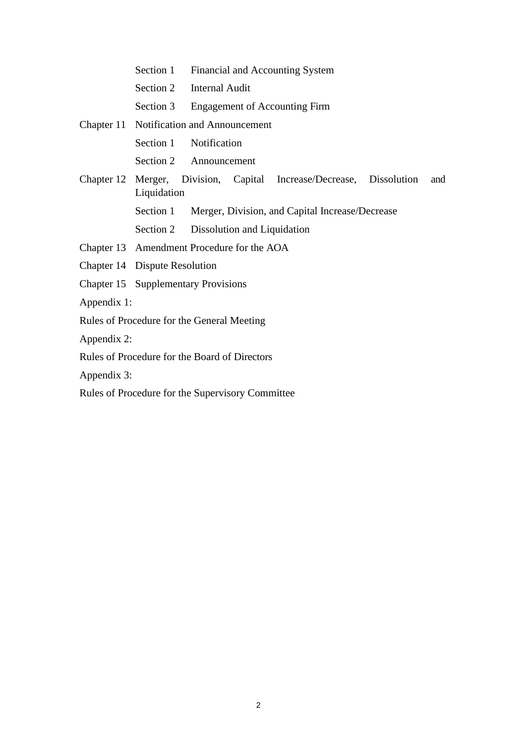Section 1 Financial and Accounting System

Section 2 Internal Audit

Section 3 Engagement of Accounting Firm

Chapter 11 Notification and Announcement

Section 1 Notification

Section 2 Announcement

Chapter 12 Merger, Division, Capital Increase/Decrease, Dissolution and Liquidation

Section 1 Merger, Division, and Capital Increase/Decrease

Section 2 Dissolution and Liquidation

Chapter 13 Amendment Procedure for the AOA

Chapter 14 Dispute Resolution

Chapter 15 Supplementary Provisions

Appendix 1:

Rules of Procedure for the General Meeting

Appendix 2:

Rules of Procedure for the Board of Directors

Appendix 3:

Rules of Procedure for the Supervisory Committee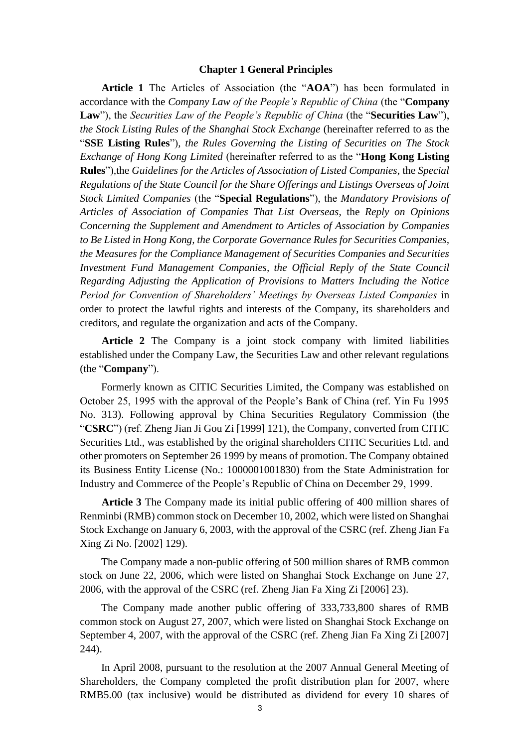## Chapter 1 General Principles

**Article 1** The Articles of Association (the "**AOA**") has been formulated in accordance with the *Company Law of the People's Republic of China* (the "**Company Law**"), the *Securities Law of the People's Republic of China* (the "**Securities Law**"), *the Stock Listing Rules of the Shanghai Stock Exchange* (hereinafter referred to as the "**SSE Listing Rules**"), *the Rules Governing the Listing of Securities on The Stock Exchange of Hong Kong Limited* (hereinafter referred to as the "**Hong Kong Listing Rules**"),the *Guidelines for the Articles of Association of Listed Companies*, the *Special Regulations of the State Council for the Share Offerings and Listings Overseas of Joint Stock Limited Companies* (the "**Special Regulations**"), the *Mandatory Provisions of Articles of Association of Companies That List Overseas*, the *Reply on Opinions Concerning the Supplement and Amendment to Articles of Association by Companies to Be Listed in Hong Kong, the Corporate Governance Rules for Securities Companies, the Measures for the Compliance Management of Securities Companies and Securities Investment Fund Management Companies, the Official Reply of the State Council Regarding Adjusting the Application of Provisions to Matters Including the Notice Period for Convention of Shareholders' Meetings by Overseas Listed Companies* in order to protect the lawful rights and interests of the Company, its shareholders and creditors, and regulate the organization and acts of the Company.

**Article 2** The Company is a joint stock company with limited liabilities established under the Company Law, the Securities Law and other relevant regulations (the "**Company**").

Formerly known as CITIC Securities Limited, the Company was established on October 25, 1995 with the approval of the People's Bank of China (ref. Yin Fu 1995 No. 313). Following approval by China Securities Regulatory Commission (the "**CSRC**") (ref. Zheng Jian Ji Gou Zi [1999] 121), the Company, converted from CITIC Securities Ltd., was established by the original shareholders CITIC Securities Ltd. and other promoters on September 26 1999 by means of promotion. The Company obtained its Business Entity License (No.: 1000001001830) from the State Administration for Industry and Commerce of the People's Republic of China on December 29, 1999.

**Article 3** The Company made its initial public offering of 400 million shares of Renminbi (RMB) common stock on December 10, 2002, which were listed on Shanghai Stock Exchange on January 6, 2003, with the approval of the CSRC (ref. Zheng Jian Fa Xing Zi No. [2002] 129).

The Company made a non-public offering of 500 million shares of RMB common stock on June 22, 2006, which were listed on Shanghai Stock Exchange on June 27, 2006, with the approval of the CSRC (ref. Zheng Jian Fa Xing Zi [2006] 23).

The Company made another public offering of 333,733,800 shares of RMB common stock on August 27, 2007, which were listed on Shanghai Stock Exchange on September 4, 2007, with the approval of the CSRC (ref. Zheng Jian Fa Xing Zi [2007] 244).

In April 2008, pursuant to the resolution at the 2007 Annual General Meeting of Shareholders, the Company completed the profit distribution plan for 2007, where RMB5.00 (tax inclusive) would be distributed as dividend for every 10 shares of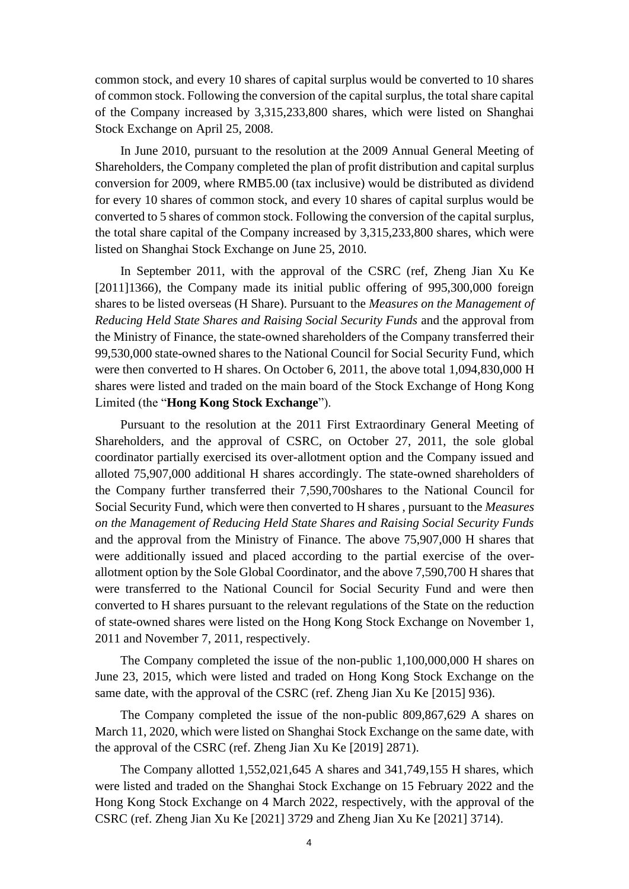common stock, and every 10 shares of capital surplus would be converted to 10 shares of common stock. Following the conversion of the capital surplus, the total share capital of the Company increased by 3,315,233,800 shares, which were listed on Shanghai Stock Exchange on April 25, 2008.

In June 2010, pursuant to the resolution at the 2009 Annual General Meeting of Shareholders, the Company completed the plan of profit distribution and capital surplus conversion for 2009, where RMB5.00 (tax inclusive) would be distributed as dividend for every 10 shares of common stock, and every 10 shares of capital surplus would be converted to 5 shares of common stock. Following the conversion of the capital surplus, the total share capital of the Company increased by 3,315,233,800 shares, which were listed on Shanghai Stock Exchange on June 25, 2010.

In September 2011, with the approval of the CSRC (ref, Zheng Jian Xu Ke [2011]1366), the Company made its initial public offering of 995,300,000 foreign shares to be listed overseas (H Share). Pursuant to the *Measures on the Management of Reducing Held State Shares and Raising Social Security Funds* and the approval from the Ministry of Finance, the state-owned shareholders of the Company transferred their 99,530,000 state-owned shares to the National Council for Social Security Fund, which were then converted to H shares. On October 6, 2011, the above total 1,094,830,000 H shares were listed and traded on the main board of the Stock Exchange of Hong Kong Limited (the "**Hong Kong Stock Exchange**").

Pursuant to the resolution at the 2011 First Extraordinary General Meeting of Shareholders, and the approval of CSRC, on October 27, 2011, the sole global coordinator partially exercised its over-allotment option and the Company issued and alloted 75,907,000 additional H shares accordingly. The state-owned shareholders of the Company further transferred their 7,590,700shares to the National Council for Social Security Fund, which were then converted to H shares , pursuant to the *Measures on the Management of Reducing Held State Shares and Raising Social Security Funds* and the approval from the Ministry of Finance. The above 75,907,000 H shares that were additionally issued and placed according to the partial exercise of the over-allotment option by the Sole Global Coordinator, and the above 7,590,700 H shares that were transferred to the National Council for Social Security Fund and were then converted to H shares pursuant to the relevant regulations of the State on the reduction of state-owned shares were listed on the Hong Kong Stock Exchange on November 1, 2011 and November 7, 2011, respectively.

The Company completed the issue of the non-public 1,100,000,000 H shares on June 23, 2015, which were listed and traded on Hong Kong Stock Exchange on the same date, with the approval of the CSRC (ref. Zheng Jian Xu Ke [2015] 936).

The Company completed the issue of the non-public 809,867,629 A shares on March 11, 2020, which were listed on Shanghai Stock Exchange on the same date, with the approval of the CSRC (ref. Zheng Jian Xu Ke [2019] 2871).

The Company allotted 1,552,021,645 A shares and 341,749,155 H shares, which were listed and traded on the Shanghai Stock Exchange on 15 February 2022 and the Hong Kong Stock Exchange on 4 March 2022, respectively, with the approval of the CSRC (ref. Zheng Jian Xu Ke [2021] 3729 and Zheng Jian Xu Ke [2021] 3714).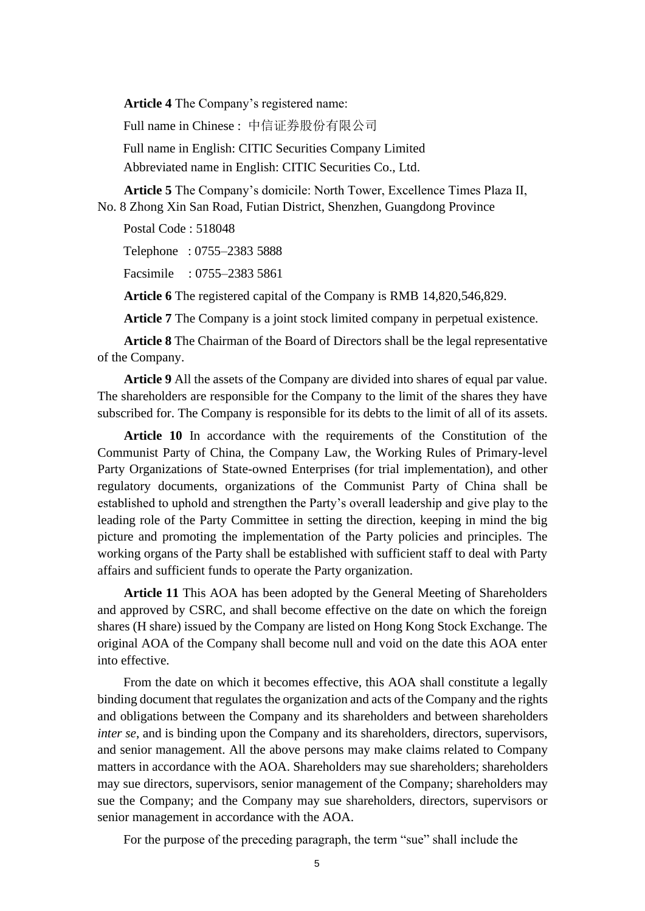**Article 4** The Company's registered name:

Full name in Chinese : 中信证券股份有限公司

Full name in English: CITIC Securities Company Limited

Abbreviated name in English: CITIC Securities Co., Ltd.

**Article 5** The Company's domicile: North Tower, Excellence Times Plaza II, No. 8 Zhong Xin San Road, Futian District, Shenzhen, Guangdong Province

Postal Code : 518048

Telephone : 0755–2383 5888

Facsimile : 0755–2383 5861

**Article 6** The registered capital of the Company is RMB 14,820,546,829.

**Article 7** The Company is a joint stock limited company in perpetual existence.

**Article 8** The Chairman of the Board of Directors shall be the legal representative of the Company.

**Article 9** All the assets of the Company are divided into shares of equal par value. The shareholders are responsible for the Company to the limit of the shares they have subscribed for. The Company is responsible for its debts to the limit of all of its assets.

**Article 10** In accordance with the requirements of the Constitution of the Communist Party of China, the Company Law, the Working Rules of Primary-level Party Organizations of State-owned Enterprises (for trial implementation), and other regulatory documents, organizations of the Communist Party of China shall be established to uphold and strengthen the Party's overall leadership and give play to the leading role of the Party Committee in setting the direction, keeping in mind the big picture and promoting the implementation of the Party policies and principles. The working organs of the Party shall be established with sufficient staff to deal with Party affairs and sufficient funds to operate the Party organization.

**Article 11** This AOA has been adopted by the General Meeting of Shareholders and approved by CSRC, and shall become effective on the date on which the foreign shares (H share) issued by the Company are listed on Hong Kong Stock Exchange. The original AOA of the Company shall become null and void on the date this AOA enter into effective.

From the date on which it becomes effective, this AOA shall constitute a legally binding document that regulates the organization and acts of the Company and the rights and obligations between the Company and its shareholders and between shareholders *inter se*, and is binding upon the Company and its shareholders, directors, supervisors, and senior management. All the above persons may make claims related to Company matters in accordance with the AOA. Shareholders may sue shareholders; shareholders may sue directors, supervisors, senior management of the Company; shareholders may sue the Company; and the Company may sue shareholders, directors, supervisors or senior management in accordance with the AOA.

For the purpose of the preceding paragraph, the term "sue" shall include the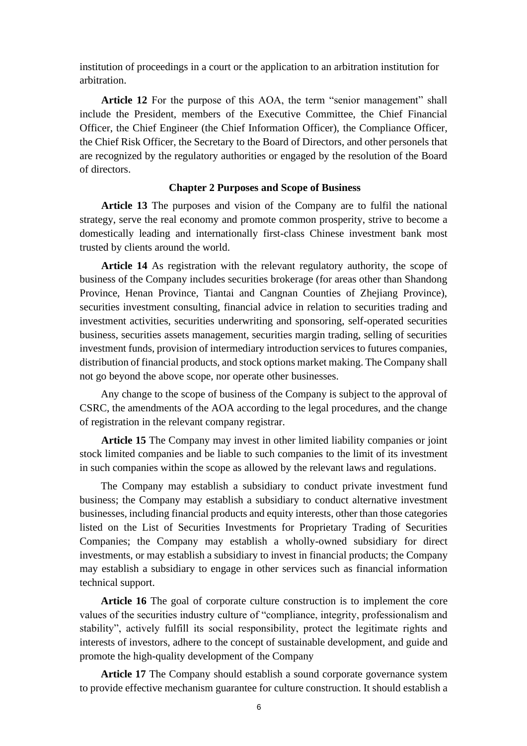institution of proceedings in a court or the application to an arbitration institution for arbitration.

**Article 12** For the purpose of this AOA, the term "senior management" shall include the President, members of the Executive Committee, the Chief Financial Officer, the Chief Engineer (the Chief Information Officer), the Compliance Officer, the Chief Risk Officer, the Secretary to the Board of Directors, and other personels that are recognized by the regulatory authorities or engaged by the resolution of the Board of directors.

## Chapter 2 Purposes and Scope of Business

**Article 13** The purposes and vision of the Company are to fulfil the national strategy, serve the real economy and promote common prosperity, strive to become a domestically leading and internationally first-class Chinese investment bank most trusted by clients around the world.

**Article 14** As registration with the relevant regulatory authority, the scope of business of the Company includes securities brokerage (for areas other than Shandong Province, Henan Province, Tiantai and Cangnan Counties of Zhejiang Province), securities investment consulting, financial advice in relation to securities trading and investment activities, securities underwriting and sponsoring, self-operated securities business, securities assets management, securities margin trading, selling of securities investment funds, provision of intermediary introduction services to futures companies, distribution of financial products, and stock options market making. The Company shall not go beyond the above scope, nor operate other businesses.

Any change to the scope of business of the Company is subject to the approval of CSRC, the amendments of the AOA according to the legal procedures, and the change of registration in the relevant company registrar.

**Article 15** The Company may invest in other limited liability companies or joint stock limited companies and be liable to such companies to the limit of its investment in such companies within the scope as allowed by the relevant laws and regulations.

The Company may establish a subsidiary to conduct private investment fund business; the Company may establish a subsidiary to conduct alternative investment businesses, including financial products and equity interests, other than those categories listed on the List of Securities Investments for Proprietary Trading of Securities Companies; the Company may establish a wholly-owned subsidiary for direct investments, or may establish a subsidiary to invest in financial products; the Company may establish a subsidiary to engage in other services such as financial information technical support.

**Article 16** The goal of corporate culture construction is to implement the core values of the securities industry culture of "compliance, integrity, professionalism and stability", actively fulfill its social responsibility, protect the legitimate rights and interests of investors, adhere to the concept of sustainable development, and guide and promote the high-quality development of the Company

**Article 17** The Company should establish a sound corporate governance system to provide effective mechanism guarantee for culture construction. It should establish a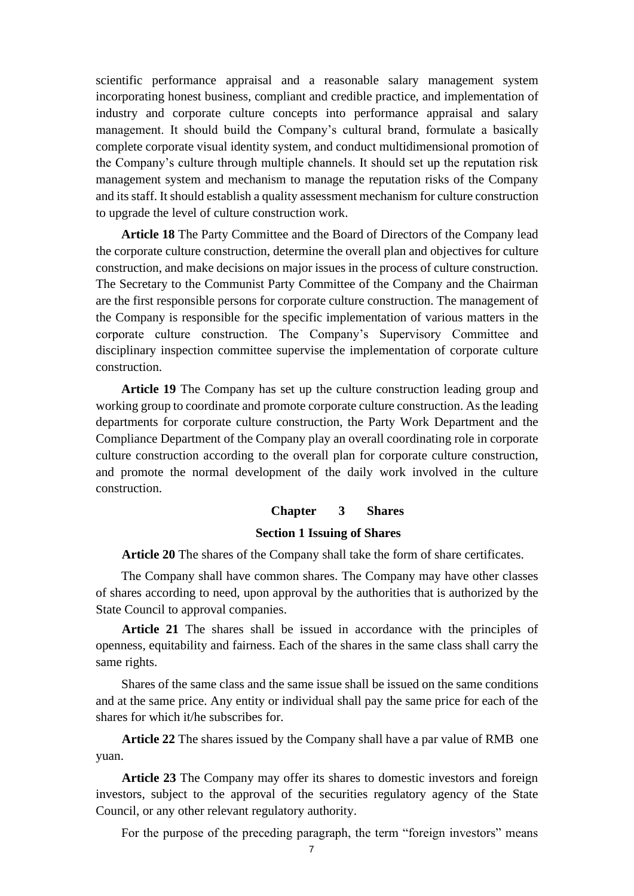scientific performance appraisal and a reasonable salary management system incorporating honest business, compliant and credible practice, and implementation of industry and corporate culture concepts into performance appraisal and salary management. It should build the Company's cultural brand, formulate a basically complete corporate visual identity system, and conduct multidimensional promotion of the Company's culture through multiple channels. It should set up the reputation risk management system and mechanism to manage the reputation risks of the Company and its staff. It should establish a quality assessment mechanism for culture construction to upgrade the level of culture construction work.

**Article 18** The Party Committee and the Board of Directors of the Company lead the corporate culture construction, determine the overall plan and objectives for culture construction, and make decisions on major issues in the process of culture construction. The Secretary to the Communist Party Committee of the Company and the Chairman are the first responsible persons for corporate culture construction. The management of the Company is responsible for the specific implementation of various matters in the corporate culture construction. The Company's Supervisory Committee and disciplinary inspection committee supervise the implementation of corporate culture construction.

**Article 19** The Company has set up the culture construction leading group and working group to coordinate and promote corporate culture construction. As the leading departments for corporate culture construction, the Party Work Department and the Compliance Department of the Company play an overall coordinating role in corporate culture construction according to the overall plan for corporate culture construction, and promote the normal development of the daily work involved in the culture construction.

## Chapter 3 Shares

### Section 1 Issuing of Shares

**Article 20** The shares of the Company shall take the form of share certificates.

The Company shall have common shares. The Company may have other classes of shares according to need, upon approval by the authorities that is authorized by the State Council to approval companies.

**Article 21** The shares shall be issued in accordance with the principles of openness, equitability and fairness. Each of the shares in the same class shall carry the same rights.

Shares of the same class and the same issue shall be issued on the same conditions and at the same price. Any entity or individual shall pay the same price for each of the shares for which it/he subscribes for.

**Article 22** The shares issued by the Company shall have a par value of RMB one yuan.

**Article 23** The Company may offer its shares to domestic investors and foreign investors, subject to the approval of the securities regulatory agency of the State Council, or any other relevant regulatory authority.

For the purpose of the preceding paragraph, the term "foreign investors" means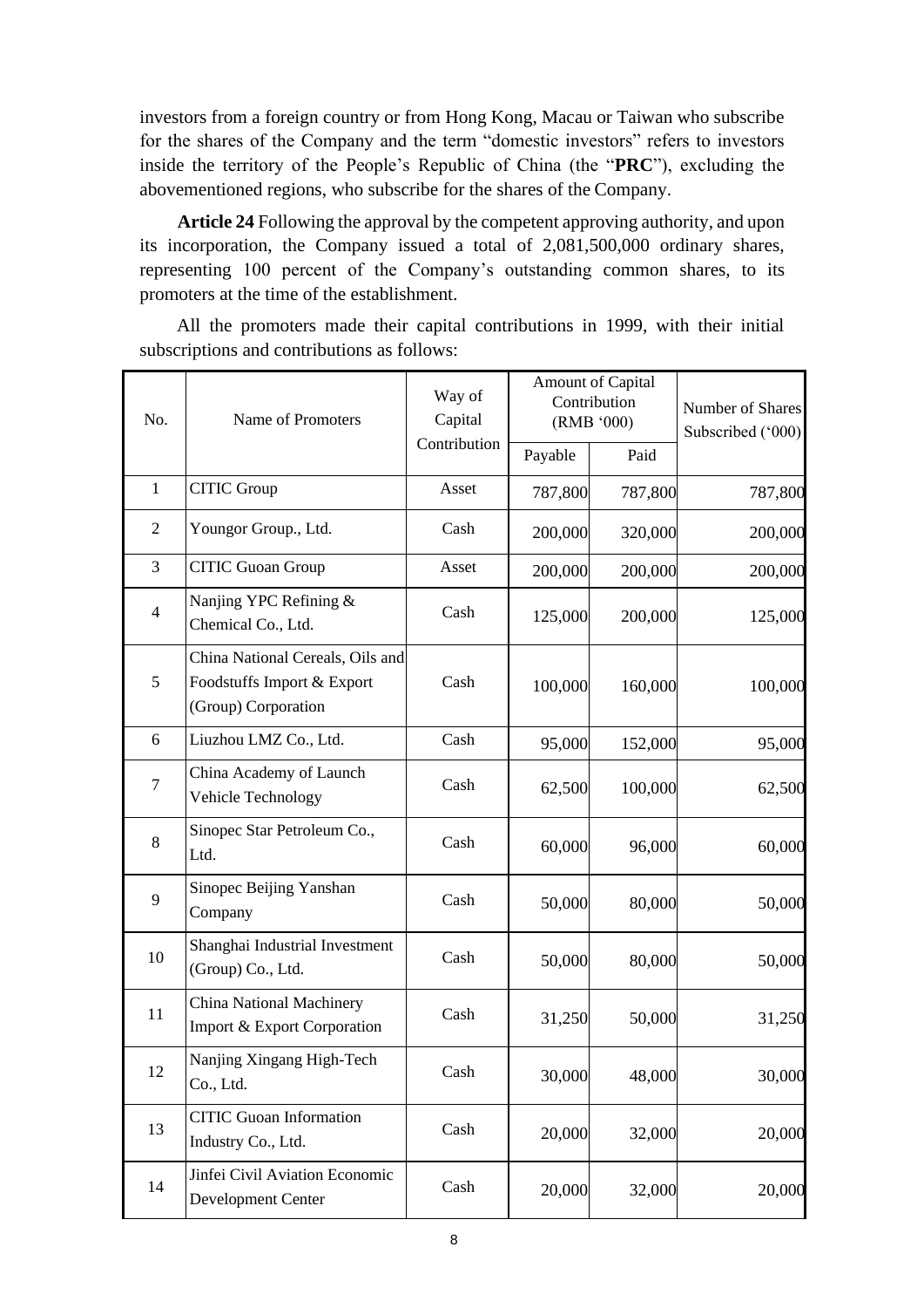investors from a foreign country or from Hong Kong, Macau or Taiwan who subscribe for the shares of the Company and the term "domestic investors" refers to investors inside the territory of the People's Republic of China (the "**PRC**"), excluding the abovementioned regions, who subscribe for the shares of the Company.

**Article 24** Following the approval by the competent approving authority, and upon its incorporation, the Company issued a total of 2,081,500,000 ordinary shares, representing 100 percent of the Company's outstanding common shares, to its promoters at the time of the establishment.

All the promoters made their capital contributions in 1999, with their initial subscriptions and contributions as follows:

| No. | Name of Promoters | Way of Capital Contribution | Amount of Capital Contribution (RMB '000) | | Number of Shares Subscribed ('000) |
|---|---|---|---|---|---|
| | | | Payable | Paid | |
| 1 | CITIC Group | Asset | 787,800 | 787,800 | 787,800 |
| 2 | Youngor Group., Ltd. | Cash | 200,000 | 320,000 | 200,000 |
| 3 | CITIC Guoan Group | Asset | 200,000 | 200,000 | 200,000 |
| 4 | Nanjing YPC Refining & Chemical Co., Ltd. | Cash | 125,000 | 200,000 | 125,000 |
| 5 | China National Cereals, Oils and Foodstuffs Import & Export (Group) Corporation | Cash | 100,000 | 160,000 | 100,000 |
| 6 | Liuzhou LMZ Co., Ltd. | Cash | 95,000 | 152,000 | 95,000 |
| 7 | China Academy of Launch Vehicle Technology | Cash | 62,500 | 100,000 | 62,500 |
| 8 | Sinopec Star Petroleum Co., Ltd. | Cash | 60,000 | 96,000 | 60,000 |
| 9 | Sinopec Beijing Yanshan Company | Cash | 50,000 | 80,000 | 50,000 |
| 10 | Shanghai Industrial Investment (Group) Co., Ltd. | Cash | 50,000 | 80,000 | 50,000 |
| 11 | China National Machinery Import & Export Corporation | Cash | 31,250 | 50,000 | 31,250 |
| 12 | Nanjing Xingang High-Tech Co., Ltd. | Cash | 30,000 | 48,000 | 30,000 |
| 13 | CITIC Guoan Information Industry Co., Ltd. | Cash | 20,000 | 32,000 | 20,000 |
| 14 | Jinfei Civil Aviation Economic Development Center | Cash | 20,000 | 32,000 | 20,000 |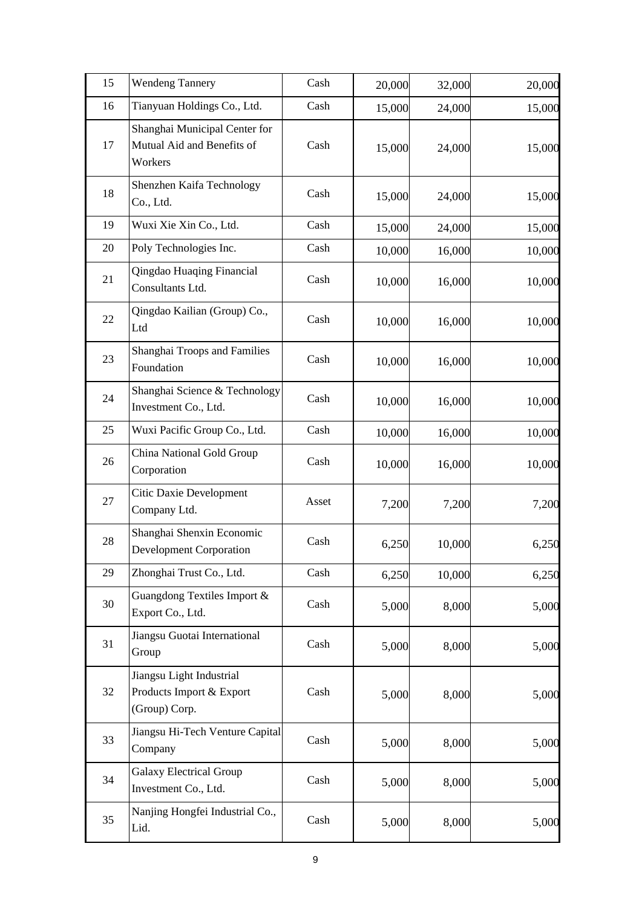| 15 | Wendeng Tannery | Cash | 20,000 | 32,000 | 20,000 |
|---|---|---|---|---|---|
| 16 | Tianyuan Holdings Co., Ltd. | Cash | 15,000 | 24,000 | 15,000 |
| 17 | Shanghai Municipal Center for Mutual Aid and Benefits of Workers | Cash | 15,000 | 24,000 | 15,000 |
| 18 | Shenzhen Kaifa Technology Co., Ltd. | Cash | 15,000 | 24,000 | 15,000 |
| 19 | Wuxi Xie Xin Co., Ltd. | Cash | 15,000 | 24,000 | 15,000 |
| 20 | Poly Technologies Inc. | Cash | 10,000 | 16,000 | 10,000 |
| 21 | Qingdao Huaqing Financial Consultants Ltd. | Cash | 10,000 | 16,000 | 10,000 |
| 22 | Qingdao Kailian (Group) Co., Ltd | Cash | 10,000 | 16,000 | 10,000 |
| 23 | Shanghai Troops and Families Foundation | Cash | 10,000 | 16,000 | 10,000 |
| 24 | Shanghai Science & Technology Investment Co., Ltd. | Cash | 10,000 | 16,000 | 10,000 |
| 25 | Wuxi Pacific Group Co., Ltd. | Cash | 10,000 | 16,000 | 10,000 |
| 26 | China National Gold Group Corporation | Cash | 10,000 | 16,000 | 10,000 |
| 27 | Citic Daxie Development Company Ltd. | Asset | 7,200 | 7,200 | 7,200 |
| 28 | Shanghai Shenxin Economic Development Corporation | Cash | 6,250 | 10,000 | 6,250 |
| 29 | Zhonghai Trust Co., Ltd. | Cash | 6,250 | 10,000 | 6,250 |
| 30 | Guangdong Textiles Import & Export Co., Ltd. | Cash | 5,000 | 8,000 | 5,000 |
| 31 | Jiangsu Guotai International Group | Cash | 5,000 | 8,000 | 5,000 |
| 32 | Jiangsu Light Industrial Products Import & Export (Group) Corp. | Cash | 5,000 | 8,000 | 5,000 |
| 33 | Jiangsu Hi-Tech Venture Capital Company | Cash | 5,000 | 8,000 | 5,000 |
| 34 | Galaxy Electrical Group Investment Co., Ltd. | Cash | 5,000 | 8,000 | 5,000 |
| 35 | Nanjing Hongfei Industrial Co., Lid. | Cash | 5,000 | 8,000 | 5,000 |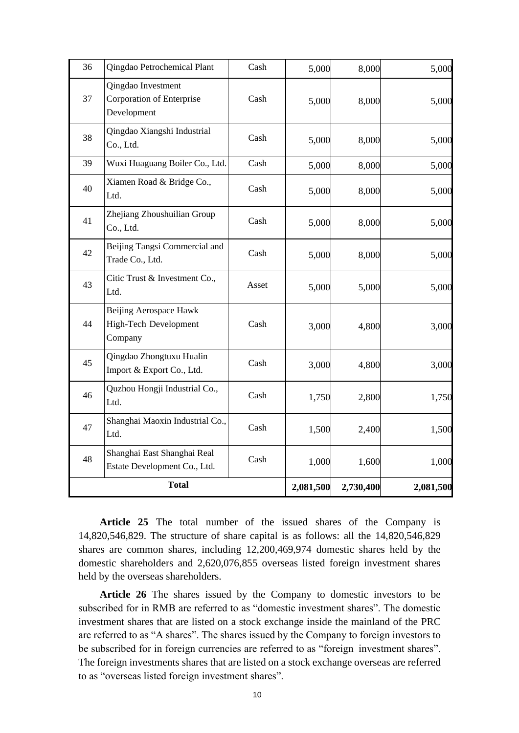| 36 | Qingdao Petrochemical Plant | Cash | 5,000 | 8,000 | 5,000 |
|---|---|---|---|---|---|
| 37 | Qingdao Investment Corporation of Enterprise Development | Cash | 5,000 | 8,000 | 5,000 |
| 38 | Qingdao Xiangshi Industrial Co., Ltd. | Cash | 5,000 | 8,000 | 5,000 |
| 39 | Wuxi Huaguang Boiler Co., Ltd. | Cash | 5,000 | 8,000 | 5,000 |
| 40 | Xiamen Road & Bridge Co., Ltd. | Cash | 5,000 | 8,000 | 5,000 |
| 41 | Zhejiang Zhoushuilian Group Co., Ltd. | Cash | 5,000 | 8,000 | 5,000 |
| 42 | Beijing Tangsi Commercial and Trade Co., Ltd. | Cash | 5,000 | 8,000 | 5,000 |
| 43 | Citic Trust & Investment Co., Ltd. | Asset | 5,000 | 5,000 | 5,000 |
| 44 | Beijing Aerospace Hawk High-Tech Development Company | Cash | 3,000 | 4,800 | 3,000 |
| 45 | Qingdao Zhongtuxu Hualin Import & Export Co., Ltd. | Cash | 3,000 | 4,800 | 3,000 |
| 46 | Quzhou Hongji Industrial Co., Ltd. | Cash | 1,750 | 2,800 | 1,750 |
| 47 | Shanghai Maoxin Industrial Co., Ltd. | Cash | 1,500 | 2,400 | 1,500 |
| 48 | Shanghai East Shanghai Real Estate Development Co., Ltd. | Cash | 1,000 | 1,600 | 1,000 |
| **Total** | | | **2,081,500** | **2,730,400** | **2,081,500** |

**Article 25** The total number of the issued shares of the Company is 14,820,546,829. The structure of share capital is as follows: all the 14,820,546,829 shares are common shares, including 12,200,469,974 domestic shares held by the domestic shareholders and 2,620,076,855 overseas listed foreign investment shares held by the overseas shareholders.

**Article 26** The shares issued by the Company to domestic investors to be subscribed for in RMB are referred to as "domestic investment shares". The domestic investment shares that are listed on a stock exchange inside the mainland of the PRC are referred to as "A shares". The shares issued by the Company to foreign investors to be subscribed for in foreign currencies are referred to as "foreign investment shares". The foreign investments shares that are listed on a stock exchange overseas are referred to as "overseas listed foreign investment shares".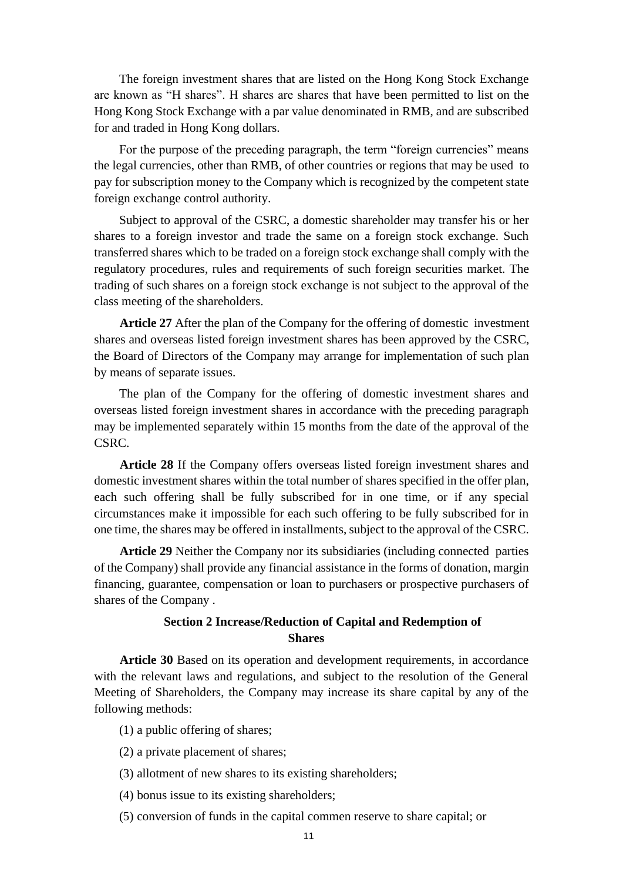The foreign investment shares that are listed on the Hong Kong Stock Exchange are known as "H shares". H shares are shares that have been permitted to list on the Hong Kong Stock Exchange with a par value denominated in RMB, and are subscribed for and traded in Hong Kong dollars.

For the purpose of the preceding paragraph, the term "foreign currencies" means the legal currencies, other than RMB, of other countries or regions that may be used to pay for subscription money to the Company which is recognized by the competent state foreign exchange control authority.

Subject to approval of the CSRC, a domestic shareholder may transfer his or her shares to a foreign investor and trade the same on a foreign stock exchange. Such transferred shares which to be traded on a foreign stock exchange shall comply with the regulatory procedures, rules and requirements of such foreign securities market. The trading of such shares on a foreign stock exchange is not subject to the approval of the class meeting of the shareholders.

**Article 27** After the plan of the Company for the offering of domestic investment shares and overseas listed foreign investment shares has been approved by the CSRC, the Board of Directors of the Company may arrange for implementation of such plan by means of separate issues.

The plan of the Company for the offering of domestic investment shares and overseas listed foreign investment shares in accordance with the preceding paragraph may be implemented separately within 15 months from the date of the approval of the CSRC.

**Article 28** If the Company offers overseas listed foreign investment shares and domestic investment shares within the total number of shares specified in the offer plan, each such offering shall be fully subscribed for in one time, or if any special circumstances make it impossible for each such offering to be fully subscribed for in one time, the shares may be offered in installments, subject to the approval of the CSRC.

**Article 29** Neither the Company nor its subsidiaries (including connected parties of the Company) shall provide any financial assistance in the forms of donation, margin financing, guarantee, compensation or loan to purchasers or prospective purchasers of shares of the Company .

## Section 2 Increase/Reduction of Capital and Redemption of Shares

**Article 30** Based on its operation and development requirements, in accordance with the relevant laws and regulations, and subject to the resolution of the General Meeting of Shareholders, the Company may increase its share capital by any of the following methods:

(1) a public offering of shares;

(2) a private placement of shares;

(3) allotment of new shares to its existing shareholders;

(4) bonus issue to its existing shareholders;

(5) conversion of funds in the capital commen reserve to share capital; or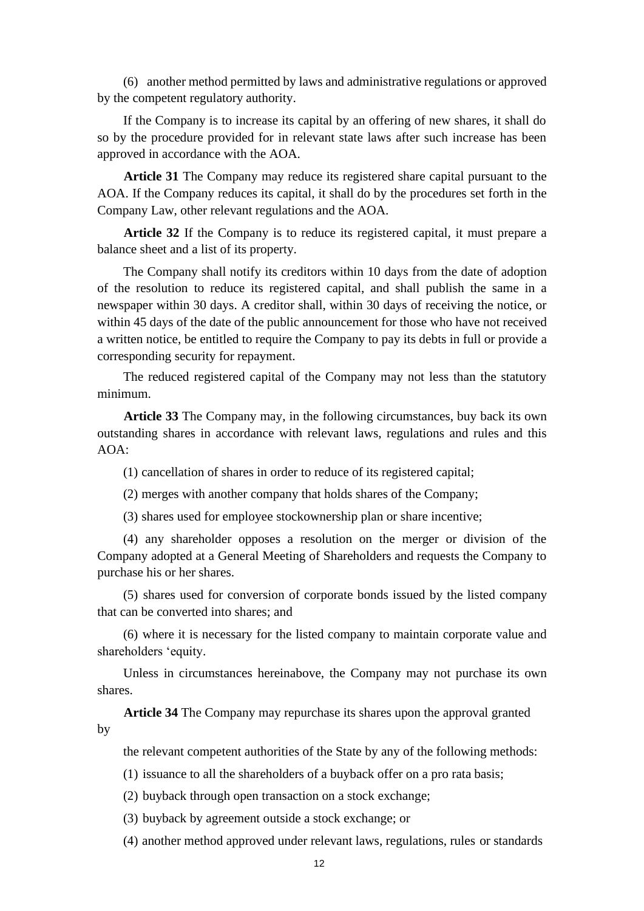(6) another method permitted by laws and administrative regulations or approved by the competent regulatory authority.

If the Company is to increase its capital by an offering of new shares, it shall do so by the procedure provided for in relevant state laws after such increase has been approved in accordance with the AOA.

**Article 31** The Company may reduce its registered share capital pursuant to the AOA. If the Company reduces its capital, it shall do by the procedures set forth in the Company Law, other relevant regulations and the AOA.

**Article 32** If the Company is to reduce its registered capital, it must prepare a balance sheet and a list of its property.

The Company shall notify its creditors within 10 days from the date of adoption of the resolution to reduce its registered capital, and shall publish the same in a newspaper within 30 days. A creditor shall, within 30 days of receiving the notice, or within 45 days of the date of the public announcement for those who have not received a written notice, be entitled to require the Company to pay its debts in full or provide a corresponding security for repayment.

The reduced registered capital of the Company may not less than the statutory minimum.

**Article 33** The Company may, in the following circumstances, buy back its own outstanding shares in accordance with relevant laws, regulations and rules and this AOA:

(1) cancellation of shares in order to reduce of its registered capital;

(2) merges with another company that holds shares of the Company;

(3) shares used for employee stockownership plan or share incentive;

(4) any shareholder opposes a resolution on the merger or division of the Company adopted at a General Meeting of Shareholders and requests the Company to purchase his or her shares.

(5) shares used for conversion of corporate bonds issued by the listed company that can be converted into shares; and

(6) where it is necessary for the listed company to maintain corporate value and shareholders 'equity.

Unless in circumstances hereinabove, the Company may not purchase its own shares.

**Article 34** The Company may repurchase its shares upon the approval granted by

the relevant competent authorities of the State by any of the following methods:

(1) issuance to all the shareholders of a buyback offer on a pro rata basis;

(2) buyback through open transaction on a stock exchange;

(3) buyback by agreement outside a stock exchange; or

(4) another method approved under relevant laws, regulations, rules or standards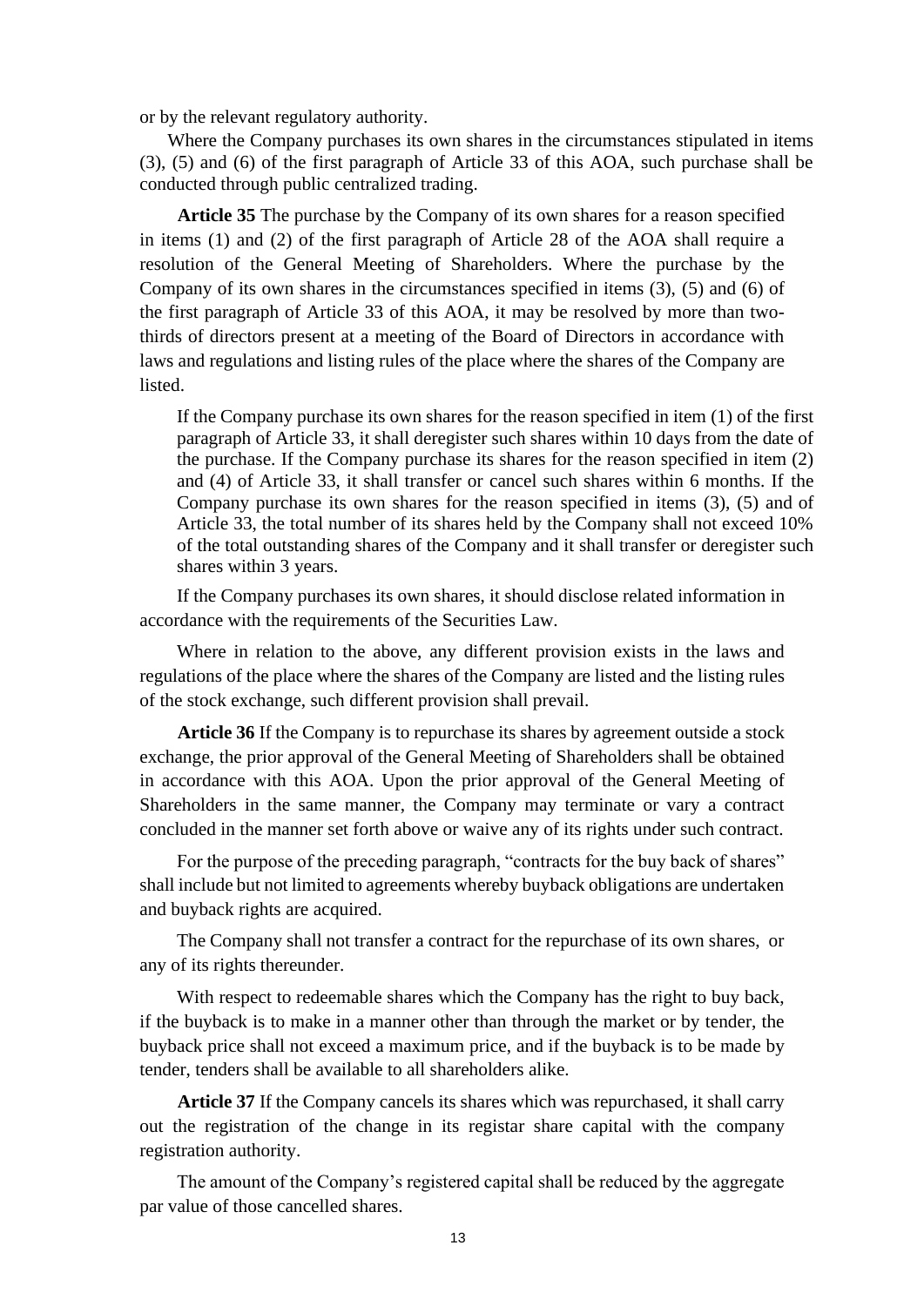or by the relevant regulatory authority.

Where the Company purchases its own shares in the circumstances stipulated in items (3), (5) and (6) of the first paragraph of Article 33 of this AOA, such purchase shall be conducted through public centralized trading.

**Article 35** The purchase by the Company of its own shares for a reason specified in items (1) and (2) of the first paragraph of Article 28 of the AOA shall require a resolution of the General Meeting of Shareholders. Where the purchase by the Company of its own shares in the circumstances specified in items (3), (5) and (6) of the first paragraph of Article 33 of this AOA, it may be resolved by more than two-thirds of directors present at a meeting of the Board of Directors in accordance with laws and regulations and listing rules of the place where the shares of the Company are listed.

If the Company purchase its own shares for the reason specified in item (1) of the first paragraph of Article 33, it shall deregister such shares within 10 days from the date of the purchase. If the Company purchase its shares for the reason specified in item (2) and (4) of Article 33, it shall transfer or cancel such shares within 6 months. If the Company purchase its own shares for the reason specified in items (3), (5) and of Article 33, the total number of its shares held by the Company shall not exceed 10% of the total outstanding shares of the Company and it shall transfer or deregister such shares within 3 years.

If the Company purchases its own shares, it should disclose related information in accordance with the requirements of the Securities Law.

Where in relation to the above, any different provision exists in the laws and regulations of the place where the shares of the Company are listed and the listing rules of the stock exchange, such different provision shall prevail.

**Article 36** If the Company is to repurchase its shares by agreement outside a stock exchange, the prior approval of the General Meeting of Shareholders shall be obtained in accordance with this AOA. Upon the prior approval of the General Meeting of Shareholders in the same manner, the Company may terminate or vary a contract concluded in the manner set forth above or waive any of its rights under such contract.

For the purpose of the preceding paragraph, "contracts for the buy back of shares" shall include but not limited to agreements whereby buyback obligations are undertaken and buyback rights are acquired.

The Company shall not transfer a contract for the repurchase of its own shares, or any of its rights thereunder.

With respect to redeemable shares which the Company has the right to buy back, if the buyback is to make in a manner other than through the market or by tender, the buyback price shall not exceed a maximum price, and if the buyback is to be made by tender, tenders shall be available to all shareholders alike.

**Article 37** If the Company cancels its shares which was repurchased, it shall carry out the registration of the change in its registar share capital with the company registration authority.

The amount of the Company's registered capital shall be reduced by the aggregate par value of those cancelled shares.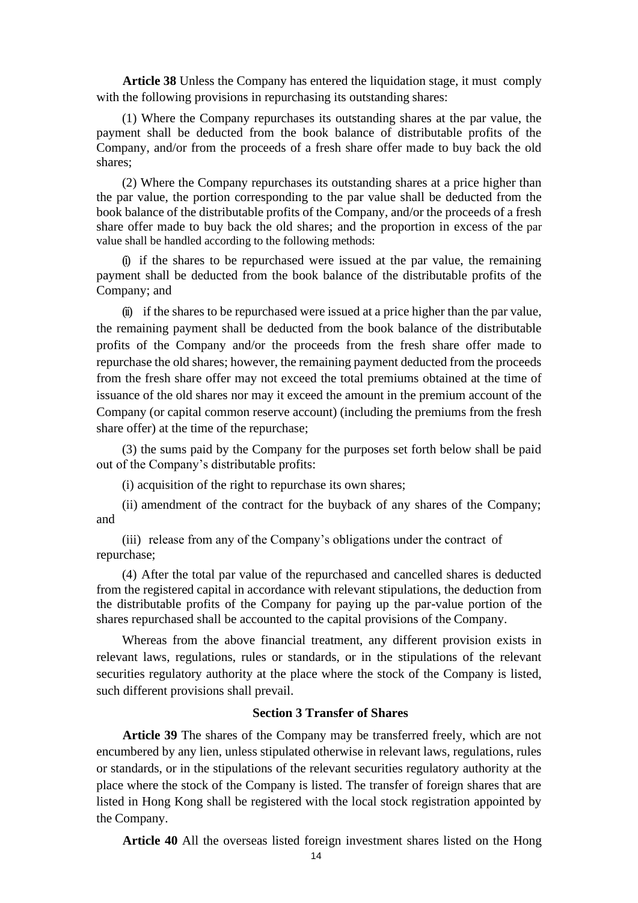**Article 38** Unless the Company has entered the liquidation stage, it must comply with the following provisions in repurchasing its outstanding shares:

(1) Where the Company repurchases its outstanding shares at the par value, the payment shall be deducted from the book balance of distributable profits of the Company, and/or from the proceeds of a fresh share offer made to buy back the old shares;

(2) Where the Company repurchases its outstanding shares at a price higher than the par value, the portion corresponding to the par value shall be deducted from the book balance of the distributable profits of the Company, and/or the proceeds of a fresh share offer made to buy back the old shares; and the proportion in excess of the par value shall be handled according to the following methods:

(i) if the shares to be repurchased were issued at the par value, the remaining payment shall be deducted from the book balance of the distributable profits of the Company; and

(ii) if the shares to be repurchased were issued at a price higher than the par value, the remaining payment shall be deducted from the book balance of the distributable profits of the Company and/or the proceeds from the fresh share offer made to repurchase the old shares; however, the remaining payment deducted from the proceeds from the fresh share offer may not exceed the total premiums obtained at the time of issuance of the old shares nor may it exceed the amount in the premium account of the Company (or capital common reserve account) (including the premiums from the fresh share offer) at the time of the repurchase;

(3) the sums paid by the Company for the purposes set forth below shall be paid out of the Company's distributable profits:

(i) acquisition of the right to repurchase its own shares;

(ii) amendment of the contract for the buyback of any shares of the Company; and

(iii) release from any of the Company's obligations under the contract of repurchase;

(4) After the total par value of the repurchased and cancelled shares is deducted from the registered capital in accordance with relevant stipulations, the deduction from the distributable profits of the Company for paying up the par-value portion of the shares repurchased shall be accounted to the capital provisions of the Company.

Whereas from the above financial treatment, any different provision exists in relevant laws, regulations, rules or standards, or in the stipulations of the relevant securities regulatory authority at the place where the stock of the Company is listed, such different provisions shall prevail.

### Section 3 Transfer of Shares

**Article 39** The shares of the Company may be transferred freely, which are not encumbered by any lien, unless stipulated otherwise in relevant laws, regulations, rules or standards, or in the stipulations of the relevant securities regulatory authority at the place where the stock of the Company is listed. The transfer of foreign shares that are listed in Hong Kong shall be registered with the local stock registration appointed by the Company.

**Article 40** All the overseas listed foreign investment shares listed on the Hong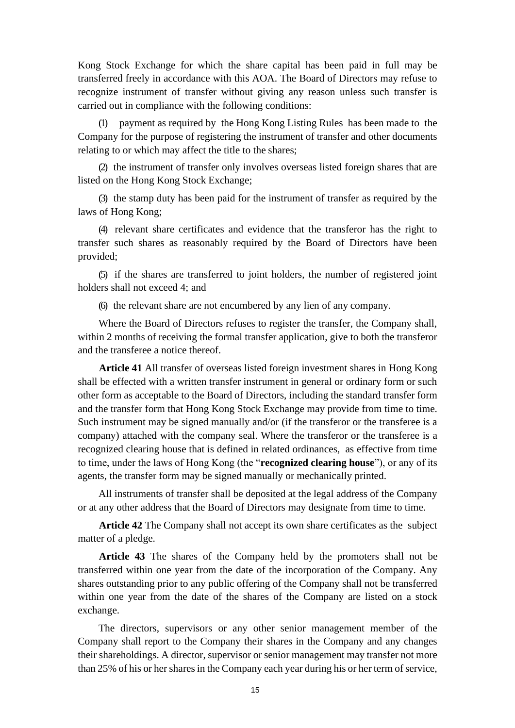Kong Stock Exchange for which the share capital has been paid in full may be transferred freely in accordance with this AOA. The Board of Directors may refuse to recognize instrument of transfer without giving any reason unless such transfer is carried out in compliance with the following conditions:

(1) payment as required by the Hong Kong Listing Rules has been made to the Company for the purpose of registering the instrument of transfer and other documents relating to or which may affect the title to the shares;

(2) the instrument of transfer only involves overseas listed foreign shares that are listed on the Hong Kong Stock Exchange;

(3) the stamp duty has been paid for the instrument of transfer as required by the laws of Hong Kong;

(4) relevant share certificates and evidence that the transferor has the right to transfer such shares as reasonably required by the Board of Directors have been provided;

(5) if the shares are transferred to joint holders, the number of registered joint holders shall not exceed 4; and

(6) the relevant share are not encumbered by any lien of any company.

Where the Board of Directors refuses to register the transfer, the Company shall, within 2 months of receiving the formal transfer application, give to both the transferor and the transferee a notice thereof.

**Article 41** All transfer of overseas listed foreign investment shares in Hong Kong shall be effected with a written transfer instrument in general or ordinary form or such other form as acceptable to the Board of Directors, including the standard transfer form and the transfer form that Hong Kong Stock Exchange may provide from time to time. Such instrument may be signed manually and/or (if the transferor or the transferee is a company) attached with the company seal. Where the transferor or the transferee is a recognized clearing house that is defined in related ordinances, as effective from time to time, under the laws of Hong Kong (the "**recognized clearing house**"), or any of its agents, the transfer form may be signed manually or mechanically printed.

All instruments of transfer shall be deposited at the legal address of the Company or at any other address that the Board of Directors may designate from time to time.

**Article 42** The Company shall not accept its own share certificates as the subject matter of a pledge.

**Article 43** The shares of the Company held by the promoters shall not be transferred within one year from the date of the incorporation of the Company. Any shares outstanding prior to any public offering of the Company shall not be transferred within one year from the date of the shares of the Company are listed on a stock exchange.

The directors, supervisors or any other senior management member of the Company shall report to the Company their shares in the Company and any changes their shareholdings. A director, supervisor or senior management may transfer not more than 25% of his or her shares in the Company each year during his or her term of service,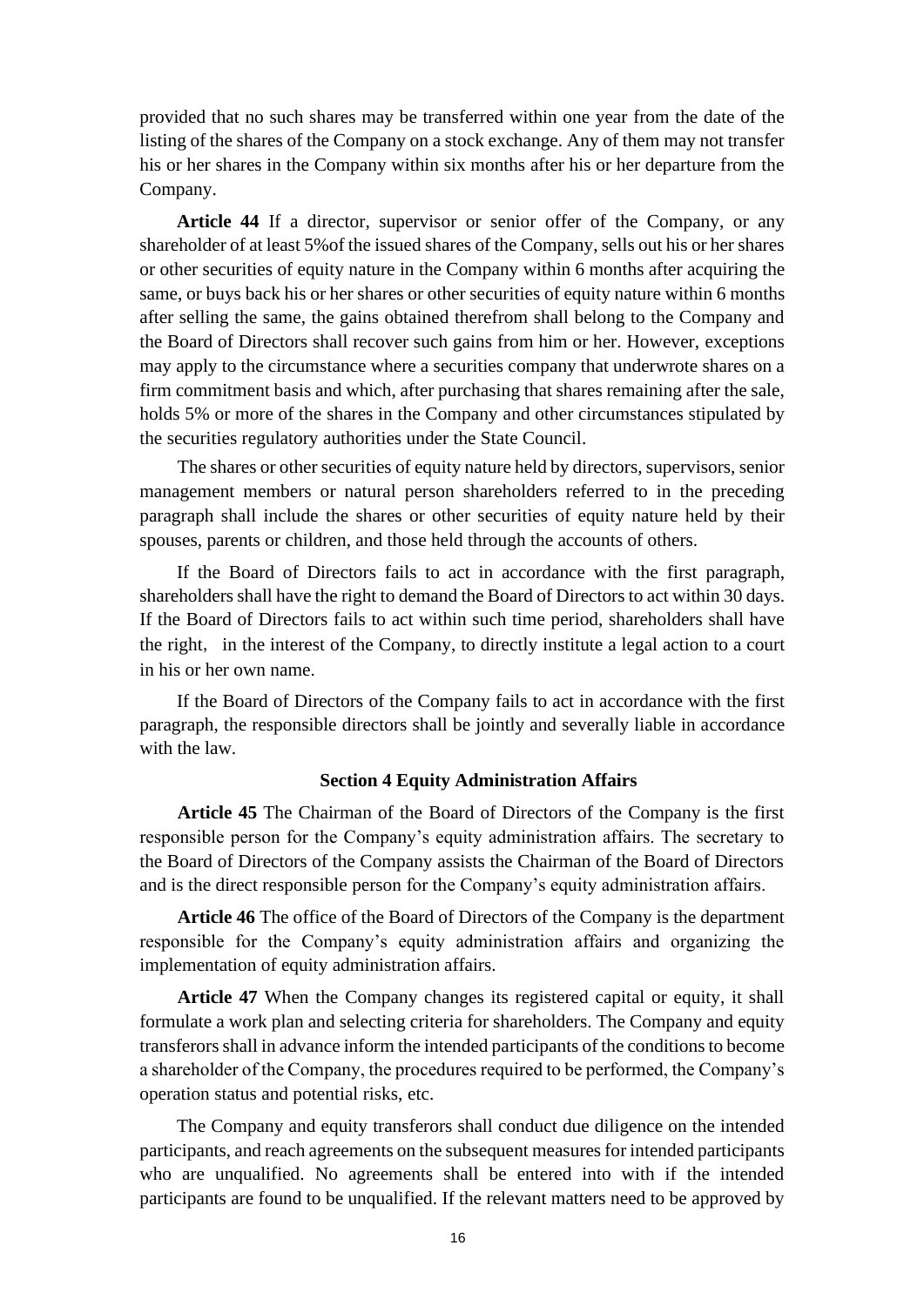provided that no such shares may be transferred within one year from the date of the listing of the shares of the Company on a stock exchange. Any of them may not transfer his or her shares in the Company within six months after his or her departure from the Company.

**Article 44** If a director, supervisor or senior offer of the Company, or any shareholder of at least 5%of the issued shares of the Company, sells out his or her shares or other securities of equity nature in the Company within 6 months after acquiring the same, or buys back his or her shares or other securities of equity nature within 6 months after selling the same, the gains obtained therefrom shall belong to the Company and the Board of Directors shall recover such gains from him or her. However, exceptions may apply to the circumstance where a securities company that underwrote shares on a firm commitment basis and which, after purchasing that shares remaining after the sale, holds 5% or more of the shares in the Company and other circumstances stipulated by the securities regulatory authorities under the State Council.

The shares or other securities of equity nature held by directors, supervisors, senior management members or natural person shareholders referred to in the preceding paragraph shall include the shares or other securities of equity nature held by their spouses, parents or children, and those held through the accounts of others.

If the Board of Directors fails to act in accordance with the first paragraph, shareholders shall have the right to demand the Board of Directors to act within 30 days. If the Board of Directors fails to act within such time period, shareholders shall have the right, in the interest of the Company, to directly institute a legal action to a court in his or her own name.

If the Board of Directors of the Company fails to act in accordance with the first paragraph, the responsible directors shall be jointly and severally liable in accordance with the law.

### Section 4 Equity Administration Affairs

**Article 45** The Chairman of the Board of Directors of the Company is the first responsible person for the Company's equity administration affairs. The secretary to the Board of Directors of the Company assists the Chairman of the Board of Directors and is the direct responsible person for the Company's equity administration affairs.

**Article 46** The office of the Board of Directors of the Company is the department responsible for the Company's equity administration affairs and organizing the implementation of equity administration affairs.

**Article 47** When the Company changes its registered capital or equity, it shall formulate a work plan and selecting criteria for shareholders. The Company and equity transferors shall in advance inform the intended participants of the conditions to become a shareholder of the Company, the procedures required to be performed, the Company's operation status and potential risks, etc.

The Company and equity transferors shall conduct due diligence on the intended participants, and reach agreements on the subsequent measures for intended participants who are unqualified. No agreements shall be entered into with if the intended participants are found to be unqualified. If the relevant matters need to be approved by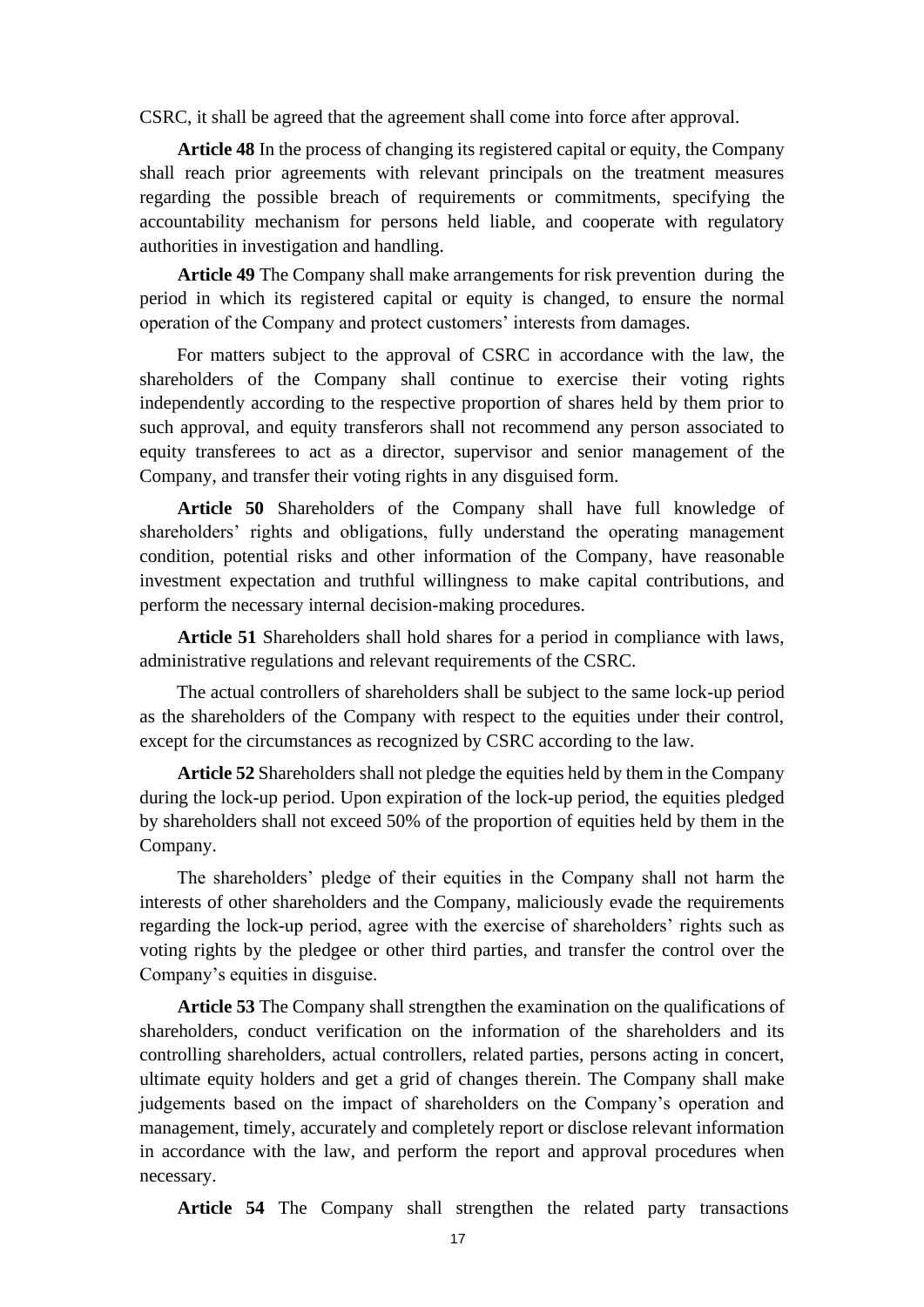CSRC, it shall be agreed that the agreement shall come into force after approval.

**Article 48** In the process of changing its registered capital or equity, the Company shall reach prior agreements with relevant principals on the treatment measures regarding the possible breach of requirements or commitments, specifying the accountability mechanism for persons held liable, and cooperate with regulatory authorities in investigation and handling.

**Article 49** The Company shall make arrangements for risk prevention during the period in which its registered capital or equity is changed, to ensure the normal operation of the Company and protect customers' interests from damages.

For matters subject to the approval of CSRC in accordance with the law, the shareholders of the Company shall continue to exercise their voting rights independently according to the respective proportion of shares held by them prior to such approval, and equity transferors shall not recommend any person associated to equity transferees to act as a director, supervisor and senior management of the Company, and transfer their voting rights in any disguised form.

**Article 50** Shareholders of the Company shall have full knowledge of shareholders' rights and obligations, fully understand the operating management condition, potential risks and other information of the Company, have reasonable investment expectation and truthful willingness to make capital contributions, and perform the necessary internal decision-making procedures.

**Article 51** Shareholders shall hold shares for a period in compliance with laws, administrative regulations and relevant requirements of the CSRC.

The actual controllers of shareholders shall be subject to the same lock-up period as the shareholders of the Company with respect to the equities under their control, except for the circumstances as recognized by CSRC according to the law.

**Article 52** Shareholders shall not pledge the equities held by them in the Company during the lock-up period. Upon expiration of the lock-up period, the equities pledged by shareholders shall not exceed 50% of the proportion of equities held by them in the Company.

The shareholders' pledge of their equities in the Company shall not harm the interests of other shareholders and the Company, maliciously evade the requirements regarding the lock-up period, agree with the exercise of shareholders' rights such as voting rights by the pledgee or other third parties, and transfer the control over the Company's equities in disguise.

**Article 53** The Company shall strengthen the examination on the qualifications of shareholders, conduct verification on the information of the shareholders and its controlling shareholders, actual controllers, related parties, persons acting in concert, ultimate equity holders and get a grid of changes therein. The Company shall make judgements based on the impact of shareholders on the Company's operation and management, timely, accurately and completely report or disclose relevant information in accordance with the law, and perform the report and approval procedures when necessary.

**Article 54** The Company shall strengthen the related party transactions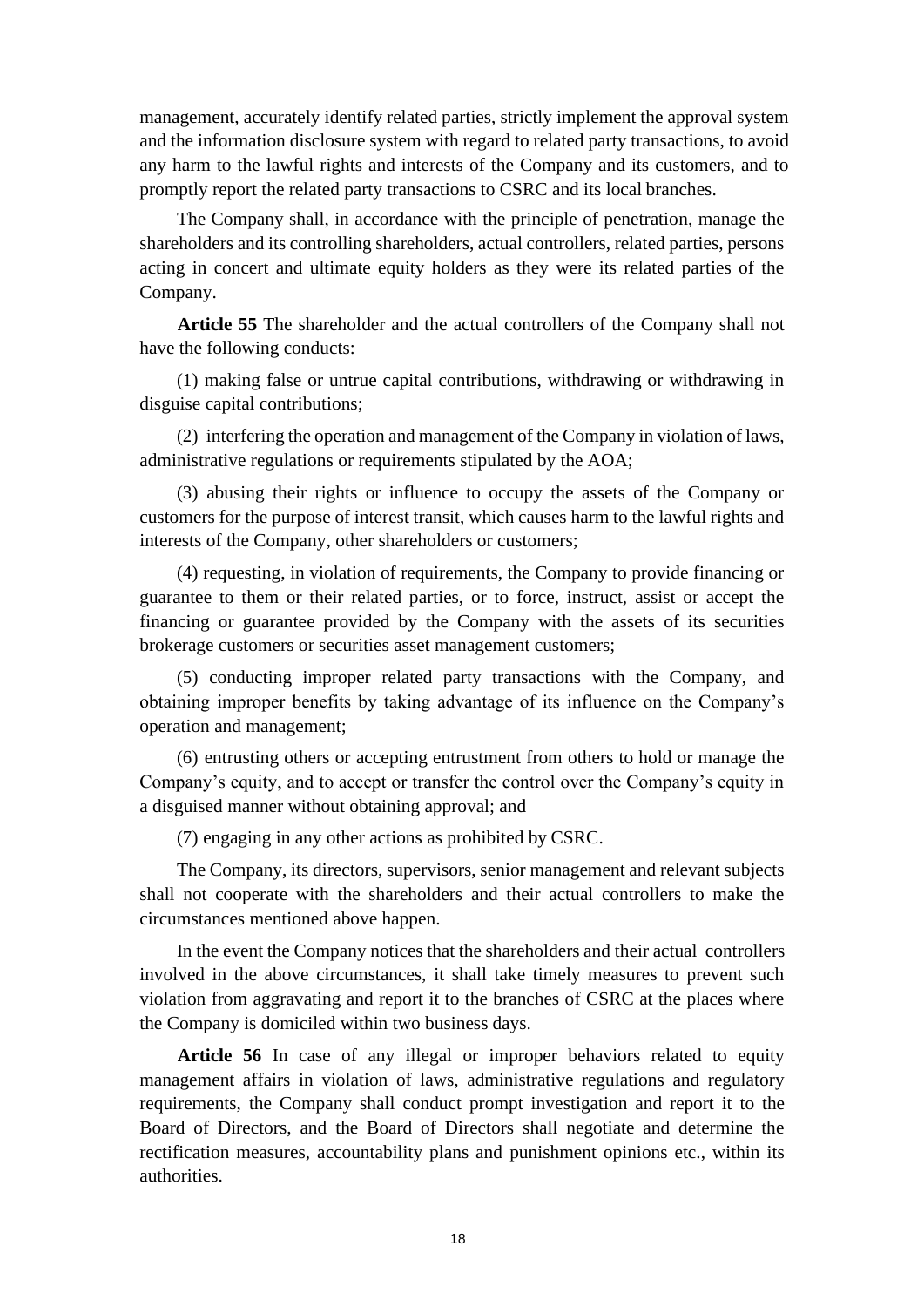management, accurately identify related parties, strictly implement the approval system and the information disclosure system with regard to related party transactions, to avoid any harm to the lawful rights and interests of the Company and its customers, and to promptly report the related party transactions to CSRC and its local branches.

The Company shall, in accordance with the principle of penetration, manage the shareholders and its controlling shareholders, actual controllers, related parties, persons acting in concert and ultimate equity holders as they were its related parties of the Company.

**Article 55** The shareholder and the actual controllers of the Company shall not have the following conducts:

(1) making false or untrue capital contributions, withdrawing or withdrawing in disguise capital contributions;

(2) interfering the operation and management of the Company in violation of laws, administrative regulations or requirements stipulated by the AOA;

(3) abusing their rights or influence to occupy the assets of the Company or customers for the purpose of interest transit, which causes harm to the lawful rights and interests of the Company, other shareholders or customers;

(4) requesting, in violation of requirements, the Company to provide financing or guarantee to them or their related parties, or to force, instruct, assist or accept the financing or guarantee provided by the Company with the assets of its securities brokerage customers or securities asset management customers;

(5) conducting improper related party transactions with the Company, and obtaining improper benefits by taking advantage of its influence on the Company's operation and management;

(6) entrusting others or accepting entrustment from others to hold or manage the Company's equity, and to accept or transfer the control over the Company's equity in a disguised manner without obtaining approval; and

(7) engaging in any other actions as prohibited by CSRC.

The Company, its directors, supervisors, senior management and relevant subjects shall not cooperate with the shareholders and their actual controllers to make the circumstances mentioned above happen.

In the event the Company notices that the shareholders and their actual controllers involved in the above circumstances, it shall take timely measures to prevent such violation from aggravating and report it to the branches of CSRC at the places where the Company is domiciled within two business days.

**Article 56** In case of any illegal or improper behaviors related to equity management affairs in violation of laws, administrative regulations and regulatory requirements, the Company shall conduct prompt investigation and report it to the Board of Directors, and the Board of Directors shall negotiate and determine the rectification measures, accountability plans and punishment opinions etc., within its authorities.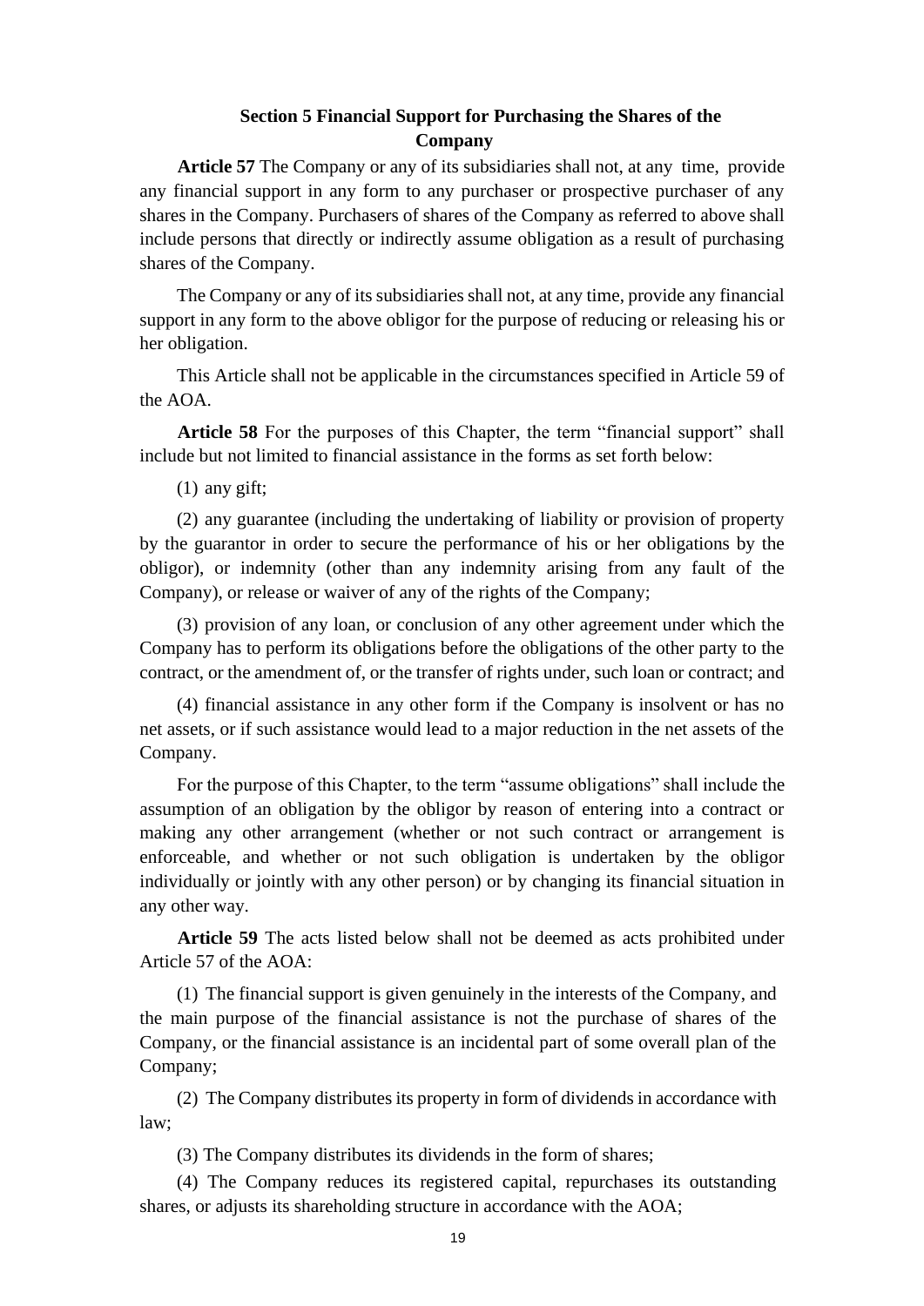### Section 5 Financial Support for Purchasing the Shares of the Company

**Article 57** The Company or any of its subsidiaries shall not, at any time, provide any financial support in any form to any purchaser or prospective purchaser of any shares in the Company. Purchasers of shares of the Company as referred to above shall include persons that directly or indirectly assume obligation as a result of purchasing shares of the Company.

The Company or any of its subsidiaries shall not, at any time, provide any financial support in any form to the above obligor for the purpose of reducing or releasing his or her obligation.

This Article shall not be applicable in the circumstances specified in Article 59 of the AOA.

**Article 58** For the purposes of this Chapter, the term "financial support" shall include but not limited to financial assistance in the forms as set forth below:

(1) any gift;

(2) any guarantee (including the undertaking of liability or provision of property by the guarantor in order to secure the performance of his or her obligations by the obligor), or indemnity (other than any indemnity arising from any fault of the Company), or release or waiver of any of the rights of the Company;

(3) provision of any loan, or conclusion of any other agreement under which the Company has to perform its obligations before the obligations of the other party to the contract, or the amendment of, or the transfer of rights under, such loan or contract; and

(4) financial assistance in any other form if the Company is insolvent or has no net assets, or if such assistance would lead to a major reduction in the net assets of the Company.

For the purpose of this Chapter, to the term "assume obligations" shall include the assumption of an obligation by the obligor by reason of entering into a contract or making any other arrangement (whether or not such contract or arrangement is enforceable, and whether or not such obligation is undertaken by the obligor individually or jointly with any other person) or by changing its financial situation in any other way.

**Article 59** The acts listed below shall not be deemed as acts prohibited under Article 57 of the AOA:

(1) The financial support is given genuinely in the interests of the Company, and the main purpose of the financial assistance is not the purchase of shares of the Company, or the financial assistance is an incidental part of some overall plan of the Company;

(2) The Company distributes its property in form of dividends in accordance with law;

(3) The Company distributes its dividends in the form of shares;

(4) The Company reduces its registered capital, repurchases its outstanding shares, or adjusts its shareholding structure in accordance with the AOA;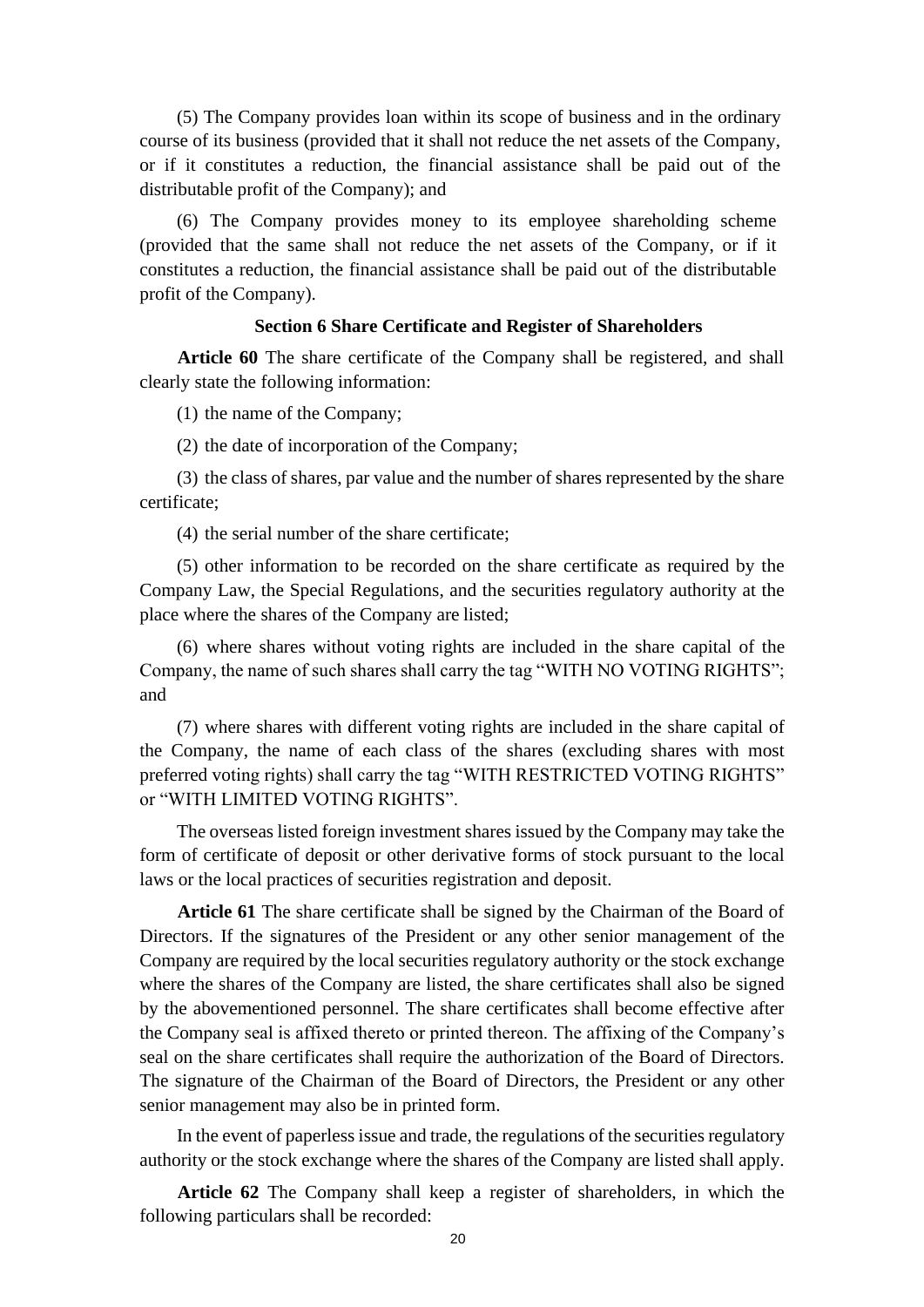(5) The Company provides loan within its scope of business and in the ordinary course of its business (provided that it shall not reduce the net assets of the Company, or if it constitutes a reduction, the financial assistance shall be paid out of the distributable profit of the Company); and

(6) The Company provides money to its employee shareholding scheme (provided that the same shall not reduce the net assets of the Company, or if it constitutes a reduction, the financial assistance shall be paid out of the distributable profit of the Company).

### Section 6 Share Certificate and Register of Shareholders

**Article 60** The share certificate of the Company shall be registered, and shall clearly state the following information:

(1) the name of the Company;

(2) the date of incorporation of the Company;

(3) the class of shares, par value and the number of shares represented by the share certificate;

(4) the serial number of the share certificate;

(5) other information to be recorded on the share certificate as required by the Company Law, the Special Regulations, and the securities regulatory authority at the place where the shares of the Company are listed;

(6) where shares without voting rights are included in the share capital of the Company, the name of such shares shall carry the tag "WITH NO VOTING RIGHTS"; and

(7) where shares with different voting rights are included in the share capital of the Company, the name of each class of the shares (excluding shares with most preferred voting rights) shall carry the tag "WITH RESTRICTED VOTING RIGHTS" or "WITH LIMITED VOTING RIGHTS".

The overseas listed foreign investment shares issued by the Company may take the form of certificate of deposit or other derivative forms of stock pursuant to the local laws or the local practices of securities registration and deposit.

**Article 61** The share certificate shall be signed by the Chairman of the Board of Directors. If the signatures of the President or any other senior management of the Company are required by the local securities regulatory authority or the stock exchange where the shares of the Company are listed, the share certificates shall also be signed by the abovementioned personnel. The share certificates shall become effective after the Company seal is affixed thereto or printed thereon. The affixing of the Company's seal on the share certificates shall require the authorization of the Board of Directors. The signature of the Chairman of the Board of Directors, the President or any other senior management may also be in printed form.

In the event of paperless issue and trade, the regulations of the securities regulatory authority or the stock exchange where the shares of the Company are listed shall apply.

**Article 62** The Company shall keep a register of shareholders, in which the following particulars shall be recorded: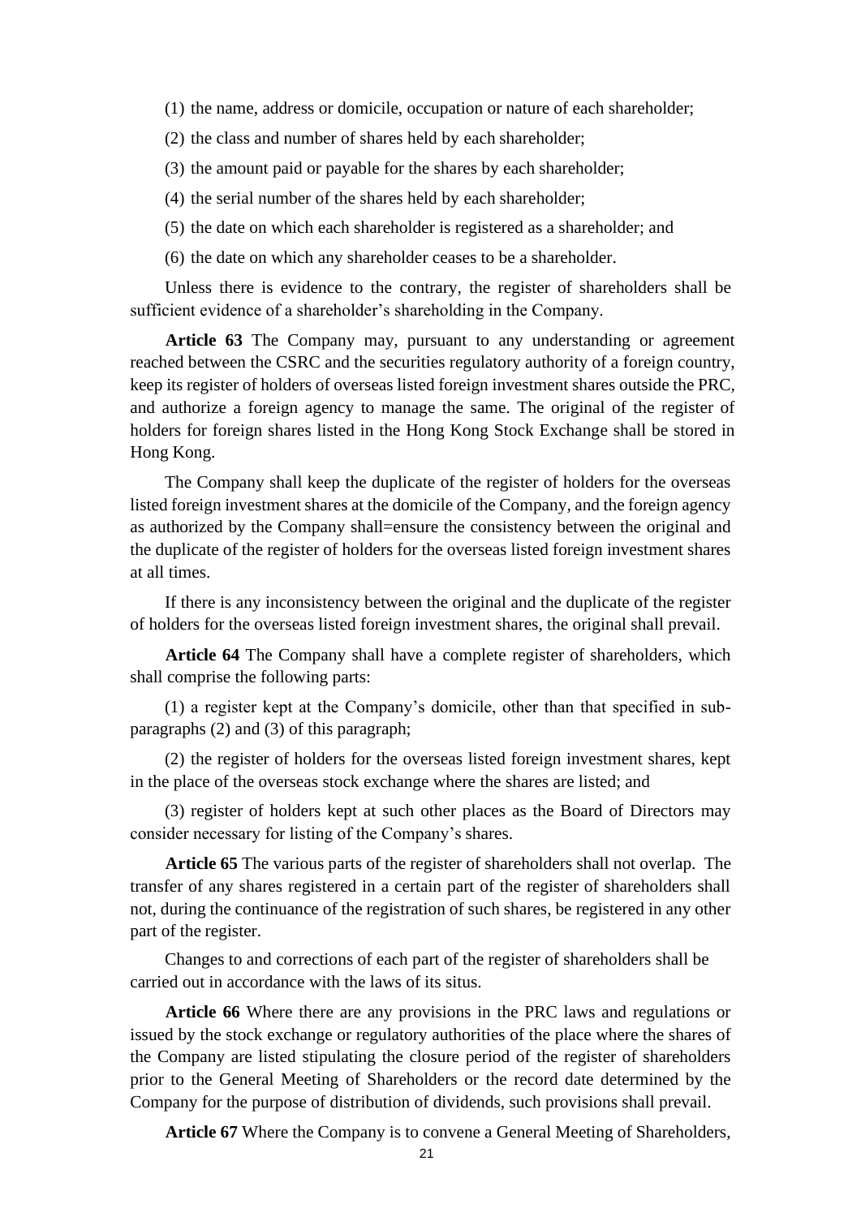(1) the name, address or domicile, occupation or nature of each shareholder;

(2) the class and number of shares held by each shareholder;

(3) the amount paid or payable for the shares by each shareholder;

(4) the serial number of the shares held by each shareholder;

(5) the date on which each shareholder is registered as a shareholder; and

(6) the date on which any shareholder ceases to be a shareholder.

Unless there is evidence to the contrary, the register of shareholders shall be sufficient evidence of a shareholder's shareholding in the Company.

**Article 63** The Company may, pursuant to any understanding or agreement reached between the CSRC and the securities regulatory authority of a foreign country, keep its register of holders of overseas listed foreign investment shares outside the PRC, and authorize a foreign agency to manage the same. The original of the register of holders for foreign shares listed in the Hong Kong Stock Exchange shall be stored in Hong Kong.

The Company shall keep the duplicate of the register of holders for the overseas listed foreign investment shares at the domicile of the Company, and the foreign agency as authorized by the Company shall=ensure the consistency between the original and the duplicate of the register of holders for the overseas listed foreign investment shares at all times.

If there is any inconsistency between the original and the duplicate of the register of holders for the overseas listed foreign investment shares, the original shall prevail.

**Article 64** The Company shall have a complete register of shareholders, which shall comprise the following parts:

(1) a register kept at the Company's domicile, other than that specified in sub-paragraphs (2) and (3) of this paragraph;

(2) the register of holders for the overseas listed foreign investment shares, kept in the place of the overseas stock exchange where the shares are listed; and

(3) register of holders kept at such other places as the Board of Directors may consider necessary for listing of the Company's shares.

**Article 65** The various parts of the register of shareholders shall not overlap. The transfer of any shares registered in a certain part of the register of shareholders shall not, during the continuance of the registration of such shares, be registered in any other part of the register.

Changes to and corrections of each part of the register of shareholders shall be carried out in accordance with the laws of its situs.

**Article 66** Where there are any provisions in the PRC laws and regulations or issued by the stock exchange or regulatory authorities of the place where the shares of the Company are listed stipulating the closure period of the register of shareholders prior to the General Meeting of Shareholders or the record date determined by the Company for the purpose of distribution of dividends, such provisions shall prevail.

**Article 67** Where the Company is to convene a General Meeting of Shareholders,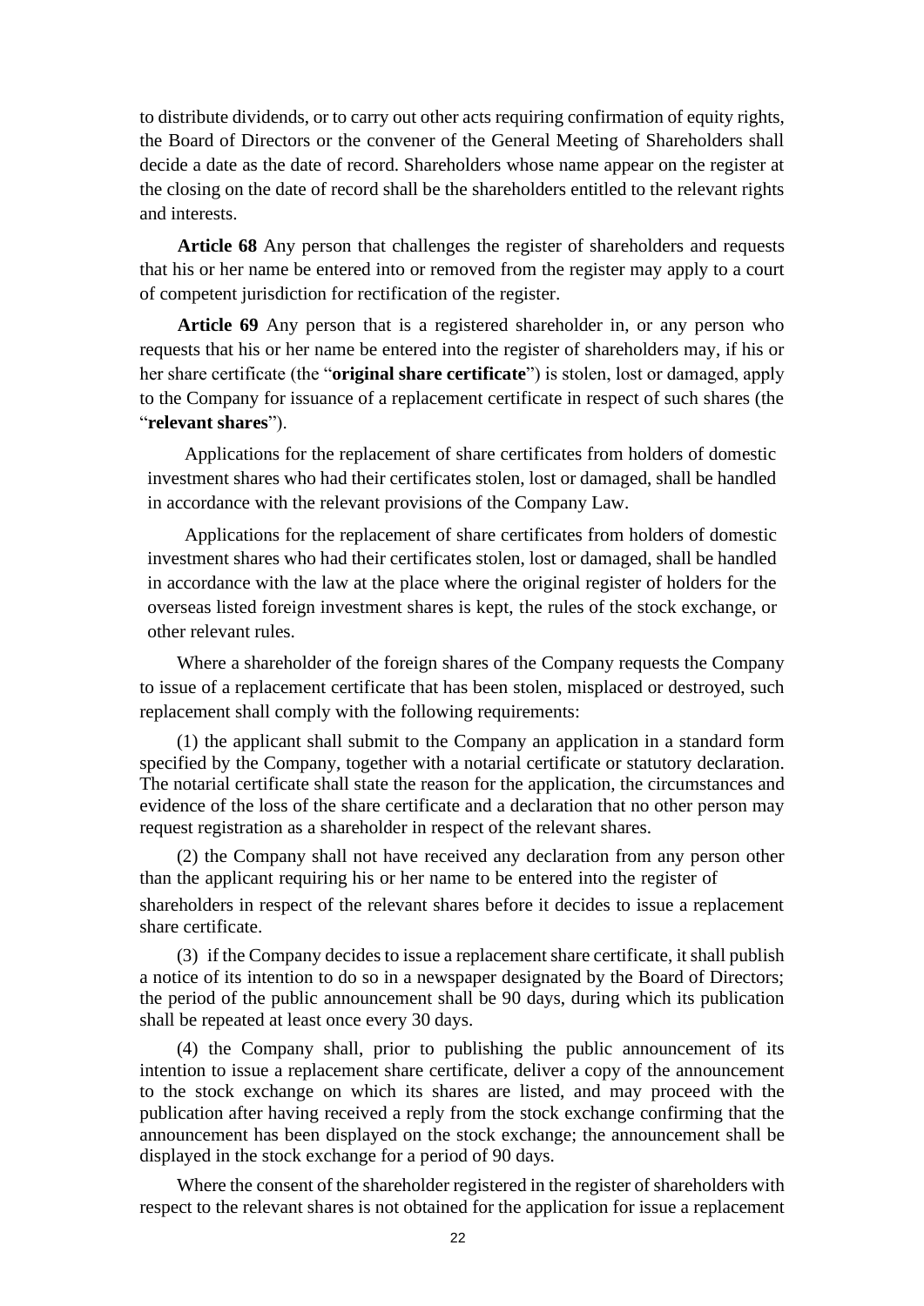to distribute dividends, or to carry out other acts requiring confirmation of equity rights, the Board of Directors or the convener of the General Meeting of Shareholders shall decide a date as the date of record. Shareholders whose name appear on the register at the closing on the date of record shall be the shareholders entitled to the relevant rights and interests.

**Article 68** Any person that challenges the register of shareholders and requests that his or her name be entered into or removed from the register may apply to a court of competent jurisdiction for rectification of the register.

**Article 69** Any person that is a registered shareholder in, or any person who requests that his or her name be entered into the register of shareholders may, if his or her share certificate (the "**original share certificate**") is stolen, lost or damaged, apply to the Company for issuance of a replacement certificate in respect of such shares (the "**relevant shares**").

Applications for the replacement of share certificates from holders of domestic investment shares who had their certificates stolen, lost or damaged, shall be handled in accordance with the relevant provisions of the Company Law.

Applications for the replacement of share certificates from holders of domestic investment shares who had their certificates stolen, lost or damaged, shall be handled in accordance with the law at the place where the original register of holders for the overseas listed foreign investment shares is kept, the rules of the stock exchange, or other relevant rules.

Where a shareholder of the foreign shares of the Company requests the Company to issue of a replacement certificate that has been stolen, misplaced or destroyed, such replacement shall comply with the following requirements:

(1) the applicant shall submit to the Company an application in a standard form specified by the Company, together with a notarial certificate or statutory declaration. The notarial certificate shall state the reason for the application, the circumstances and evidence of the loss of the share certificate and a declaration that no other person may request registration as a shareholder in respect of the relevant shares.

(2) the Company shall not have received any declaration from any person other than the applicant requiring his or her name to be entered into the register of shareholders in respect of the relevant shares before it decides to issue a replacement share certificate.

(3) if the Company decides to issue a replacement share certificate, it shall publish a notice of its intention to do so in a newspaper designated by the Board of Directors; the period of the public announcement shall be 90 days, during which its publication shall be repeated at least once every 30 days.

(4) the Company shall, prior to publishing the public announcement of its intention to issue a replacement share certificate, deliver a copy of the announcement to the stock exchange on which its shares are listed, and may proceed with the publication after having received a reply from the stock exchange confirming that the announcement has been displayed on the stock exchange; the announcement shall be displayed in the stock exchange for a period of 90 days.

Where the consent of the shareholder registered in the register of shareholders with respect to the relevant shares is not obtained for the application for issue a replacement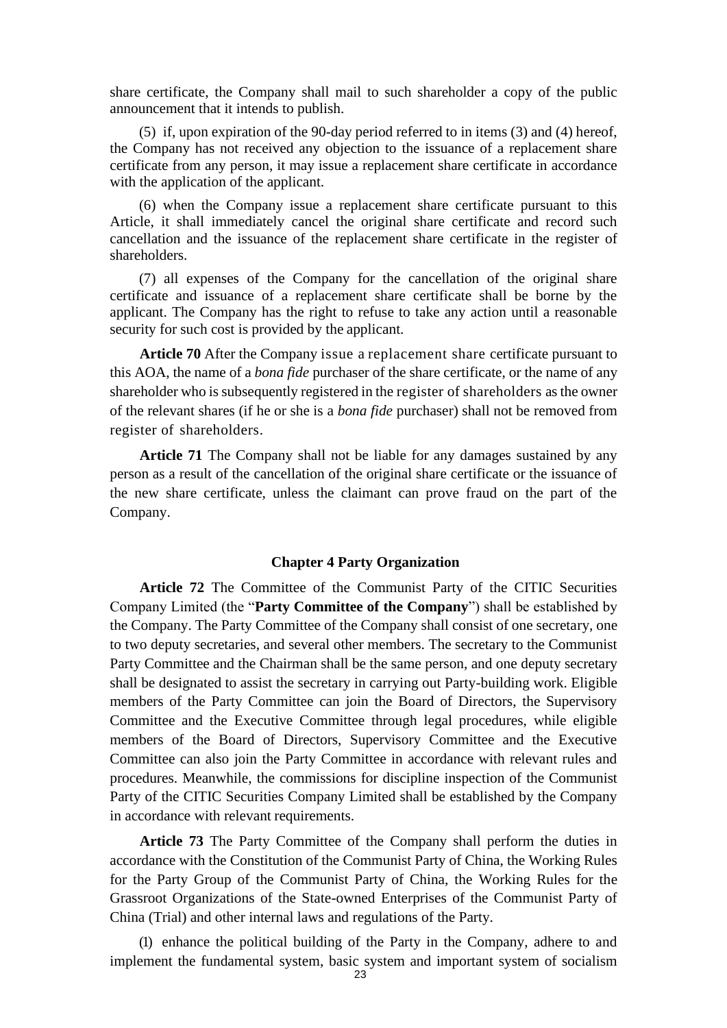share certificate, the Company shall mail to such shareholder a copy of the public announcement that it intends to publish.

(5) if, upon expiration of the 90-day period referred to in items (3) and (4) hereof, the Company has not received any objection to the issuance of a replacement share certificate from any person, it may issue a replacement share certificate in accordance with the application of the applicant.

(6) when the Company issue a replacement share certificate pursuant to this Article, it shall immediately cancel the original share certificate and record such cancellation and the issuance of the replacement share certificate in the register of shareholders.

(7) all expenses of the Company for the cancellation of the original share certificate and issuance of a replacement share certificate shall be borne by the applicant. The Company has the right to refuse to take any action until a reasonable security for such cost is provided by the applicant.

**Article 70** After the Company issue a replacement share certificate pursuant to this AOA, the name of a *bona fide* purchaser of the share certificate, or the name of any shareholder who is subsequently registered in the register of shareholders as the owner of the relevant shares (if he or she is a *bona fide* purchaser) shall not be removed from register of shareholders.

**Article 71** The Company shall not be liable for any damages sustained by any person as a result of the cancellation of the original share certificate or the issuance of the new share certificate, unless the claimant can prove fraud on the part of the Company.

## Chapter 4 Party Organization

**Article 72** The Committee of the Communist Party of the CITIC Securities Company Limited (the "**Party Committee of the Company**") shall be established by the Company. The Party Committee of the Company shall consist of one secretary, one to two deputy secretaries, and several other members. The secretary to the Communist Party Committee and the Chairman shall be the same person, and one deputy secretary shall be designated to assist the secretary in carrying out Party-building work. Eligible members of the Party Committee can join the Board of Directors, the Supervisory Committee and the Executive Committee through legal procedures, while eligible members of the Board of Directors, Supervisory Committee and the Executive Committee can also join the Party Committee in accordance with relevant rules and procedures. Meanwhile, the commissions for discipline inspection of the Communist Party of the CITIC Securities Company Limited shall be established by the Company in accordance with relevant requirements.

**Article 73** The Party Committee of the Company shall perform the duties in accordance with the Constitution of the Communist Party of China, the Working Rules for the Party Group of the Communist Party of China, the Working Rules for the Grassroot Organizations of the State-owned Enterprises of the Communist Party of China (Trial) and other internal laws and regulations of the Party.

(1) enhance the political building of the Party in the Company, adhere to and implement the fundamental system, basic system and important system of socialism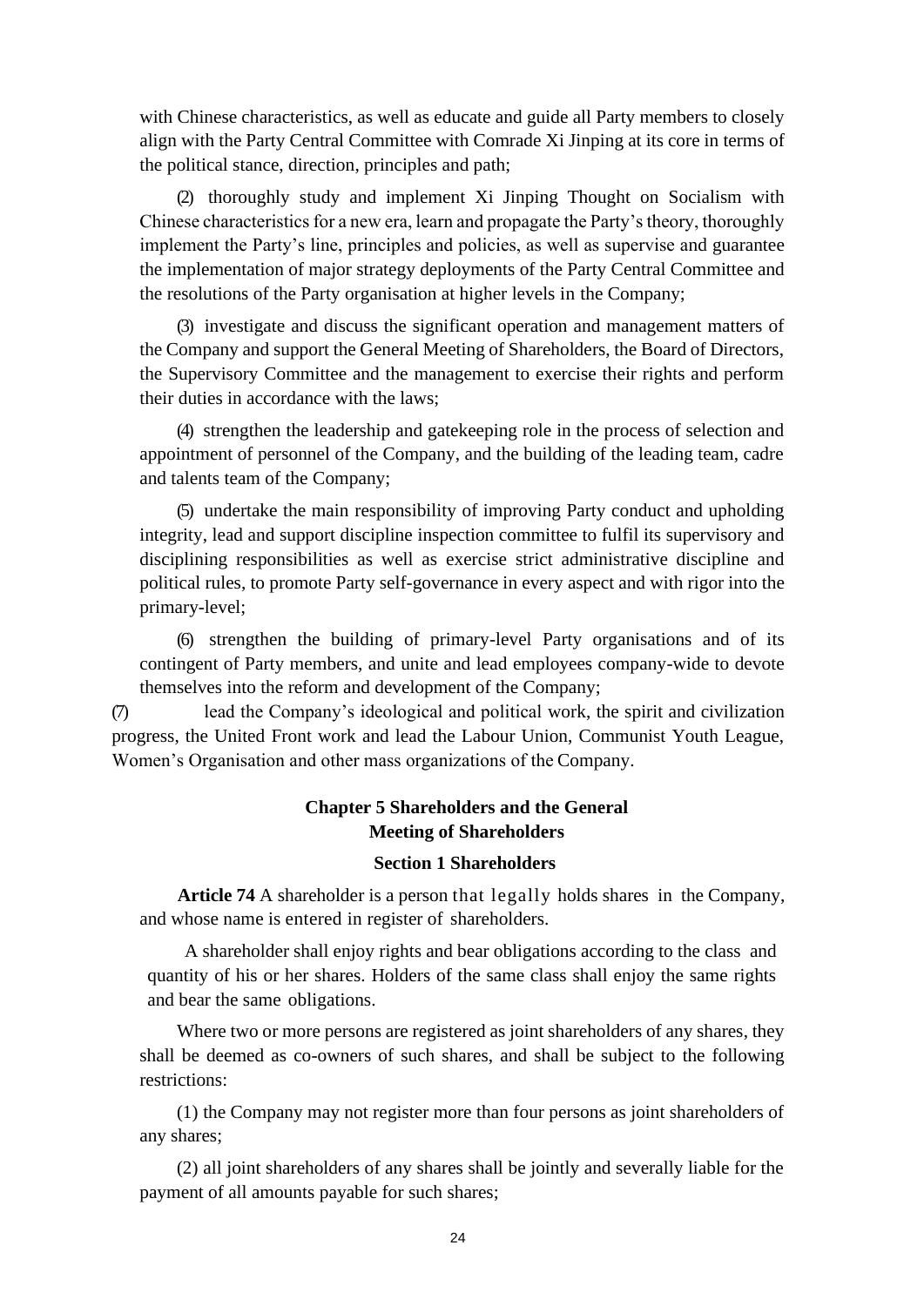with Chinese characteristics, as well as educate and guide all Party members to closely align with the Party Central Committee with Comrade Xi Jinping at its core in terms of the political stance, direction, principles and path;

(2) thoroughly study and implement Xi Jinping Thought on Socialism with Chinese characteristics for a new era, learn and propagate the Party's theory, thoroughly implement the Party's line, principles and policies, as well as supervise and guarantee the implementation of major strategy deployments of the Party Central Committee and the resolutions of the Party organisation at higher levels in the Company;

(3) investigate and discuss the significant operation and management matters of the Company and support the General Meeting of Shareholders, the Board of Directors, the Supervisory Committee and the management to exercise their rights and perform their duties in accordance with the laws;

(4) strengthen the leadership and gatekeeping role in the process of selection and appointment of personnel of the Company, and the building of the leading team, cadre and talents team of the Company;

(5) undertake the main responsibility of improving Party conduct and upholding integrity, lead and support discipline inspection committee to fulfil its supervisory and disciplining responsibilities as well as exercise strict administrative discipline and political rules, to promote Party self-governance in every aspect and with rigor into the primary-level;

(6) strengthen the building of primary-level Party organisations and of its contingent of Party members, and unite and lead employees company-wide to devote themselves into the reform and development of the Company;

(7) lead the Company's ideological and political work, the spirit and civilization progress, the United Front work and lead the Labour Union, Communist Youth League, Women's Organisation and other mass organizations of the Company.

## Chapter 5 Shareholders and the General Meeting of Shareholders

### Section 1 Shareholders

**Article 74** A shareholder is a person that legally holds shares in the Company, and whose name is entered in register of shareholders.

A shareholder shall enjoy rights and bear obligations according to the class and quantity of his or her shares. Holders of the same class shall enjoy the same rights and bear the same obligations.

Where two or more persons are registered as joint shareholders of any shares, they shall be deemed as co-owners of such shares, and shall be subject to the following restrictions:

(1) the Company may not register more than four persons as joint shareholders of any shares;

(2) all joint shareholders of any shares shall be jointly and severally liable for the payment of all amounts payable for such shares;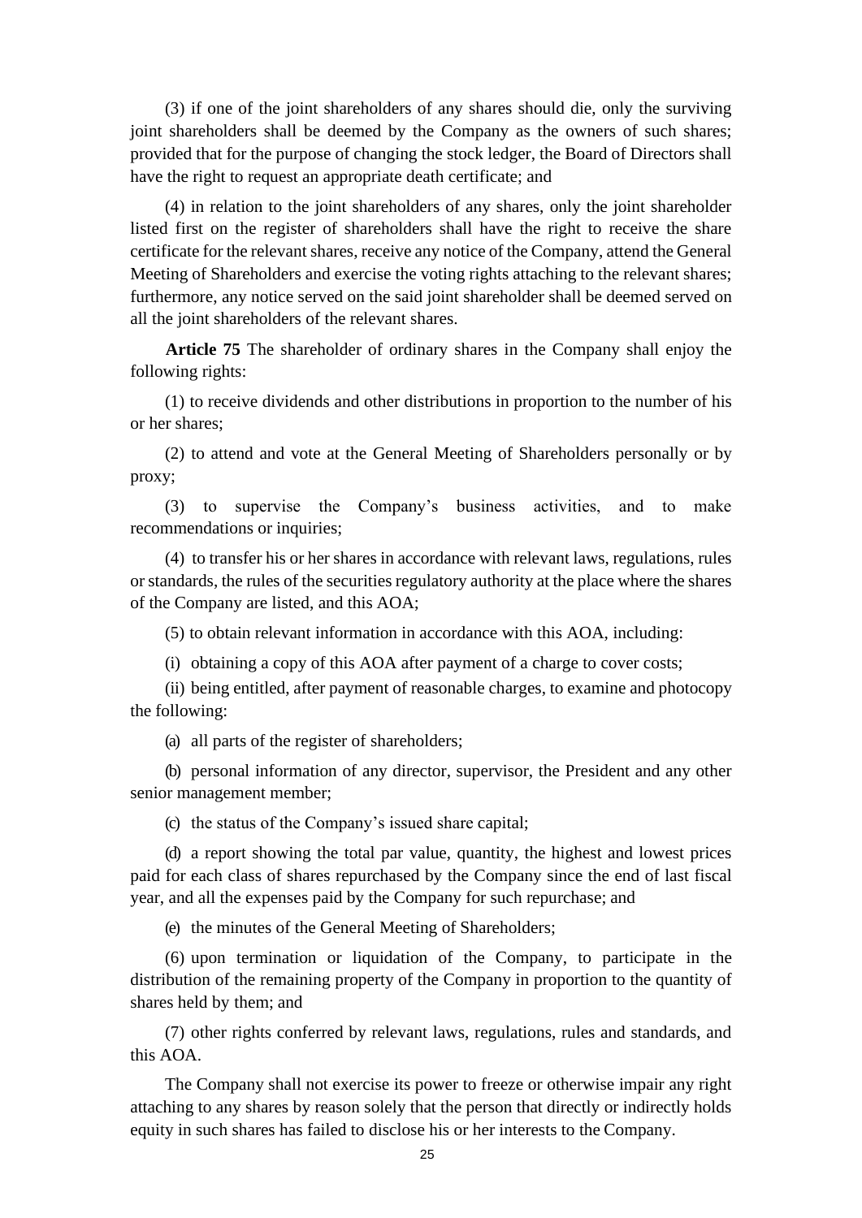(3) if one of the joint shareholders of any shares should die, only the surviving joint shareholders shall be deemed by the Company as the owners of such shares; provided that for the purpose of changing the stock ledger, the Board of Directors shall have the right to request an appropriate death certificate; and

(4) in relation to the joint shareholders of any shares, only the joint shareholder listed first on the register of shareholders shall have the right to receive the share certificate for the relevant shares, receive any notice of the Company, attend the General Meeting of Shareholders and exercise the voting rights attaching to the relevant shares; furthermore, any notice served on the said joint shareholder shall be deemed served on all the joint shareholders of the relevant shares.

**Article 75** The shareholder of ordinary shares in the Company shall enjoy the following rights:

(1) to receive dividends and other distributions in proportion to the number of his or her shares;

(2) to attend and vote at the General Meeting of Shareholders personally or by proxy;

(3) to supervise the Company's business activities, and to make recommendations or inquiries;

(4) to transfer his or her shares in accordance with relevant laws, regulations, rules or standards, the rules of the securities regulatory authority at the place where the shares of the Company are listed, and this AOA;

(5) to obtain relevant information in accordance with this AOA, including:

(i) obtaining a copy of this AOA after payment of a charge to cover costs;

(ii) being entitled, after payment of reasonable charges, to examine and photocopy the following:

(a) all parts of the register of shareholders;

(b) personal information of any director, supervisor, the President and any other senior management member;

(c) the status of the Company's issued share capital;

(d) a report showing the total par value, quantity, the highest and lowest prices paid for each class of shares repurchased by the Company since the end of last fiscal year, and all the expenses paid by the Company for such repurchase; and

(e) the minutes of the General Meeting of Shareholders;

(6) upon termination or liquidation of the Company, to participate in the distribution of the remaining property of the Company in proportion to the quantity of shares held by them; and

(7) other rights conferred by relevant laws, regulations, rules and standards, and this AOA.

The Company shall not exercise its power to freeze or otherwise impair any right attaching to any shares by reason solely that the person that directly or indirectly holds equity in such shares has failed to disclose his or her interests to the Company.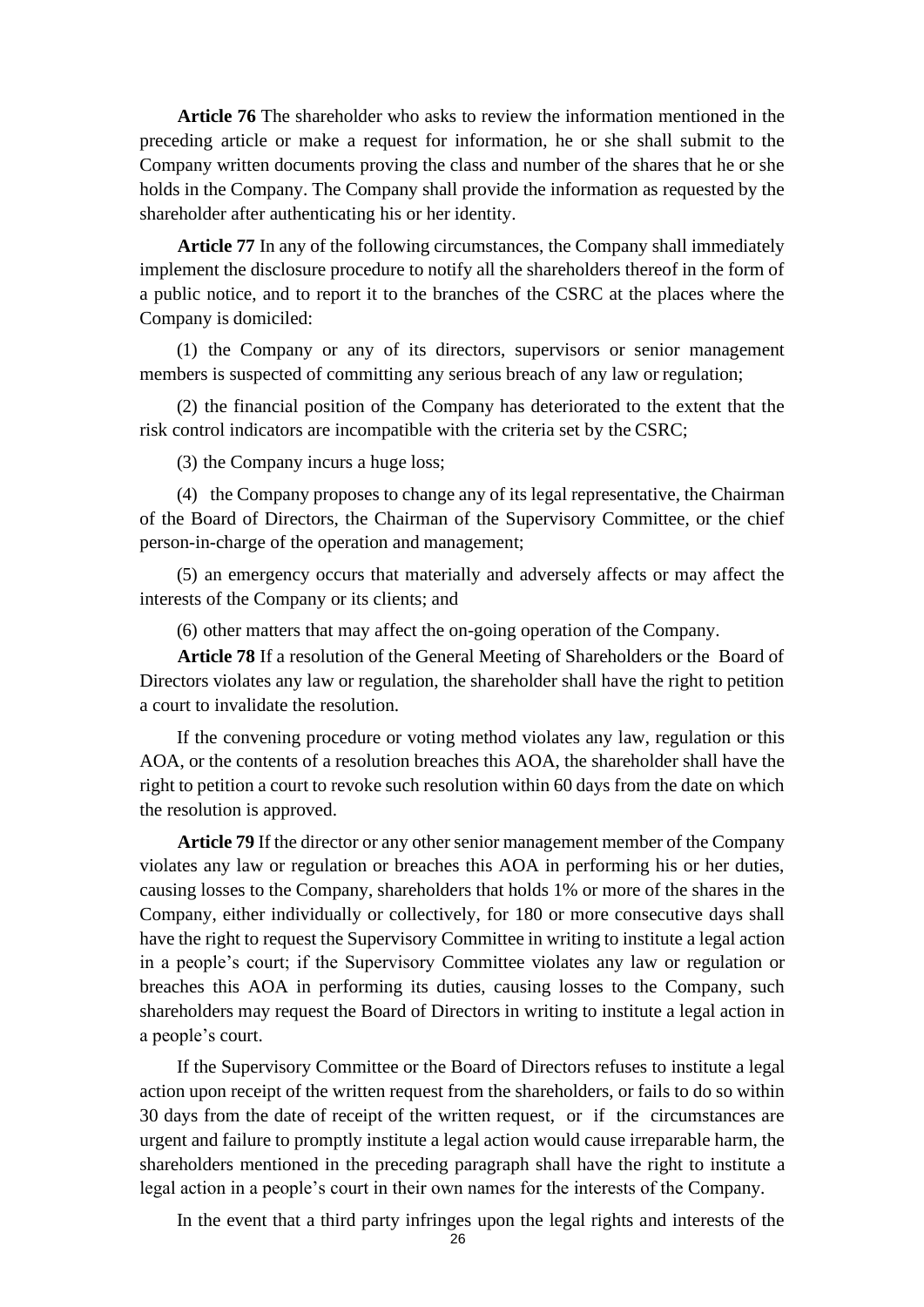**Article 76** The shareholder who asks to review the information mentioned in the preceding article or make a request for information, he or she shall submit to the Company written documents proving the class and number of the shares that he or she holds in the Company. The Company shall provide the information as requested by the shareholder after authenticating his or her identity.

**Article 77** In any of the following circumstances, the Company shall immediately implement the disclosure procedure to notify all the shareholders thereof in the form of a public notice, and to report it to the branches of the CSRC at the places where the Company is domiciled:

(1) the Company or any of its directors, supervisors or senior management members is suspected of committing any serious breach of any law or regulation;

(2) the financial position of the Company has deteriorated to the extent that the risk control indicators are incompatible with the criteria set by the CSRC;

(3) the Company incurs a huge loss;

(4) the Company proposes to change any of its legal representative, the Chairman of the Board of Directors, the Chairman of the Supervisory Committee, or the chief person-in-charge of the operation and management;

(5) an emergency occurs that materially and adversely affects or may affect the interests of the Company or its clients; and

(6) other matters that may affect the on-going operation of the Company.

**Article 78** If a resolution of the General Meeting of Shareholders or the Board of Directors violates any law or regulation, the shareholder shall have the right to petition a court to invalidate the resolution.

If the convening procedure or voting method violates any law, regulation or this AOA, or the contents of a resolution breaches this AOA, the shareholder shall have the right to petition a court to revoke such resolution within 60 days from the date on which the resolution is approved.

**Article 79** If the director or any other senior management member of the Company violates any law or regulation or breaches this AOA in performing his or her duties, causing losses to the Company, shareholders that holds 1% or more of the shares in the Company, either individually or collectively, for 180 or more consecutive days shall have the right to request the Supervisory Committee in writing to institute a legal action in a people's court; if the Supervisory Committee violates any law or regulation or breaches this AOA in performing its duties, causing losses to the Company, such shareholders may request the Board of Directors in writing to institute a legal action in a people's court.

If the Supervisory Committee or the Board of Directors refuses to institute a legal action upon receipt of the written request from the shareholders, or fails to do so within 30 days from the date of receipt of the written request, or if the circumstances are urgent and failure to promptly institute a legal action would cause irreparable harm, the shareholders mentioned in the preceding paragraph shall have the right to institute a legal action in a people's court in their own names for the interests of the Company.

In the event that a third party infringes upon the legal rights and interests of the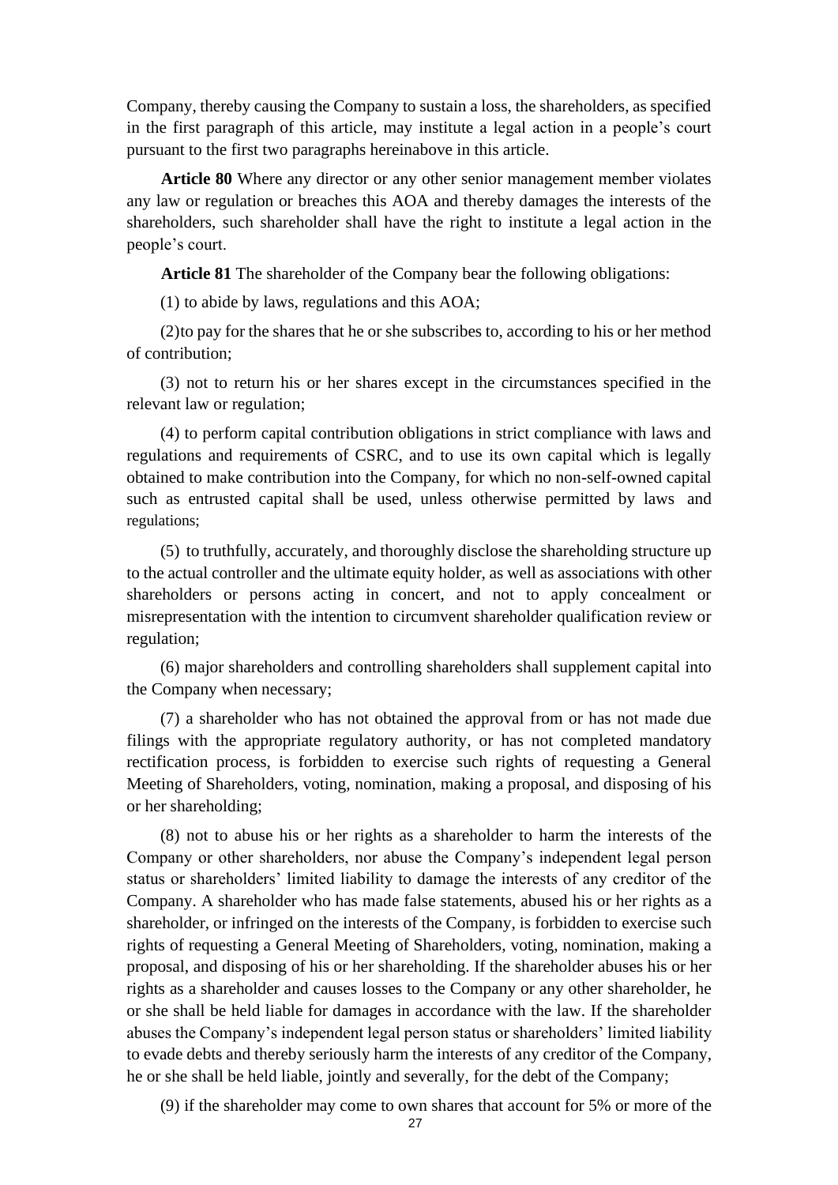Company, thereby causing the Company to sustain a loss, the shareholders, as specified in the first paragraph of this article, may institute a legal action in a people's court pursuant to the first two paragraphs hereinabove in this article.

**Article 80** Where any director or any other senior management member violates any law or regulation or breaches this AOA and thereby damages the interests of the shareholders, such shareholder shall have the right to institute a legal action in the people's court.

**Article 81** The shareholder of the Company bear the following obligations:

(1) to abide by laws, regulations and this AOA;

(2)to pay for the shares that he or she subscribes to, according to his or her method of contribution;

(3) not to return his or her shares except in the circumstances specified in the relevant law or regulation;

(4) to perform capital contribution obligations in strict compliance with laws and regulations and requirements of CSRC, and to use its own capital which is legally obtained to make contribution into the Company, for which no non-self-owned capital such as entrusted capital shall be used, unless otherwise permitted by laws and regulations;

(5) to truthfully, accurately, and thoroughly disclose the shareholding structure up to the actual controller and the ultimate equity holder, as well as associations with other shareholders or persons acting in concert, and not to apply concealment or misrepresentation with the intention to circumvent shareholder qualification review or regulation;

(6) major shareholders and controlling shareholders shall supplement capital into the Company when necessary;

(7) a shareholder who has not obtained the approval from or has not made due filings with the appropriate regulatory authority, or has not completed mandatory rectification process, is forbidden to exercise such rights of requesting a General Meeting of Shareholders, voting, nomination, making a proposal, and disposing of his or her shareholding;

(8) not to abuse his or her rights as a shareholder to harm the interests of the Company or other shareholders, nor abuse the Company's independent legal person status or shareholders' limited liability to damage the interests of any creditor of the Company. A shareholder who has made false statements, abused his or her rights as a shareholder, or infringed on the interests of the Company, is forbidden to exercise such rights of requesting a General Meeting of Shareholders, voting, nomination, making a proposal, and disposing of his or her shareholding. If the shareholder abuses his or her rights as a shareholder and causes losses to the Company or any other shareholder, he or she shall be held liable for damages in accordance with the law. If the shareholder abuses the Company's independent legal person status or shareholders' limited liability to evade debts and thereby seriously harm the interests of any creditor of the Company, he or she shall be held liable, jointly and severally, for the debt of the Company;

(9) if the shareholder may come to own shares that account for 5% or more of the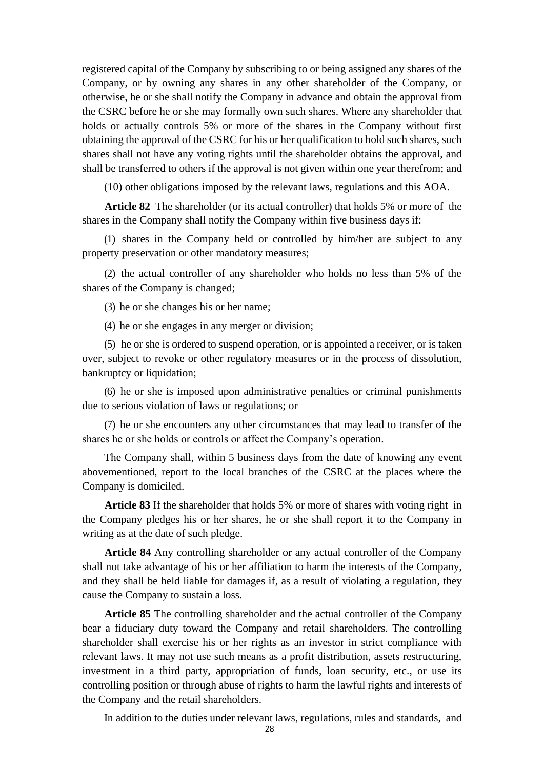registered capital of the Company by subscribing to or being assigned any shares of the Company, or by owning any shares in any other shareholder of the Company, or otherwise, he or she shall notify the Company in advance and obtain the approval from the CSRC before he or she may formally own such shares. Where any shareholder that holds or actually controls 5% or more of the shares in the Company without first obtaining the approval of the CSRC for his or her qualification to hold such shares, such shares shall not have any voting rights until the shareholder obtains the approval, and shall be transferred to others if the approval is not given within one year therefrom; and

(10) other obligations imposed by the relevant laws, regulations and this AOA.

**Article 82** The shareholder (or its actual controller) that holds 5% or more of the shares in the Company shall notify the Company within five business days if:

(1) shares in the Company held or controlled by him/her are subject to any property preservation or other mandatory measures;

(2) the actual controller of any shareholder who holds no less than 5% of the shares of the Company is changed;

(3) he or she changes his or her name;

(4) he or she engages in any merger or division;

(5) he or she is ordered to suspend operation, or is appointed a receiver, or is taken over, subject to revoke or other regulatory measures or in the process of dissolution, bankruptcy or liquidation;

(6) he or she is imposed upon administrative penalties or criminal punishments due to serious violation of laws or regulations; or

(7) he or she encounters any other circumstances that may lead to transfer of the shares he or she holds or controls or affect the Company's operation.

The Company shall, within 5 business days from the date of knowing any event abovementioned, report to the local branches of the CSRC at the places where the Company is domiciled.

**Article 83** If the shareholder that holds 5% or more of shares with voting right in the Company pledges his or her shares, he or she shall report it to the Company in writing as at the date of such pledge.

**Article 84** Any controlling shareholder or any actual controller of the Company shall not take advantage of his or her affiliation to harm the interests of the Company, and they shall be held liable for damages if, as a result of violating a regulation, they cause the Company to sustain a loss.

**Article 85** The controlling shareholder and the actual controller of the Company bear a fiduciary duty toward the Company and retail shareholders. The controlling shareholder shall exercise his or her rights as an investor in strict compliance with relevant laws. It may not use such means as a profit distribution, assets restructuring, investment in a third party, appropriation of funds, loan security, etc., or use its controlling position or through abuse of rights to harm the lawful rights and interests of the Company and the retail shareholders.

In addition to the duties under relevant laws, regulations, rules and standards, and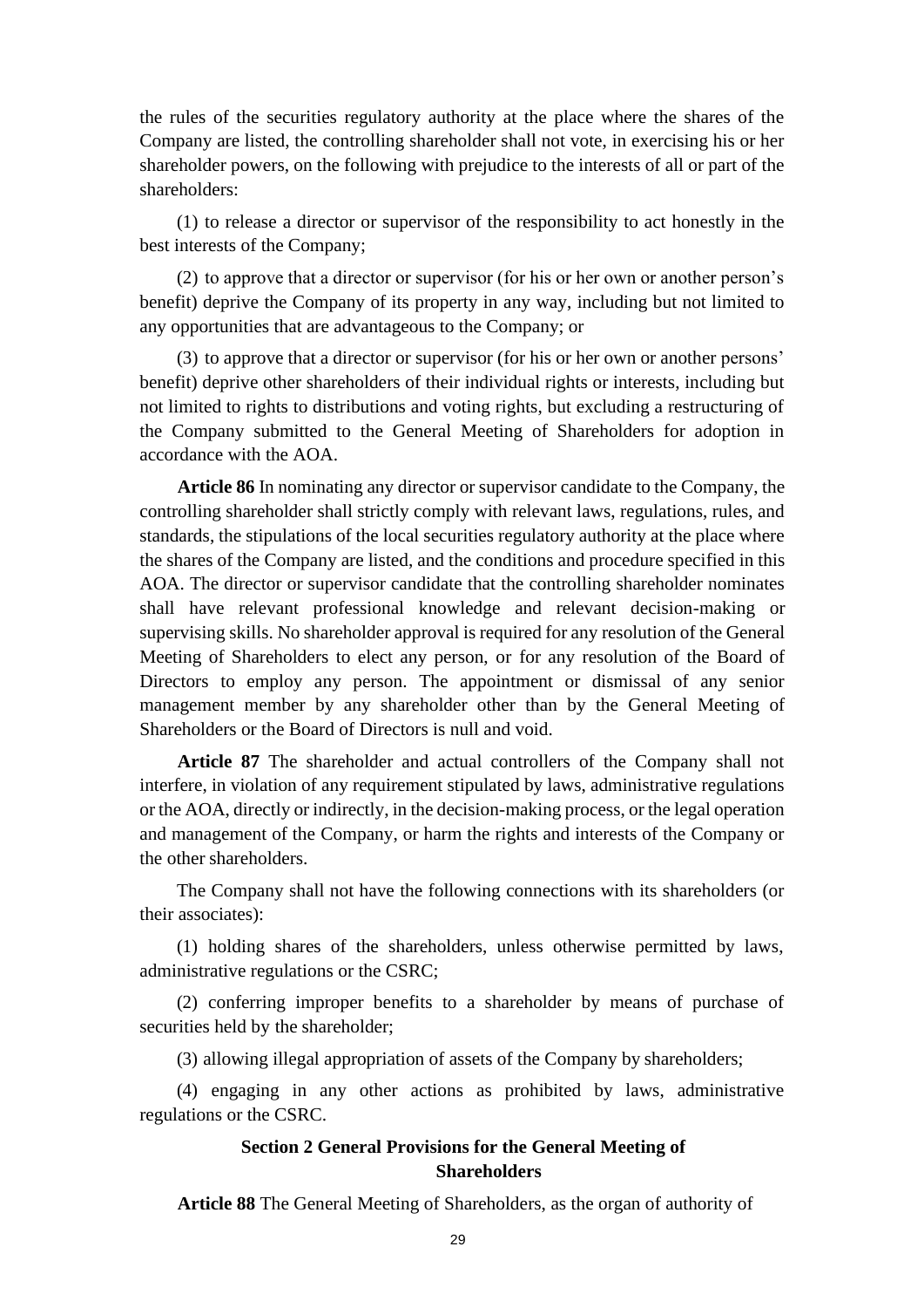the rules of the securities regulatory authority at the place where the shares of the Company are listed, the controlling shareholder shall not vote, in exercising his or her shareholder powers, on the following with prejudice to the interests of all or part of the shareholders:

(1) to release a director or supervisor of the responsibility to act honestly in the best interests of the Company;

(2) to approve that a director or supervisor (for his or her own or another person's benefit) deprive the Company of its property in any way, including but not limited to any opportunities that are advantageous to the Company; or

(3) to approve that a director or supervisor (for his or her own or another persons' benefit) deprive other shareholders of their individual rights or interests, including but not limited to rights to distributions and voting rights, but excluding a restructuring of the Company submitted to the General Meeting of Shareholders for adoption in accordance with the AOA.

**Article 86** In nominating any director or supervisor candidate to the Company, the controlling shareholder shall strictly comply with relevant laws, regulations, rules, and standards, the stipulations of the local securities regulatory authority at the place where the shares of the Company are listed, and the conditions and procedure specified in this AOA. The director or supervisor candidate that the controlling shareholder nominates shall have relevant professional knowledge and relevant decision-making or supervising skills. No shareholder approval is required for any resolution of the General Meeting of Shareholders to elect any person, or for any resolution of the Board of Directors to employ any person. The appointment or dismissal of any senior management member by any shareholder other than by the General Meeting of Shareholders or the Board of Directors is null and void.

**Article 87** The shareholder and actual controllers of the Company shall not interfere, in violation of any requirement stipulated by laws, administrative regulations or the AOA, directly or indirectly, in the decision-making process, or the legal operation and management of the Company, or harm the rights and interests of the Company or the other shareholders.

The Company shall not have the following connections with its shareholders (or their associates):

(1) holding shares of the shareholders, unless otherwise permitted by laws, administrative regulations or the CSRC;

(2) conferring improper benefits to a shareholder by means of purchase of securities held by the shareholder;

(3) allowing illegal appropriation of assets of the Company by shareholders;

(4) engaging in any other actions as prohibited by laws, administrative regulations or the CSRC.

## Section 2 General Provisions for the General Meeting of Shareholders

**Article 88** The General Meeting of Shareholders, as the organ of authority of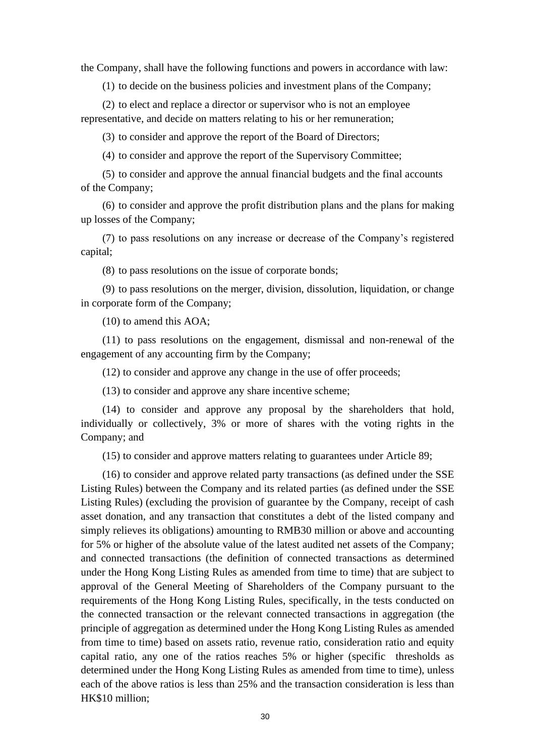the Company, shall have the following functions and powers in accordance with law:

(1) to decide on the business policies and investment plans of the Company;

(2) to elect and replace a director or supervisor who is not an employee representative, and decide on matters relating to his or her remuneration;

(3) to consider and approve the report of the Board of Directors;

(4) to consider and approve the report of the Supervisory Committee;

(5) to consider and approve the annual financial budgets and the final accounts of the Company;

(6) to consider and approve the profit distribution plans and the plans for making up losses of the Company;

(7) to pass resolutions on any increase or decrease of the Company's registered capital;

(8) to pass resolutions on the issue of corporate bonds;

(9) to pass resolutions on the merger, division, dissolution, liquidation, or change in corporate form of the Company;

(10) to amend this AOA;

(11) to pass resolutions on the engagement, dismissal and non-renewal of the engagement of any accounting firm by the Company;

(12) to consider and approve any change in the use of offer proceeds;

(13) to consider and approve any share incentive scheme;

(14) to consider and approve any proposal by the shareholders that hold, individually or collectively, 3% or more of shares with the voting rights in the Company; and

(15) to consider and approve matters relating to guarantees under Article 89;

(16) to consider and approve related party transactions (as defined under the SSE Listing Rules) between the Company and its related parties (as defined under the SSE Listing Rules) (excluding the provision of guarantee by the Company, receipt of cash asset donation, and any transaction that constitutes a debt of the listed company and simply relieves its obligations) amounting to RMB30 million or above and accounting for 5% or higher of the absolute value of the latest audited net assets of the Company; and connected transactions (the definition of connected transactions as determined under the Hong Kong Listing Rules as amended from time to time) that are subject to approval of the General Meeting of Shareholders of the Company pursuant to the requirements of the Hong Kong Listing Rules, specifically, in the tests conducted on the connected transaction or the relevant connected transactions in aggregation (the principle of aggregation as determined under the Hong Kong Listing Rules as amended from time to time) based on assets ratio, revenue ratio, consideration ratio and equity capital ratio, any one of the ratios reaches 5% or higher (specific thresholds as determined under the Hong Kong Listing Rules as amended from time to time), unless each of the above ratios is less than 25% and the transaction consideration is less than HK$10 million;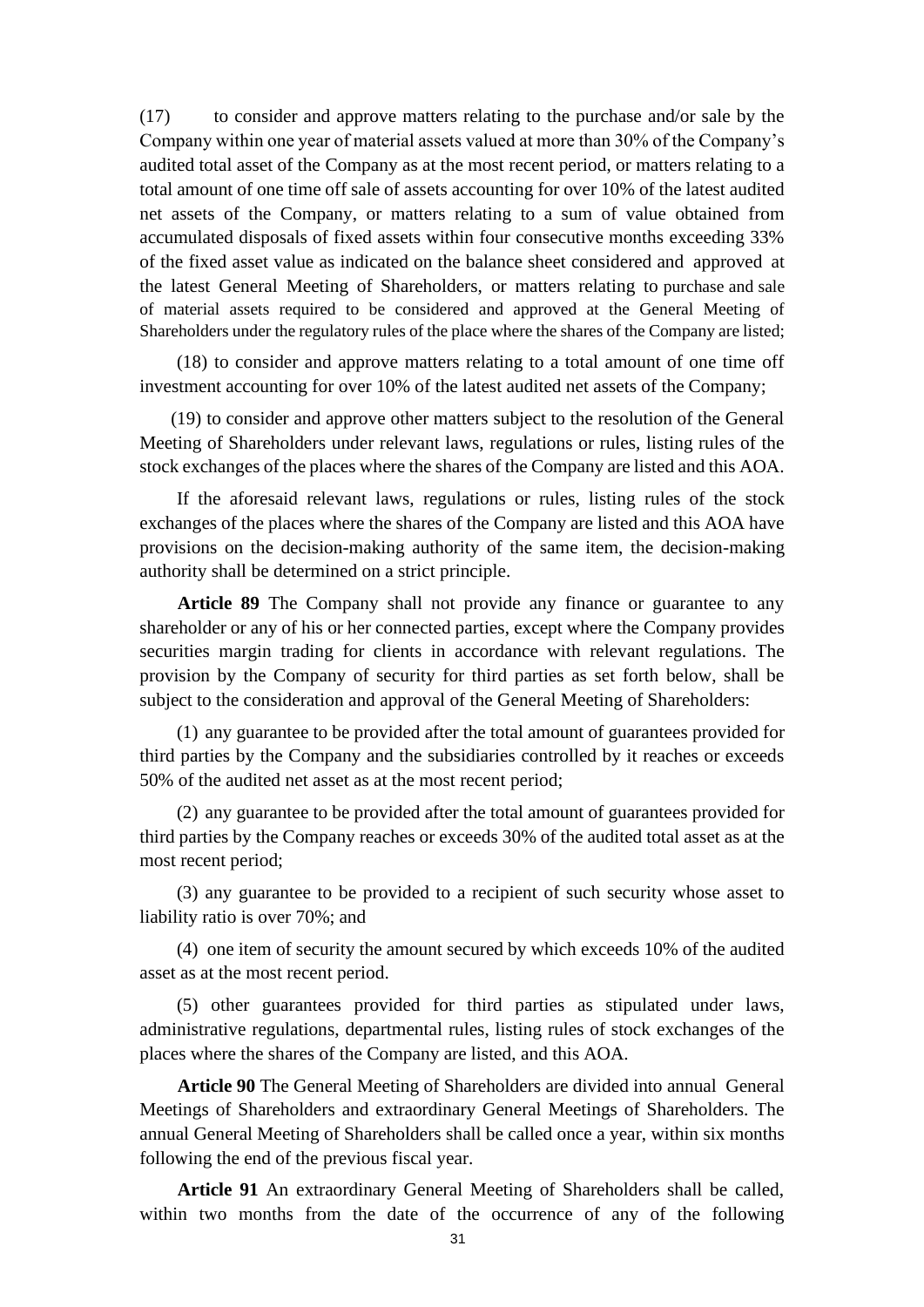(17) to consider and approve matters relating to the purchase and/or sale by the Company within one year of material assets valued at more than 30% of the Company's audited total asset of the Company as at the most recent period, or matters relating to a total amount of one time off sale of assets accounting for over 10% of the latest audited net assets of the Company, or matters relating to a sum of value obtained from accumulated disposals of fixed assets within four consecutive months exceeding 33% of the fixed asset value as indicated on the balance sheet considered and approved at the latest General Meeting of Shareholders, or matters relating to purchase and sale of material assets required to be considered and approved at the General Meeting of Shareholders under the regulatory rules of the place where the shares of the Company are listed;

(18) to consider and approve matters relating to a total amount of one time off investment accounting for over 10% of the latest audited net assets of the Company;

(19) to consider and approve other matters subject to the resolution of the General Meeting of Shareholders under relevant laws, regulations or rules, listing rules of the stock exchanges of the places where the shares of the Company are listed and this AOA.

If the aforesaid relevant laws, regulations or rules, listing rules of the stock exchanges of the places where the shares of the Company are listed and this AOA have provisions on the decision-making authority of the same item, the decision-making authority shall be determined on a strict principle.

**Article 89** The Company shall not provide any finance or guarantee to any shareholder or any of his or her connected parties, except where the Company provides securities margin trading for clients in accordance with relevant regulations. The provision by the Company of security for third parties as set forth below, shall be subject to the consideration and approval of the General Meeting of Shareholders:

(1) any guarantee to be provided after the total amount of guarantees provided for third parties by the Company and the subsidiaries controlled by it reaches or exceeds 50% of the audited net asset as at the most recent period;

(2) any guarantee to be provided after the total amount of guarantees provided for third parties by the Company reaches or exceeds 30% of the audited total asset as at the most recent period;

(3) any guarantee to be provided to a recipient of such security whose asset to liability ratio is over 70%; and

(4) one item of security the amount secured by which exceeds 10% of the audited asset as at the most recent period.

(5) other guarantees provided for third parties as stipulated under laws, administrative regulations, departmental rules, listing rules of stock exchanges of the places where the shares of the Company are listed, and this AOA.

**Article 90** The General Meeting of Shareholders are divided into annual General Meetings of Shareholders and extraordinary General Meetings of Shareholders. The annual General Meeting of Shareholders shall be called once a year, within six months following the end of the previous fiscal year.

**Article 91** An extraordinary General Meeting of Shareholders shall be called, within two months from the date of the occurrence of any of the following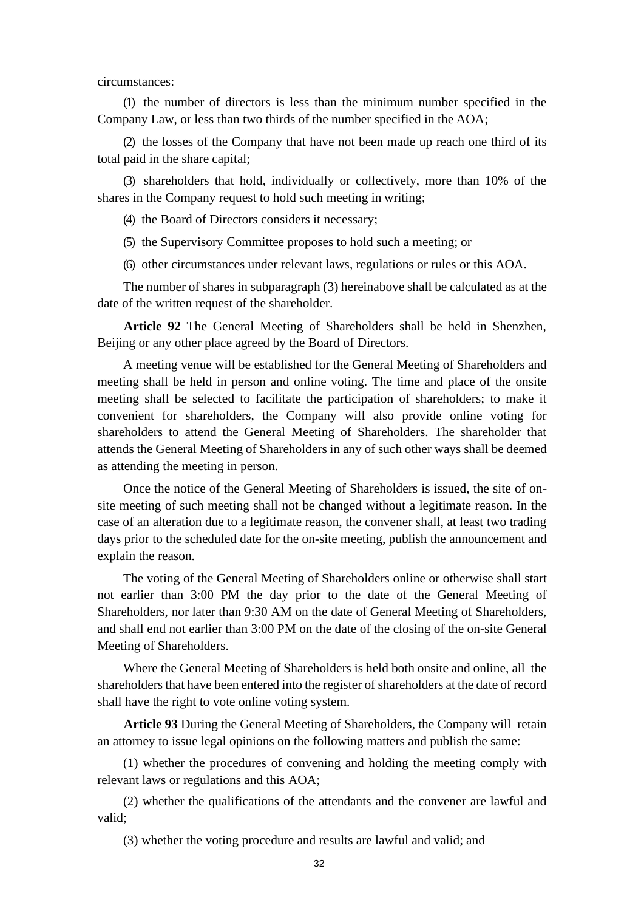circumstances:

(1) the number of directors is less than the minimum number specified in the Company Law, or less than two thirds of the number specified in the AOA;

(2) the losses of the Company that have not been made up reach one third of its total paid in the share capital;

(3) shareholders that hold, individually or collectively, more than 10% of the shares in the Company request to hold such meeting in writing;

(4) the Board of Directors considers it necessary;

(5) the Supervisory Committee proposes to hold such a meeting; or

(6) other circumstances under relevant laws, regulations or rules or this AOA.

The number of shares in subparagraph (3) hereinabove shall be calculated as at the date of the written request of the shareholder.

**Article 92** The General Meeting of Shareholders shall be held in Shenzhen, Beijing or any other place agreed by the Board of Directors.

A meeting venue will be established for the General Meeting of Shareholders and meeting shall be held in person and online voting. The time and place of the onsite meeting shall be selected to facilitate the participation of shareholders; to make it convenient for shareholders, the Company will also provide online voting for shareholders to attend the General Meeting of Shareholders. The shareholder that attends the General Meeting of Shareholders in any of such other ways shall be deemed as attending the meeting in person.

Once the notice of the General Meeting of Shareholders is issued, the site of on-site meeting of such meeting shall not be changed without a legitimate reason. In the case of an alteration due to a legitimate reason, the convener shall, at least two trading days prior to the scheduled date for the on-site meeting, publish the announcement and explain the reason.

The voting of the General Meeting of Shareholders online or otherwise shall start not earlier than 3:00 PM the day prior to the date of the General Meeting of Shareholders, nor later than 9:30 AM on the date of General Meeting of Shareholders, and shall end not earlier than 3:00 PM on the date of the closing of the on-site General Meeting of Shareholders.

Where the General Meeting of Shareholders is held both onsite and online, all the shareholders that have been entered into the register of shareholders at the date of record shall have the right to vote online voting system.

**Article 93** During the General Meeting of Shareholders, the Company will retain an attorney to issue legal opinions on the following matters and publish the same:

(1) whether the procedures of convening and holding the meeting comply with relevant laws or regulations and this AOA;

(2) whether the qualifications of the attendants and the convener are lawful and valid;

(3) whether the voting procedure and results are lawful and valid; and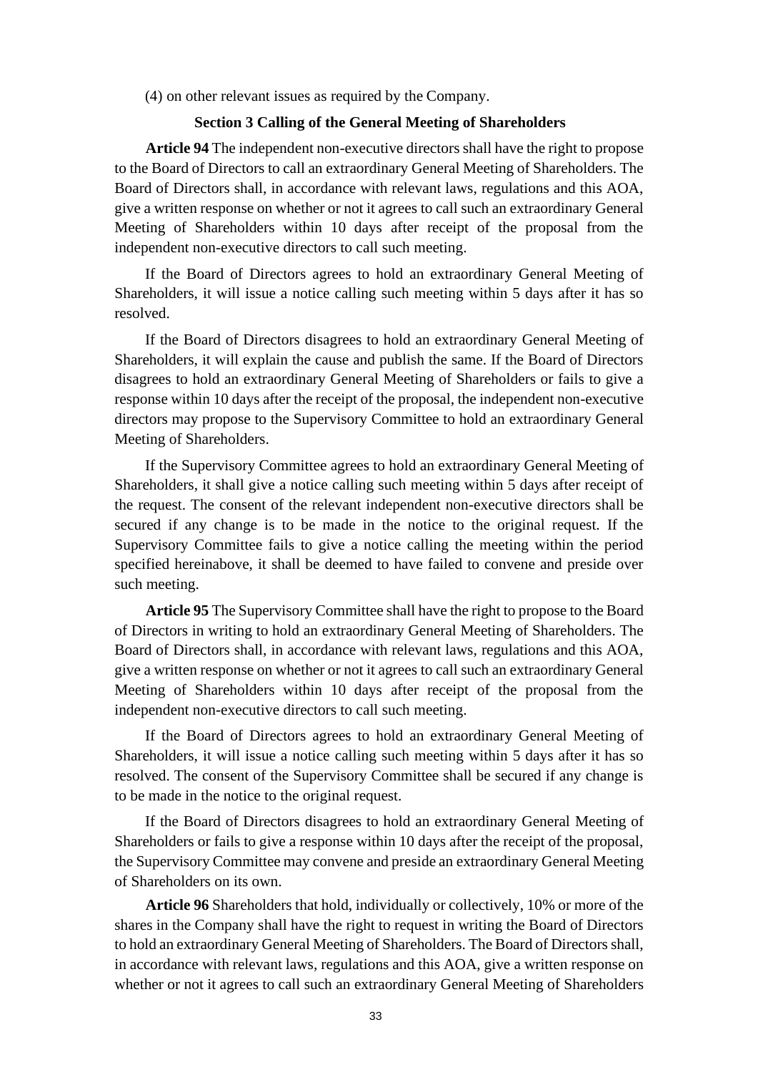(4) on other relevant issues as required by the Company.

### Section 3 Calling of the General Meeting of Shareholders

**Article 94** The independent non-executive directors shall have the right to propose to the Board of Directors to call an extraordinary General Meeting of Shareholders. The Board of Directors shall, in accordance with relevant laws, regulations and this AOA, give a written response on whether or not it agrees to call such an extraordinary General Meeting of Shareholders within 10 days after receipt of the proposal from the independent non-executive directors to call such meeting.

If the Board of Directors agrees to hold an extraordinary General Meeting of Shareholders, it will issue a notice calling such meeting within 5 days after it has so resolved.

If the Board of Directors disagrees to hold an extraordinary General Meeting of Shareholders, it will explain the cause and publish the same. If the Board of Directors disagrees to hold an extraordinary General Meeting of Shareholders or fails to give a response within 10 days after the receipt of the proposal, the independent non-executive directors may propose to the Supervisory Committee to hold an extraordinary General Meeting of Shareholders.

If the Supervisory Committee agrees to hold an extraordinary General Meeting of Shareholders, it shall give a notice calling such meeting within 5 days after receipt of the request. The consent of the relevant independent non-executive directors shall be secured if any change is to be made in the notice to the original request. If the Supervisory Committee fails to give a notice calling the meeting within the period specified hereinabove, it shall be deemed to have failed to convene and preside over such meeting.

**Article 95** The Supervisory Committee shall have the right to propose to the Board of Directors in writing to hold an extraordinary General Meeting of Shareholders. The Board of Directors shall, in accordance with relevant laws, regulations and this AOA, give a written response on whether or not it agrees to call such an extraordinary General Meeting of Shareholders within 10 days after receipt of the proposal from the independent non-executive directors to call such meeting.

If the Board of Directors agrees to hold an extraordinary General Meeting of Shareholders, it will issue a notice calling such meeting within 5 days after it has so resolved. The consent of the Supervisory Committee shall be secured if any change is to be made in the notice to the original request.

If the Board of Directors disagrees to hold an extraordinary General Meeting of Shareholders or fails to give a response within 10 days after the receipt of the proposal, the Supervisory Committee may convene and preside an extraordinary General Meeting of Shareholders on its own.

**Article 96** Shareholders that hold, individually or collectively, 10% or more of the shares in the Company shall have the right to request in writing the Board of Directors to hold an extraordinary General Meeting of Shareholders. The Board of Directors shall, in accordance with relevant laws, regulations and this AOA, give a written response on whether or not it agrees to call such an extraordinary General Meeting of Shareholders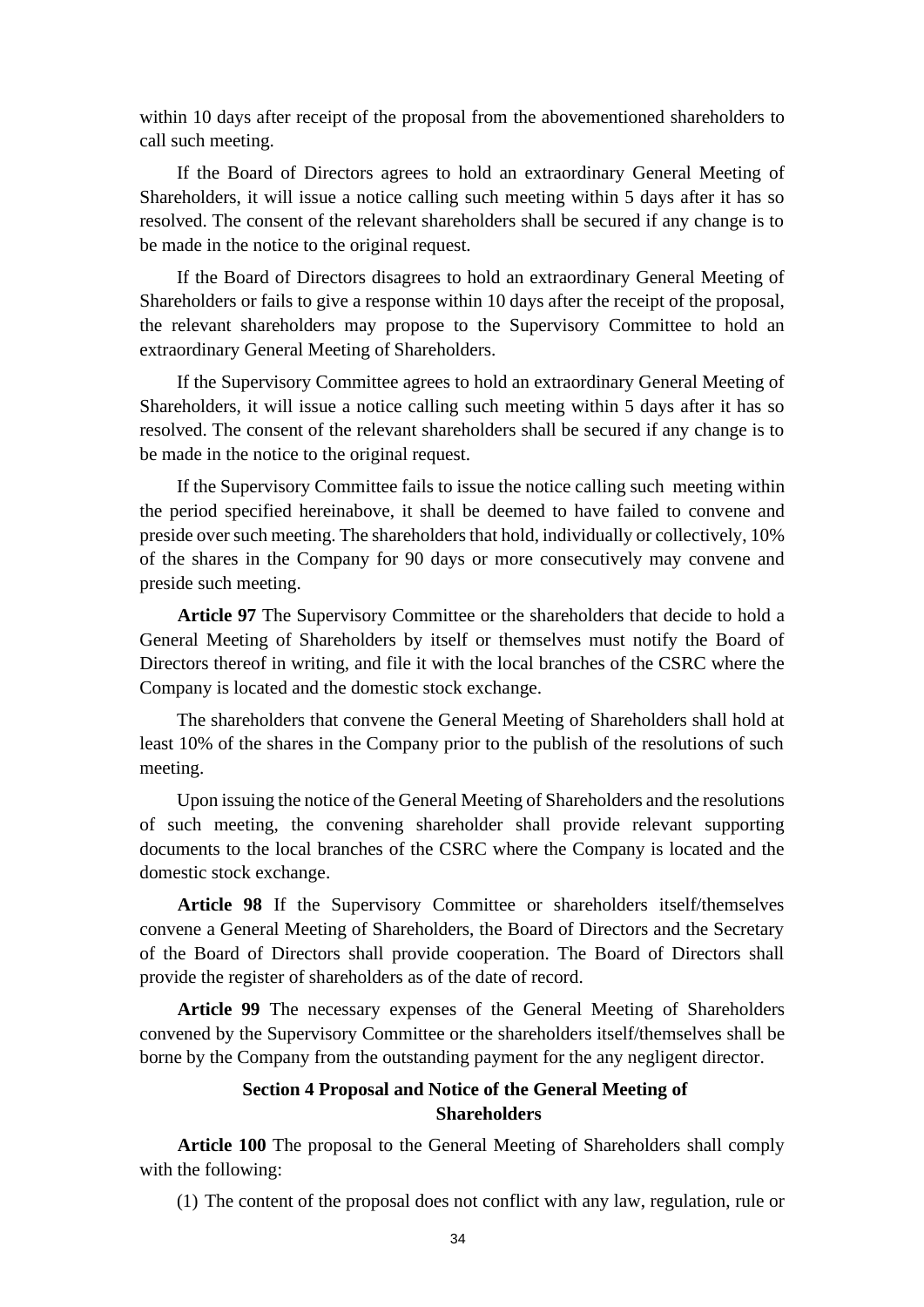within 10 days after receipt of the proposal from the abovementioned shareholders to call such meeting.

If the Board of Directors agrees to hold an extraordinary General Meeting of Shareholders, it will issue a notice calling such meeting within 5 days after it has so resolved. The consent of the relevant shareholders shall be secured if any change is to be made in the notice to the original request.

If the Board of Directors disagrees to hold an extraordinary General Meeting of Shareholders or fails to give a response within 10 days after the receipt of the proposal, the relevant shareholders may propose to the Supervisory Committee to hold an extraordinary General Meeting of Shareholders.

If the Supervisory Committee agrees to hold an extraordinary General Meeting of Shareholders, it will issue a notice calling such meeting within 5 days after it has so resolved. The consent of the relevant shareholders shall be secured if any change is to be made in the notice to the original request.

If the Supervisory Committee fails to issue the notice calling such meeting within the period specified hereinabove, it shall be deemed to have failed to convene and preside over such meeting. The shareholders that hold, individually or collectively, 10% of the shares in the Company for 90 days or more consecutively may convene and preside such meeting.

**Article 97** The Supervisory Committee or the shareholders that decide to hold a General Meeting of Shareholders by itself or themselves must notify the Board of Directors thereof in writing, and file it with the local branches of the CSRC where the Company is located and the domestic stock exchange.

The shareholders that convene the General Meeting of Shareholders shall hold at least 10% of the shares in the Company prior to the publish of the resolutions of such meeting.

Upon issuing the notice of the General Meeting of Shareholders and the resolutions of such meeting, the convening shareholder shall provide relevant supporting documents to the local branches of the CSRC where the Company is located and the domestic stock exchange.

**Article 98** If the Supervisory Committee or shareholders itself/themselves convene a General Meeting of Shareholders, the Board of Directors and the Secretary of the Board of Directors shall provide cooperation. The Board of Directors shall provide the register of shareholders as of the date of record.

**Article 99** The necessary expenses of the General Meeting of Shareholders convened by the Supervisory Committee or the shareholders itself/themselves shall be borne by the Company from the outstanding payment for the any negligent director.

### Section 4 Proposal and Notice of the General Meeting of Shareholders

**Article 100** The proposal to the General Meeting of Shareholders shall comply with the following:

(1) The content of the proposal does not conflict with any law, regulation, rule or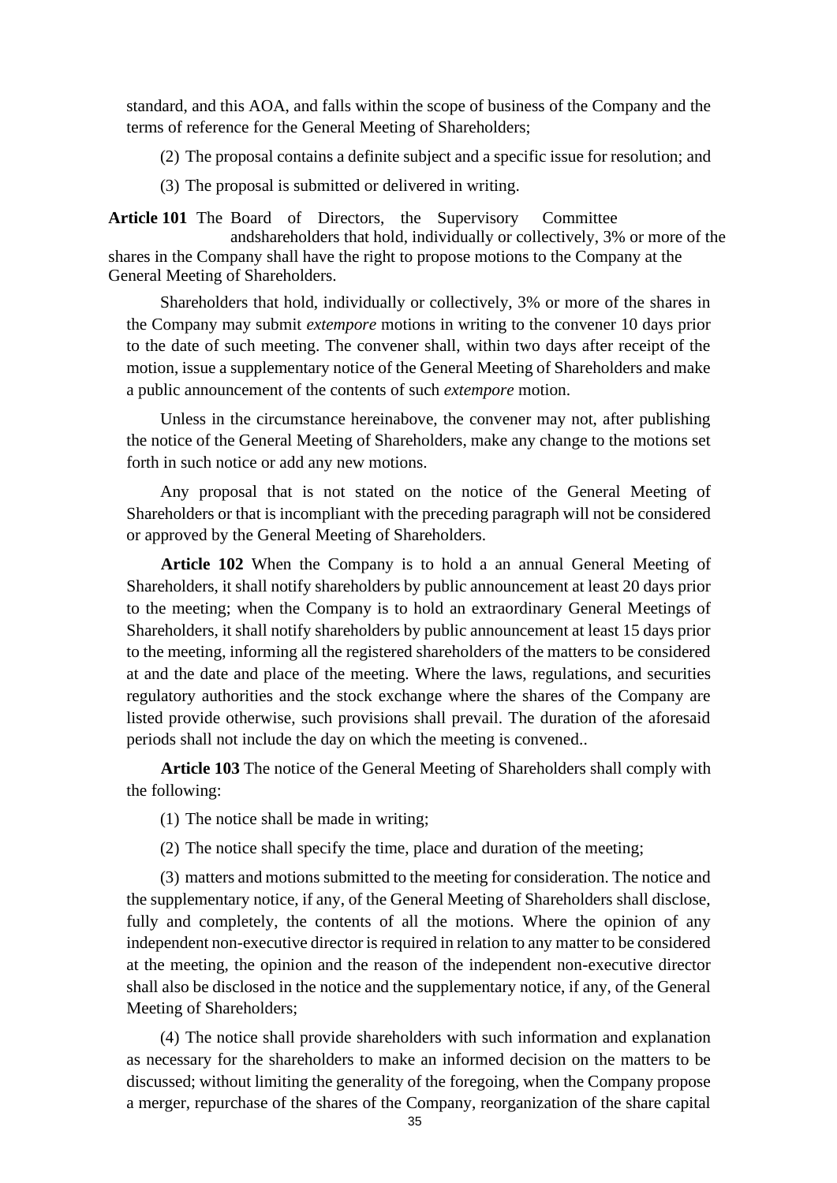standard, and this AOA, and falls within the scope of business of the Company and the terms of reference for the General Meeting of Shareholders;

(2) The proposal contains a definite subject and a specific issue for resolution; and

(3) The proposal is submitted or delivered in writing.

**Article 101** The Board of Directors, the Supervisory Committee andshareholders that hold, individually or collectively, 3% or more of the shares in the Company shall have the right to propose motions to the Company at the General Meeting of Shareholders.

Shareholders that hold, individually or collectively, 3% or more of the shares in the Company may submit *extempore* motions in writing to the convener 10 days prior to the date of such meeting. The convener shall, within two days after receipt of the motion, issue a supplementary notice of the General Meeting of Shareholders and make a public announcement of the contents of such *extempore* motion.

Unless in the circumstance hereinabove, the convener may not, after publishing the notice of the General Meeting of Shareholders, make any change to the motions set forth in such notice or add any new motions.

Any proposal that is not stated on the notice of the General Meeting of Shareholders or that is incompliant with the preceding paragraph will not be considered or approved by the General Meeting of Shareholders.

**Article 102** When the Company is to hold a an annual General Meeting of Shareholders, it shall notify shareholders by public announcement at least 20 days prior to the meeting; when the Company is to hold an extraordinary General Meetings of Shareholders, it shall notify shareholders by public announcement at least 15 days prior to the meeting, informing all the registered shareholders of the matters to be considered at and the date and place of the meeting. Where the laws, regulations, and securities regulatory authorities and the stock exchange where the shares of the Company are listed provide otherwise, such provisions shall prevail. The duration of the aforesaid periods shall not include the day on which the meeting is convened..

**Article 103** The notice of the General Meeting of Shareholders shall comply with the following:

(1) The notice shall be made in writing;

(2) The notice shall specify the time, place and duration of the meeting;

(3) matters and motions submitted to the meeting for consideration. The notice and the supplementary notice, if any, of the General Meeting of Shareholders shall disclose, fully and completely, the contents of all the motions. Where the opinion of any independent non-executive director is required in relation to any matter to be considered at the meeting, the opinion and the reason of the independent non-executive director shall also be disclosed in the notice and the supplementary notice, if any, of the General Meeting of Shareholders;

(4) The notice shall provide shareholders with such information and explanation as necessary for the shareholders to make an informed decision on the matters to be discussed; without limiting the generality of the foregoing, when the Company propose a merger, repurchase of the shares of the Company, reorganization of the share capital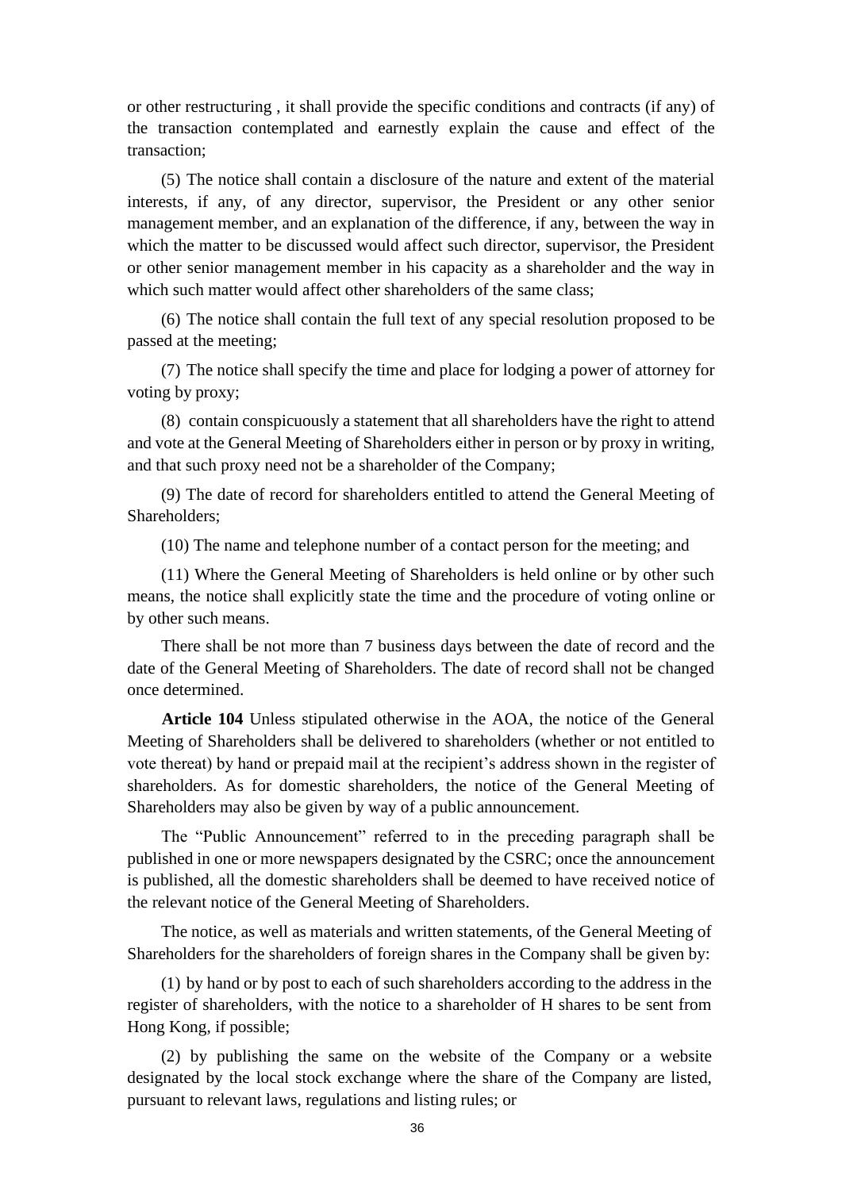or other restructuring , it shall provide the specific conditions and contracts (if any) of the transaction contemplated and earnestly explain the cause and effect of the transaction;

(5) The notice shall contain a disclosure of the nature and extent of the material interests, if any, of any director, supervisor, the President or any other senior management member, and an explanation of the difference, if any, between the way in which the matter to be discussed would affect such director, supervisor, the President or other senior management member in his capacity as a shareholder and the way in which such matter would affect other shareholders of the same class;

(6) The notice shall contain the full text of any special resolution proposed to be passed at the meeting;

(7) The notice shall specify the time and place for lodging a power of attorney for voting by proxy;

(8) contain conspicuously a statement that all shareholders have the right to attend and vote at the General Meeting of Shareholders either in person or by proxy in writing, and that such proxy need not be a shareholder of the Company;

(9) The date of record for shareholders entitled to attend the General Meeting of Shareholders;

(10) The name and telephone number of a contact person for the meeting; and

(11) Where the General Meeting of Shareholders is held online or by other such means, the notice shall explicitly state the time and the procedure of voting online or by other such means.

There shall be not more than 7 business days between the date of record and the date of the General Meeting of Shareholders. The date of record shall not be changed once determined.

**Article 104** Unless stipulated otherwise in the AOA, the notice of the General Meeting of Shareholders shall be delivered to shareholders (whether or not entitled to vote thereat) by hand or prepaid mail at the recipient's address shown in the register of shareholders. As for domestic shareholders, the notice of the General Meeting of Shareholders may also be given by way of a public announcement.

The "Public Announcement" referred to in the preceding paragraph shall be published in one or more newspapers designated by the CSRC; once the announcement is published, all the domestic shareholders shall be deemed to have received notice of the relevant notice of the General Meeting of Shareholders.

The notice, as well as materials and written statements, of the General Meeting of Shareholders for the shareholders of foreign shares in the Company shall be given by:

(1) by hand or by post to each of such shareholders according to the address in the register of shareholders, with the notice to a shareholder of H shares to be sent from Hong Kong, if possible;

(2) by publishing the same on the website of the Company or a website designated by the local stock exchange where the share of the Company are listed, pursuant to relevant laws, regulations and listing rules; or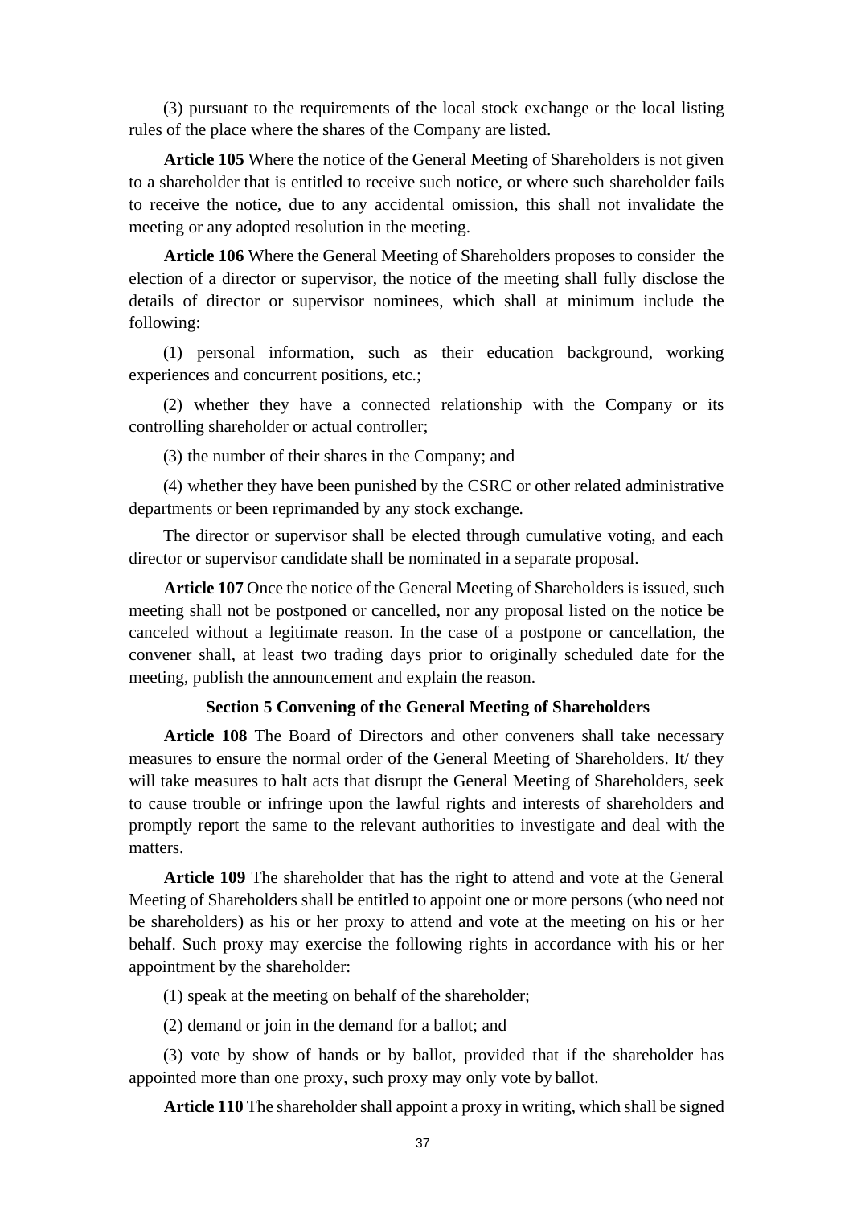(3) pursuant to the requirements of the local stock exchange or the local listing rules of the place where the shares of the Company are listed.

**Article 105** Where the notice of the General Meeting of Shareholders is not given to a shareholder that is entitled to receive such notice, or where such shareholder fails to receive the notice, due to any accidental omission, this shall not invalidate the meeting or any adopted resolution in the meeting.

**Article 106** Where the General Meeting of Shareholders proposes to consider the election of a director or supervisor, the notice of the meeting shall fully disclose the details of director or supervisor nominees, which shall at minimum include the following:

(1) personal information, such as their education background, working experiences and concurrent positions, etc.;

(2) whether they have a connected relationship with the Company or its controlling shareholder or actual controller;

(3) the number of their shares in the Company; and

(4) whether they have been punished by the CSRC or other related administrative departments or been reprimanded by any stock exchange.

The director or supervisor shall be elected through cumulative voting, and each director or supervisor candidate shall be nominated in a separate proposal.

**Article 107** Once the notice of the General Meeting of Shareholders is issued, such meeting shall not be postponed or cancelled, nor any proposal listed on the notice be canceled without a legitimate reason. In the case of a postpone or cancellation, the convener shall, at least two trading days prior to originally scheduled date for the meeting, publish the announcement and explain the reason.

### Section 5 Convening of the General Meeting of Shareholders

**Article 108** The Board of Directors and other conveners shall take necessary measures to ensure the normal order of the General Meeting of Shareholders. It/ they will take measures to halt acts that disrupt the General Meeting of Shareholders, seek to cause trouble or infringe upon the lawful rights and interests of shareholders and promptly report the same to the relevant authorities to investigate and deal with the matters.

**Article 109** The shareholder that has the right to attend and vote at the General Meeting of Shareholders shall be entitled to appoint one or more persons (who need not be shareholders) as his or her proxy to attend and vote at the meeting on his or her behalf. Such proxy may exercise the following rights in accordance with his or her appointment by the shareholder:

(1) speak at the meeting on behalf of the shareholder;

(2) demand or join in the demand for a ballot; and

(3) vote by show of hands or by ballot, provided that if the shareholder has appointed more than one proxy, such proxy may only vote by ballot.

**Article 110** The shareholder shall appoint a proxy in writing, which shall be signed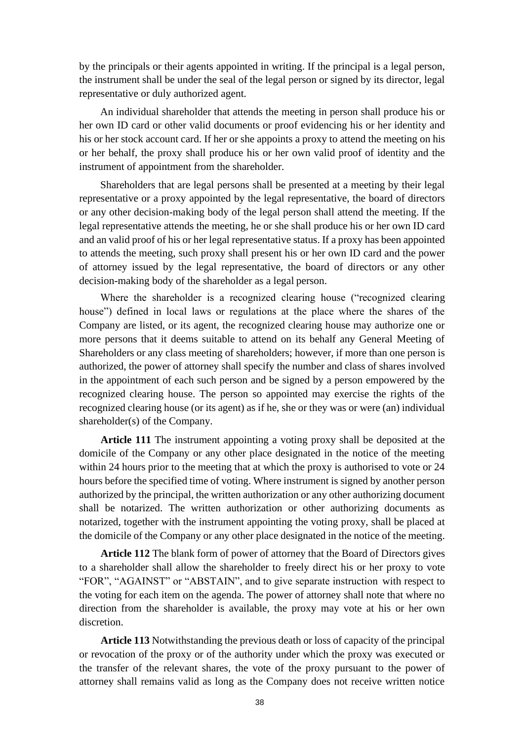by the principals or their agents appointed in writing. If the principal is a legal person, the instrument shall be under the seal of the legal person or signed by its director, legal representative or duly authorized agent.

An individual shareholder that attends the meeting in person shall produce his or her own ID card or other valid documents or proof evidencing his or her identity and his or her stock account card. If her or she appoints a proxy to attend the meeting on his or her behalf, the proxy shall produce his or her own valid proof of identity and the instrument of appointment from the shareholder.

Shareholders that are legal persons shall be presented at a meeting by their legal representative or a proxy appointed by the legal representative, the board of directors or any other decision-making body of the legal person shall attend the meeting. If the legal representative attends the meeting, he or she shall produce his or her own ID card and an valid proof of his or her legal representative status. If a proxy has been appointed to attends the meeting, such proxy shall present his or her own ID card and the power of attorney issued by the legal representative, the board of directors or any other decision-making body of the shareholder as a legal person.

Where the shareholder is a recognized clearing house ("recognized clearing house") defined in local laws or regulations at the place where the shares of the Company are listed, or its agent, the recognized clearing house may authorize one or more persons that it deems suitable to attend on its behalf any General Meeting of Shareholders or any class meeting of shareholders; however, if more than one person is authorized, the power of attorney shall specify the number and class of shares involved in the appointment of each such person and be signed by a person empowered by the recognized clearing house. The person so appointed may exercise the rights of the recognized clearing house (or its agent) as if he, she or they was or were (an) individual shareholder(s) of the Company.

**Article 111** The instrument appointing a voting proxy shall be deposited at the domicile of the Company or any other place designated in the notice of the meeting within 24 hours prior to the meeting that at which the proxy is authorised to vote or 24 hours before the specified time of voting. Where instrument is signed by another person authorized by the principal, the written authorization or any other authorizing document shall be notarized. The written authorization or other authorizing documents as notarized, together with the instrument appointing the voting proxy, shall be placed at the domicile of the Company or any other place designated in the notice of the meeting.

**Article 112** The blank form of power of attorney that the Board of Directors gives to a shareholder shall allow the shareholder to freely direct his or her proxy to vote "FOR", "AGAINST" or "ABSTAIN", and to give separate instruction with respect to the voting for each item on the agenda. The power of attorney shall note that where no direction from the shareholder is available, the proxy may vote at his or her own discretion.

**Article 113** Notwithstanding the previous death or loss of capacity of the principal or revocation of the proxy or of the authority under which the proxy was executed or the transfer of the relevant shares, the vote of the proxy pursuant to the power of attorney shall remains valid as long as the Company does not receive written notice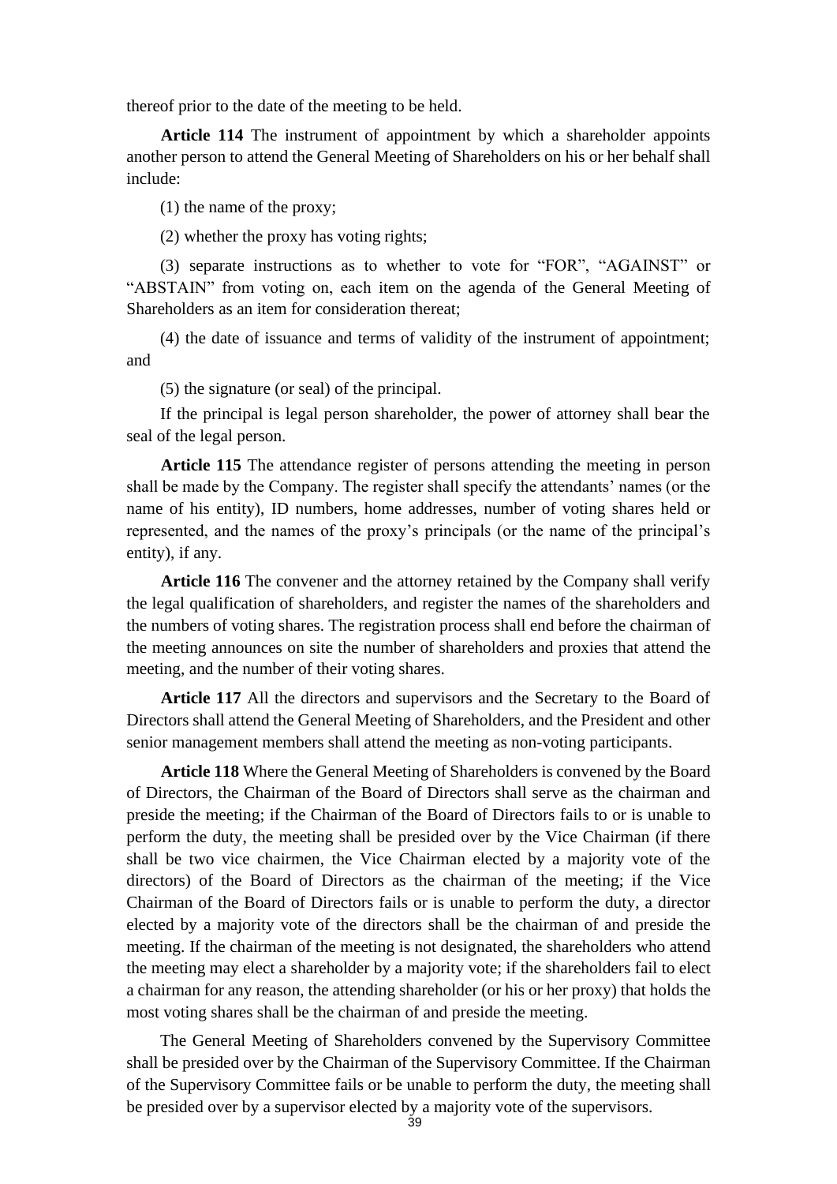thereof prior to the date of the meeting to be held.

**Article 114** The instrument of appointment by which a shareholder appoints another person to attend the General Meeting of Shareholders on his or her behalf shall include:

(1) the name of the proxy;

(2) whether the proxy has voting rights;

(3) separate instructions as to whether to vote for "FOR", "AGAINST" or "ABSTAIN" from voting on, each item on the agenda of the General Meeting of Shareholders as an item for consideration thereat;

(4) the date of issuance and terms of validity of the instrument of appointment; and

(5) the signature (or seal) of the principal.

If the principal is legal person shareholder, the power of attorney shall bear the seal of the legal person.

**Article 115** The attendance register of persons attending the meeting in person shall be made by the Company. The register shall specify the attendants' names (or the name of his entity), ID numbers, home addresses, number of voting shares held or represented, and the names of the proxy's principals (or the name of the principal's entity), if any.

**Article 116** The convener and the attorney retained by the Company shall verify the legal qualification of shareholders, and register the names of the shareholders and the numbers of voting shares. The registration process shall end before the chairman of the meeting announces on site the number of shareholders and proxies that attend the meeting, and the number of their voting shares.

**Article 117** All the directors and supervisors and the Secretary to the Board of Directors shall attend the General Meeting of Shareholders, and the President and other senior management members shall attend the meeting as non-voting participants.

**Article 118** Where the General Meeting of Shareholders is convened by the Board of Directors, the Chairman of the Board of Directors shall serve as the chairman and preside the meeting; if the Chairman of the Board of Directors fails to or is unable to perform the duty, the meeting shall be presided over by the Vice Chairman (if there shall be two vice chairmen, the Vice Chairman elected by a majority vote of the directors) of the Board of Directors as the chairman of the meeting; if the Vice Chairman of the Board of Directors fails or is unable to perform the duty, a director elected by a majority vote of the directors shall be the chairman of and preside the meeting. If the chairman of the meeting is not designated, the shareholders who attend the meeting may elect a shareholder by a majority vote; if the shareholders fail to elect a chairman for any reason, the attending shareholder (or his or her proxy) that holds the most voting shares shall be the chairman of and preside the meeting.

The General Meeting of Shareholders convened by the Supervisory Committee shall be presided over by the Chairman of the Supervisory Committee. If the Chairman of the Supervisory Committee fails or be unable to perform the duty, the meeting shall be presided over by a supervisor elected by a majority vote of the supervisors.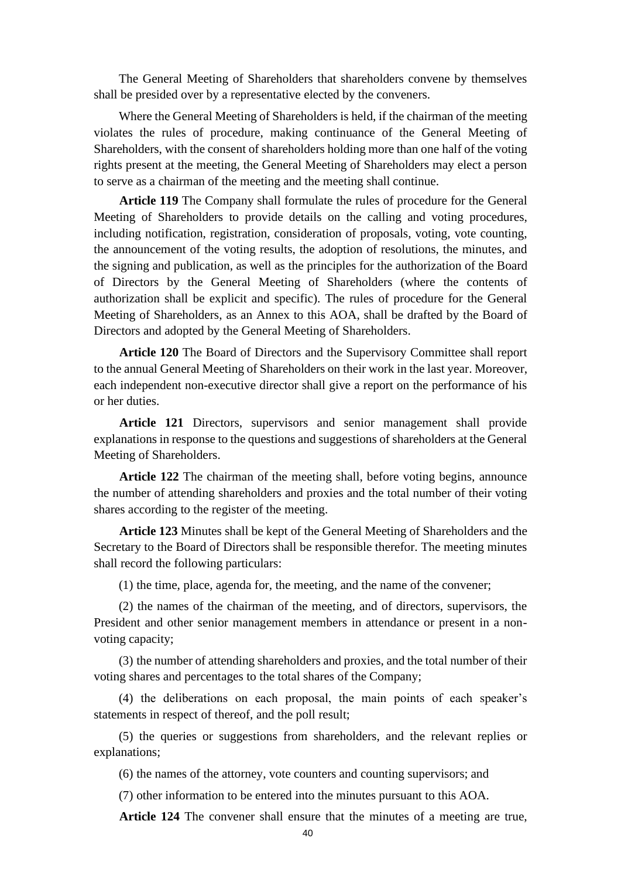The General Meeting of Shareholders that shareholders convene by themselves shall be presided over by a representative elected by the conveners.

Where the General Meeting of Shareholders is held, if the chairman of the meeting violates the rules of procedure, making continuance of the General Meeting of Shareholders, with the consent of shareholders holding more than one half of the voting rights present at the meeting, the General Meeting of Shareholders may elect a person to serve as a chairman of the meeting and the meeting shall continue.

**Article 119** The Company shall formulate the rules of procedure for the General Meeting of Shareholders to provide details on the calling and voting procedures, including notification, registration, consideration of proposals, voting, vote counting, the announcement of the voting results, the adoption of resolutions, the minutes, and the signing and publication, as well as the principles for the authorization of the Board of Directors by the General Meeting of Shareholders (where the contents of authorization shall be explicit and specific). The rules of procedure for the General Meeting of Shareholders, as an Annex to this AOA, shall be drafted by the Board of Directors and adopted by the General Meeting of Shareholders.

**Article 120** The Board of Directors and the Supervisory Committee shall report to the annual General Meeting of Shareholders on their work in the last year. Moreover, each independent non-executive director shall give a report on the performance of his or her duties.

**Article 121** Directors, supervisors and senior management shall provide explanations in response to the questions and suggestions of shareholders at the General Meeting of Shareholders.

**Article 122** The chairman of the meeting shall, before voting begins, announce the number of attending shareholders and proxies and the total number of their voting shares according to the register of the meeting.

**Article 123** Minutes shall be kept of the General Meeting of Shareholders and the Secretary to the Board of Directors shall be responsible therefor. The meeting minutes shall record the following particulars:

(1) the time, place, agenda for, the meeting, and the name of the convener;

(2) the names of the chairman of the meeting, and of directors, supervisors, the President and other senior management members in attendance or present in a non-voting capacity;

(3) the number of attending shareholders and proxies, and the total number of their voting shares and percentages to the total shares of the Company;

(4) the deliberations on each proposal, the main points of each speaker's statements in respect of thereof, and the poll result;

(5) the queries or suggestions from shareholders, and the relevant replies or explanations;

(6) the names of the attorney, vote counters and counting supervisors; and

(7) other information to be entered into the minutes pursuant to this AOA.

**Article 124** The convener shall ensure that the minutes of a meeting are true,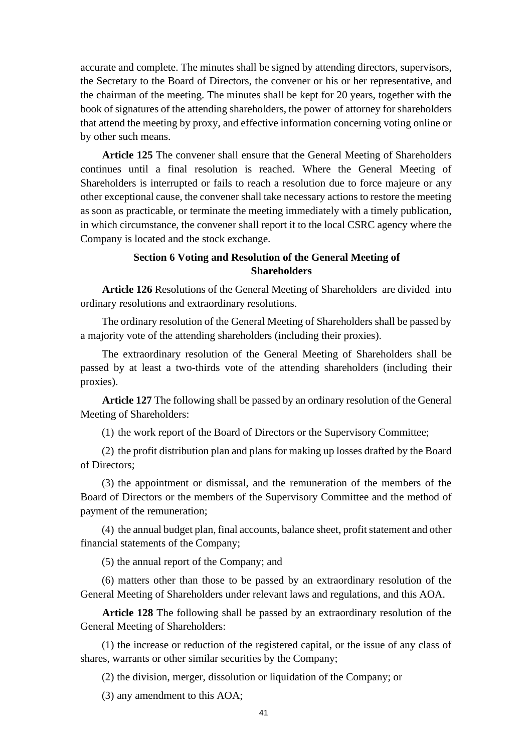accurate and complete. The minutes shall be signed by attending directors, supervisors, the Secretary to the Board of Directors, the convener or his or her representative, and the chairman of the meeting. The minutes shall be kept for 20 years, together with the book of signatures of the attending shareholders, the power of attorney for shareholders that attend the meeting by proxy, and effective information concerning voting online or by other such means.

**Article 125** The convener shall ensure that the General Meeting of Shareholders continues until a final resolution is reached. Where the General Meeting of Shareholders is interrupted or fails to reach a resolution due to force majeure or any other exceptional cause, the convener shall take necessary actions to restore the meeting as soon as practicable, or terminate the meeting immediately with a timely publication, in which circumstance, the convener shall report it to the local CSRC agency where the Company is located and the stock exchange.

### Section 6 Voting and Resolution of the General Meeting of Shareholders

**Article 126** Resolutions of the General Meeting of Shareholders are divided into ordinary resolutions and extraordinary resolutions.

The ordinary resolution of the General Meeting of Shareholders shall be passed by a majority vote of the attending shareholders (including their proxies).

The extraordinary resolution of the General Meeting of Shareholders shall be passed by at least a two-thirds vote of the attending shareholders (including their proxies).

**Article 127** The following shall be passed by an ordinary resolution of the General Meeting of Shareholders:

(1) the work report of the Board of Directors or the Supervisory Committee;

(2) the profit distribution plan and plans for making up losses drafted by the Board of Directors;

(3) the appointment or dismissal, and the remuneration of the members of the Board of Directors or the members of the Supervisory Committee and the method of payment of the remuneration;

(4) the annual budget plan, final accounts, balance sheet, profit statement and other financial statements of the Company;

(5) the annual report of the Company; and

(6) matters other than those to be passed by an extraordinary resolution of the General Meeting of Shareholders under relevant laws and regulations, and this AOA.

**Article 128** The following shall be passed by an extraordinary resolution of the General Meeting of Shareholders:

(1) the increase or reduction of the registered capital, or the issue of any class of shares, warrants or other similar securities by the Company;

(2) the division, merger, dissolution or liquidation of the Company; or

(3) any amendment to this AOA;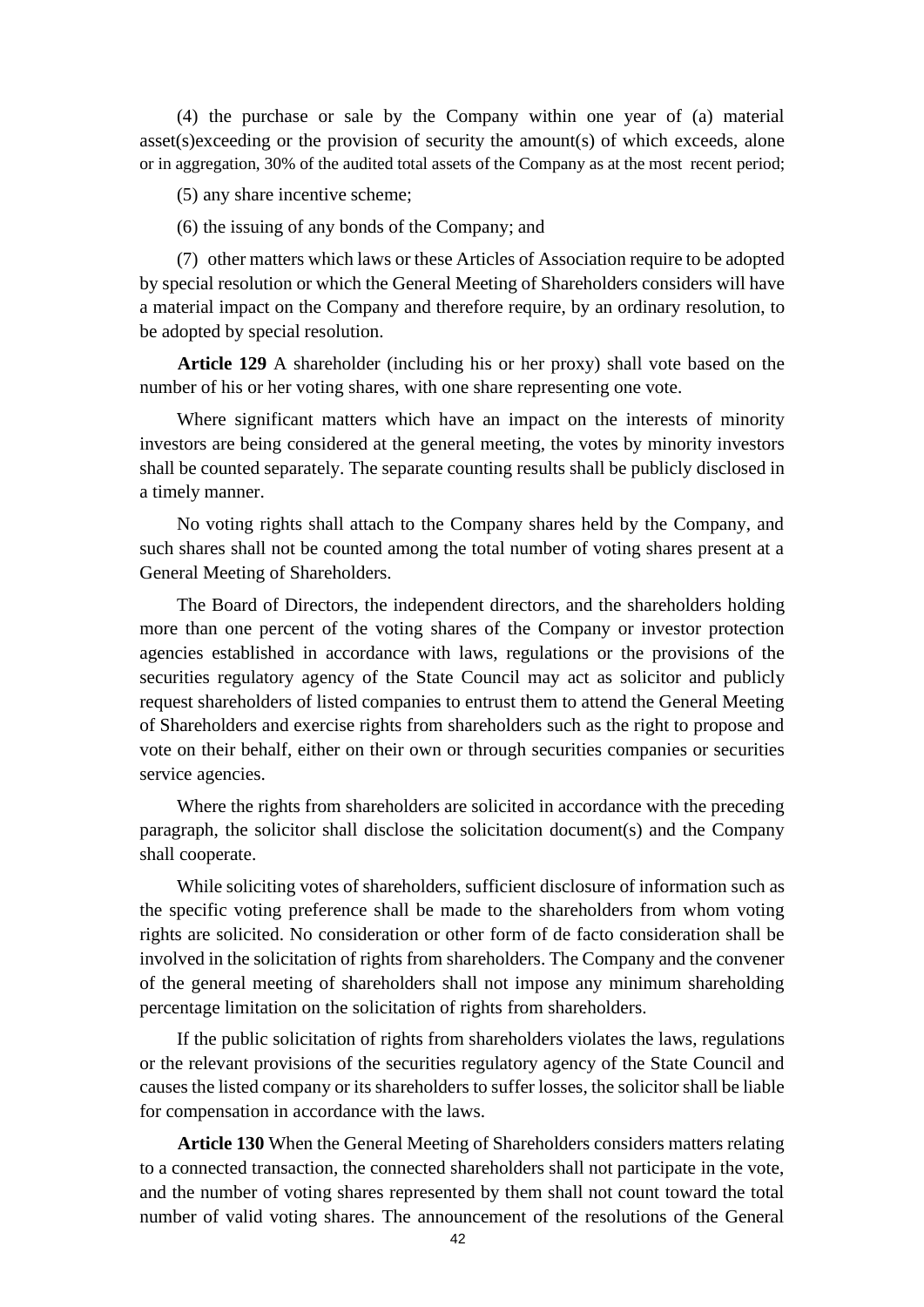(4) the purchase or sale by the Company within one year of (a) material asset(s)exceeding or the provision of security the amount(s) of which exceeds, alone or in aggregation, 30% of the audited total assets of the Company as at the most recent period;

(5) any share incentive scheme;

(6) the issuing of any bonds of the Company; and

(7) other matters which laws or these Articles of Association require to be adopted by special resolution or which the General Meeting of Shareholders considers will have a material impact on the Company and therefore require, by an ordinary resolution, to be adopted by special resolution.

**Article 129** A shareholder (including his or her proxy) shall vote based on the number of his or her voting shares, with one share representing one vote.

Where significant matters which have an impact on the interests of minority investors are being considered at the general meeting, the votes by minority investors shall be counted separately. The separate counting results shall be publicly disclosed in a timely manner.

No voting rights shall attach to the Company shares held by the Company, and such shares shall not be counted among the total number of voting shares present at a General Meeting of Shareholders.

The Board of Directors, the independent directors, and the shareholders holding more than one percent of the voting shares of the Company or investor protection agencies established in accordance with laws, regulations or the provisions of the securities regulatory agency of the State Council may act as solicitor and publicly request shareholders of listed companies to entrust them to attend the General Meeting of Shareholders and exercise rights from shareholders such as the right to propose and vote on their behalf, either on their own or through securities companies or securities service agencies.

Where the rights from shareholders are solicited in accordance with the preceding paragraph, the solicitor shall disclose the solicitation document(s) and the Company shall cooperate.

While soliciting votes of shareholders, sufficient disclosure of information such as the specific voting preference shall be made to the shareholders from whom voting rights are solicited. No consideration or other form of de facto consideration shall be involved in the solicitation of rights from shareholders. The Company and the convener of the general meeting of shareholders shall not impose any minimum shareholding percentage limitation on the solicitation of rights from shareholders.

If the public solicitation of rights from shareholders violates the laws, regulations or the relevant provisions of the securities regulatory agency of the State Council and causes the listed company or its shareholders to suffer losses, the solicitor shall be liable for compensation in accordance with the laws.

**Article 130** When the General Meeting of Shareholders considers matters relating to a connected transaction, the connected shareholders shall not participate in the vote, and the number of voting shares represented by them shall not count toward the total number of valid voting shares. The announcement of the resolutions of the General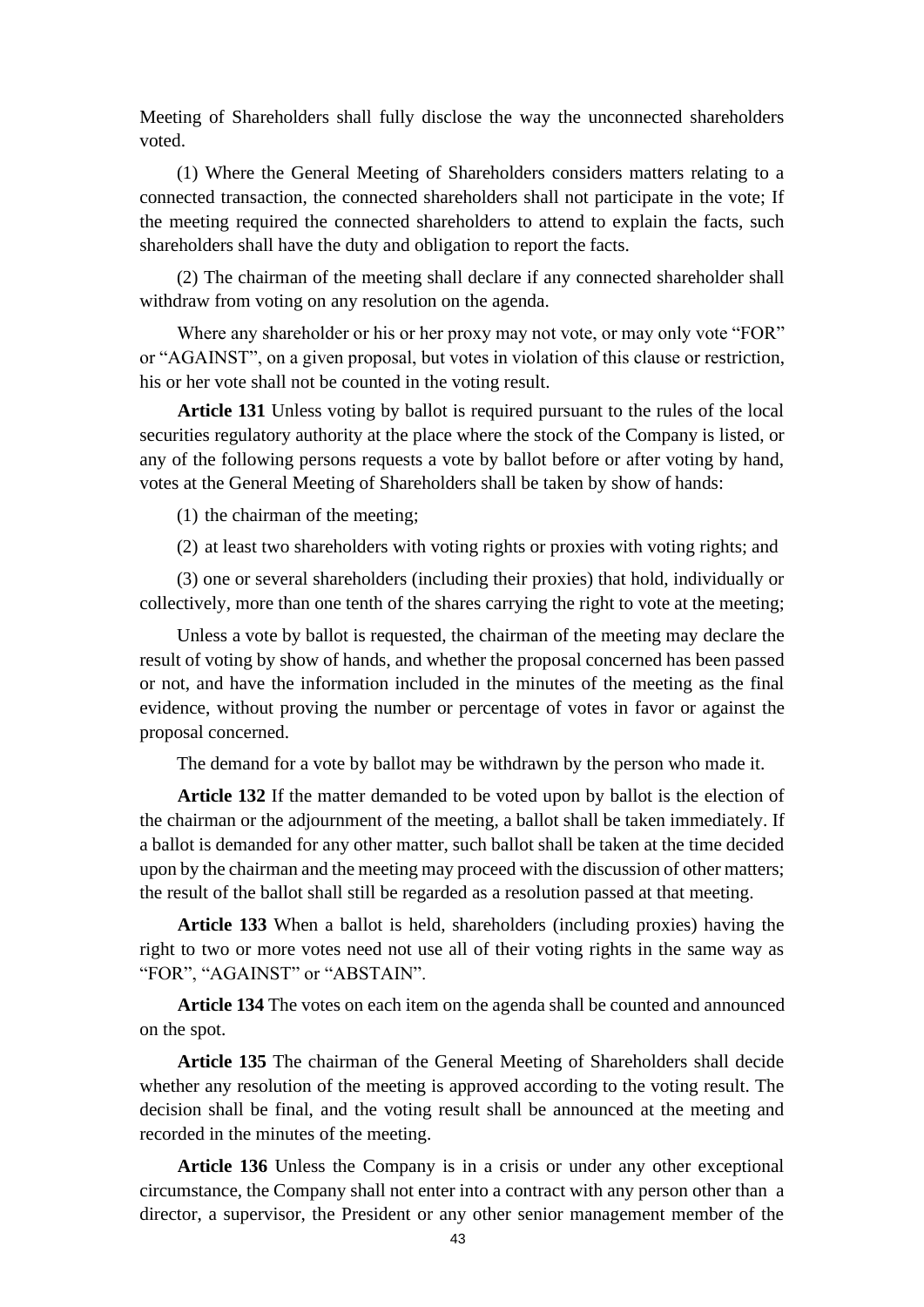Meeting of Shareholders shall fully disclose the way the unconnected shareholders voted.

(1) Where the General Meeting of Shareholders considers matters relating to a connected transaction, the connected shareholders shall not participate in the vote; If the meeting required the connected shareholders to attend to explain the facts, such shareholders shall have the duty and obligation to report the facts.

(2) The chairman of the meeting shall declare if any connected shareholder shall withdraw from voting on any resolution on the agenda.

Where any shareholder or his or her proxy may not vote, or may only vote "FOR" or "AGAINST", on a given proposal, but votes in violation of this clause or restriction, his or her vote shall not be counted in the voting result.

**Article 131** Unless voting by ballot is required pursuant to the rules of the local securities regulatory authority at the place where the stock of the Company is listed, or any of the following persons requests a vote by ballot before or after voting by hand, votes at the General Meeting of Shareholders shall be taken by show of hands:

(1) the chairman of the meeting;

(2) at least two shareholders with voting rights or proxies with voting rights; and

(3) one or several shareholders (including their proxies) that hold, individually or collectively, more than one tenth of the shares carrying the right to vote at the meeting;

Unless a vote by ballot is requested, the chairman of the meeting may declare the result of voting by show of hands, and whether the proposal concerned has been passed or not, and have the information included in the minutes of the meeting as the final evidence, without proving the number or percentage of votes in favor or against the proposal concerned.

The demand for a vote by ballot may be withdrawn by the person who made it.

**Article 132** If the matter demanded to be voted upon by ballot is the election of the chairman or the adjournment of the meeting, a ballot shall be taken immediately. If a ballot is demanded for any other matter, such ballot shall be taken at the time decided upon by the chairman and the meeting may proceed with the discussion of other matters; the result of the ballot shall still be regarded as a resolution passed at that meeting.

**Article 133** When a ballot is held, shareholders (including proxies) having the right to two or more votes need not use all of their voting rights in the same way as "FOR", "AGAINST" or "ABSTAIN".

**Article 134** The votes on each item on the agenda shall be counted and announced on the spot.

**Article 135** The chairman of the General Meeting of Shareholders shall decide whether any resolution of the meeting is approved according to the voting result. The decision shall be final, and the voting result shall be announced at the meeting and recorded in the minutes of the meeting.

**Article 136** Unless the Company is in a crisis or under any other exceptional circumstance, the Company shall not enter into a contract with any person other than a director, a supervisor, the President or any other senior management member of the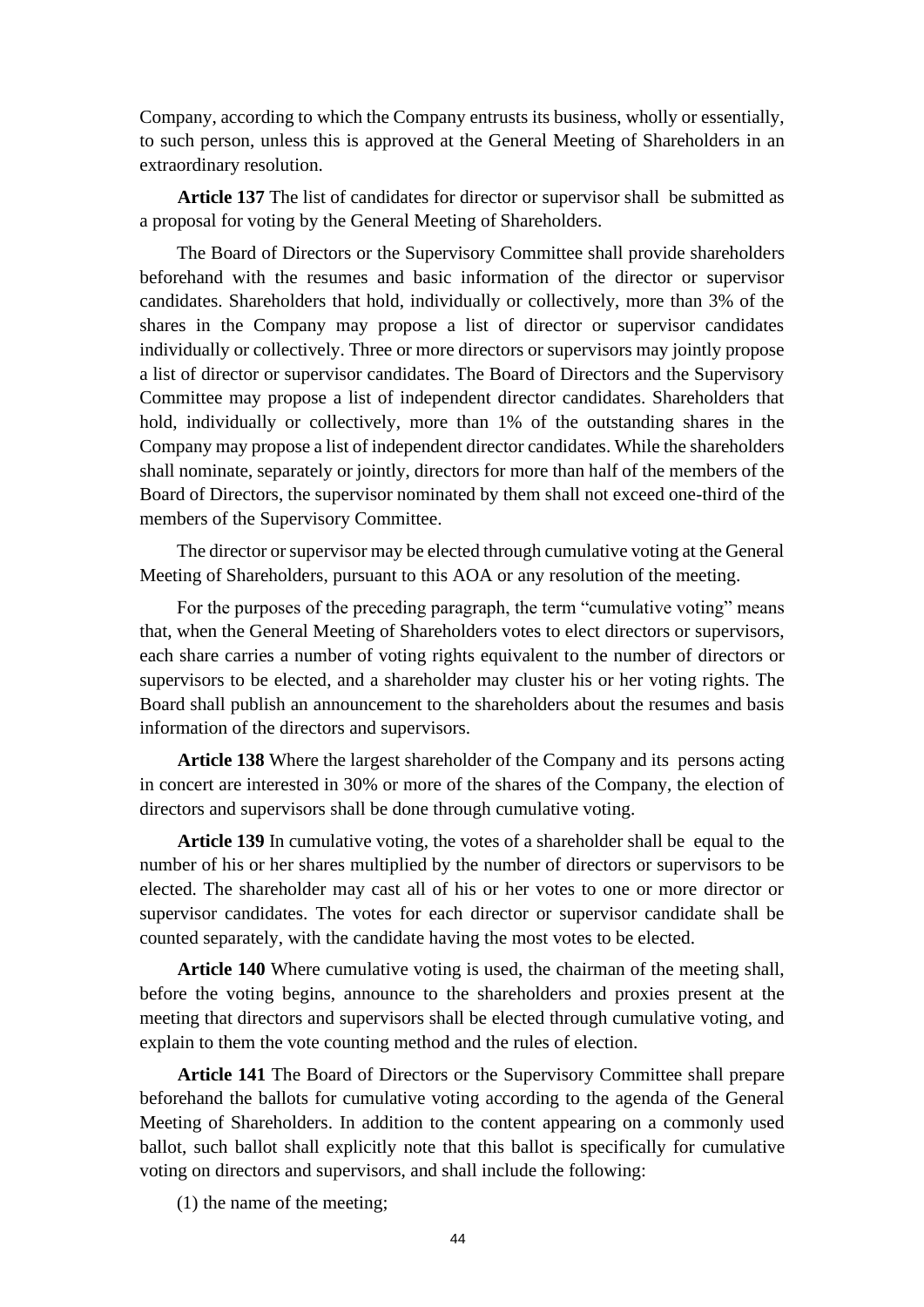Company, according to which the Company entrusts its business, wholly or essentially, to such person, unless this is approved at the General Meeting of Shareholders in an extraordinary resolution.

**Article 137** The list of candidates for director or supervisor shall be submitted as a proposal for voting by the General Meeting of Shareholders.

The Board of Directors or the Supervisory Committee shall provide shareholders beforehand with the resumes and basic information of the director or supervisor candidates. Shareholders that hold, individually or collectively, more than 3% of the shares in the Company may propose a list of director or supervisor candidates individually or collectively. Three or more directors or supervisors may jointly propose a list of director or supervisor candidates. The Board of Directors and the Supervisory Committee may propose a list of independent director candidates. Shareholders that hold, individually or collectively, more than 1% of the outstanding shares in the Company may propose a list of independent director candidates. While the shareholders shall nominate, separately or jointly, directors for more than half of the members of the Board of Directors, the supervisor nominated by them shall not exceed one-third of the members of the Supervisory Committee.

The director or supervisor may be elected through cumulative voting at the General Meeting of Shareholders, pursuant to this AOA or any resolution of the meeting.

For the purposes of the preceding paragraph, the term "cumulative voting" means that, when the General Meeting of Shareholders votes to elect directors or supervisors, each share carries a number of voting rights equivalent to the number of directors or supervisors to be elected, and a shareholder may cluster his or her voting rights. The Board shall publish an announcement to the shareholders about the resumes and basis information of the directors and supervisors.

**Article 138** Where the largest shareholder of the Company and its persons acting in concert are interested in 30% or more of the shares of the Company, the election of directors and supervisors shall be done through cumulative voting.

**Article 139** In cumulative voting, the votes of a shareholder shall be equal to the number of his or her shares multiplied by the number of directors or supervisors to be elected. The shareholder may cast all of his or her votes to one or more director or supervisor candidates. The votes for each director or supervisor candidate shall be counted separately, with the candidate having the most votes to be elected.

**Article 140** Where cumulative voting is used, the chairman of the meeting shall, before the voting begins, announce to the shareholders and proxies present at the meeting that directors and supervisors shall be elected through cumulative voting, and explain to them the vote counting method and the rules of election.

**Article 141** The Board of Directors or the Supervisory Committee shall prepare beforehand the ballots for cumulative voting according to the agenda of the General Meeting of Shareholders. In addition to the content appearing on a commonly used ballot, such ballot shall explicitly note that this ballot is specifically for cumulative voting on directors and supervisors, and shall include the following:

(1) the name of the meeting;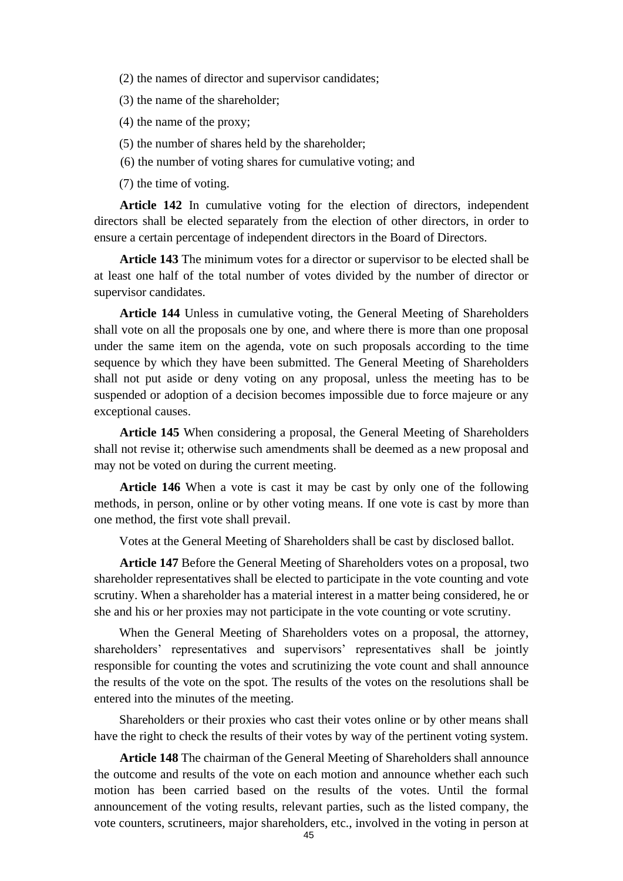(2) the names of director and supervisor candidates;

(3) the name of the shareholder;

(4) the name of the proxy;

(5) the number of shares held by the shareholder;

(6) the number of voting shares for cumulative voting; and

(7) the time of voting.

**Article 142** In cumulative voting for the election of directors, independent directors shall be elected separately from the election of other directors, in order to ensure a certain percentage of independent directors in the Board of Directors.

**Article 143** The minimum votes for a director or supervisor to be elected shall be at least one half of the total number of votes divided by the number of director or supervisor candidates.

**Article 144** Unless in cumulative voting, the General Meeting of Shareholders shall vote on all the proposals one by one, and where there is more than one proposal under the same item on the agenda, vote on such proposals according to the time sequence by which they have been submitted. The General Meeting of Shareholders shall not put aside or deny voting on any proposal, unless the meeting has to be suspended or adoption of a decision becomes impossible due to force majeure or any exceptional causes.

**Article 145** When considering a proposal, the General Meeting of Shareholders shall not revise it; otherwise such amendments shall be deemed as a new proposal and may not be voted on during the current meeting.

**Article 146** When a vote is cast it may be cast by only one of the following methods, in person, online or by other voting means. If one vote is cast by more than one method, the first vote shall prevail.

Votes at the General Meeting of Shareholders shall be cast by disclosed ballot.

**Article 147** Before the General Meeting of Shareholders votes on a proposal, two shareholder representatives shall be elected to participate in the vote counting and vote scrutiny. When a shareholder has a material interest in a matter being considered, he or she and his or her proxies may not participate in the vote counting or vote scrutiny.

When the General Meeting of Shareholders votes on a proposal, the attorney, shareholders' representatives and supervisors' representatives shall be jointly responsible for counting the votes and scrutinizing the vote count and shall announce the results of the vote on the spot. The results of the votes on the resolutions shall be entered into the minutes of the meeting.

Shareholders or their proxies who cast their votes online or by other means shall have the right to check the results of their votes by way of the pertinent voting system.

**Article 148** The chairman of the General Meeting of Shareholders shall announce the outcome and results of the vote on each motion and announce whether each such motion has been carried based on the results of the votes. Until the formal announcement of the voting results, relevant parties, such as the listed company, the vote counters, scrutineers, major shareholders, etc., involved in the voting in person at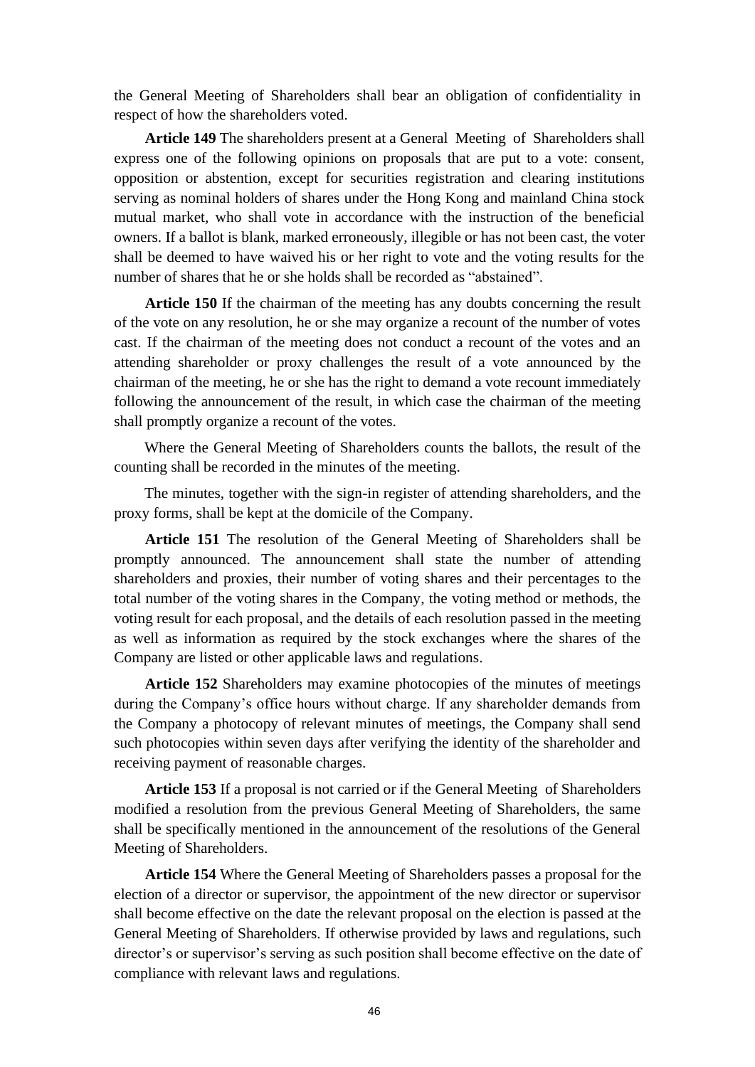the General Meeting of Shareholders shall bear an obligation of confidentiality in respect of how the shareholders voted.

**Article 149** The shareholders present at a General Meeting of Shareholders shall express one of the following opinions on proposals that are put to a vote: consent, opposition or abstention, except for securities registration and clearing institutions serving as nominal holders of shares under the Hong Kong and mainland China stock mutual market, who shall vote in accordance with the instruction of the beneficial owners. If a ballot is blank, marked erroneously, illegible or has not been cast, the voter shall be deemed to have waived his or her right to vote and the voting results for the number of shares that he or she holds shall be recorded as "abstained".

**Article 150** If the chairman of the meeting has any doubts concerning the result of the vote on any resolution, he or she may organize a recount of the number of votes cast. If the chairman of the meeting does not conduct a recount of the votes and an attending shareholder or proxy challenges the result of a vote announced by the chairman of the meeting, he or she has the right to demand a vote recount immediately following the announcement of the result, in which case the chairman of the meeting shall promptly organize a recount of the votes.

Where the General Meeting of Shareholders counts the ballots, the result of the counting shall be recorded in the minutes of the meeting.

The minutes, together with the sign-in register of attending shareholders, and the proxy forms, shall be kept at the domicile of the Company.

**Article 151** The resolution of the General Meeting of Shareholders shall be promptly announced. The announcement shall state the number of attending shareholders and proxies, their number of voting shares and their percentages to the total number of the voting shares in the Company, the voting method or methods, the voting result for each proposal, and the details of each resolution passed in the meeting as well as information as required by the stock exchanges where the shares of the Company are listed or other applicable laws and regulations.

**Article 152** Shareholders may examine photocopies of the minutes of meetings during the Company's office hours without charge. If any shareholder demands from the Company a photocopy of relevant minutes of meetings, the Company shall send such photocopies within seven days after verifying the identity of the shareholder and receiving payment of reasonable charges.

**Article 153** If a proposal is not carried or if the General Meeting of Shareholders modified a resolution from the previous General Meeting of Shareholders, the same shall be specifically mentioned in the announcement of the resolutions of the General Meeting of Shareholders.

**Article 154** Where the General Meeting of Shareholders passes a proposal for the election of a director or supervisor, the appointment of the new director or supervisor shall become effective on the date the relevant proposal on the election is passed at the General Meeting of Shareholders. If otherwise provided by laws and regulations, such director's or supervisor's serving as such position shall become effective on the date of compliance with relevant laws and regulations.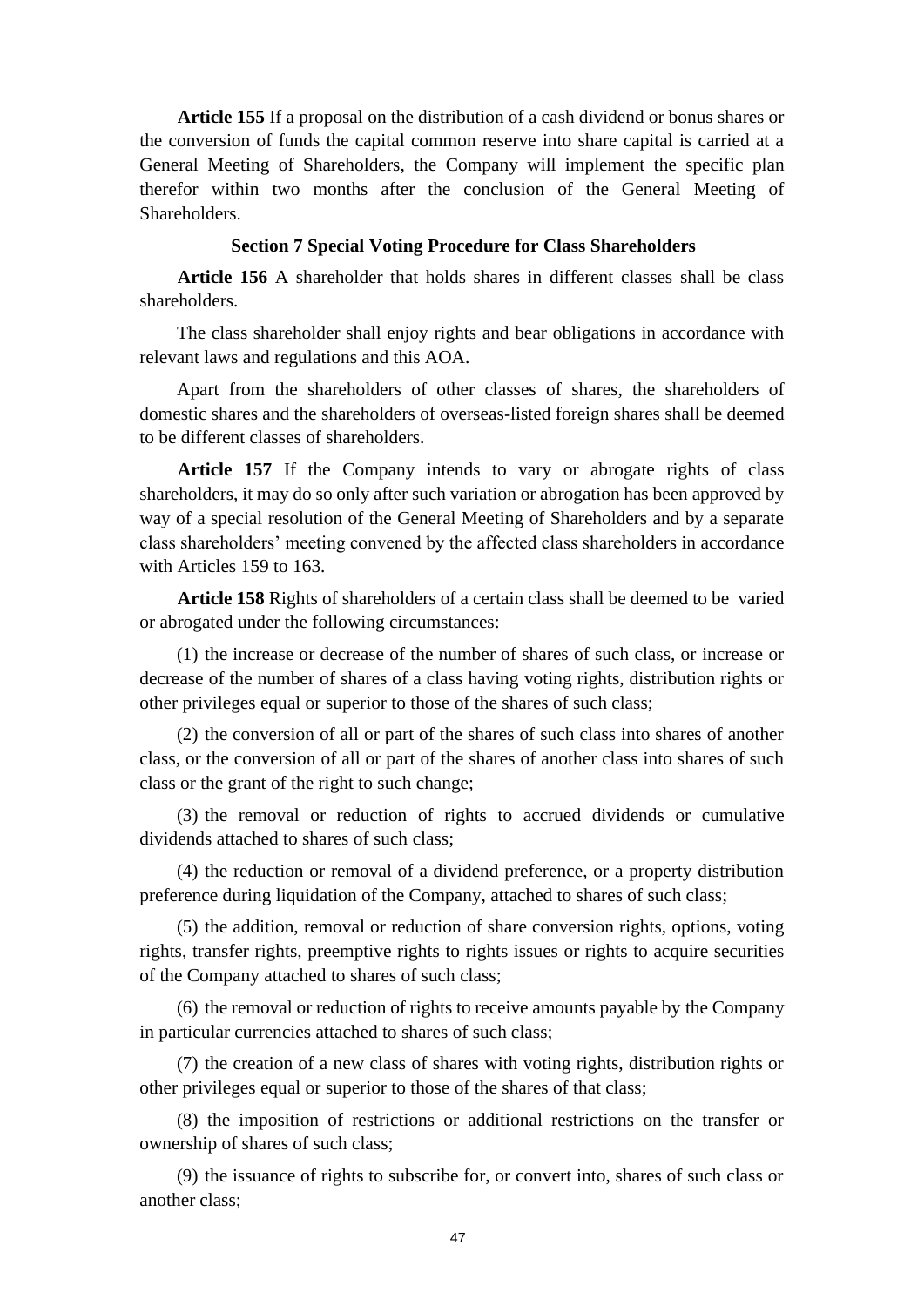**Article 155** If a proposal on the distribution of a cash dividend or bonus shares or the conversion of funds the capital common reserve into share capital is carried at a General Meeting of Shareholders, the Company will implement the specific plan therefor within two months after the conclusion of the General Meeting of Shareholders.

### Section 7 Special Voting Procedure for Class Shareholders

**Article 156** A shareholder that holds shares in different classes shall be class shareholders.

The class shareholder shall enjoy rights and bear obligations in accordance with relevant laws and regulations and this AOA.

Apart from the shareholders of other classes of shares, the shareholders of domestic shares and the shareholders of overseas-listed foreign shares shall be deemed to be different classes of shareholders.

**Article 157** If the Company intends to vary or abrogate rights of class shareholders, it may do so only after such variation or abrogation has been approved by way of a special resolution of the General Meeting of Shareholders and by a separate class shareholders' meeting convened by the affected class shareholders in accordance with Articles 159 to 163.

**Article 158** Rights of shareholders of a certain class shall be deemed to be varied or abrogated under the following circumstances:

(1) the increase or decrease of the number of shares of such class, or increase or decrease of the number of shares of a class having voting rights, distribution rights or other privileges equal or superior to those of the shares of such class;

(2) the conversion of all or part of the shares of such class into shares of another class, or the conversion of all or part of the shares of another class into shares of such class or the grant of the right to such change;

(3) the removal or reduction of rights to accrued dividends or cumulative dividends attached to shares of such class;

(4) the reduction or removal of a dividend preference, or a property distribution preference during liquidation of the Company, attached to shares of such class;

(5) the addition, removal or reduction of share conversion rights, options, voting rights, transfer rights, preemptive rights to rights issues or rights to acquire securities of the Company attached to shares of such class;

(6) the removal or reduction of rights to receive amounts payable by the Company in particular currencies attached to shares of such class;

(7) the creation of a new class of shares with voting rights, distribution rights or other privileges equal or superior to those of the shares of that class;

(8) the imposition of restrictions or additional restrictions on the transfer or ownership of shares of such class;

(9) the issuance of rights to subscribe for, or convert into, shares of such class or another class;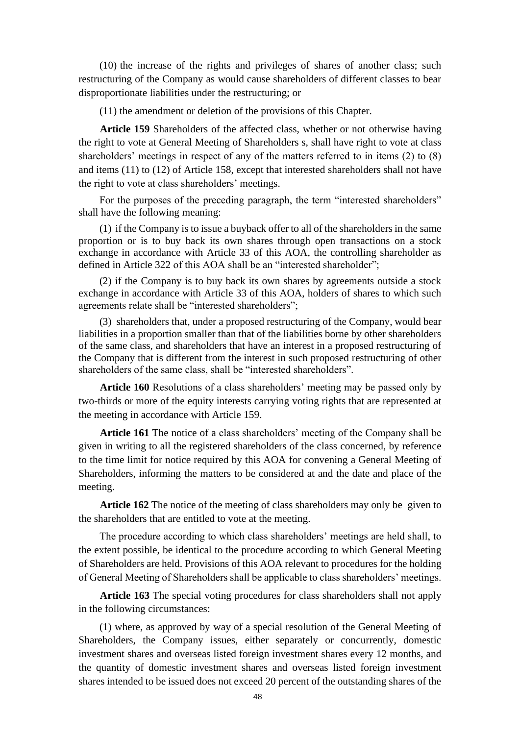(10) the increase of the rights and privileges of shares of another class; such restructuring of the Company as would cause shareholders of different classes to bear disproportionate liabilities under the restructuring; or

(11) the amendment or deletion of the provisions of this Chapter.

**Article 159** Shareholders of the affected class, whether or not otherwise having the right to vote at General Meeting of Shareholders s, shall have right to vote at class shareholders' meetings in respect of any of the matters referred to in items (2) to (8) and items (11) to (12) of Article 158, except that interested shareholders shall not have the right to vote at class shareholders' meetings.

For the purposes of the preceding paragraph, the term "interested shareholders" shall have the following meaning:

(1) if the Company is to issue a buyback offer to all of the shareholders in the same proportion or is to buy back its own shares through open transactions on a stock exchange in accordance with Article 33 of this AOA, the controlling shareholder as defined in Article 322 of this AOA shall be an "interested shareholder";

(2) if the Company is to buy back its own shares by agreements outside a stock exchange in accordance with Article 33 of this AOA, holders of shares to which such agreements relate shall be "interested shareholders";

(3) shareholders that, under a proposed restructuring of the Company, would bear liabilities in a proportion smaller than that of the liabilities borne by other shareholders of the same class, and shareholders that have an interest in a proposed restructuring of the Company that is different from the interest in such proposed restructuring of other shareholders of the same class, shall be "interested shareholders".

**Article 160** Resolutions of a class shareholders' meeting may be passed only by two-thirds or more of the equity interests carrying voting rights that are represented at the meeting in accordance with Article 159.

**Article 161** The notice of a class shareholders' meeting of the Company shall be given in writing to all the registered shareholders of the class concerned, by reference to the time limit for notice required by this AOA for convening a General Meeting of Shareholders, informing the matters to be considered at and the date and place of the meeting.

**Article 162** The notice of the meeting of class shareholders may only be given to the shareholders that are entitled to vote at the meeting.

The procedure according to which class shareholders' meetings are held shall, to the extent possible, be identical to the procedure according to which General Meeting of Shareholders are held. Provisions of this AOA relevant to procedures for the holding of General Meeting of Shareholders shall be applicable to class shareholders' meetings.

**Article 163** The special voting procedures for class shareholders shall not apply in the following circumstances:

(1) where, as approved by way of a special resolution of the General Meeting of Shareholders, the Company issues, either separately or concurrently, domestic investment shares and overseas listed foreign investment shares every 12 months, and the quantity of domestic investment shares and overseas listed foreign investment shares intended to be issued does not exceed 20 percent of the outstanding shares of the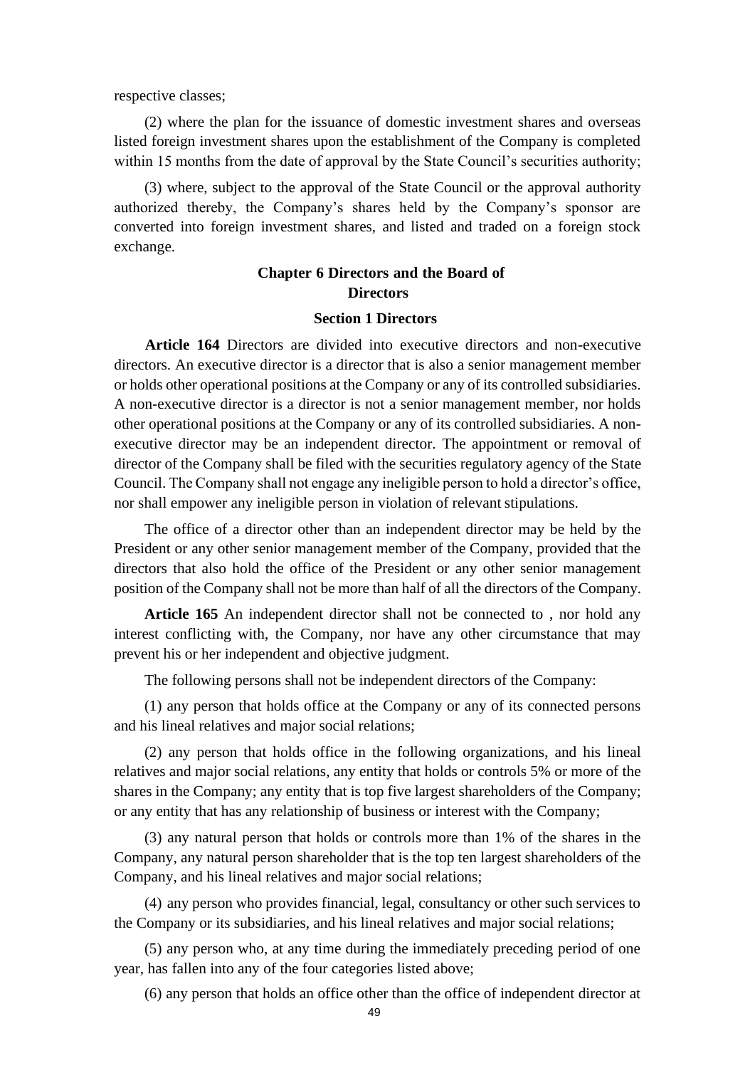respective classes;

(2) where the plan for the issuance of domestic investment shares and overseas listed foreign investment shares upon the establishment of the Company is completed within 15 months from the date of approval by the State Council's securities authority;

(3) where, subject to the approval of the State Council or the approval authority authorized thereby, the Company's shares held by the Company's sponsor are converted into foreign investment shares, and listed and traded on a foreign stock exchange.

## Chapter 6 Directors and the Board of Directors

### Section 1 Directors

**Article 164** Directors are divided into executive directors and non-executive directors. An executive director is a director that is also a senior management member or holds other operational positions at the Company or any of its controlled subsidiaries. A non-executive director is a director is not a senior management member, nor holds other operational positions at the Company or any of its controlled subsidiaries. A non-executive director may be an independent director. The appointment or removal of director of the Company shall be filed with the securities regulatory agency of the State Council. The Company shall not engage any ineligible person to hold a director's office, nor shall empower any ineligible person in violation of relevant stipulations.

The office of a director other than an independent director may be held by the President or any other senior management member of the Company, provided that the directors that also hold the office of the President or any other senior management position of the Company shall not be more than half of all the directors of the Company.

**Article 165** An independent director shall not be connected to , nor hold any interest conflicting with, the Company, nor have any other circumstance that may prevent his or her independent and objective judgment.

The following persons shall not be independent directors of the Company:

(1) any person that holds office at the Company or any of its connected persons and his lineal relatives and major social relations;

(2) any person that holds office in the following organizations, and his lineal relatives and major social relations, any entity that holds or controls 5% or more of the shares in the Company; any entity that is top five largest shareholders of the Company; or any entity that has any relationship of business or interest with the Company;

(3) any natural person that holds or controls more than 1% of the shares in the Company, any natural person shareholder that is the top ten largest shareholders of the Company, and his lineal relatives and major social relations;

(4) any person who provides financial, legal, consultancy or other such services to the Company or its subsidiaries, and his lineal relatives and major social relations;

(5) any person who, at any time during the immediately preceding period of one year, has fallen into any of the four categories listed above;

(6) any person that holds an office other than the office of independent director at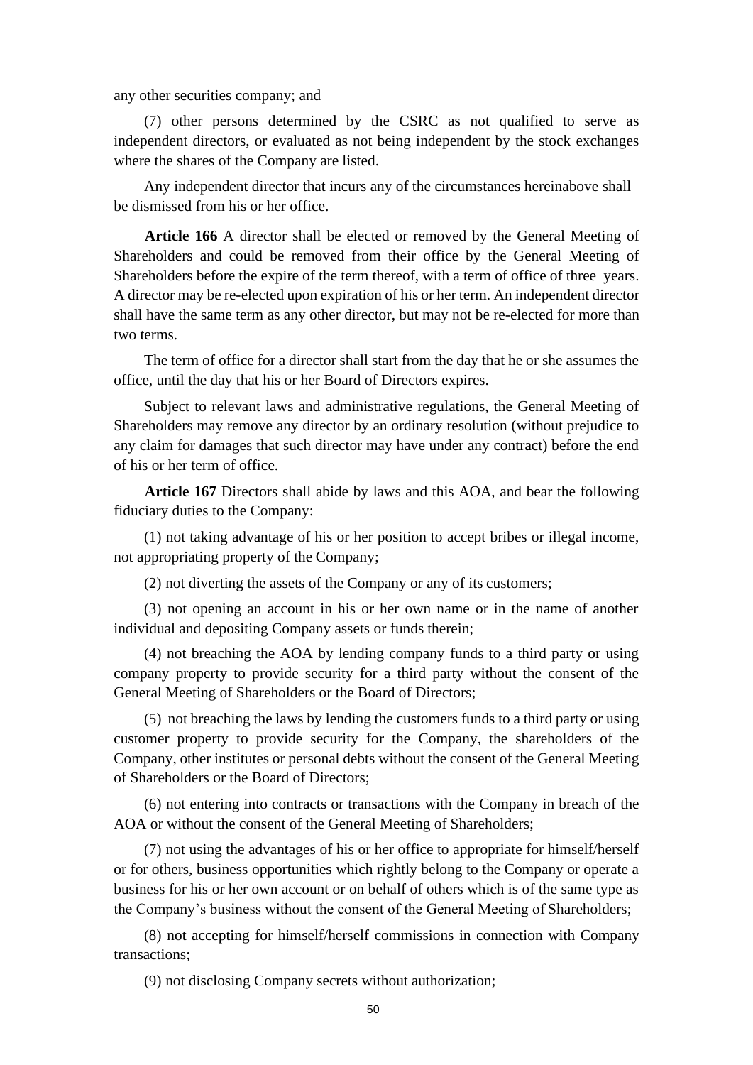any other securities company; and

(7) other persons determined by the CSRC as not qualified to serve as independent directors, or evaluated as not being independent by the stock exchanges where the shares of the Company are listed.

Any independent director that incurs any of the circumstances hereinabove shall be dismissed from his or her office.

**Article 166** A director shall be elected or removed by the General Meeting of Shareholders and could be removed from their office by the General Meeting of Shareholders before the expire of the term thereof, with a term of office of three years. A director may be re-elected upon expiration of his or her term. An independent director shall have the same term as any other director, but may not be re-elected for more than two terms.

The term of office for a director shall start from the day that he or she assumes the office, until the day that his or her Board of Directors expires.

Subject to relevant laws and administrative regulations, the General Meeting of Shareholders may remove any director by an ordinary resolution (without prejudice to any claim for damages that such director may have under any contract) before the end of his or her term of office.

**Article 167** Directors shall abide by laws and this AOA, and bear the following fiduciary duties to the Company:

(1) not taking advantage of his or her position to accept bribes or illegal income, not appropriating property of the Company;

(2) not diverting the assets of the Company or any of its customers;

(3) not opening an account in his or her own name or in the name of another individual and depositing Company assets or funds therein;

(4) not breaching the AOA by lending company funds to a third party or using company property to provide security for a third party without the consent of the General Meeting of Shareholders or the Board of Directors;

(5) not breaching the laws by lending the customers funds to a third party or using customer property to provide security for the Company, the shareholders of the Company, other institutes or personal debts without the consent of the General Meeting of Shareholders or the Board of Directors;

(6) not entering into contracts or transactions with the Company in breach of the AOA or without the consent of the General Meeting of Shareholders;

(7) not using the advantages of his or her office to appropriate for himself/herself or for others, business opportunities which rightly belong to the Company or operate a business for his or her own account or on behalf of others which is of the same type as the Company's business without the consent of the General Meeting of Shareholders;

(8) not accepting for himself/herself commissions in connection with Company transactions;

(9) not disclosing Company secrets without authorization;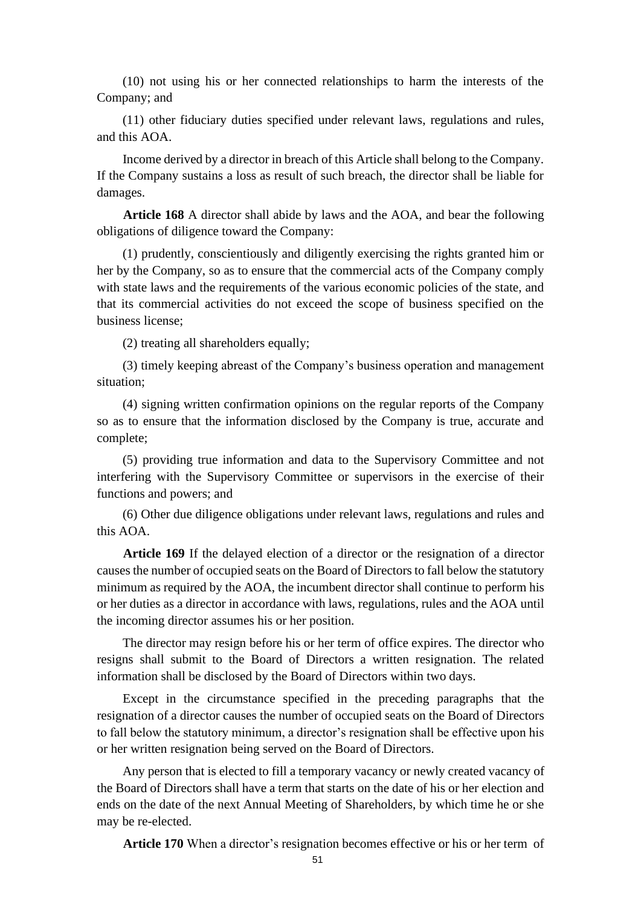(10) not using his or her connected relationships to harm the interests of the Company; and

(11) other fiduciary duties specified under relevant laws, regulations and rules, and this AOA.

Income derived by a director in breach of this Article shall belong to the Company. If the Company sustains a loss as result of such breach, the director shall be liable for damages.

**Article 168** A director shall abide by laws and the AOA, and bear the following obligations of diligence toward the Company:

(1) prudently, conscientiously and diligently exercising the rights granted him or her by the Company, so as to ensure that the commercial acts of the Company comply with state laws and the requirements of the various economic policies of the state, and that its commercial activities do not exceed the scope of business specified on the business license;

(2) treating all shareholders equally;

(3) timely keeping abreast of the Company's business operation and management situation;

(4) signing written confirmation opinions on the regular reports of the Company so as to ensure that the information disclosed by the Company is true, accurate and complete;

(5) providing true information and data to the Supervisory Committee and not interfering with the Supervisory Committee or supervisors in the exercise of their functions and powers; and

(6) Other due diligence obligations under relevant laws, regulations and rules and this AOA.

**Article 169** If the delayed election of a director or the resignation of a director causes the number of occupied seats on the Board of Directors to fall below the statutory minimum as required by the AOA, the incumbent director shall continue to perform his or her duties as a director in accordance with laws, regulations, rules and the AOA until the incoming director assumes his or her position.

The director may resign before his or her term of office expires. The director who resigns shall submit to the Board of Directors a written resignation. The related information shall be disclosed by the Board of Directors within two days.

Except in the circumstance specified in the preceding paragraphs that the resignation of a director causes the number of occupied seats on the Board of Directors to fall below the statutory minimum, a director's resignation shall be effective upon his or her written resignation being served on the Board of Directors.

Any person that is elected to fill a temporary vacancy or newly created vacancy of the Board of Directors shall have a term that starts on the date of his or her election and ends on the date of the next Annual Meeting of Shareholders, by which time he or she may be re-elected.

**Article 170** When a director's resignation becomes effective or his or her term of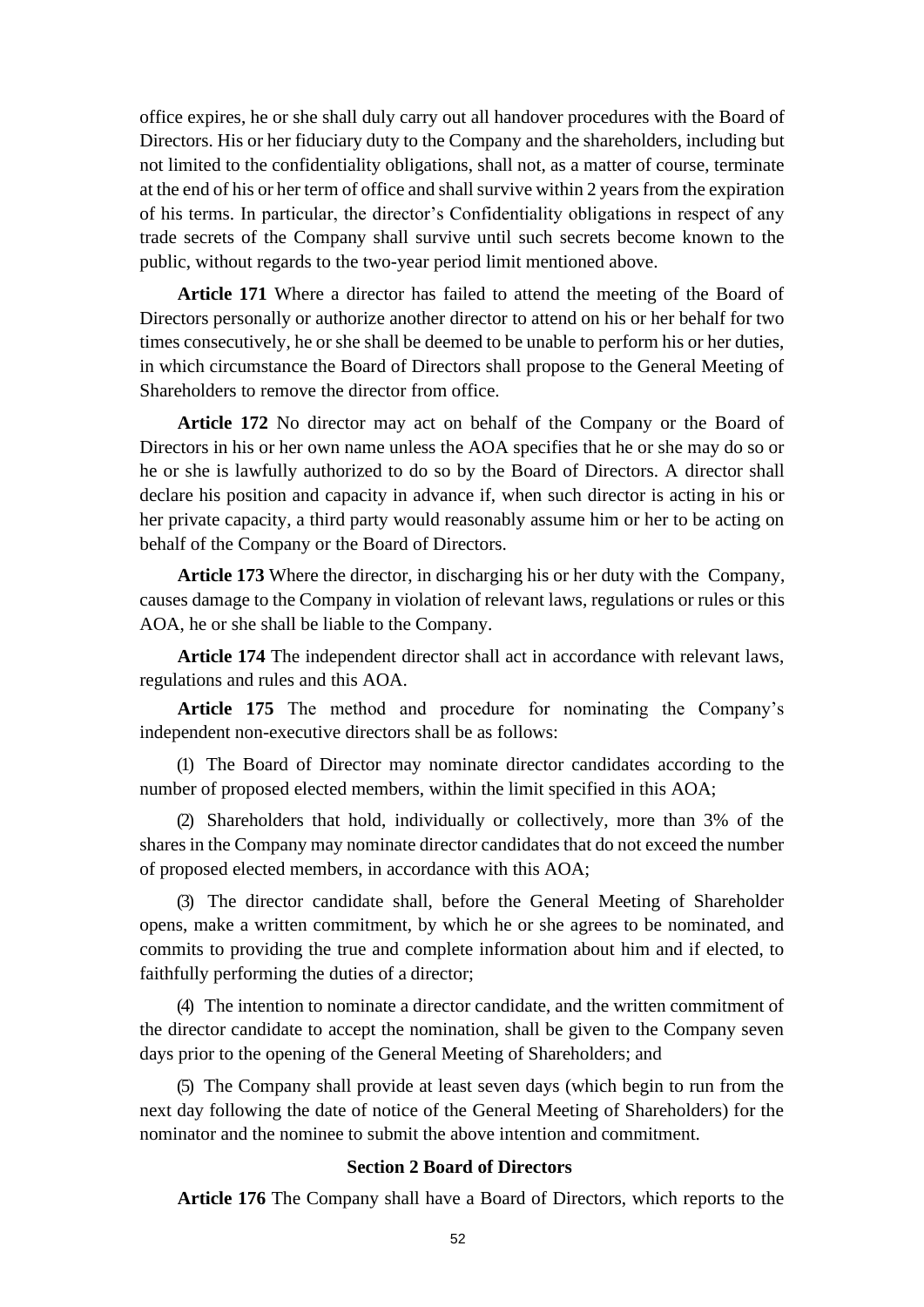office expires, he or she shall duly carry out all handover procedures with the Board of Directors. His or her fiduciary duty to the Company and the shareholders, including but not limited to the confidentiality obligations, shall not, as a matter of course, terminate at the end of his or her term of office and shall survive within 2 years from the expiration of his terms. In particular, the director's Confidentiality obligations in respect of any trade secrets of the Company shall survive until such secrets become known to the public, without regards to the two-year period limit mentioned above.

**Article 171** Where a director has failed to attend the meeting of the Board of Directors personally or authorize another director to attend on his or her behalf for two times consecutively, he or she shall be deemed to be unable to perform his or her duties, in which circumstance the Board of Directors shall propose to the General Meeting of Shareholders to remove the director from office.

**Article 172** No director may act on behalf of the Company or the Board of Directors in his or her own name unless the AOA specifies that he or she may do so or he or she is lawfully authorized to do so by the Board of Directors. A director shall declare his position and capacity in advance if, when such director is acting in his or her private capacity, a third party would reasonably assume him or her to be acting on behalf of the Company or the Board of Directors.

**Article 173** Where the director, in discharging his or her duty with the Company, causes damage to the Company in violation of relevant laws, regulations or rules or this AOA, he or she shall be liable to the Company.

**Article 174** The independent director shall act in accordance with relevant laws, regulations and rules and this AOA.

**Article 175** The method and procedure for nominating the Company's independent non-executive directors shall be as follows:

(1) The Board of Director may nominate director candidates according to the number of proposed elected members, within the limit specified in this AOA;

(2) Shareholders that hold, individually or collectively, more than 3% of the shares in the Company may nominate director candidates that do not exceed the number of proposed elected members, in accordance with this AOA;

(3) The director candidate shall, before the General Meeting of Shareholder opens, make a written commitment, by which he or she agrees to be nominated, and commits to providing the true and complete information about him and if elected, to faithfully performing the duties of a director;

(4) The intention to nominate a director candidate, and the written commitment of the director candidate to accept the nomination, shall be given to the Company seven days prior to the opening of the General Meeting of Shareholders; and

(5) The Company shall provide at least seven days (which begin to run from the next day following the date of notice of the General Meeting of Shareholders) for the nominator and the nominee to submit the above intention and commitment.

### Section 2 Board of Directors

**Article 176** The Company shall have a Board of Directors, which reports to the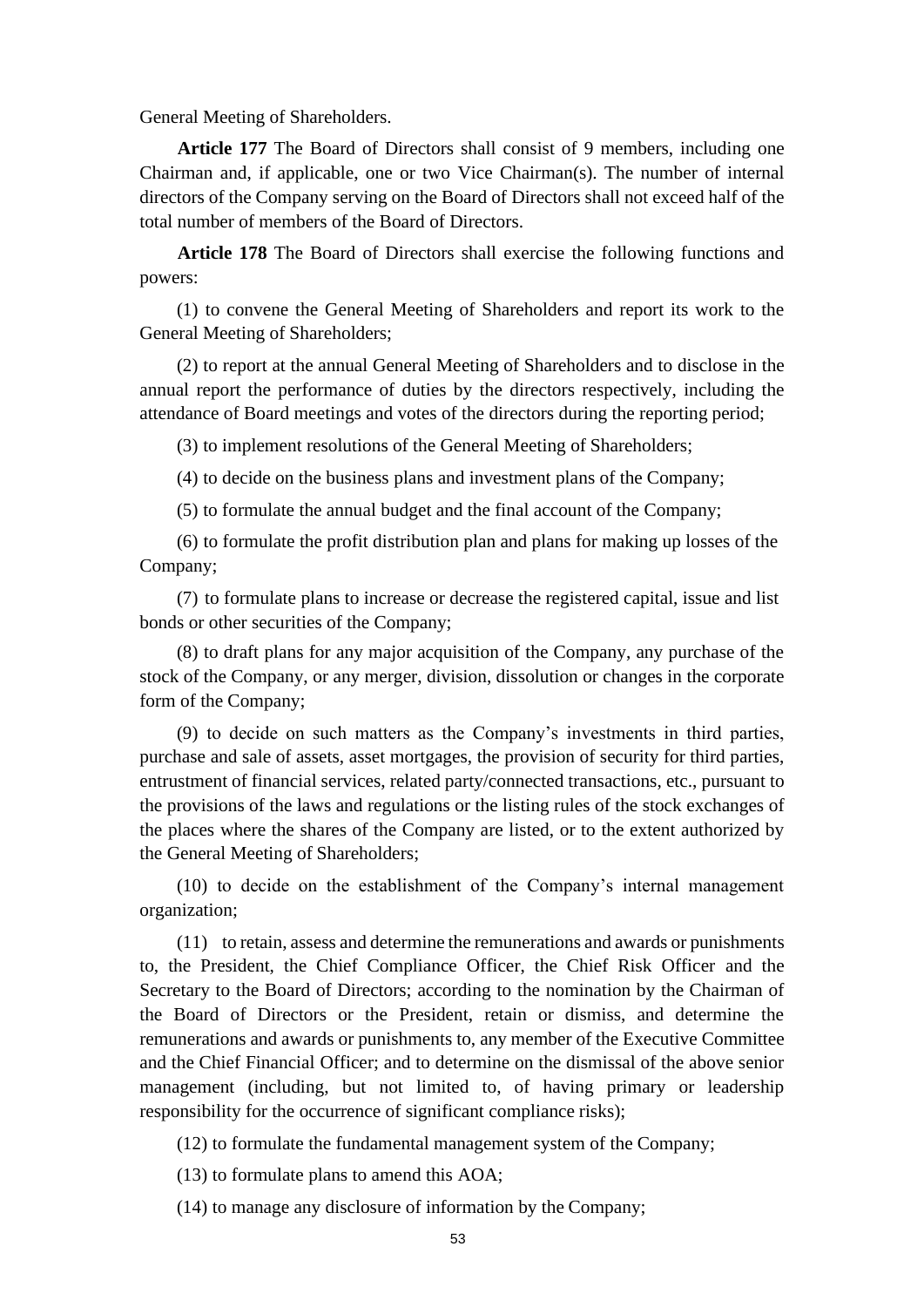General Meeting of Shareholders.

**Article 177** The Board of Directors shall consist of 9 members, including one Chairman and, if applicable, one or two Vice Chairman(s). The number of internal directors of the Company serving on the Board of Directors shall not exceed half of the total number of members of the Board of Directors.

**Article 178** The Board of Directors shall exercise the following functions and powers:

(1) to convene the General Meeting of Shareholders and report its work to the General Meeting of Shareholders;

(2) to report at the annual General Meeting of Shareholders and to disclose in the annual report the performance of duties by the directors respectively, including the attendance of Board meetings and votes of the directors during the reporting period;

(3) to implement resolutions of the General Meeting of Shareholders;

(4) to decide on the business plans and investment plans of the Company;

(5) to formulate the annual budget and the final account of the Company;

(6) to formulate the profit distribution plan and plans for making up losses of the Company;

(7) to formulate plans to increase or decrease the registered capital, issue and list bonds or other securities of the Company;

(8) to draft plans for any major acquisition of the Company, any purchase of the stock of the Company, or any merger, division, dissolution or changes in the corporate form of the Company;

(9) to decide on such matters as the Company's investments in third parties, purchase and sale of assets, asset mortgages, the provision of security for third parties, entrustment of financial services, related party/connected transactions, etc., pursuant to the provisions of the laws and regulations or the listing rules of the stock exchanges of the places where the shares of the Company are listed, or to the extent authorized by the General Meeting of Shareholders;

(10) to decide on the establishment of the Company's internal management organization;

(11) to retain, assess and determine the remunerations and awards or punishments to, the President, the Chief Compliance Officer, the Chief Risk Officer and the Secretary to the Board of Directors; according to the nomination by the Chairman of the Board of Directors or the President, retain or dismiss, and determine the remunerations and awards or punishments to, any member of the Executive Committee and the Chief Financial Officer; and to determine on the dismissal of the above senior management (including, but not limited to, of having primary or leadership responsibility for the occurrence of significant compliance risks);

(12) to formulate the fundamental management system of the Company;

(13) to formulate plans to amend this AOA;

(14) to manage any disclosure of information by the Company;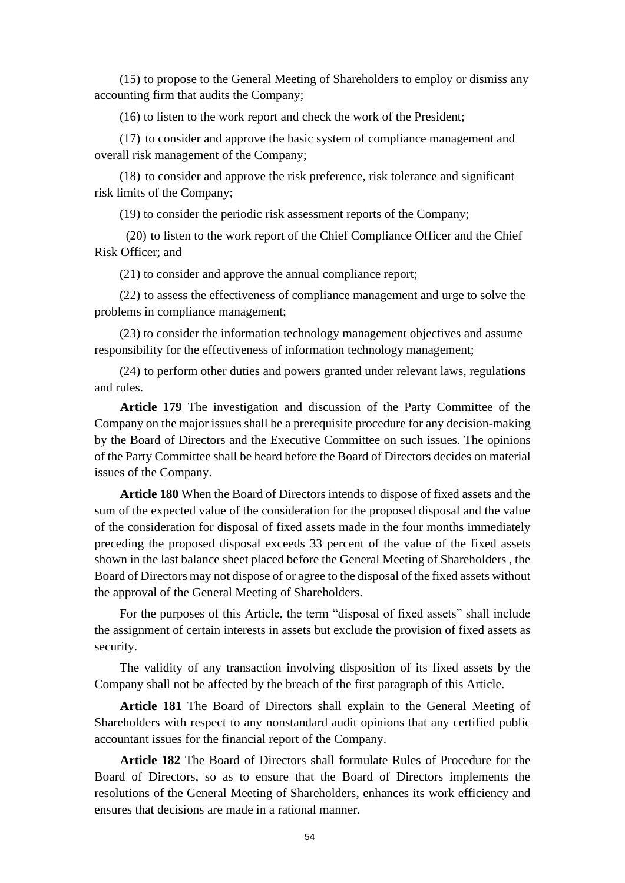(15) to propose to the General Meeting of Shareholders to employ or dismiss any accounting firm that audits the Company;

(16) to listen to the work report and check the work of the President;

(17) to consider and approve the basic system of compliance management and overall risk management of the Company;

(18) to consider and approve the risk preference, risk tolerance and significant risk limits of the Company;

(19) to consider the periodic risk assessment reports of the Company;

(20) to listen to the work report of the Chief Compliance Officer and the Chief Risk Officer; and

(21) to consider and approve the annual compliance report;

(22) to assess the effectiveness of compliance management and urge to solve the problems in compliance management;

(23) to consider the information technology management objectives and assume responsibility for the effectiveness of information technology management;

(24) to perform other duties and powers granted under relevant laws, regulations and rules.

**Article 179** The investigation and discussion of the Party Committee of the Company on the major issues shall be a prerequisite procedure for any decision-making by the Board of Directors and the Executive Committee on such issues. The opinions of the Party Committee shall be heard before the Board of Directors decides on material issues of the Company.

**Article 180** When the Board of Directors intends to dispose of fixed assets and the sum of the expected value of the consideration for the proposed disposal and the value of the consideration for disposal of fixed assets made in the four months immediately preceding the proposed disposal exceeds 33 percent of the value of the fixed assets shown in the last balance sheet placed before the General Meeting of Shareholders , the Board of Directors may not dispose of or agree to the disposal of the fixed assets without the approval of the General Meeting of Shareholders.

For the purposes of this Article, the term "disposal of fixed assets" shall include the assignment of certain interests in assets but exclude the provision of fixed assets as security.

The validity of any transaction involving disposition of its fixed assets by the Company shall not be affected by the breach of the first paragraph of this Article.

**Article 181** The Board of Directors shall explain to the General Meeting of Shareholders with respect to any nonstandard audit opinions that any certified public accountant issues for the financial report of the Company.

**Article 182** The Board of Directors shall formulate Rules of Procedure for the Board of Directors, so as to ensure that the Board of Directors implements the resolutions of the General Meeting of Shareholders, enhances its work efficiency and ensures that decisions are made in a rational manner.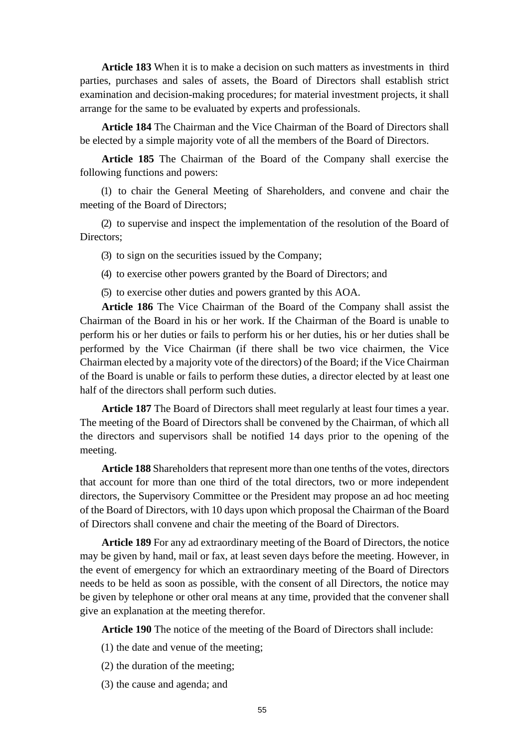**Article 183** When it is to make a decision on such matters as investments in third parties, purchases and sales of assets, the Board of Directors shall establish strict examination and decision-making procedures; for material investment projects, it shall arrange for the same to be evaluated by experts and professionals.

**Article 184** The Chairman and the Vice Chairman of the Board of Directors shall be elected by a simple majority vote of all the members of the Board of Directors.

**Article 185** The Chairman of the Board of the Company shall exercise the following functions and powers:

(1) to chair the General Meeting of Shareholders, and convene and chair the meeting of the Board of Directors;

(2) to supervise and inspect the implementation of the resolution of the Board of Directors;

(3) to sign on the securities issued by the Company;

(4) to exercise other powers granted by the Board of Directors; and

(5) to exercise other duties and powers granted by this AOA.

**Article 186** The Vice Chairman of the Board of the Company shall assist the Chairman of the Board in his or her work. If the Chairman of the Board is unable to perform his or her duties or fails to perform his or her duties, his or her duties shall be performed by the Vice Chairman (if there shall be two vice chairmen, the Vice Chairman elected by a majority vote of the directors) of the Board; if the Vice Chairman of the Board is unable or fails to perform these duties, a director elected by at least one half of the directors shall perform such duties.

**Article 187** The Board of Directors shall meet regularly at least four times a year. The meeting of the Board of Directors shall be convened by the Chairman, of which all the directors and supervisors shall be notified 14 days prior to the opening of the meeting.

**Article 188** Shareholders that represent more than one tenths of the votes, directors that account for more than one third of the total directors, two or more independent directors, the Supervisory Committee or the President may propose an ad hoc meeting of the Board of Directors, with 10 days upon which proposal the Chairman of the Board of Directors shall convene and chair the meeting of the Board of Directors.

**Article 189** For any ad extraordinary meeting of the Board of Directors, the notice may be given by hand, mail or fax, at least seven days before the meeting. However, in the event of emergency for which an extraordinary meeting of the Board of Directors needs to be held as soon as possible, with the consent of all Directors, the notice may be given by telephone or other oral means at any time, provided that the convener shall give an explanation at the meeting therefor.

**Article 190** The notice of the meeting of the Board of Directors shall include:

(1) the date and venue of the meeting;

(2) the duration of the meeting;

(3) the cause and agenda; and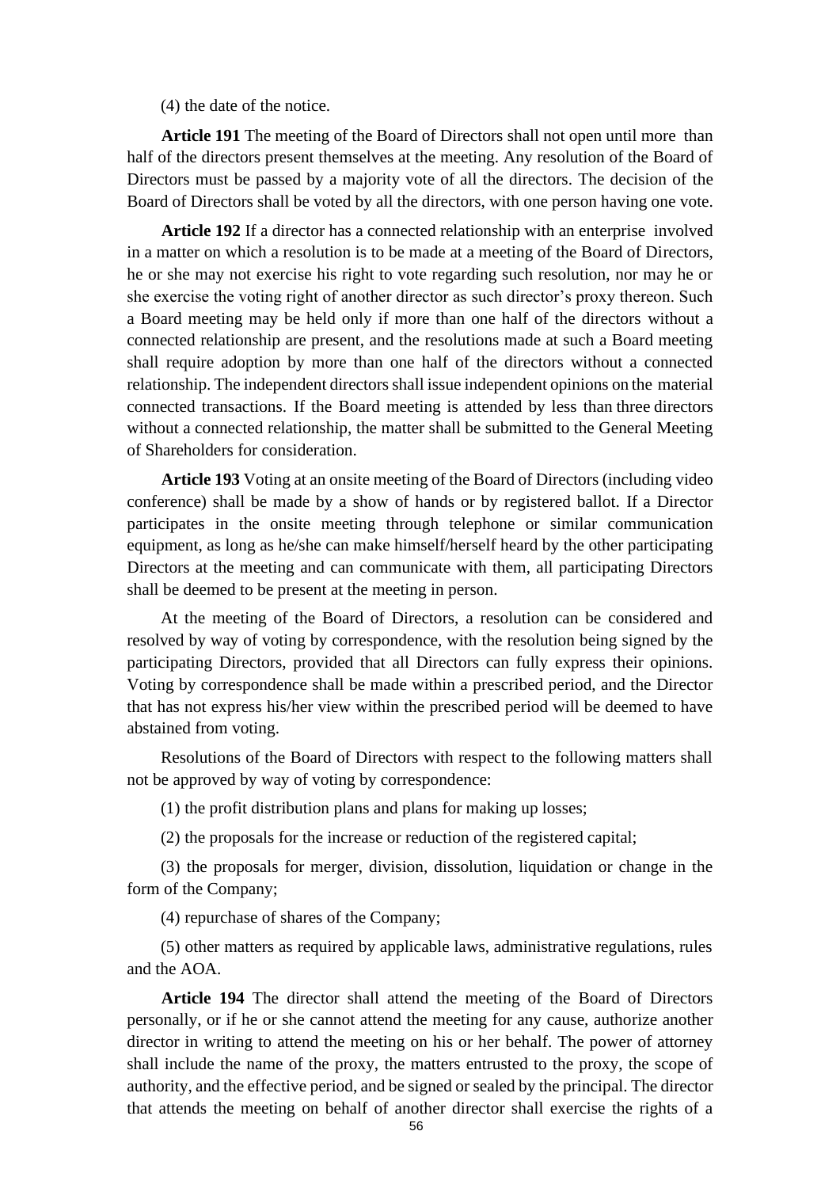(4) the date of the notice.

**Article 191** The meeting of the Board of Directors shall not open until more than half of the directors present themselves at the meeting. Any resolution of the Board of Directors must be passed by a majority vote of all the directors. The decision of the Board of Directors shall be voted by all the directors, with one person having one vote.

**Article 192** If a director has a connected relationship with an enterprise involved in a matter on which a resolution is to be made at a meeting of the Board of Directors, he or she may not exercise his right to vote regarding such resolution, nor may he or she exercise the voting right of another director as such director's proxy thereon. Such a Board meeting may be held only if more than one half of the directors without a connected relationship are present, and the resolutions made at such a Board meeting shall require adoption by more than one half of the directors without a connected relationship. The independent directors shall issue independent opinions on the material connected transactions. If the Board meeting is attended by less than three directors without a connected relationship, the matter shall be submitted to the General Meeting of Shareholders for consideration.

**Article 193** Voting at an onsite meeting of the Board of Directors (including video conference) shall be made by a show of hands or by registered ballot. If a Director participates in the onsite meeting through telephone or similar communication equipment, as long as he/she can make himself/herself heard by the other participating Directors at the meeting and can communicate with them, all participating Directors shall be deemed to be present at the meeting in person.

At the meeting of the Board of Directors, a resolution can be considered and resolved by way of voting by correspondence, with the resolution being signed by the participating Directors, provided that all Directors can fully express their opinions. Voting by correspondence shall be made within a prescribed period, and the Director that has not express his/her view within the prescribed period will be deemed to have abstained from voting.

Resolutions of the Board of Directors with respect to the following matters shall not be approved by way of voting by correspondence:

(1) the profit distribution plans and plans for making up losses;

(2) the proposals for the increase or reduction of the registered capital;

(3) the proposals for merger, division, dissolution, liquidation or change in the form of the Company;

(4) repurchase of shares of the Company;

(5) other matters as required by applicable laws, administrative regulations, rules and the AOA.

**Article 194** The director shall attend the meeting of the Board of Directors personally, or if he or she cannot attend the meeting for any cause, authorize another director in writing to attend the meeting on his or her behalf. The power of attorney shall include the name of the proxy, the matters entrusted to the proxy, the scope of authority, and the effective period, and be signed or sealed by the principal. The director that attends the meeting on behalf of another director shall exercise the rights of a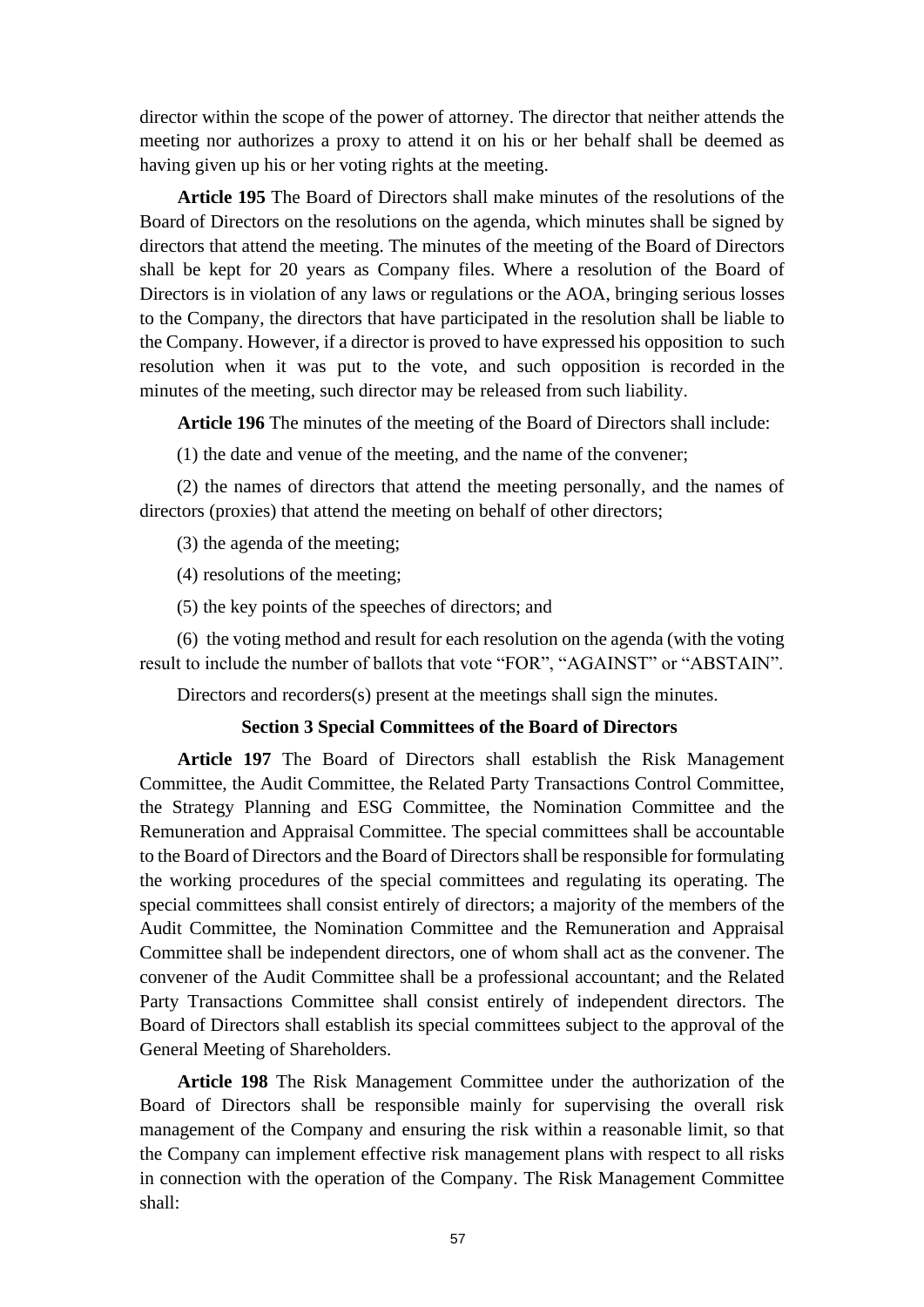director within the scope of the power of attorney. The director that neither attends the meeting nor authorizes a proxy to attend it on his or her behalf shall be deemed as having given up his or her voting rights at the meeting.

**Article 195** The Board of Directors shall make minutes of the resolutions of the Board of Directors on the resolutions on the agenda, which minutes shall be signed by directors that attend the meeting. The minutes of the meeting of the Board of Directors shall be kept for 20 years as Company files. Where a resolution of the Board of Directors is in violation of any laws or regulations or the AOA, bringing serious losses to the Company, the directors that have participated in the resolution shall be liable to the Company. However, if a director is proved to have expressed his opposition to such resolution when it was put to the vote, and such opposition is recorded in the minutes of the meeting, such director may be released from such liability.

**Article 196** The minutes of the meeting of the Board of Directors shall include:

(1) the date and venue of the meeting, and the name of the convener;

(2) the names of directors that attend the meeting personally, and the names of directors (proxies) that attend the meeting on behalf of other directors;

(3) the agenda of the meeting;

(4) resolutions of the meeting;

(5) the key points of the speeches of directors; and

(6) the voting method and result for each resolution on the agenda (with the voting result to include the number of ballots that vote "FOR", "AGAINST" or "ABSTAIN".

Directors and recorders(s) present at the meetings shall sign the minutes.

### Section 3 Special Committees of the Board of Directors

**Article 197** The Board of Directors shall establish the Risk Management Committee, the Audit Committee, the Related Party Transactions Control Committee, the Strategy Planning and ESG Committee, the Nomination Committee and the Remuneration and Appraisal Committee. The special committees shall be accountable to the Board of Directors and the Board of Directors shall be responsible for formulating the working procedures of the special committees and regulating its operating. The special committees shall consist entirely of directors; a majority of the members of the Audit Committee, the Nomination Committee and the Remuneration and Appraisal Committee shall be independent directors, one of whom shall act as the convener. The convener of the Audit Committee shall be a professional accountant; and the Related Party Transactions Committee shall consist entirely of independent directors. The Board of Directors shall establish its special committees subject to the approval of the General Meeting of Shareholders.

**Article 198** The Risk Management Committee under the authorization of the Board of Directors shall be responsible mainly for supervising the overall risk management of the Company and ensuring the risk within a reasonable limit, so that the Company can implement effective risk management plans with respect to all risks in connection with the operation of the Company. The Risk Management Committee shall: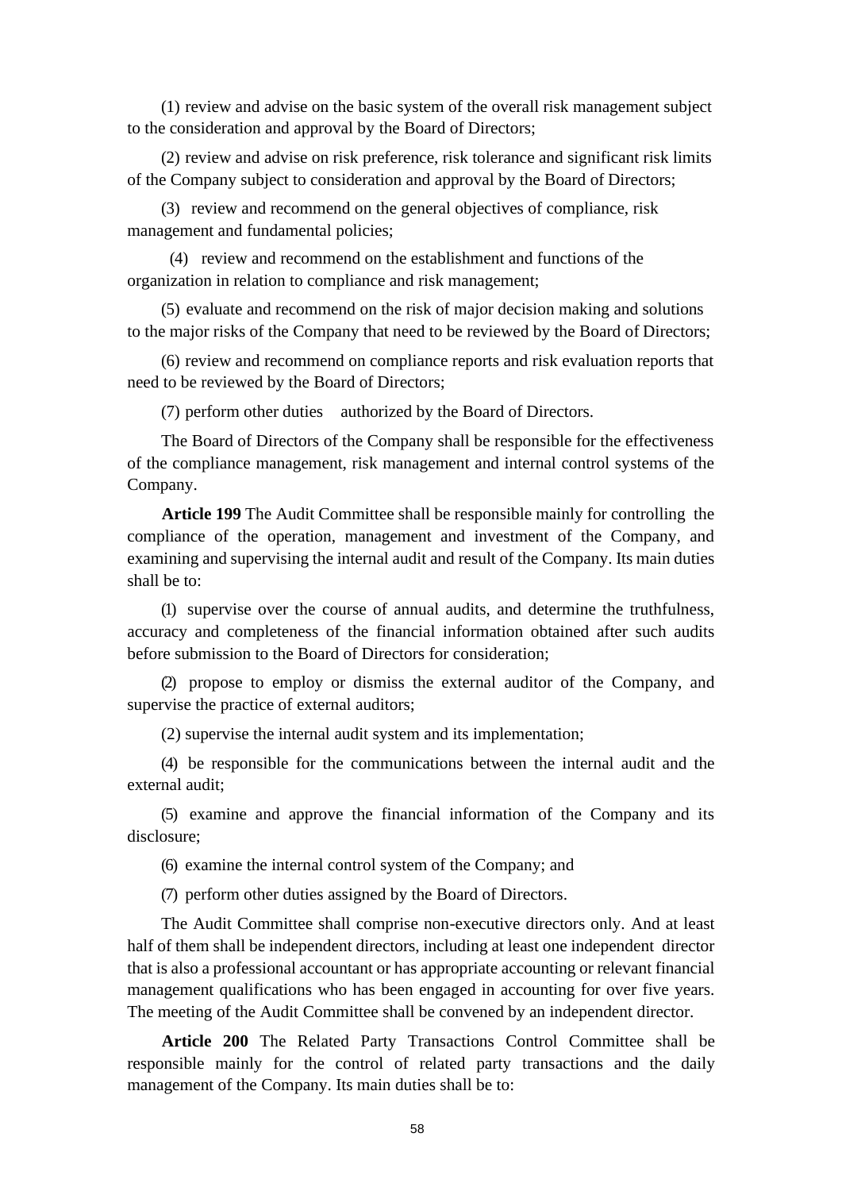(1) review and advise on the basic system of the overall risk management subject to the consideration and approval by the Board of Directors;

(2) review and advise on risk preference, risk tolerance and significant risk limits of the Company subject to consideration and approval by the Board of Directors;

(3) review and recommend on the general objectives of compliance, risk management and fundamental policies;

(4) review and recommend on the establishment and functions of the organization in relation to compliance and risk management;

(5) evaluate and recommend on the risk of major decision making and solutions to the major risks of the Company that need to be reviewed by the Board of Directors;

(6) review and recommend on compliance reports and risk evaluation reports that need to be reviewed by the Board of Directors;

(7) perform other duties authorized by the Board of Directors.

The Board of Directors of the Company shall be responsible for the effectiveness of the compliance management, risk management and internal control systems of the Company.

**Article 199** The Audit Committee shall be responsible mainly for controlling the compliance of the operation, management and investment of the Company, and examining and supervising the internal audit and result of the Company. Its main duties shall be to:

(1) supervise over the course of annual audits, and determine the truthfulness, accuracy and completeness of the financial information obtained after such audits before submission to the Board of Directors for consideration;

(2) propose to employ or dismiss the external auditor of the Company, and supervise the practice of external auditors;

(2) supervise the internal audit system and its implementation;

(4) be responsible for the communications between the internal audit and the external audit;

(5) examine and approve the financial information of the Company and its disclosure;

(6) examine the internal control system of the Company; and

(7) perform other duties assigned by the Board of Directors.

The Audit Committee shall comprise non-executive directors only. And at least half of them shall be independent directors, including at least one independent director that is also a professional accountant or has appropriate accounting or relevant financial management qualifications who has been engaged in accounting for over five years. The meeting of the Audit Committee shall be convened by an independent director.

**Article 200** The Related Party Transactions Control Committee shall be responsible mainly for the control of related party transactions and the daily management of the Company. Its main duties shall be to: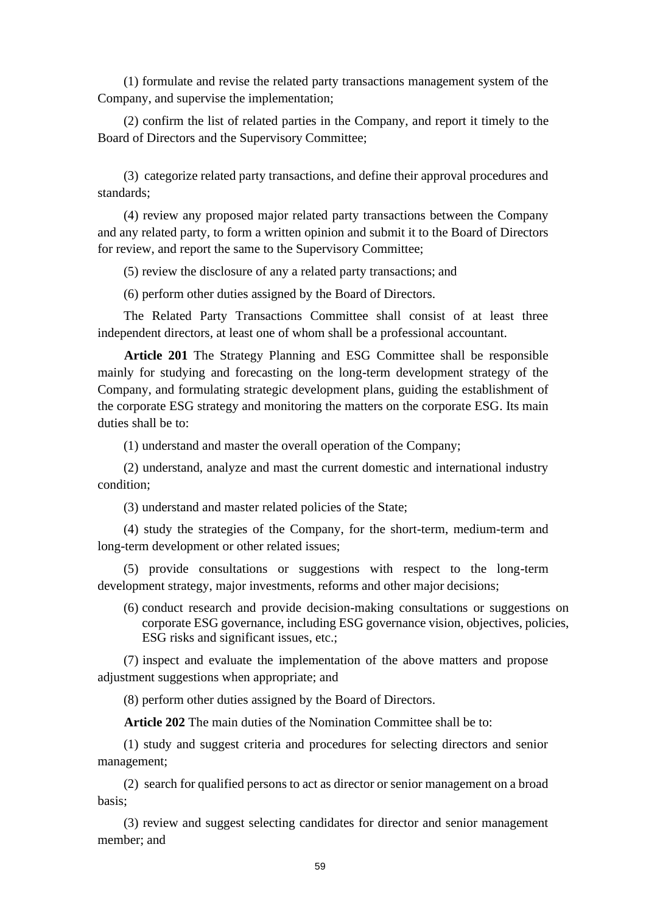(1) formulate and revise the related party transactions management system of the Company, and supervise the implementation;

(2) confirm the list of related parties in the Company, and report it timely to the Board of Directors and the Supervisory Committee;

(3) categorize related party transactions, and define their approval procedures and standards;

(4) review any proposed major related party transactions between the Company and any related party, to form a written opinion and submit it to the Board of Directors for review, and report the same to the Supervisory Committee;

(5) review the disclosure of any a related party transactions; and

(6) perform other duties assigned by the Board of Directors.

The Related Party Transactions Committee shall consist of at least three independent directors, at least one of whom shall be a professional accountant.

**Article 201** The Strategy Planning and ESG Committee shall be responsible mainly for studying and forecasting on the long-term development strategy of the Company, and formulating strategic development plans, guiding the establishment of the corporate ESG strategy and monitoring the matters on the corporate ESG. Its main duties shall be to:

(1) understand and master the overall operation of the Company;

(2) understand, analyze and mast the current domestic and international industry condition;

(3) understand and master related policies of the State;

(4) study the strategies of the Company, for the short-term, medium-term and long-term development or other related issues;

(5) provide consultations or suggestions with respect to the long-term development strategy, major investments, reforms and other major decisions;

(6) conduct research and provide decision-making consultations or suggestions on corporate ESG governance, including ESG governance vision, objectives, policies, ESG risks and significant issues, etc.;

(7) inspect and evaluate the implementation of the above matters and propose adjustment suggestions when appropriate; and

(8) perform other duties assigned by the Board of Directors.

**Article 202** The main duties of the Nomination Committee shall be to:

(1) study and suggest criteria and procedures for selecting directors and senior management;

(2) search for qualified persons to act as director or senior management on a broad basis;

(3) review and suggest selecting candidates for director and senior management member; and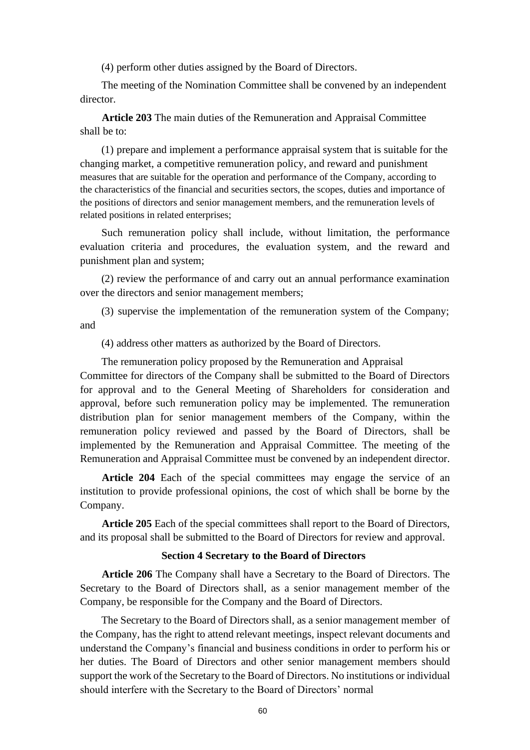(4) perform other duties assigned by the Board of Directors.

The meeting of the Nomination Committee shall be convened by an independent director.

**Article 203** The main duties of the Remuneration and Appraisal Committee shall be to:

(1) prepare and implement a performance appraisal system that is suitable for the changing market, a competitive remuneration policy, and reward and punishment measures that are suitable for the operation and performance of the Company, according to the characteristics of the financial and securities sectors, the scopes, duties and importance of the positions of directors and senior management members, and the remuneration levels of related positions in related enterprises;

Such remuneration policy shall include, without limitation, the performance evaluation criteria and procedures, the evaluation system, and the reward and punishment plan and system;

(2) review the performance of and carry out an annual performance examination over the directors and senior management members;

(3) supervise the implementation of the remuneration system of the Company; and

(4) address other matters as authorized by the Board of Directors.

The remuneration policy proposed by the Remuneration and Appraisal Committee for directors of the Company shall be submitted to the Board of Directors for approval and to the General Meeting of Shareholders for consideration and approval, before such remuneration policy may be implemented. The remuneration distribution plan for senior management members of the Company, within the remuneration policy reviewed and passed by the Board of Directors, shall be implemented by the Remuneration and Appraisal Committee. The meeting of the Remuneration and Appraisal Committee must be convened by an independent director.

**Article 204** Each of the special committees may engage the service of an institution to provide professional opinions, the cost of which shall be borne by the Company.

**Article 205** Each of the special committees shall report to the Board of Directors, and its proposal shall be submitted to the Board of Directors for review and approval.

### Section 4 Secretary to the Board of Directors

**Article 206** The Company shall have a Secretary to the Board of Directors. The Secretary to the Board of Directors shall, as a senior management member of the Company, be responsible for the Company and the Board of Directors.

The Secretary to the Board of Directors shall, as a senior management member of the Company, has the right to attend relevant meetings, inspect relevant documents and understand the Company's financial and business conditions in order to perform his or her duties. The Board of Directors and other senior management members should support the work of the Secretary to the Board of Directors. No institutions or individual should interfere with the Secretary to the Board of Directors' normal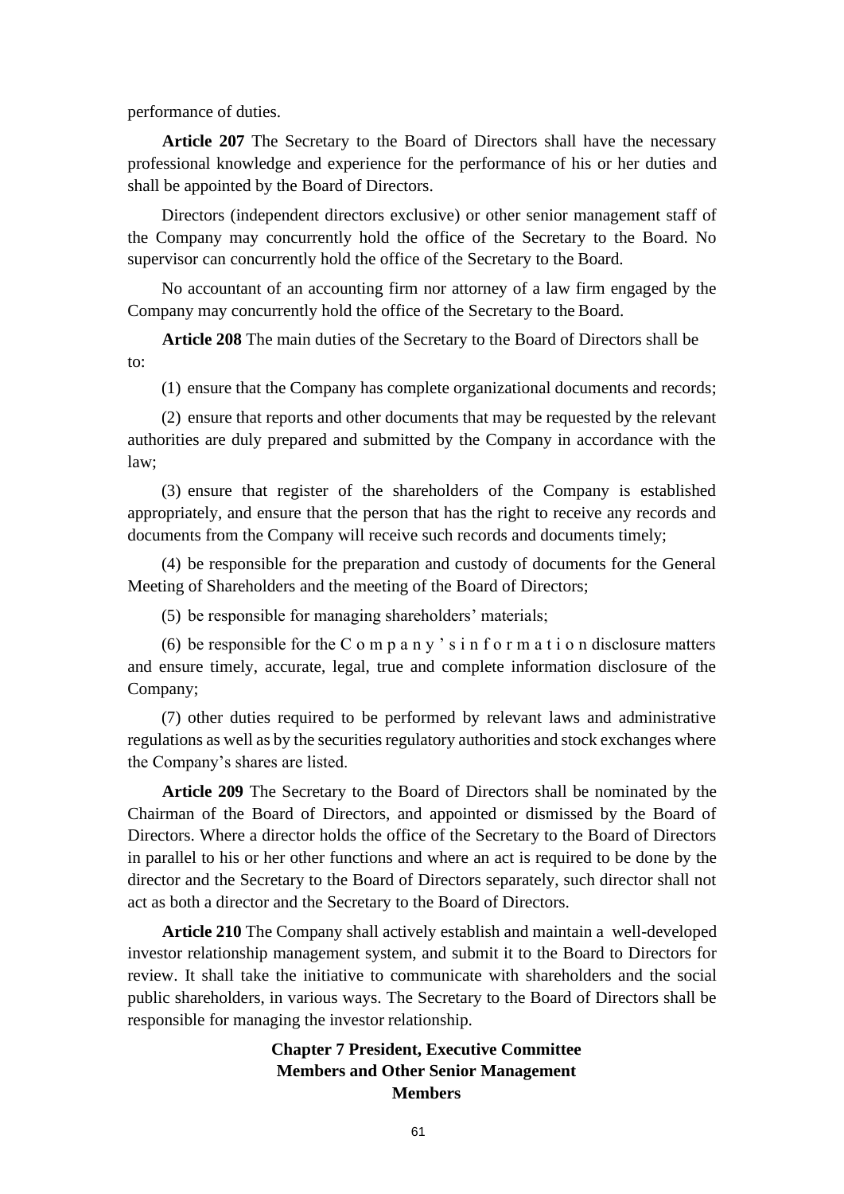performance of duties.

**Article 207** The Secretary to the Board of Directors shall have the necessary professional knowledge and experience for the performance of his or her duties and shall be appointed by the Board of Directors.

Directors (independent directors exclusive) or other senior management staff of the Company may concurrently hold the office of the Secretary to the Board. No supervisor can concurrently hold the office of the Secretary to the Board.

No accountant of an accounting firm nor attorney of a law firm engaged by the Company may concurrently hold the office of the Secretary to the Board.

**Article 208** The main duties of the Secretary to the Board of Directors shall be to:

(1) ensure that the Company has complete organizational documents and records;

(2) ensure that reports and other documents that may be requested by the relevant authorities are duly prepared and submitted by the Company in accordance with the law;

(3) ensure that register of the shareholders of the Company is established appropriately, and ensure that the person that has the right to receive any records and documents from the Company will receive such records and documents timely;

(4) be responsible for the preparation and custody of documents for the General Meeting of Shareholders and the meeting of the Board of Directors;

(5) be responsible for managing shareholders' materials;

(6) be responsible for the Company's information disclosure matters and ensure timely, accurate, legal, true and complete information disclosure of the Company;

(7) other duties required to be performed by relevant laws and administrative regulations as well as by the securities regulatory authorities and stock exchanges where the Company's shares are listed.

**Article 209** The Secretary to the Board of Directors shall be nominated by the Chairman of the Board of Directors, and appointed or dismissed by the Board of Directors. Where a director holds the office of the Secretary to the Board of Directors in parallel to his or her other functions and where an act is required to be done by the director and the Secretary to the Board of Directors separately, such director shall not act as both a director and the Secretary to the Board of Directors.

**Article 210** The Company shall actively establish and maintain a well-developed investor relationship management system, and submit it to the Board to Directors for review. It shall take the initiative to communicate with shareholders and the social public shareholders, in various ways. The Secretary to the Board of Directors shall be responsible for managing the investor relationship.

## Chapter 7 President, Executive Committee Members and Other Senior Management Members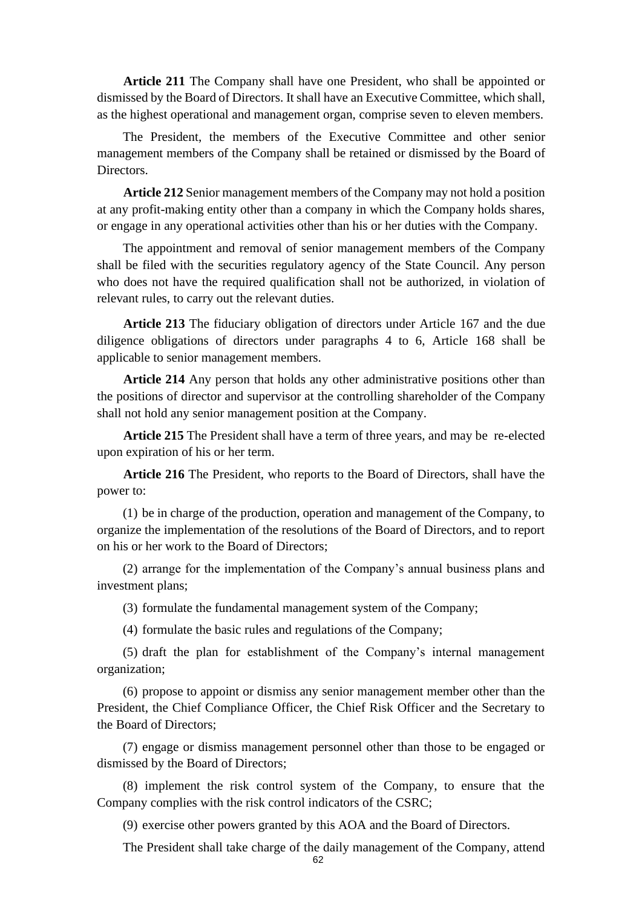**Article 211** The Company shall have one President, who shall be appointed or dismissed by the Board of Directors. It shall have an Executive Committee, which shall, as the highest operational and management organ, comprise seven to eleven members.

The President, the members of the Executive Committee and other senior management members of the Company shall be retained or dismissed by the Board of Directors.

**Article 212** Senior management members of the Company may not hold a position at any profit-making entity other than a company in which the Company holds shares, or engage in any operational activities other than his or her duties with the Company.

The appointment and removal of senior management members of the Company shall be filed with the securities regulatory agency of the State Council. Any person who does not have the required qualification shall not be authorized, in violation of relevant rules, to carry out the relevant duties.

**Article 213** The fiduciary obligation of directors under Article 167 and the due diligence obligations of directors under paragraphs 4 to 6, Article 168 shall be applicable to senior management members.

**Article 214** Any person that holds any other administrative positions other than the positions of director and supervisor at the controlling shareholder of the Company shall not hold any senior management position at the Company.

**Article 215** The President shall have a term of three years, and may be re-elected upon expiration of his or her term.

**Article 216** The President, who reports to the Board of Directors, shall have the power to:

(1) be in charge of the production, operation and management of the Company, to organize the implementation of the resolutions of the Board of Directors, and to report on his or her work to the Board of Directors;

(2) arrange for the implementation of the Company's annual business plans and investment plans;

(3) formulate the fundamental management system of the Company;

(4) formulate the basic rules and regulations of the Company;

(5) draft the plan for establishment of the Company's internal management organization;

(6) propose to appoint or dismiss any senior management member other than the President, the Chief Compliance Officer, the Chief Risk Officer and the Secretary to the Board of Directors;

(7) engage or dismiss management personnel other than those to be engaged or dismissed by the Board of Directors;

(8) implement the risk control system of the Company, to ensure that the Company complies with the risk control indicators of the CSRC;

(9) exercise other powers granted by this AOA and the Board of Directors.

The President shall take charge of the daily management of the Company, attend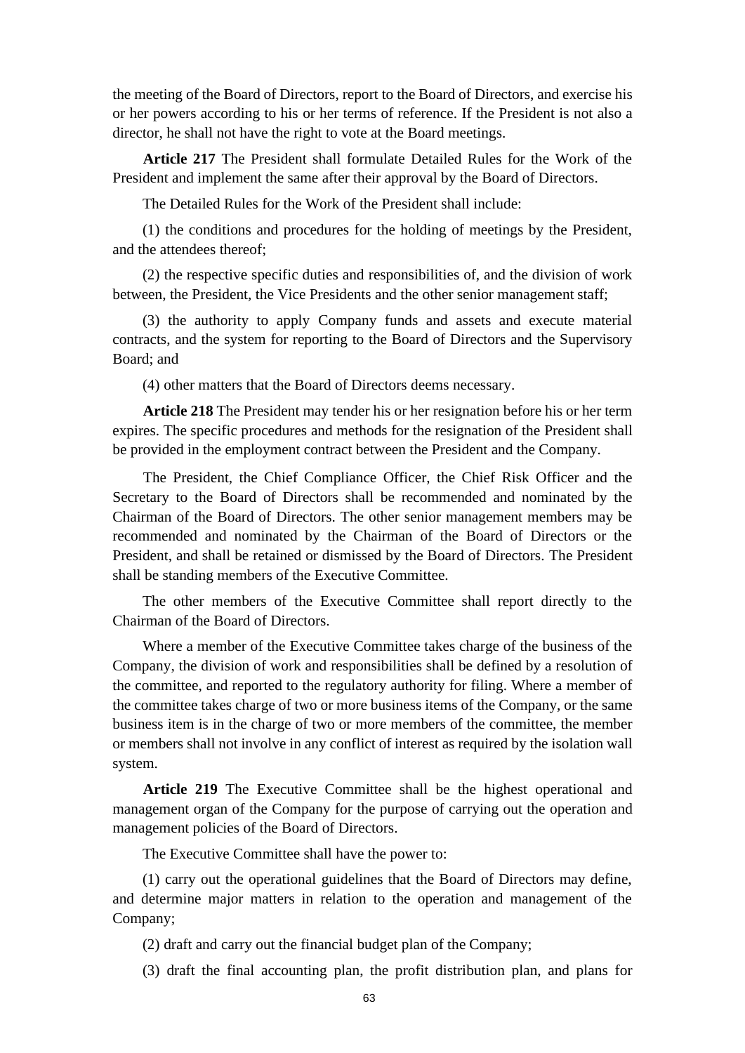the meeting of the Board of Directors, report to the Board of Directors, and exercise his or her powers according to his or her terms of reference. If the President is not also a director, he shall not have the right to vote at the Board meetings.

**Article 217** The President shall formulate Detailed Rules for the Work of the President and implement the same after their approval by the Board of Directors.

The Detailed Rules for the Work of the President shall include:

(1) the conditions and procedures for the holding of meetings by the President, and the attendees thereof;

(2) the respective specific duties and responsibilities of, and the division of work between, the President, the Vice Presidents and the other senior management staff;

(3) the authority to apply Company funds and assets and execute material contracts, and the system for reporting to the Board of Directors and the Supervisory Board; and

(4) other matters that the Board of Directors deems necessary.

**Article 218** The President may tender his or her resignation before his or her term expires. The specific procedures and methods for the resignation of the President shall be provided in the employment contract between the President and the Company.

The President, the Chief Compliance Officer, the Chief Risk Officer and the Secretary to the Board of Directors shall be recommended and nominated by the Chairman of the Board of Directors. The other senior management members may be recommended and nominated by the Chairman of the Board of Directors or the President, and shall be retained or dismissed by the Board of Directors. The President shall be standing members of the Executive Committee.

The other members of the Executive Committee shall report directly to the Chairman of the Board of Directors.

Where a member of the Executive Committee takes charge of the business of the Company, the division of work and responsibilities shall be defined by a resolution of the committee, and reported to the regulatory authority for filing. Where a member of the committee takes charge of two or more business items of the Company, or the same business item is in the charge of two or more members of the committee, the member or members shall not involve in any conflict of interest as required by the isolation wall system.

**Article 219** The Executive Committee shall be the highest operational and management organ of the Company for the purpose of carrying out the operation and management policies of the Board of Directors.

The Executive Committee shall have the power to:

(1) carry out the operational guidelines that the Board of Directors may define, and determine major matters in relation to the operation and management of the Company;

(2) draft and carry out the financial budget plan of the Company;

(3) draft the final accounting plan, the profit distribution plan, and plans for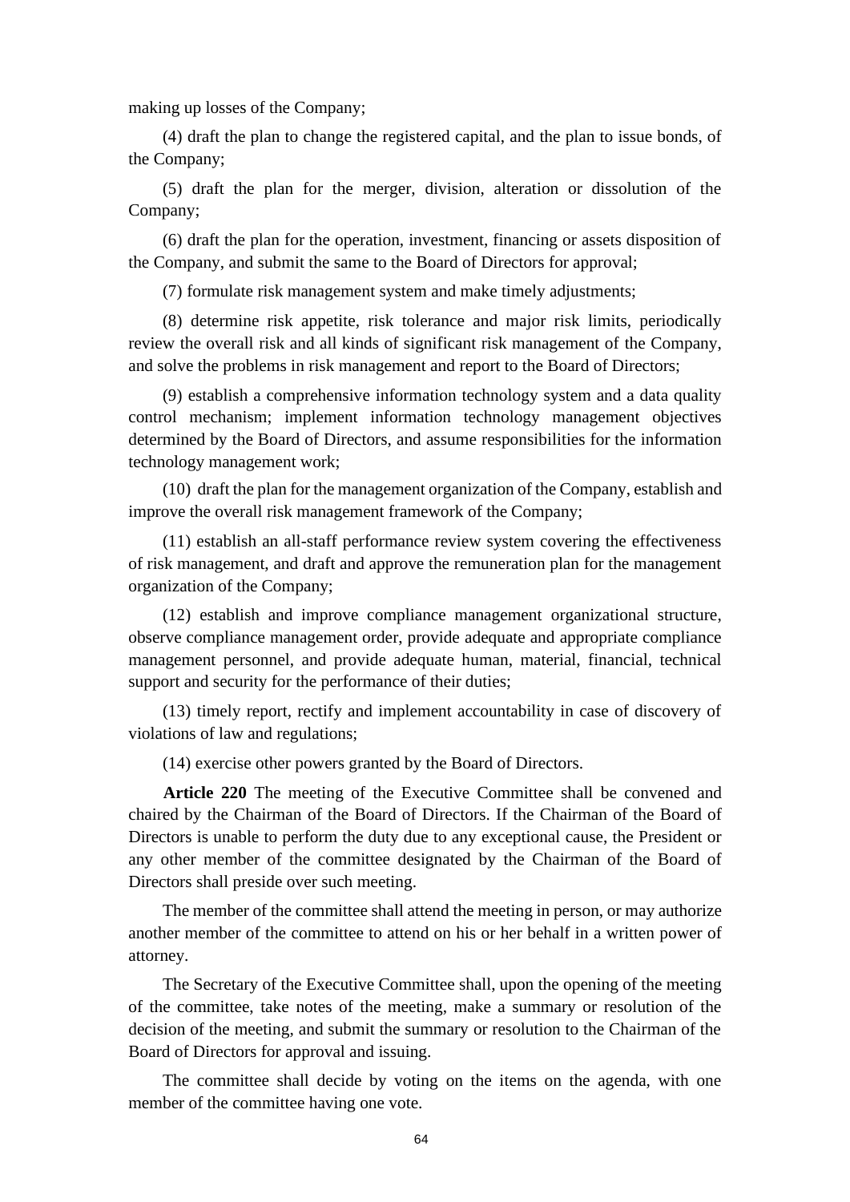making up losses of the Company;

(4) draft the plan to change the registered capital, and the plan to issue bonds, of the Company;

(5) draft the plan for the merger, division, alteration or dissolution of the Company;

(6) draft the plan for the operation, investment, financing or assets disposition of the Company, and submit the same to the Board of Directors for approval;

(7) formulate risk management system and make timely adjustments;

(8) determine risk appetite, risk tolerance and major risk limits, periodically review the overall risk and all kinds of significant risk management of the Company, and solve the problems in risk management and report to the Board of Directors;

(9) establish a comprehensive information technology system and a data quality control mechanism; implement information technology management objectives determined by the Board of Directors, and assume responsibilities for the information technology management work;

(10) draft the plan for the management organization of the Company, establish and improve the overall risk management framework of the Company;

(11) establish an all-staff performance review system covering the effectiveness of risk management, and draft and approve the remuneration plan for the management organization of the Company;

(12) establish and improve compliance management organizational structure, observe compliance management order, provide adequate and appropriate compliance management personnel, and provide adequate human, material, financial, technical support and security for the performance of their duties;

(13) timely report, rectify and implement accountability in case of discovery of violations of law and regulations;

(14) exercise other powers granted by the Board of Directors.

**Article 220** The meeting of the Executive Committee shall be convened and chaired by the Chairman of the Board of Directors. If the Chairman of the Board of Directors is unable to perform the duty due to any exceptional cause, the President or any other member of the committee designated by the Chairman of the Board of Directors shall preside over such meeting.

The member of the committee shall attend the meeting in person, or may authorize another member of the committee to attend on his or her behalf in a written power of attorney.

The Secretary of the Executive Committee shall, upon the opening of the meeting of the committee, take notes of the meeting, make a summary or resolution of the decision of the meeting, and submit the summary or resolution to the Chairman of the Board of Directors for approval and issuing.

The committee shall decide by voting on the items on the agenda, with one member of the committee having one vote.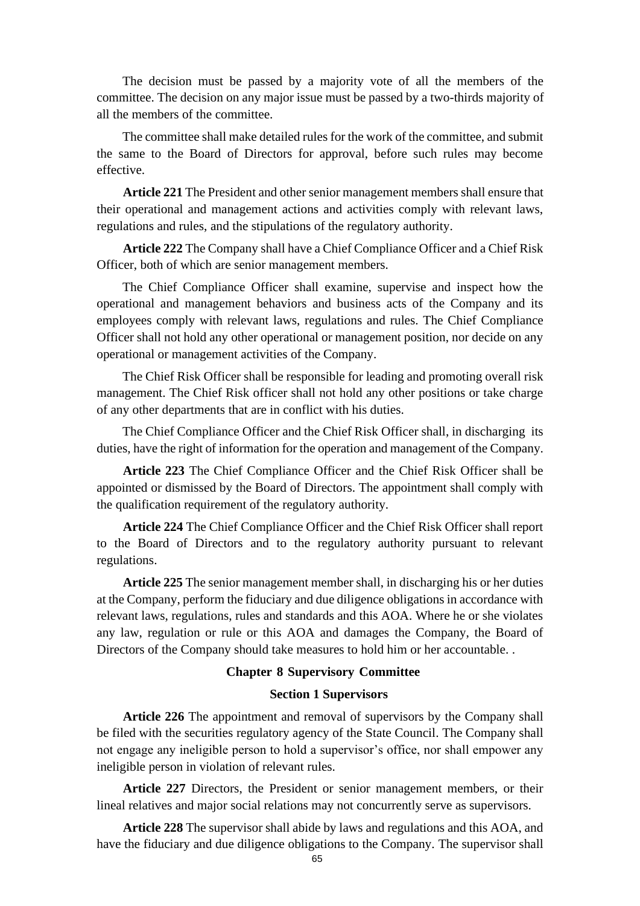The decision must be passed by a majority vote of all the members of the committee. The decision on any major issue must be passed by a two-thirds majority of all the members of the committee.

The committee shall make detailed rules for the work of the committee, and submit the same to the Board of Directors for approval, before such rules may become effective.

**Article 221** The President and other senior management members shall ensure that their operational and management actions and activities comply with relevant laws, regulations and rules, and the stipulations of the regulatory authority.

**Article 222** The Company shall have a Chief Compliance Officer and a Chief Risk Officer, both of which are senior management members.

The Chief Compliance Officer shall examine, supervise and inspect how the operational and management behaviors and business acts of the Company and its employees comply with relevant laws, regulations and rules. The Chief Compliance Officer shall not hold any other operational or management position, nor decide on any operational or management activities of the Company.

The Chief Risk Officer shall be responsible for leading and promoting overall risk management. The Chief Risk officer shall not hold any other positions or take charge of any other departments that are in conflict with his duties.

The Chief Compliance Officer and the Chief Risk Officer shall, in discharging its duties, have the right of information for the operation and management of the Company.

**Article 223** The Chief Compliance Officer and the Chief Risk Officer shall be appointed or dismissed by the Board of Directors. The appointment shall comply with the qualification requirement of the regulatory authority.

**Article 224** The Chief Compliance Officer and the Chief Risk Officer shall report to the Board of Directors and to the regulatory authority pursuant to relevant regulations.

**Article 225** The senior management member shall, in discharging his or her duties at the Company, perform the fiduciary and due diligence obligations in accordance with relevant laws, regulations, rules and standards and this AOA. Where he or she violates any law, regulation or rule or this AOA and damages the Company, the Board of Directors of the Company should take measures to hold him or her accountable. .

## Chapter 8 Supervisory Committee

### Section 1 Supervisors

**Article 226** The appointment and removal of supervisors by the Company shall be filed with the securities regulatory agency of the State Council. The Company shall not engage any ineligible person to hold a supervisor's office, nor shall empower any ineligible person in violation of relevant rules.

**Article 227** Directors, the President or senior management members, or their lineal relatives and major social relations may not concurrently serve as supervisors.

**Article 228** The supervisor shall abide by laws and regulations and this AOA, and have the fiduciary and due diligence obligations to the Company. The supervisor shall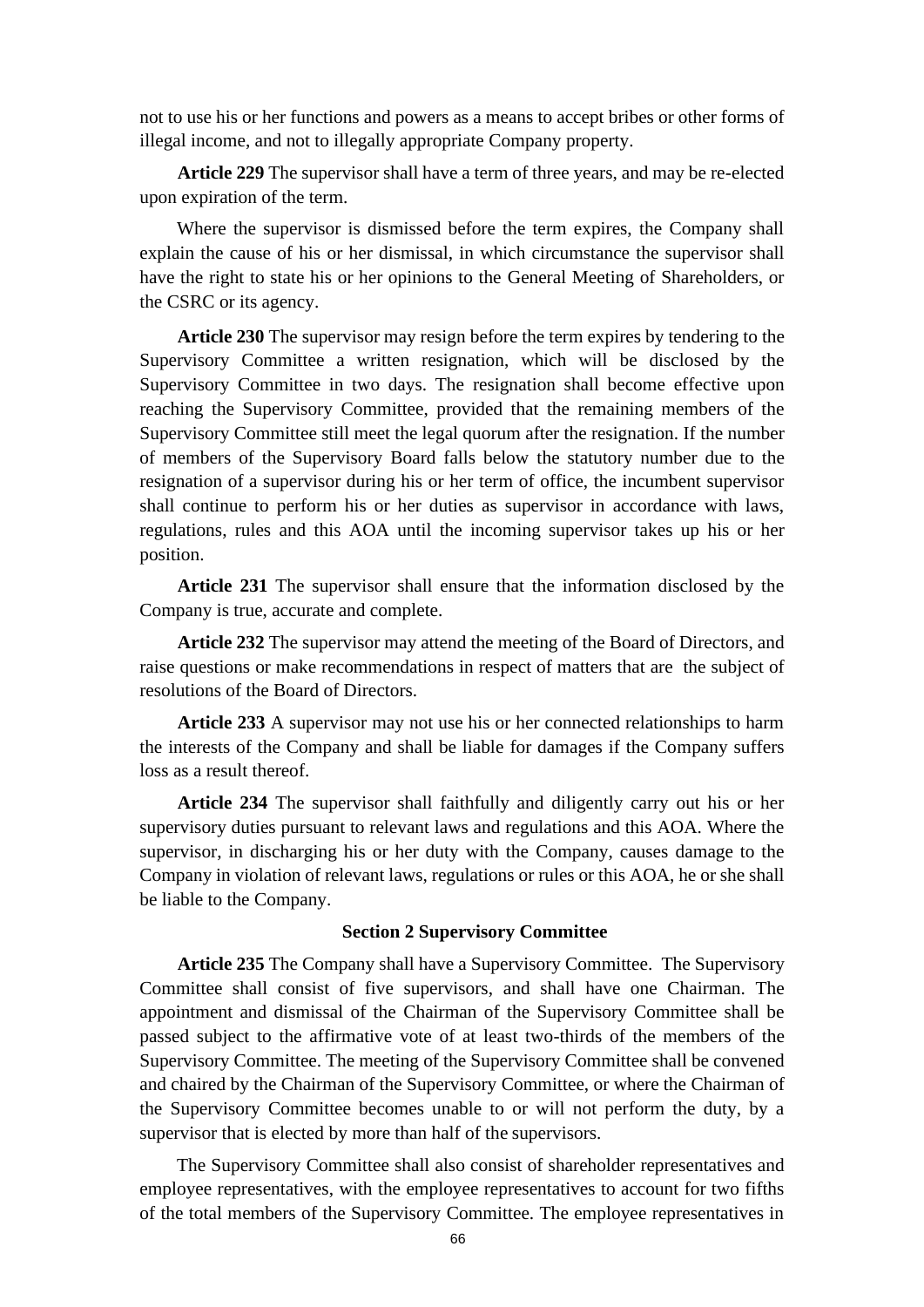not to use his or her functions and powers as a means to accept bribes or other forms of illegal income, and not to illegally appropriate Company property.

**Article 229** The supervisor shall have a term of three years, and may be re-elected upon expiration of the term.

Where the supervisor is dismissed before the term expires, the Company shall explain the cause of his or her dismissal, in which circumstance the supervisor shall have the right to state his or her opinions to the General Meeting of Shareholders, or the CSRC or its agency.

**Article 230** The supervisor may resign before the term expires by tendering to the Supervisory Committee a written resignation, which will be disclosed by the Supervisory Committee in two days. The resignation shall become effective upon reaching the Supervisory Committee, provided that the remaining members of the Supervisory Committee still meet the legal quorum after the resignation. If the number of members of the Supervisory Board falls below the statutory number due to the resignation of a supervisor during his or her term of office, the incumbent supervisor shall continue to perform his or her duties as supervisor in accordance with laws, regulations, rules and this AOA until the incoming supervisor takes up his or her position.

**Article 231** The supervisor shall ensure that the information disclosed by the Company is true, accurate and complete.

**Article 232** The supervisor may attend the meeting of the Board of Directors, and raise questions or make recommendations in respect of matters that are the subject of resolutions of the Board of Directors.

**Article 233** A supervisor may not use his or her connected relationships to harm the interests of the Company and shall be liable for damages if the Company suffers loss as a result thereof.

**Article 234** The supervisor shall faithfully and diligently carry out his or her supervisory duties pursuant to relevant laws and regulations and this AOA. Where the supervisor, in discharging his or her duty with the Company, causes damage to the Company in violation of relevant laws, regulations or rules or this AOA, he or she shall be liable to the Company.

### Section 2 Supervisory Committee

**Article 235** The Company shall have a Supervisory Committee. The Supervisory Committee shall consist of five supervisors, and shall have one Chairman. The appointment and dismissal of the Chairman of the Supervisory Committee shall be passed subject to the affirmative vote of at least two-thirds of the members of the Supervisory Committee. The meeting of the Supervisory Committee shall be convened and chaired by the Chairman of the Supervisory Committee, or where the Chairman of the Supervisory Committee becomes unable to or will not perform the duty, by a supervisor that is elected by more than half of the supervisors.

The Supervisory Committee shall also consist of shareholder representatives and employee representatives, with the employee representatives to account for two fifths of the total members of the Supervisory Committee. The employee representatives in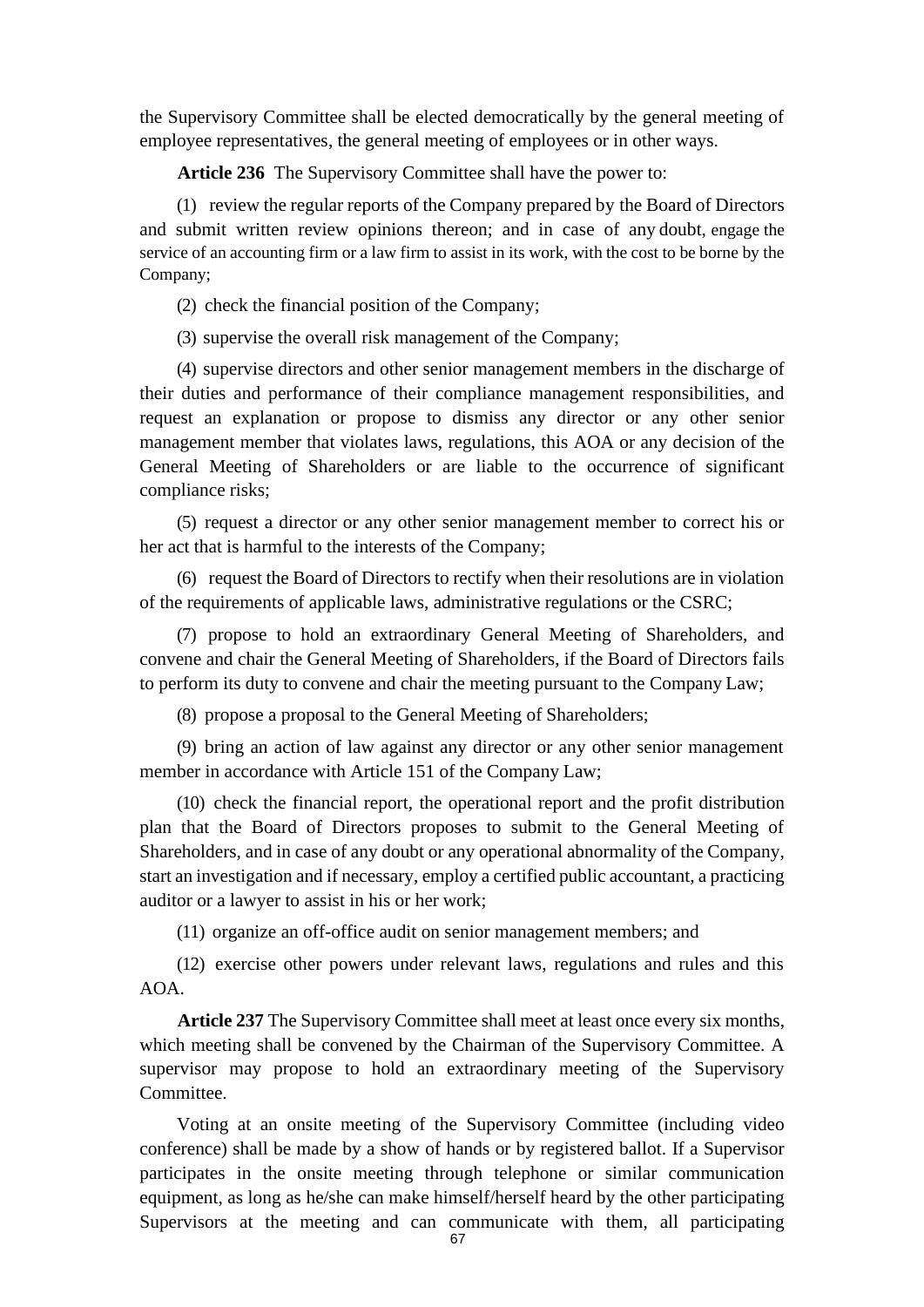the Supervisory Committee shall be elected democratically by the general meeting of employee representatives, the general meeting of employees or in other ways.

**Article 236** The Supervisory Committee shall have the power to:

(1) review the regular reports of the Company prepared by the Board of Directors and submit written review opinions thereon; and in case of any doubt, engage the service of an accounting firm or a law firm to assist in its work, with the cost to be borne by the Company;

(2) check the financial position of the Company;

(3) supervise the overall risk management of the Company;

(4) supervise directors and other senior management members in the discharge of their duties and performance of their compliance management responsibilities, and request an explanation or propose to dismiss any director or any other senior management member that violates laws, regulations, this AOA or any decision of the General Meeting of Shareholders or are liable to the occurrence of significant compliance risks;

(5) request a director or any other senior management member to correct his or her act that is harmful to the interests of the Company;

(6) request the Board of Directors to rectify when their resolutions are in violation of the requirements of applicable laws, administrative regulations or the CSRC;

(7) propose to hold an extraordinary General Meeting of Shareholders, and convene and chair the General Meeting of Shareholders, if the Board of Directors fails to perform its duty to convene and chair the meeting pursuant to the Company Law;

(8) propose a proposal to the General Meeting of Shareholders;

(9) bring an action of law against any director or any other senior management member in accordance with Article 151 of the Company Law;

(10) check the financial report, the operational report and the profit distribution plan that the Board of Directors proposes to submit to the General Meeting of Shareholders, and in case of any doubt or any operational abnormality of the Company, start an investigation and if necessary, employ a certified public accountant, a practicing auditor or a lawyer to assist in his or her work;

(11) organize an off-office audit on senior management members; and

(12) exercise other powers under relevant laws, regulations and rules and this AOA.

**Article 237** The Supervisory Committee shall meet at least once every six months, which meeting shall be convened by the Chairman of the Supervisory Committee. A supervisor may propose to hold an extraordinary meeting of the Supervisory Committee.

Voting at an onsite meeting of the Supervisory Committee (including video conference) shall be made by a show of hands or by registered ballot. If a Supervisor participates in the onsite meeting through telephone or similar communication equipment, as long as he/she can make himself/herself heard by the other participating Supervisors at the meeting and can communicate with them, all participating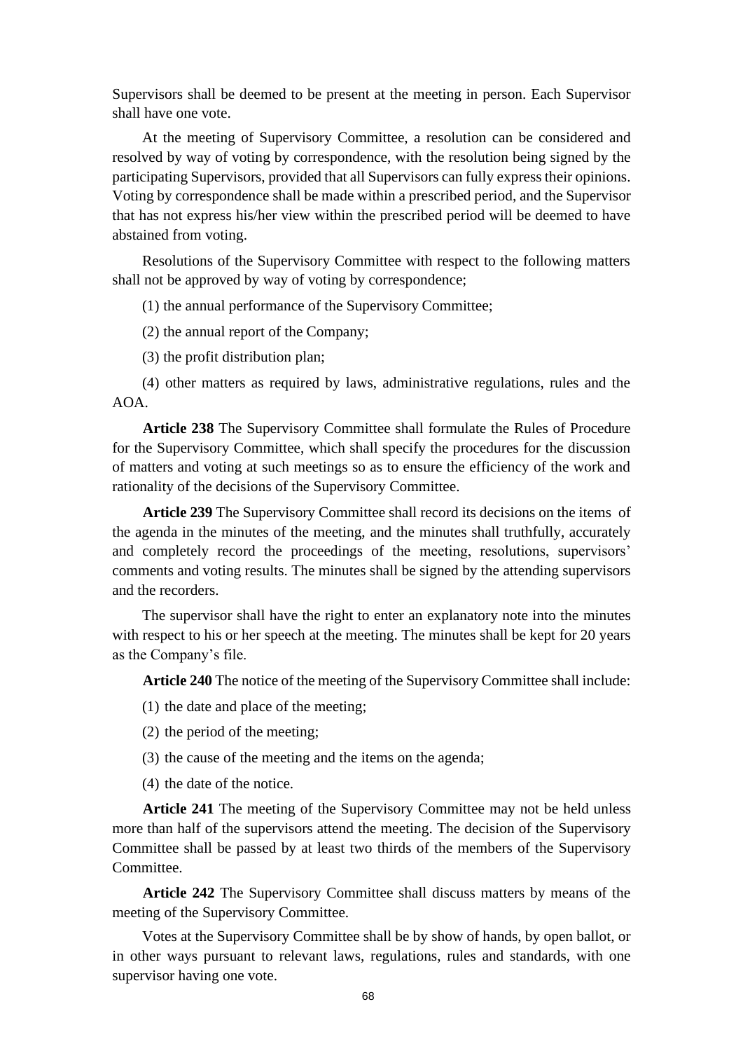Supervisors shall be deemed to be present at the meeting in person. Each Supervisor shall have one vote.

At the meeting of Supervisory Committee, a resolution can be considered and resolved by way of voting by correspondence, with the resolution being signed by the participating Supervisors, provided that all Supervisors can fully express their opinions. Voting by correspondence shall be made within a prescribed period, and the Supervisor that has not express his/her view within the prescribed period will be deemed to have abstained from voting.

Resolutions of the Supervisory Committee with respect to the following matters shall not be approved by way of voting by correspondence;

(1) the annual performance of the Supervisory Committee;

(2) the annual report of the Company;

(3) the profit distribution plan;

(4) other matters as required by laws, administrative regulations, rules and the AOA.

**Article 238** The Supervisory Committee shall formulate the Rules of Procedure for the Supervisory Committee, which shall specify the procedures for the discussion of matters and voting at such meetings so as to ensure the efficiency of the work and rationality of the decisions of the Supervisory Committee.

**Article 239** The Supervisory Committee shall record its decisions on the items of the agenda in the minutes of the meeting, and the minutes shall truthfully, accurately and completely record the proceedings of the meeting, resolutions, supervisors' comments and voting results. The minutes shall be signed by the attending supervisors and the recorders.

The supervisor shall have the right to enter an explanatory note into the minutes with respect to his or her speech at the meeting. The minutes shall be kept for 20 years as the Company's file.

**Article 240** The notice of the meeting of the Supervisory Committee shall include:

(1) the date and place of the meeting;

(2) the period of the meeting;

(3) the cause of the meeting and the items on the agenda;

(4) the date of the notice.

**Article 241** The meeting of the Supervisory Committee may not be held unless more than half of the supervisors attend the meeting. The decision of the Supervisory Committee shall be passed by at least two thirds of the members of the Supervisory Committee.

**Article 242** The Supervisory Committee shall discuss matters by means of the meeting of the Supervisory Committee.

Votes at the Supervisory Committee shall be by show of hands, by open ballot, or in other ways pursuant to relevant laws, regulations, rules and standards, with one supervisor having one vote.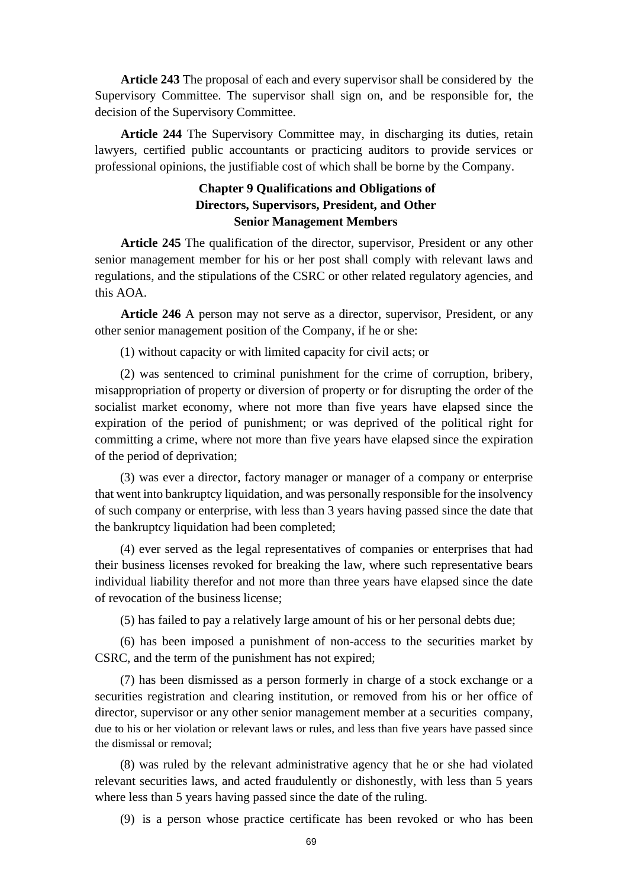**Article 243** The proposal of each and every supervisor shall be considered by the Supervisory Committee. The supervisor shall sign on, and be responsible for, the decision of the Supervisory Committee.

**Article 244** The Supervisory Committee may, in discharging its duties, retain lawyers, certified public accountants or practicing auditors to provide services or professional opinions, the justifiable cost of which shall be borne by the Company.

## Chapter 9 Qualifications and Obligations of Directors, Supervisors, President, and Other Senior Management Members

**Article 245** The qualification of the director, supervisor, President or any other senior management member for his or her post shall comply with relevant laws and regulations, and the stipulations of the CSRC or other related regulatory agencies, and this AOA.

**Article 246** A person may not serve as a director, supervisor, President, or any other senior management position of the Company, if he or she:

(1) without capacity or with limited capacity for civil acts; or

(2) was sentenced to criminal punishment for the crime of corruption, bribery, misappropriation of property or diversion of property or for disrupting the order of the socialist market economy, where not more than five years have elapsed since the expiration of the period of punishment; or was deprived of the political right for committing a crime, where not more than five years have elapsed since the expiration of the period of deprivation;

(3) was ever a director, factory manager or manager of a company or enterprise that went into bankruptcy liquidation, and was personally responsible for the insolvency of such company or enterprise, with less than 3 years having passed since the date that the bankruptcy liquidation had been completed;

(4) ever served as the legal representatives of companies or enterprises that had their business licenses revoked for breaking the law, where such representative bears individual liability therefor and not more than three years have elapsed since the date of revocation of the business license;

(5) has failed to pay a relatively large amount of his or her personal debts due;

(6) has been imposed a punishment of non-access to the securities market by CSRC, and the term of the punishment has not expired;

(7) has been dismissed as a person formerly in charge of a stock exchange or a securities registration and clearing institution, or removed from his or her office of director, supervisor or any other senior management member at a securities company, due to his or her violation or relevant laws or rules, and less than five years have passed since the dismissal or removal;

(8) was ruled by the relevant administrative agency that he or she had violated relevant securities laws, and acted fraudulently or dishonestly, with less than 5 years where less than 5 years having passed since the date of the ruling.

(9) is a person whose practice certificate has been revoked or who has been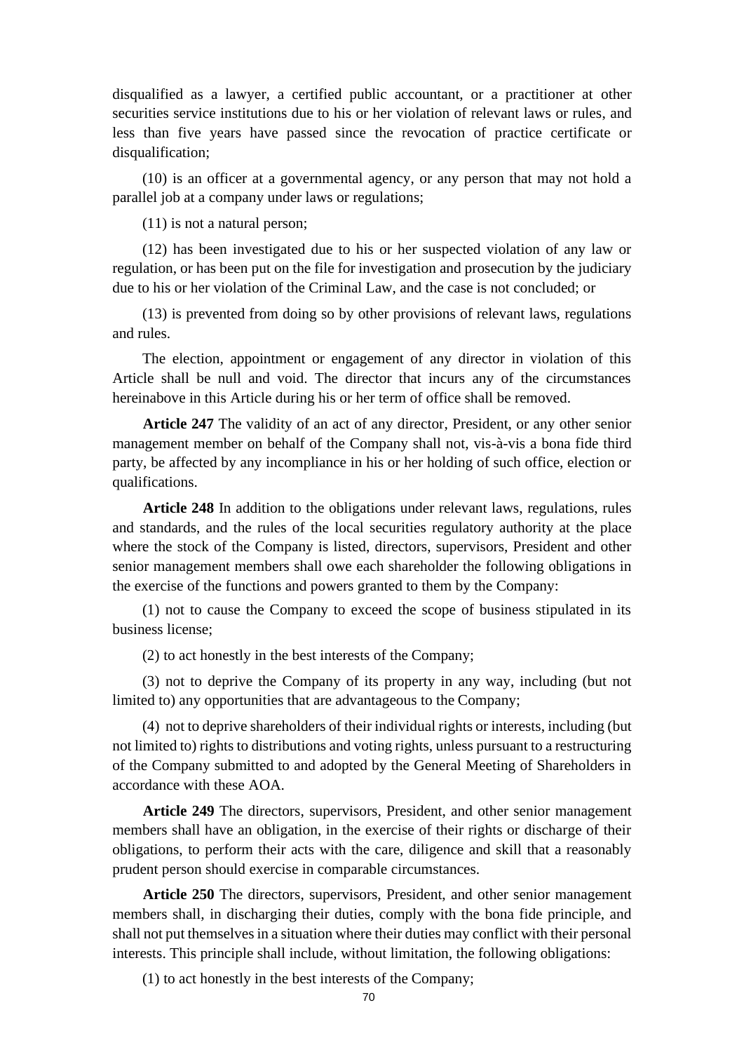disqualified as a lawyer, a certified public accountant, or a practitioner at other securities service institutions due to his or her violation of relevant laws or rules, and less than five years have passed since the revocation of practice certificate or disqualification;

(10) is an officer at a governmental agency, or any person that may not hold a parallel job at a company under laws or regulations;

(11) is not a natural person;

(12) has been investigated due to his or her suspected violation of any law or regulation, or has been put on the file for investigation and prosecution by the judiciary due to his or her violation of the Criminal Law, and the case is not concluded; or

(13) is prevented from doing so by other provisions of relevant laws, regulations and rules.

The election, appointment or engagement of any director in violation of this Article shall be null and void. The director that incurs any of the circumstances hereinabove in this Article during his or her term of office shall be removed.

**Article 247** The validity of an act of any director, President, or any other senior management member on behalf of the Company shall not, vis-à-vis a bona fide third party, be affected by any incompliance in his or her holding of such office, election or qualifications.

**Article 248** In addition to the obligations under relevant laws, regulations, rules and standards, and the rules of the local securities regulatory authority at the place where the stock of the Company is listed, directors, supervisors, President and other senior management members shall owe each shareholder the following obligations in the exercise of the functions and powers granted to them by the Company:

(1) not to cause the Company to exceed the scope of business stipulated in its business license;

(2) to act honestly in the best interests of the Company;

(3) not to deprive the Company of its property in any way, including (but not limited to) any opportunities that are advantageous to the Company;

(4) not to deprive shareholders of their individual rights or interests, including (but not limited to) rights to distributions and voting rights, unless pursuant to a restructuring of the Company submitted to and adopted by the General Meeting of Shareholders in accordance with these AOA.

**Article 249** The directors, supervisors, President, and other senior management members shall have an obligation, in the exercise of their rights or discharge of their obligations, to perform their acts with the care, diligence and skill that a reasonably prudent person should exercise in comparable circumstances.

**Article 250** The directors, supervisors, President, and other senior management members shall, in discharging their duties, comply with the bona fide principle, and shall not put themselves in a situation where their duties may conflict with their personal interests. This principle shall include, without limitation, the following obligations:

(1) to act honestly in the best interests of the Company;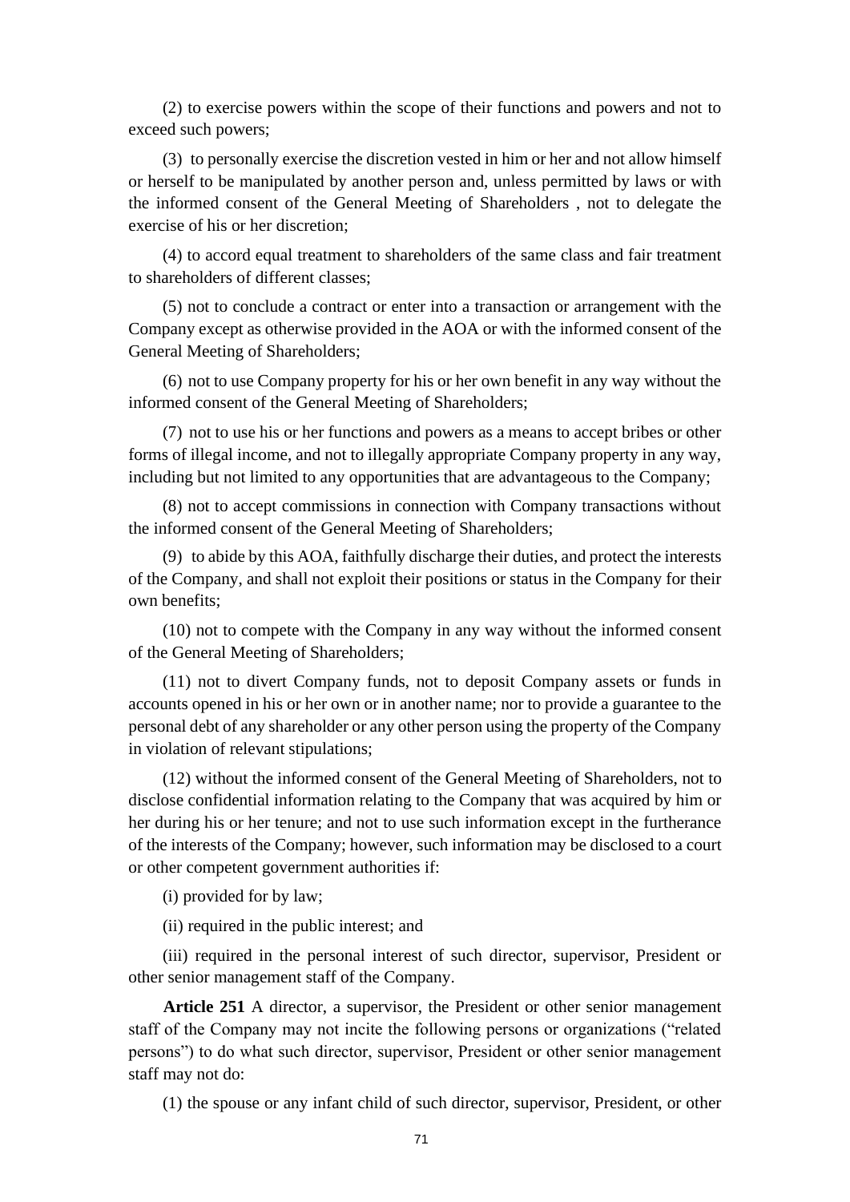(2) to exercise powers within the scope of their functions and powers and not to exceed such powers;

(3) to personally exercise the discretion vested in him or her and not allow himself or herself to be manipulated by another person and, unless permitted by laws or with the informed consent of the General Meeting of Shareholders , not to delegate the exercise of his or her discretion;

(4) to accord equal treatment to shareholders of the same class and fair treatment to shareholders of different classes;

(5) not to conclude a contract or enter into a transaction or arrangement with the Company except as otherwise provided in the AOA or with the informed consent of the General Meeting of Shareholders;

(6) not to use Company property for his or her own benefit in any way without the informed consent of the General Meeting of Shareholders;

(7) not to use his or her functions and powers as a means to accept bribes or other forms of illegal income, and not to illegally appropriate Company property in any way, including but not limited to any opportunities that are advantageous to the Company;

(8) not to accept commissions in connection with Company transactions without the informed consent of the General Meeting of Shareholders;

(9) to abide by this AOA, faithfully discharge their duties, and protect the interests of the Company, and shall not exploit their positions or status in the Company for their own benefits;

(10) not to compete with the Company in any way without the informed consent of the General Meeting of Shareholders;

(11) not to divert Company funds, not to deposit Company assets or funds in accounts opened in his or her own or in another name; nor to provide a guarantee to the personal debt of any shareholder or any other person using the property of the Company in violation of relevant stipulations;

(12) without the informed consent of the General Meeting of Shareholders, not to disclose confidential information relating to the Company that was acquired by him or her during his or her tenure; and not to use such information except in the furtherance of the interests of the Company; however, such information may be disclosed to a court or other competent government authorities if:

(i) provided for by law;

(ii) required in the public interest; and

(iii) required in the personal interest of such director, supervisor, President or other senior management staff of the Company.

**Article 251** A director, a supervisor, the President or other senior management staff of the Company may not incite the following persons or organizations ("related persons") to do what such director, supervisor, President or other senior management staff may not do:

(1) the spouse or any infant child of such director, supervisor, President, or other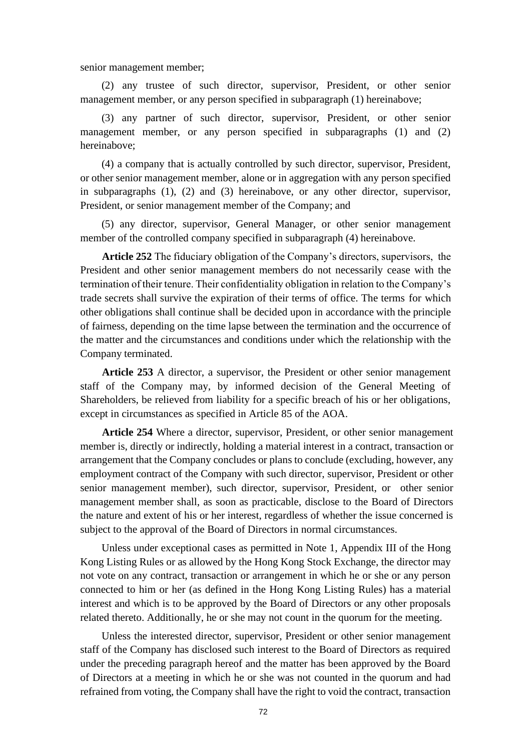senior management member;

(2) any trustee of such director, supervisor, President, or other senior management member, or any person specified in subparagraph (1) hereinabove;

(3) any partner of such director, supervisor, President, or other senior management member, or any person specified in subparagraphs (1) and (2) hereinabove;

(4) a company that is actually controlled by such director, supervisor, President, or other senior management member, alone or in aggregation with any person specified in subparagraphs (1), (2) and (3) hereinabove, or any other director, supervisor, President, or senior management member of the Company; and

(5) any director, supervisor, General Manager, or other senior management member of the controlled company specified in subparagraph (4) hereinabove.

**Article 252** The fiduciary obligation of the Company's directors, supervisors, the President and other senior management members do not necessarily cease with the termination of their tenure. Their confidentiality obligation in relation to the Company's trade secrets shall survive the expiration of their terms of office. The terms for which other obligations shall continue shall be decided upon in accordance with the principle of fairness, depending on the time lapse between the termination and the occurrence of the matter and the circumstances and conditions under which the relationship with the Company terminated.

**Article 253** A director, a supervisor, the President or other senior management staff of the Company may, by informed decision of the General Meeting of Shareholders, be relieved from liability for a specific breach of his or her obligations, except in circumstances as specified in Article 85 of the AOA.

**Article 254** Where a director, supervisor, President, or other senior management member is, directly or indirectly, holding a material interest in a contract, transaction or arrangement that the Company concludes or plans to conclude (excluding, however, any employment contract of the Company with such director, supervisor, President or other senior management member), such director, supervisor, President, or other senior management member shall, as soon as practicable, disclose to the Board of Directors the nature and extent of his or her interest, regardless of whether the issue concerned is subject to the approval of the Board of Directors in normal circumstances.

Unless under exceptional cases as permitted in Note 1, Appendix III of the Hong Kong Listing Rules or as allowed by the Hong Kong Stock Exchange, the director may not vote on any contract, transaction or arrangement in which he or she or any person connected to him or her (as defined in the Hong Kong Listing Rules) has a material interest and which is to be approved by the Board of Directors or any other proposals related thereto. Additionally, he or she may not count in the quorum for the meeting.

Unless the interested director, supervisor, President or other senior management staff of the Company has disclosed such interest to the Board of Directors as required under the preceding paragraph hereof and the matter has been approved by the Board of Directors at a meeting in which he or she was not counted in the quorum and had refrained from voting, the Company shall have the right to void the contract, transaction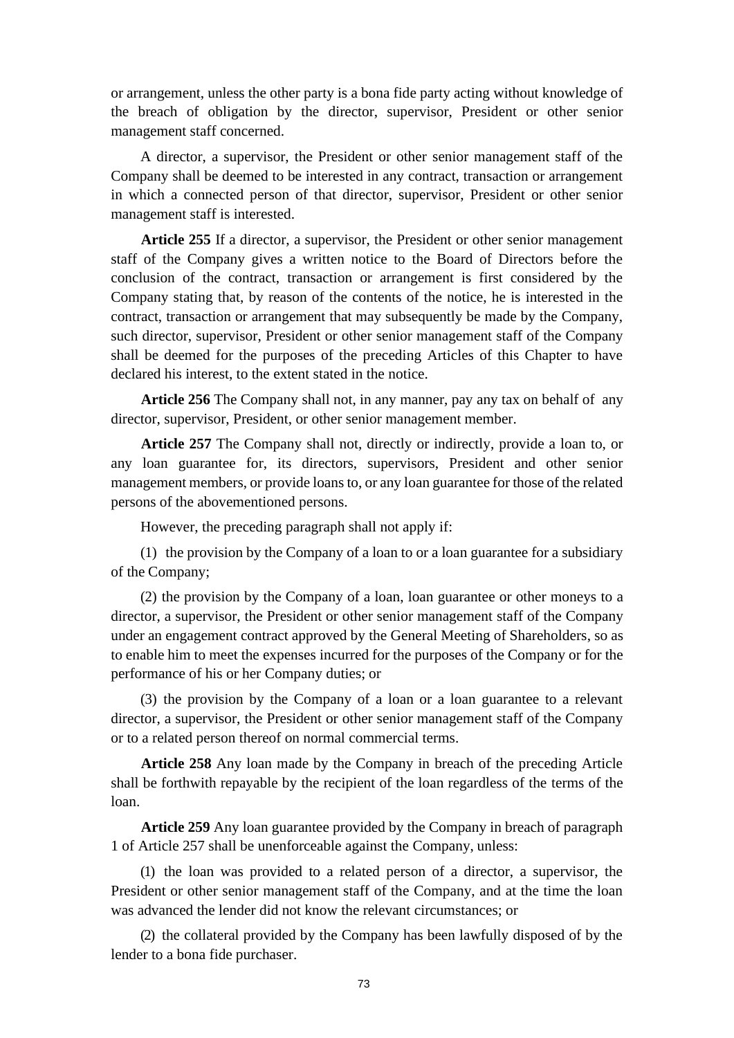or arrangement, unless the other party is a bona fide party acting without knowledge of the breach of obligation by the director, supervisor, President or other senior management staff concerned.

A director, a supervisor, the President or other senior management staff of the Company shall be deemed to be interested in any contract, transaction or arrangement in which a connected person of that director, supervisor, President or other senior management staff is interested.

**Article 255** If a director, a supervisor, the President or other senior management staff of the Company gives a written notice to the Board of Directors before the conclusion of the contract, transaction or arrangement is first considered by the Company stating that, by reason of the contents of the notice, he is interested in the contract, transaction or arrangement that may subsequently be made by the Company, such director, supervisor, President or other senior management staff of the Company shall be deemed for the purposes of the preceding Articles of this Chapter to have declared his interest, to the extent stated in the notice.

**Article 256** The Company shall not, in any manner, pay any tax on behalf of any director, supervisor, President, or other senior management member.

**Article 257** The Company shall not, directly or indirectly, provide a loan to, or any loan guarantee for, its directors, supervisors, President and other senior management members, or provide loans to, or any loan guarantee for those of the related persons of the abovementioned persons.

However, the preceding paragraph shall not apply if:

(1) the provision by the Company of a loan to or a loan guarantee for a subsidiary of the Company;

(2) the provision by the Company of a loan, loan guarantee or other moneys to a director, a supervisor, the President or other senior management staff of the Company under an engagement contract approved by the General Meeting of Shareholders, so as to enable him to meet the expenses incurred for the purposes of the Company or for the performance of his or her Company duties; or

(3) the provision by the Company of a loan or a loan guarantee to a relevant director, a supervisor, the President or other senior management staff of the Company or to a related person thereof on normal commercial terms.

**Article 258** Any loan made by the Company in breach of the preceding Article shall be forthwith repayable by the recipient of the loan regardless of the terms of the loan.

**Article 259** Any loan guarantee provided by the Company in breach of paragraph 1 of Article 257 shall be unenforceable against the Company, unless:

(1) the loan was provided to a related person of a director, a supervisor, the President or other senior management staff of the Company, and at the time the loan was advanced the lender did not know the relevant circumstances; or

(2) the collateral provided by the Company has been lawfully disposed of by the lender to a bona fide purchaser.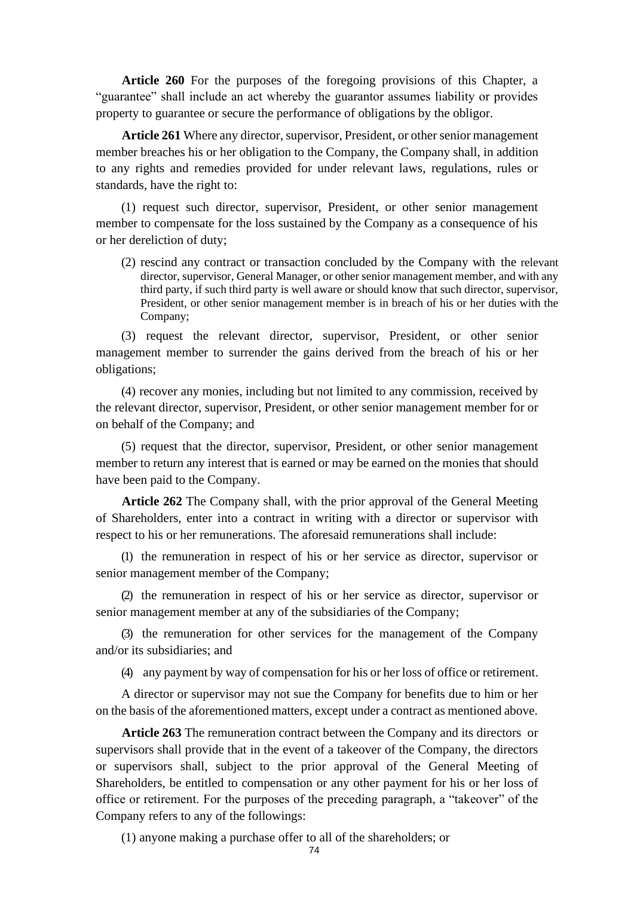**Article 260** For the purposes of the foregoing provisions of this Chapter, a "guarantee" shall include an act whereby the guarantor assumes liability or provides property to guarantee or secure the performance of obligations by the obligor.

**Article 261** Where any director, supervisor, President, or other senior management member breaches his or her obligation to the Company, the Company shall, in addition to any rights and remedies provided for under relevant laws, regulations, rules or standards, have the right to:

(1) request such director, supervisor, President, or other senior management member to compensate for the loss sustained by the Company as a consequence of his or her dereliction of duty;

(2) rescind any contract or transaction concluded by the Company with the relevant director, supervisor, General Manager, or other senior management member, and with any third party, if such third party is well aware or should know that such director, supervisor, President, or other senior management member is in breach of his or her duties with the Company;

(3) request the relevant director, supervisor, President, or other senior management member to surrender the gains derived from the breach of his or her obligations;

(4) recover any monies, including but not limited to any commission, received by the relevant director, supervisor, President, or other senior management member for or on behalf of the Company; and

(5) request that the director, supervisor, President, or other senior management member to return any interest that is earned or may be earned on the monies that should have been paid to the Company.

**Article 262** The Company shall, with the prior approval of the General Meeting of Shareholders, enter into a contract in writing with a director or supervisor with respect to his or her remunerations. The aforesaid remunerations shall include:

(1) the remuneration in respect of his or her service as director, supervisor or senior management member of the Company;

(2) the remuneration in respect of his or her service as director, supervisor or senior management member at any of the subsidiaries of the Company;

(3) the remuneration for other services for the management of the Company and/or its subsidiaries; and

(4) any payment by way of compensation for his or her loss of office or retirement.

A director or supervisor may not sue the Company for benefits due to him or her on the basis of the aforementioned matters, except under a contract as mentioned above.

**Article 263** The remuneration contract between the Company and its directors or supervisors shall provide that in the event of a takeover of the Company, the directors or supervisors shall, subject to the prior approval of the General Meeting of Shareholders, be entitled to compensation or any other payment for his or her loss of office or retirement. For the purposes of the preceding paragraph, a "takeover" of the Company refers to any of the followings:

(1) anyone making a purchase offer to all of the shareholders; or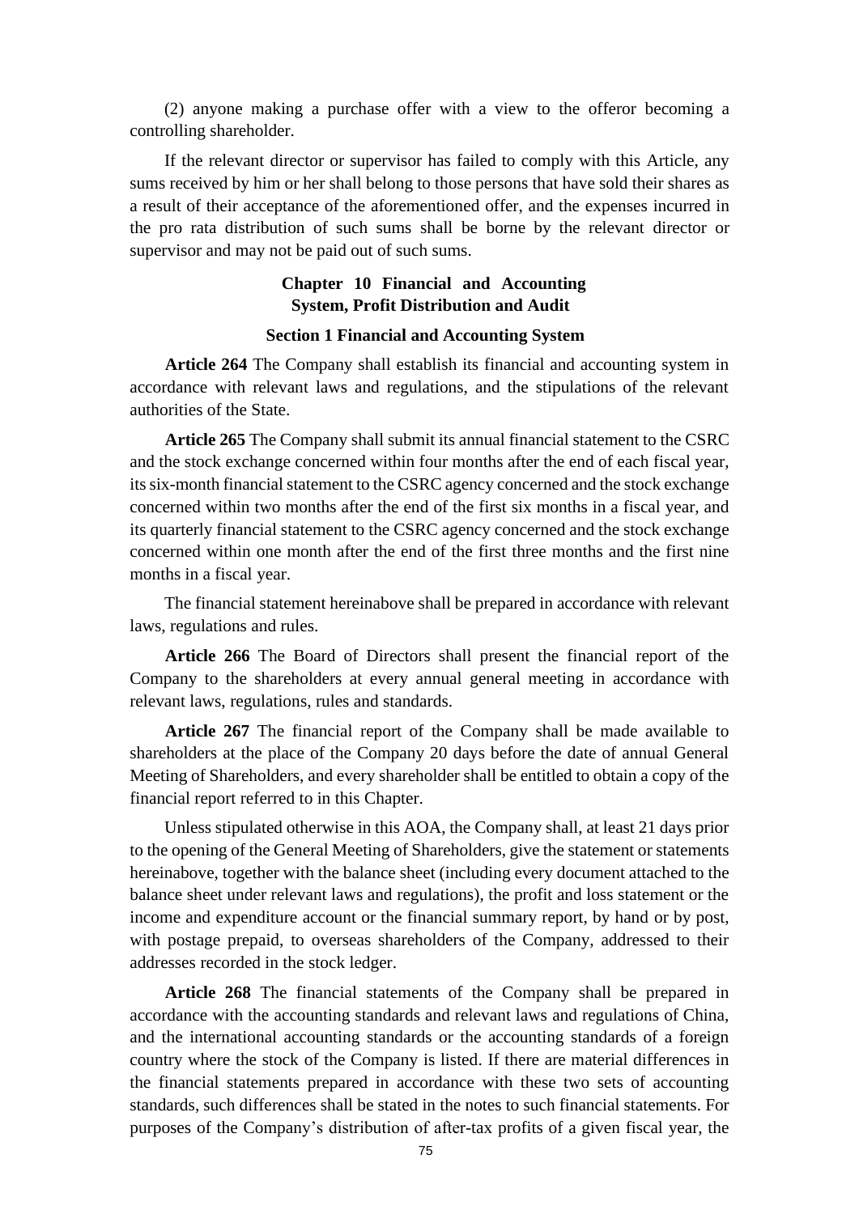(2) anyone making a purchase offer with a view to the offeror becoming a controlling shareholder.

If the relevant director or supervisor has failed to comply with this Article, any sums received by him or her shall belong to those persons that have sold their shares as a result of their acceptance of the aforementioned offer, and the expenses incurred in the pro rata distribution of such sums shall be borne by the relevant director or supervisor and may not be paid out of such sums.

## Chapter 10 Financial and Accounting System, Profit Distribution and Audit

### Section 1 Financial and Accounting System

**Article 264** The Company shall establish its financial and accounting system in accordance with relevant laws and regulations, and the stipulations of the relevant authorities of the State.

**Article 265** The Company shall submit its annual financial statement to the CSRC and the stock exchange concerned within four months after the end of each fiscal year, its six-month financial statement to the CSRC agency concerned and the stock exchange concerned within two months after the end of the first six months in a fiscal year, and its quarterly financial statement to the CSRC agency concerned and the stock exchange concerned within one month after the end of the first three months and the first nine months in a fiscal year.

The financial statement hereinabove shall be prepared in accordance with relevant laws, regulations and rules.

**Article 266** The Board of Directors shall present the financial report of the Company to the shareholders at every annual general meeting in accordance with relevant laws, regulations, rules and standards.

**Article 267** The financial report of the Company shall be made available to shareholders at the place of the Company 20 days before the date of annual General Meeting of Shareholders, and every shareholder shall be entitled to obtain a copy of the financial report referred to in this Chapter.

Unless stipulated otherwise in this AOA, the Company shall, at least 21 days prior to the opening of the General Meeting of Shareholders, give the statement or statements hereinabove, together with the balance sheet (including every document attached to the balance sheet under relevant laws and regulations), the profit and loss statement or the income and expenditure account or the financial summary report, by hand or by post, with postage prepaid, to overseas shareholders of the Company, addressed to their addresses recorded in the stock ledger.

**Article 268** The financial statements of the Company shall be prepared in accordance with the accounting standards and relevant laws and regulations of China, and the international accounting standards or the accounting standards of a foreign country where the stock of the Company is listed. If there are material differences in the financial statements prepared in accordance with these two sets of accounting standards, such differences shall be stated in the notes to such financial statements. For purposes of the Company's distribution of after-tax profits of a given fiscal year, the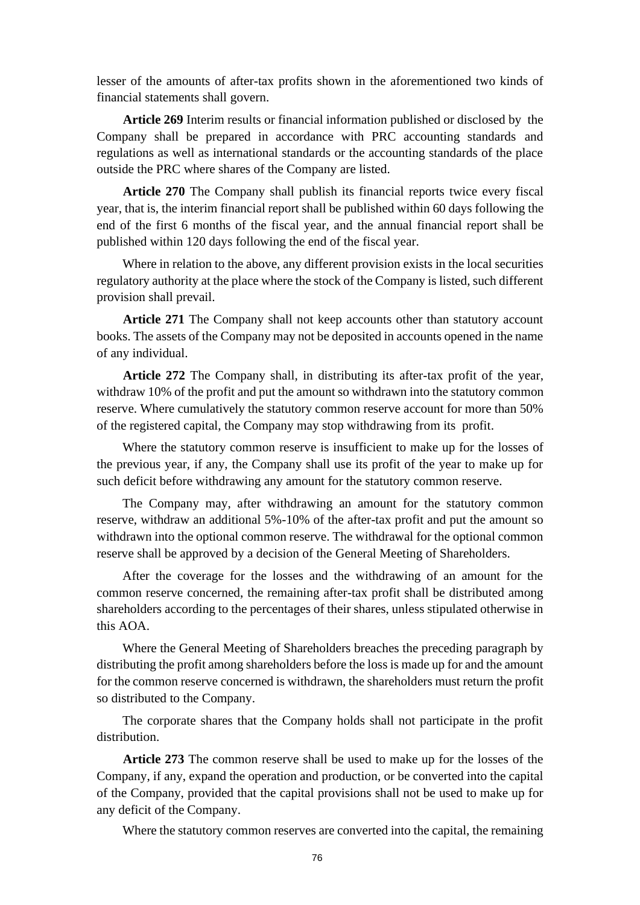lesser of the amounts of after-tax profits shown in the aforementioned two kinds of financial statements shall govern.

**Article 269** Interim results or financial information published or disclosed by the Company shall be prepared in accordance with PRC accounting standards and regulations as well as international standards or the accounting standards of the place outside the PRC where shares of the Company are listed.

**Article 270** The Company shall publish its financial reports twice every fiscal year, that is, the interim financial report shall be published within 60 days following the end of the first 6 months of the fiscal year, and the annual financial report shall be published within 120 days following the end of the fiscal year.

Where in relation to the above, any different provision exists in the local securities regulatory authority at the place where the stock of the Company is listed, such different provision shall prevail.

**Article 271** The Company shall not keep accounts other than statutory account books. The assets of the Company may not be deposited in accounts opened in the name of any individual.

**Article 272** The Company shall, in distributing its after-tax profit of the year, withdraw 10% of the profit and put the amount so withdrawn into the statutory common reserve. Where cumulatively the statutory common reserve account for more than 50% of the registered capital, the Company may stop withdrawing from its profit.

Where the statutory common reserve is insufficient to make up for the losses of the previous year, if any, the Company shall use its profit of the year to make up for such deficit before withdrawing any amount for the statutory common reserve.

The Company may, after withdrawing an amount for the statutory common reserve, withdraw an additional 5%-10% of the after-tax profit and put the amount so withdrawn into the optional common reserve. The withdrawal for the optional common reserve shall be approved by a decision of the General Meeting of Shareholders.

After the coverage for the losses and the withdrawing of an amount for the common reserve concerned, the remaining after-tax profit shall be distributed among shareholders according to the percentages of their shares, unless stipulated otherwise in this AOA.

Where the General Meeting of Shareholders breaches the preceding paragraph by distributing the profit among shareholders before the loss is made up for and the amount for the common reserve concerned is withdrawn, the shareholders must return the profit so distributed to the Company.

The corporate shares that the Company holds shall not participate in the profit distribution.

**Article 273** The common reserve shall be used to make up for the losses of the Company, if any, expand the operation and production, or be converted into the capital of the Company, provided that the capital provisions shall not be used to make up for any deficit of the Company.

Where the statutory common reserves are converted into the capital, the remaining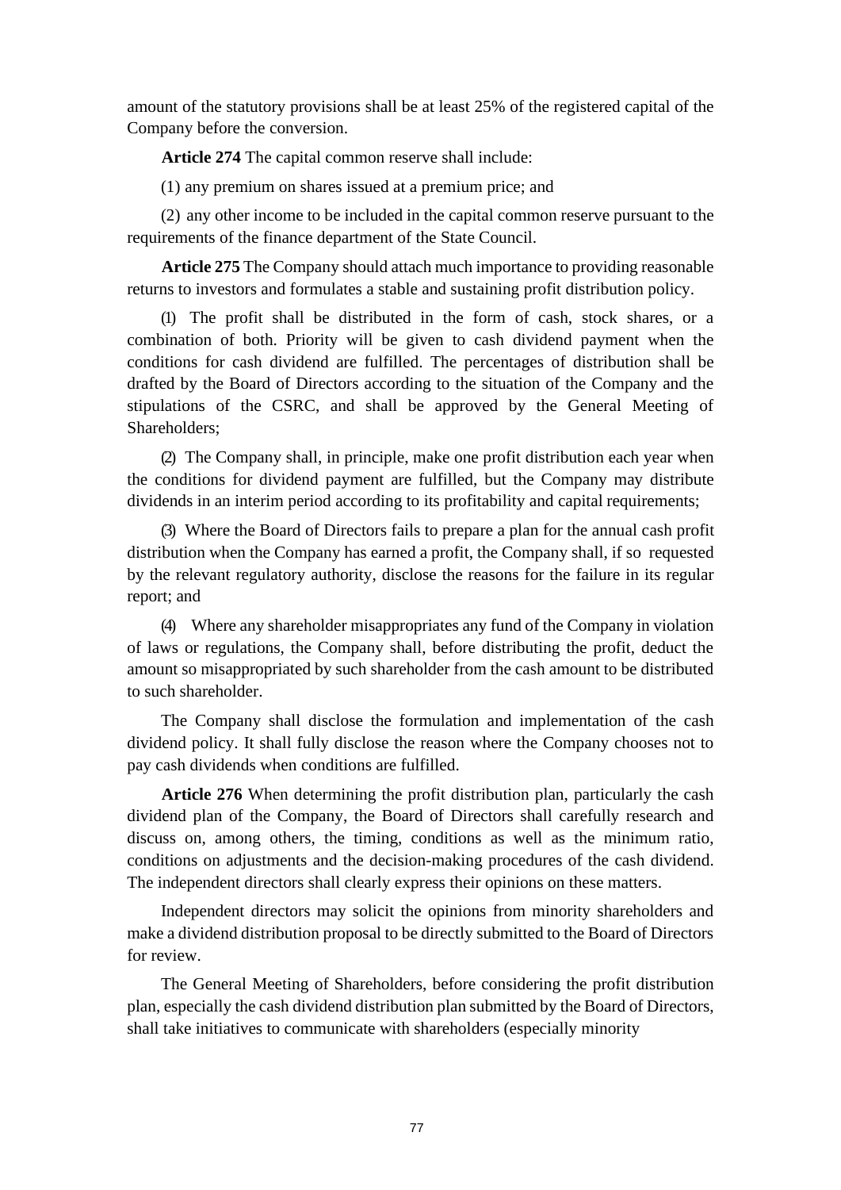amount of the statutory provisions shall be at least 25% of the registered capital of the Company before the conversion.

**Article 274** The capital common reserve shall include:

(1) any premium on shares issued at a premium price; and

(2) any other income to be included in the capital common reserve pursuant to the requirements of the finance department of the State Council.

**Article 275** The Company should attach much importance to providing reasonable returns to investors and formulates a stable and sustaining profit distribution policy.

(1) The profit shall be distributed in the form of cash, stock shares, or a combination of both. Priority will be given to cash dividend payment when the conditions for cash dividend are fulfilled. The percentages of distribution shall be drafted by the Board of Directors according to the situation of the Company and the stipulations of the CSRC, and shall be approved by the General Meeting of Shareholders;

(2) The Company shall, in principle, make one profit distribution each year when the conditions for dividend payment are fulfilled, but the Company may distribute dividends in an interim period according to its profitability and capital requirements;

(3) Where the Board of Directors fails to prepare a plan for the annual cash profit distribution when the Company has earned a profit, the Company shall, if so requested by the relevant regulatory authority, disclose the reasons for the failure in its regular report; and

(4) Where any shareholder misappropriates any fund of the Company in violation of laws or regulations, the Company shall, before distributing the profit, deduct the amount so misappropriated by such shareholder from the cash amount to be distributed to such shareholder.

The Company shall disclose the formulation and implementation of the cash dividend policy. It shall fully disclose the reason where the Company chooses not to pay cash dividends when conditions are fulfilled.

**Article 276** When determining the profit distribution plan, particularly the cash dividend plan of the Company, the Board of Directors shall carefully research and discuss on, among others, the timing, conditions as well as the minimum ratio, conditions on adjustments and the decision-making procedures of the cash dividend. The independent directors shall clearly express their opinions on these matters.

Independent directors may solicit the opinions from minority shareholders and make a dividend distribution proposal to be directly submitted to the Board of Directors for review.

The General Meeting of Shareholders, before considering the profit distribution plan, especially the cash dividend distribution plan submitted by the Board of Directors, shall take initiatives to communicate with shareholders (especially minority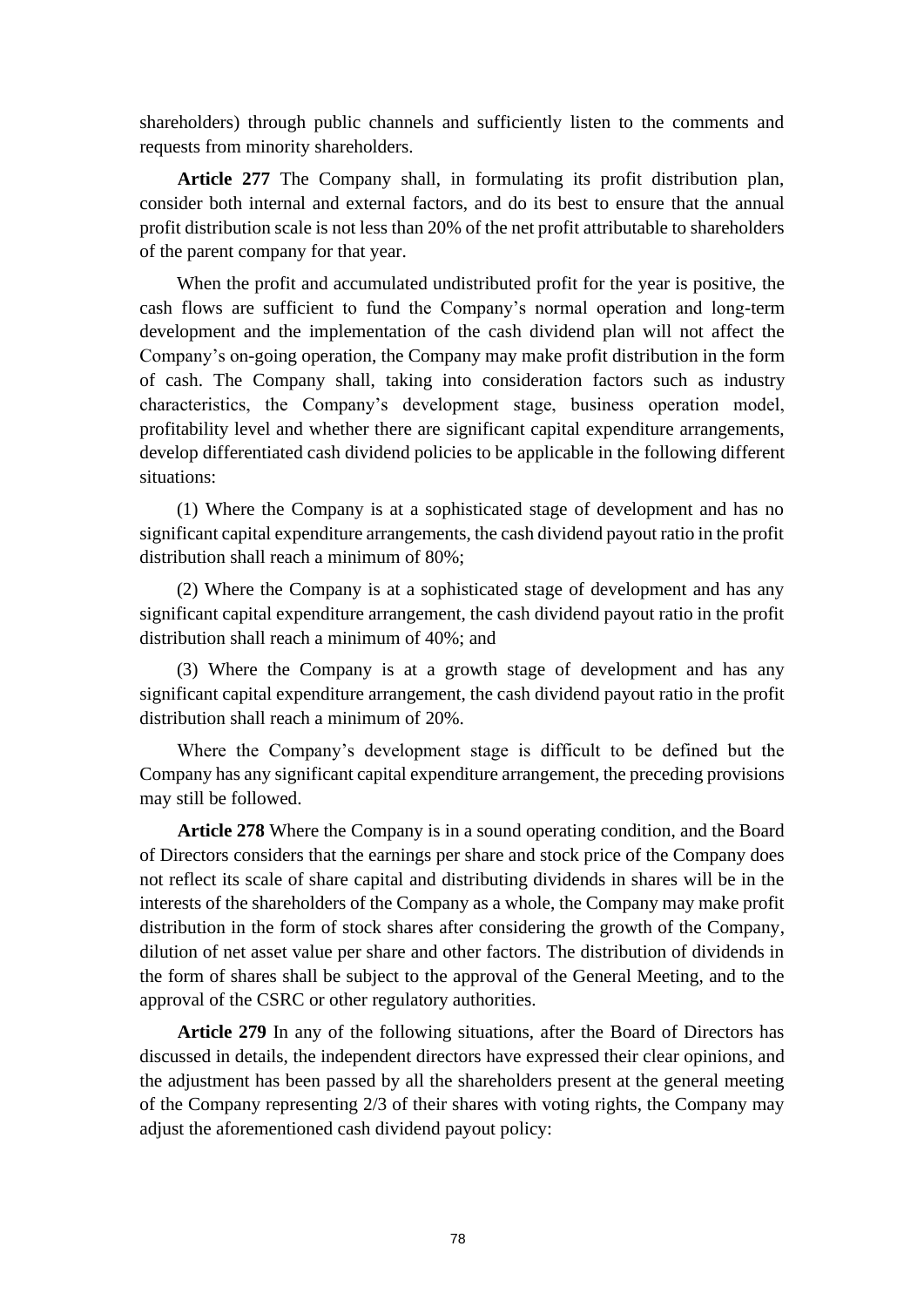shareholders) through public channels and sufficiently listen to the comments and requests from minority shareholders.

**Article 277** The Company shall, in formulating its profit distribution plan, consider both internal and external factors, and do its best to ensure that the annual profit distribution scale is not less than 20% of the net profit attributable to shareholders of the parent company for that year.

When the profit and accumulated undistributed profit for the year is positive, the cash flows are sufficient to fund the Company's normal operation and long-term development and the implementation of the cash dividend plan will not affect the Company's on-going operation, the Company may make profit distribution in the form of cash. The Company shall, taking into consideration factors such as industry characteristics, the Company's development stage, business operation model, profitability level and whether there are significant capital expenditure arrangements, develop differentiated cash dividend policies to be applicable in the following different situations:

(1) Where the Company is at a sophisticated stage of development and has no significant capital expenditure arrangements, the cash dividend payout ratio in the profit distribution shall reach a minimum of 80%;

(2) Where the Company is at a sophisticated stage of development and has any significant capital expenditure arrangement, the cash dividend payout ratio in the profit distribution shall reach a minimum of 40%; and

(3) Where the Company is at a growth stage of development and has any significant capital expenditure arrangement, the cash dividend payout ratio in the profit distribution shall reach a minimum of 20%.

Where the Company's development stage is difficult to be defined but the Company has any significant capital expenditure arrangement, the preceding provisions may still be followed.

**Article 278** Where the Company is in a sound operating condition, and the Board of Directors considers that the earnings per share and stock price of the Company does not reflect its scale of share capital and distributing dividends in shares will be in the interests of the shareholders of the Company as a whole, the Company may make profit distribution in the form of stock shares after considering the growth of the Company, dilution of net asset value per share and other factors. The distribution of dividends in the form of shares shall be subject to the approval of the General Meeting, and to the approval of the CSRC or other regulatory authorities.

**Article 279** In any of the following situations, after the Board of Directors has discussed in details, the independent directors have expressed their clear opinions, and the adjustment has been passed by all the shareholders present at the general meeting of the Company representing 2/3 of their shares with voting rights, the Company may adjust the aforementioned cash dividend payout policy: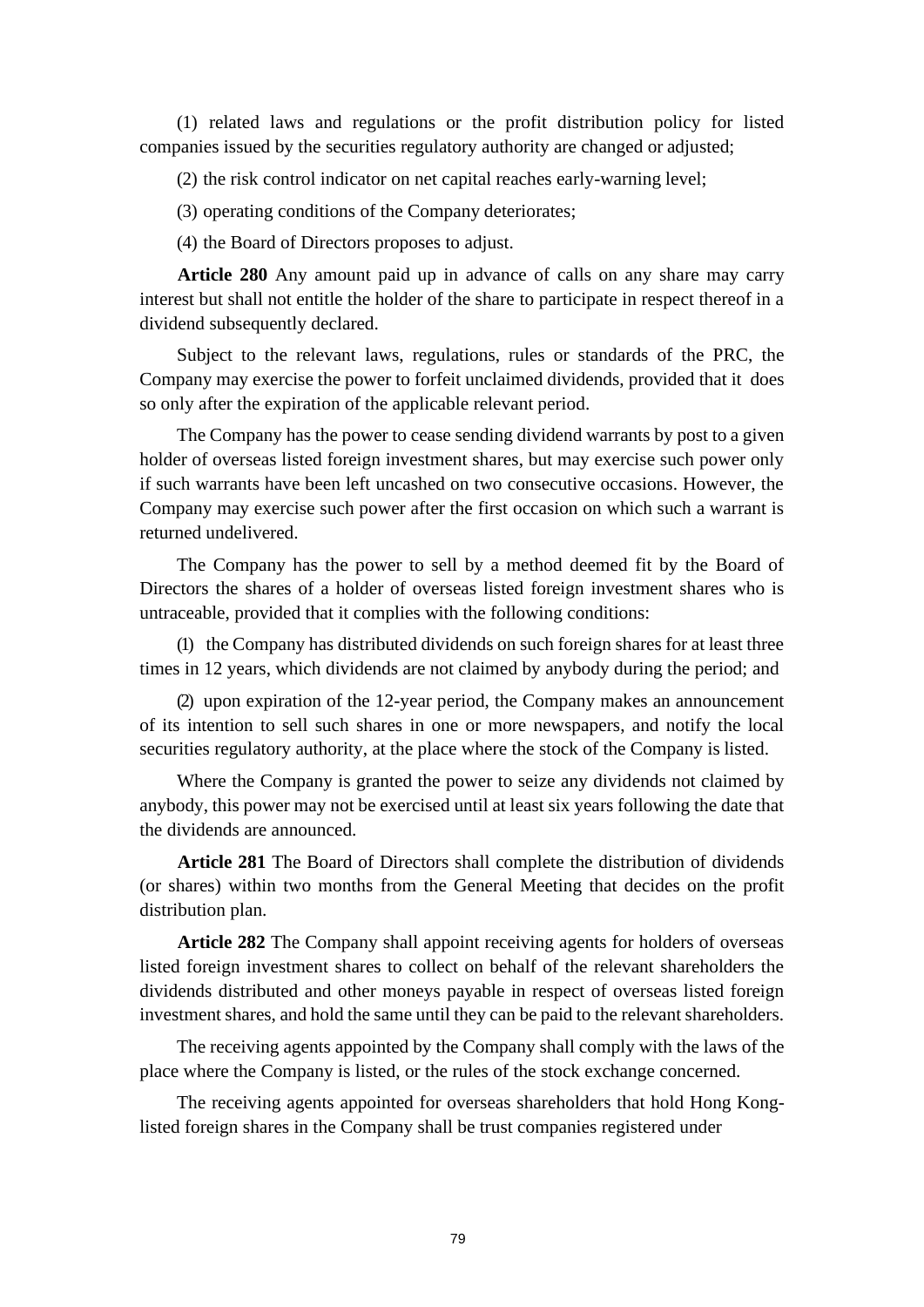(1) related laws and regulations or the profit distribution policy for listed companies issued by the securities regulatory authority are changed or adjusted;

(2) the risk control indicator on net capital reaches early-warning level;

(3) operating conditions of the Company deteriorates;

(4) the Board of Directors proposes to adjust.

**Article 280** Any amount paid up in advance of calls on any share may carry interest but shall not entitle the holder of the share to participate in respect thereof in a dividend subsequently declared.

Subject to the relevant laws, regulations, rules or standards of the PRC, the Company may exercise the power to forfeit unclaimed dividends, provided that it does so only after the expiration of the applicable relevant period.

The Company has the power to cease sending dividend warrants by post to a given holder of overseas listed foreign investment shares, but may exercise such power only if such warrants have been left uncashed on two consecutive occasions. However, the Company may exercise such power after the first occasion on which such a warrant is returned undelivered.

The Company has the power to sell by a method deemed fit by the Board of Directors the shares of a holder of overseas listed foreign investment shares who is untraceable, provided that it complies with the following conditions:

(1) the Company has distributed dividends on such foreign shares for at least three times in 12 years, which dividends are not claimed by anybody during the period; and

(2) upon expiration of the 12-year period, the Company makes an announcement of its intention to sell such shares in one or more newspapers, and notify the local securities regulatory authority, at the place where the stock of the Company is listed.

Where the Company is granted the power to seize any dividends not claimed by anybody, this power may not be exercised until at least six years following the date that the dividends are announced.

**Article 281** The Board of Directors shall complete the distribution of dividends (or shares) within two months from the General Meeting that decides on the profit distribution plan.

**Article 282** The Company shall appoint receiving agents for holders of overseas listed foreign investment shares to collect on behalf of the relevant shareholders the dividends distributed and other moneys payable in respect of overseas listed foreign investment shares, and hold the same until they can be paid to the relevant shareholders.

The receiving agents appointed by the Company shall comply with the laws of the place where the Company is listed, or the rules of the stock exchange concerned.

The receiving agents appointed for overseas shareholders that hold Hong Kong-listed foreign shares in the Company shall be trust companies registered under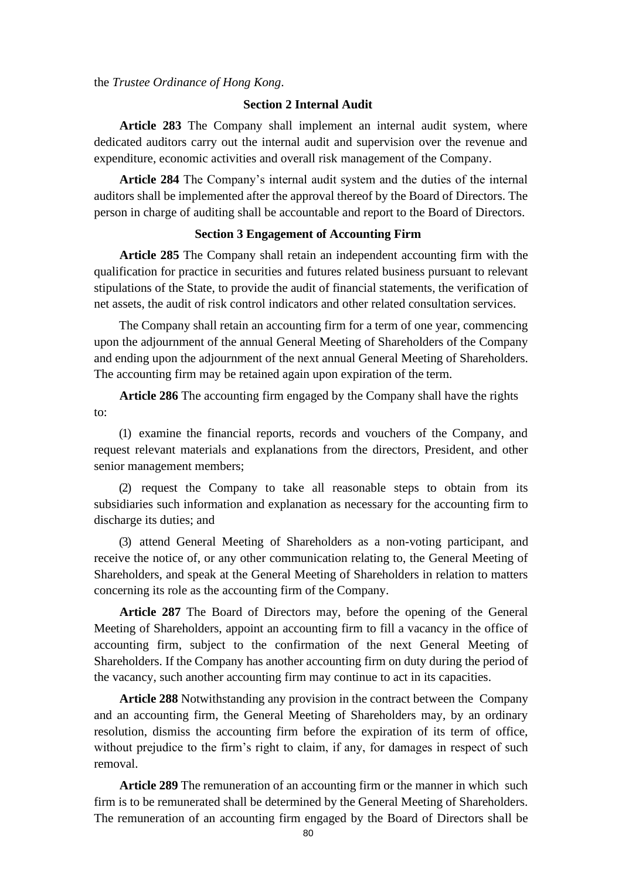the *Trustee Ordinance of Hong Kong*.

### Section 2 Internal Audit

**Article 283** The Company shall implement an internal audit system, where dedicated auditors carry out the internal audit and supervision over the revenue and expenditure, economic activities and overall risk management of the Company.

**Article 284** The Company's internal audit system and the duties of the internal auditors shall be implemented after the approval thereof by the Board of Directors. The person in charge of auditing shall be accountable and report to the Board of Directors.

### Section 3 Engagement of Accounting Firm

**Article 285** The Company shall retain an independent accounting firm with the qualification for practice in securities and futures related business pursuant to relevant stipulations of the State, to provide the audit of financial statements, the verification of net assets, the audit of risk control indicators and other related consultation services.

The Company shall retain an accounting firm for a term of one year, commencing upon the adjournment of the annual General Meeting of Shareholders of the Company and ending upon the adjournment of the next annual General Meeting of Shareholders. The accounting firm may be retained again upon expiration of the term.

**Article 286** The accounting firm engaged by the Company shall have the rights to:

(1) examine the financial reports, records and vouchers of the Company, and request relevant materials and explanations from the directors, President, and other senior management members;

(2) request the Company to take all reasonable steps to obtain from its subsidiaries such information and explanation as necessary for the accounting firm to discharge its duties; and

(3) attend General Meeting of Shareholders as a non-voting participant, and receive the notice of, or any other communication relating to, the General Meeting of Shareholders, and speak at the General Meeting of Shareholders in relation to matters concerning its role as the accounting firm of the Company.

**Article 287** The Board of Directors may, before the opening of the General Meeting of Shareholders, appoint an accounting firm to fill a vacancy in the office of accounting firm, subject to the confirmation of the next General Meeting of Shareholders. If the Company has another accounting firm on duty during the period of the vacancy, such another accounting firm may continue to act in its capacities.

**Article 288** Notwithstanding any provision in the contract between the Company and an accounting firm, the General Meeting of Shareholders may, by an ordinary resolution, dismiss the accounting firm before the expiration of its term of office, without prejudice to the firm's right to claim, if any, for damages in respect of such removal.

**Article 289** The remuneration of an accounting firm or the manner in which such firm is to be remunerated shall be determined by the General Meeting of Shareholders. The remuneration of an accounting firm engaged by the Board of Directors shall be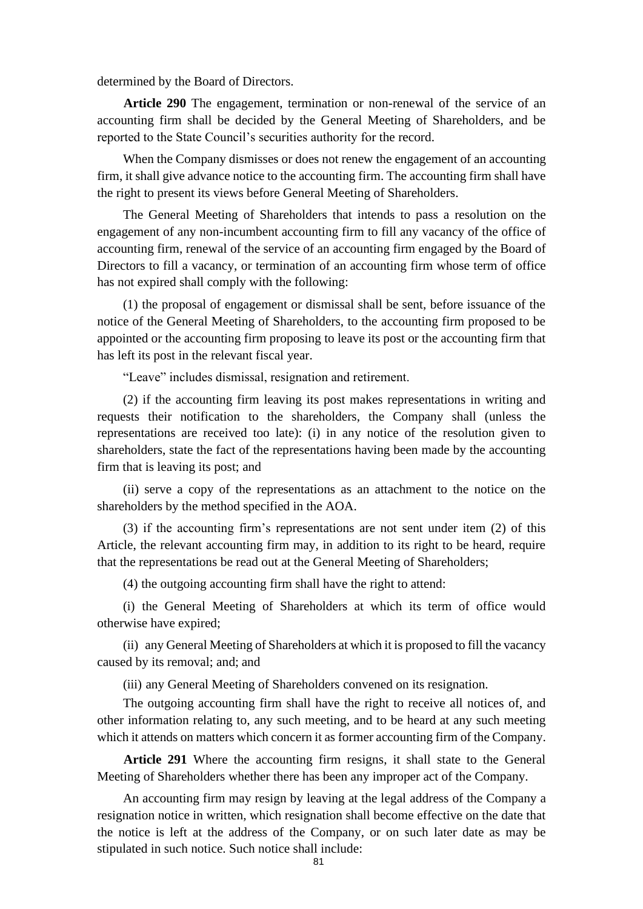determined by the Board of Directors.

**Article 290** The engagement, termination or non-renewal of the service of an accounting firm shall be decided by the General Meeting of Shareholders, and be reported to the State Council's securities authority for the record.

When the Company dismisses or does not renew the engagement of an accounting firm, it shall give advance notice to the accounting firm. The accounting firm shall have the right to present its views before General Meeting of Shareholders.

The General Meeting of Shareholders that intends to pass a resolution on the engagement of any non-incumbent accounting firm to fill any vacancy of the office of accounting firm, renewal of the service of an accounting firm engaged by the Board of Directors to fill a vacancy, or termination of an accounting firm whose term of office has not expired shall comply with the following:

(1) the proposal of engagement or dismissal shall be sent, before issuance of the notice of the General Meeting of Shareholders, to the accounting firm proposed to be appointed or the accounting firm proposing to leave its post or the accounting firm that has left its post in the relevant fiscal year.

"Leave" includes dismissal, resignation and retirement.

(2) if the accounting firm leaving its post makes representations in writing and requests their notification to the shareholders, the Company shall (unless the representations are received too late): (i) in any notice of the resolution given to shareholders, state the fact of the representations having been made by the accounting firm that is leaving its post; and

(ii) serve a copy of the representations as an attachment to the notice on the shareholders by the method specified in the AOA.

(3) if the accounting firm's representations are not sent under item (2) of this Article, the relevant accounting firm may, in addition to its right to be heard, require that the representations be read out at the General Meeting of Shareholders;

(4) the outgoing accounting firm shall have the right to attend:

(i) the General Meeting of Shareholders at which its term of office would otherwise have expired;

(ii) any General Meeting of Shareholders at which it is proposed to fill the vacancy caused by its removal; and; and

(iii) any General Meeting of Shareholders convened on its resignation.

The outgoing accounting firm shall have the right to receive all notices of, and other information relating to, any such meeting, and to be heard at any such meeting which it attends on matters which concern it as former accounting firm of the Company.

**Article 291** Where the accounting firm resigns, it shall state to the General Meeting of Shareholders whether there has been any improper act of the Company.

An accounting firm may resign by leaving at the legal address of the Company a resignation notice in written, which resignation shall become effective on the date that the notice is left at the address of the Company, or on such later date as may be stipulated in such notice. Such notice shall include: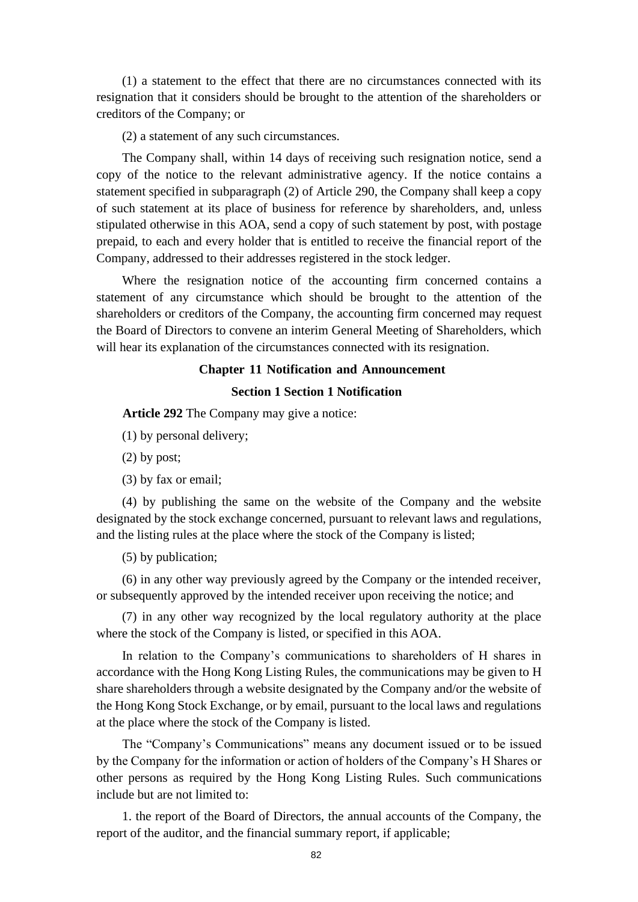(1) a statement to the effect that there are no circumstances connected with its resignation that it considers should be brought to the attention of the shareholders or creditors of the Company; or

(2) a statement of any such circumstances.

The Company shall, within 14 days of receiving such resignation notice, send a copy of the notice to the relevant administrative agency. If the notice contains a statement specified in subparagraph (2) of Article 290, the Company shall keep a copy of such statement at its place of business for reference by shareholders, and, unless stipulated otherwise in this AOA, send a copy of such statement by post, with postage prepaid, to each and every holder that is entitled to receive the financial report of the Company, addressed to their addresses registered in the stock ledger.

Where the resignation notice of the accounting firm concerned contains a statement of any circumstance which should be brought to the attention of the shareholders or creditors of the Company, the accounting firm concerned may request the Board of Directors to convene an interim General Meeting of Shareholders, which will hear its explanation of the circumstances connected with its resignation.

## Chapter 11 Notification and Announcement

### Section 1 Section 1 Notification

**Article 292** The Company may give a notice:

(1) by personal delivery;

(2) by post;

(3) by fax or email;

(4) by publishing the same on the website of the Company and the website designated by the stock exchange concerned, pursuant to relevant laws and regulations, and the listing rules at the place where the stock of the Company is listed;

(5) by publication;

(6) in any other way previously agreed by the Company or the intended receiver, or subsequently approved by the intended receiver upon receiving the notice; and

(7) in any other way recognized by the local regulatory authority at the place where the stock of the Company is listed, or specified in this AOA.

In relation to the Company's communications to shareholders of H shares in accordance with the Hong Kong Listing Rules, the communications may be given to H share shareholders through a website designated by the Company and/or the website of the Hong Kong Stock Exchange, or by email, pursuant to the local laws and regulations at the place where the stock of the Company is listed.

The "Company's Communications" means any document issued or to be issued by the Company for the information or action of holders of the Company's H Shares or other persons as required by the Hong Kong Listing Rules. Such communications include but are not limited to:

1. the report of the Board of Directors, the annual accounts of the Company, the report of the auditor, and the financial summary report, if applicable;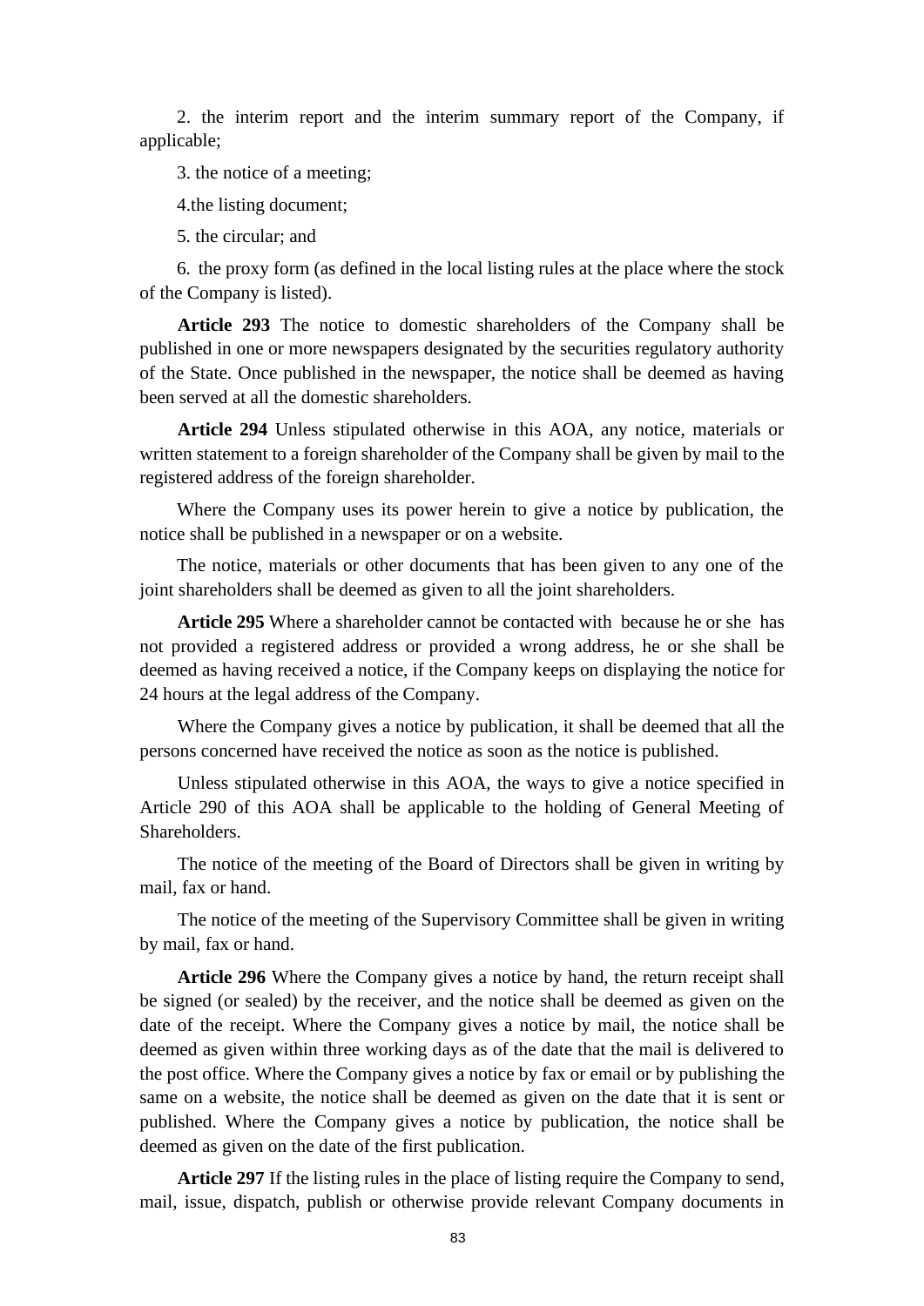2. the interim report and the interim summary report of the Company, if applicable;

3. the notice of a meeting;

4.the listing document;

5. the circular; and

6. the proxy form (as defined in the local listing rules at the place where the stock of the Company is listed).

**Article 293** The notice to domestic shareholders of the Company shall be published in one or more newspapers designated by the securities regulatory authority of the State. Once published in the newspaper, the notice shall be deemed as having been served at all the domestic shareholders.

**Article 294** Unless stipulated otherwise in this AOA, any notice, materials or written statement to a foreign shareholder of the Company shall be given by mail to the registered address of the foreign shareholder.

Where the Company uses its power herein to give a notice by publication, the notice shall be published in a newspaper or on a website.

The notice, materials or other documents that has been given to any one of the joint shareholders shall be deemed as given to all the joint shareholders.

**Article 295** Where a shareholder cannot be contacted with because he or she has not provided a registered address or provided a wrong address, he or she shall be deemed as having received a notice, if the Company keeps on displaying the notice for 24 hours at the legal address of the Company.

Where the Company gives a notice by publication, it shall be deemed that all the persons concerned have received the notice as soon as the notice is published.

Unless stipulated otherwise in this AOA, the ways to give a notice specified in Article 290 of this AOA shall be applicable to the holding of General Meeting of Shareholders.

The notice of the meeting of the Board of Directors shall be given in writing by mail, fax or hand.

The notice of the meeting of the Supervisory Committee shall be given in writing by mail, fax or hand.

**Article 296** Where the Company gives a notice by hand, the return receipt shall be signed (or sealed) by the receiver, and the notice shall be deemed as given on the date of the receipt. Where the Company gives a notice by mail, the notice shall be deemed as given within three working days as of the date that the mail is delivered to the post office. Where the Company gives a notice by fax or email or by publishing the same on a website, the notice shall be deemed as given on the date that it is sent or published. Where the Company gives a notice by publication, the notice shall be deemed as given on the date of the first publication.

**Article 297** If the listing rules in the place of listing require the Company to send, mail, issue, dispatch, publish or otherwise provide relevant Company documents in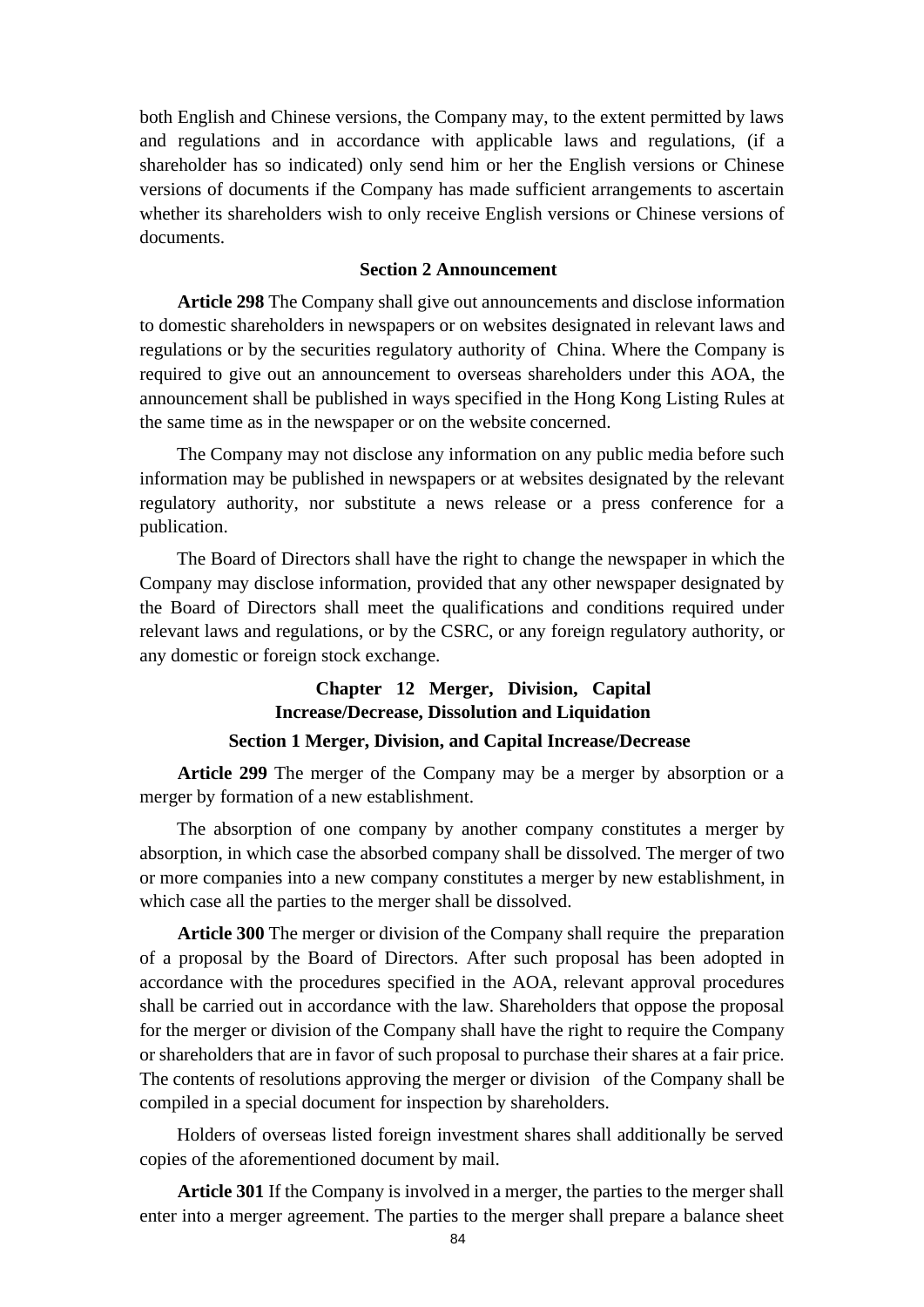both English and Chinese versions, the Company may, to the extent permitted by laws and regulations and in accordance with applicable laws and regulations, (if a shareholder has so indicated) only send him or her the English versions or Chinese versions of documents if the Company has made sufficient arrangements to ascertain whether its shareholders wish to only receive English versions or Chinese versions of documents.

### Section 2 Announcement

**Article 298** The Company shall give out announcements and disclose information to domestic shareholders in newspapers or on websites designated in relevant laws and regulations or by the securities regulatory authority of China. Where the Company is required to give out an announcement to overseas shareholders under this AOA, the announcement shall be published in ways specified in the Hong Kong Listing Rules at the same time as in the newspaper or on the website concerned.

The Company may not disclose any information on any public media before such information may be published in newspapers or at websites designated by the relevant regulatory authority, nor substitute a news release or a press conference for a publication.

The Board of Directors shall have the right to change the newspaper in which the Company may disclose information, provided that any other newspaper designated by the Board of Directors shall meet the qualifications and conditions required under relevant laws and regulations, or by the CSRC, or any foreign regulatory authority, or any domestic or foreign stock exchange.

## Chapter 12 Merger, Division, Capital Increase/Decrease, Dissolution and Liquidation

### Section 1 Merger, Division, and Capital Increase/Decrease

**Article 299** The merger of the Company may be a merger by absorption or a merger by formation of a new establishment.

The absorption of one company by another company constitutes a merger by absorption, in which case the absorbed company shall be dissolved. The merger of two or more companies into a new company constitutes a merger by new establishment, in which case all the parties to the merger shall be dissolved.

**Article 300** The merger or division of the Company shall require the preparation of a proposal by the Board of Directors. After such proposal has been adopted in accordance with the procedures specified in the AOA, relevant approval procedures shall be carried out in accordance with the law. Shareholders that oppose the proposal for the merger or division of the Company shall have the right to require the Company or shareholders that are in favor of such proposal to purchase their shares at a fair price. The contents of resolutions approving the merger or division of the Company shall be compiled in a special document for inspection by shareholders.

Holders of overseas listed foreign investment shares shall additionally be served copies of the aforementioned document by mail.

**Article 301** If the Company is involved in a merger, the parties to the merger shall enter into a merger agreement. The parties to the merger shall prepare a balance sheet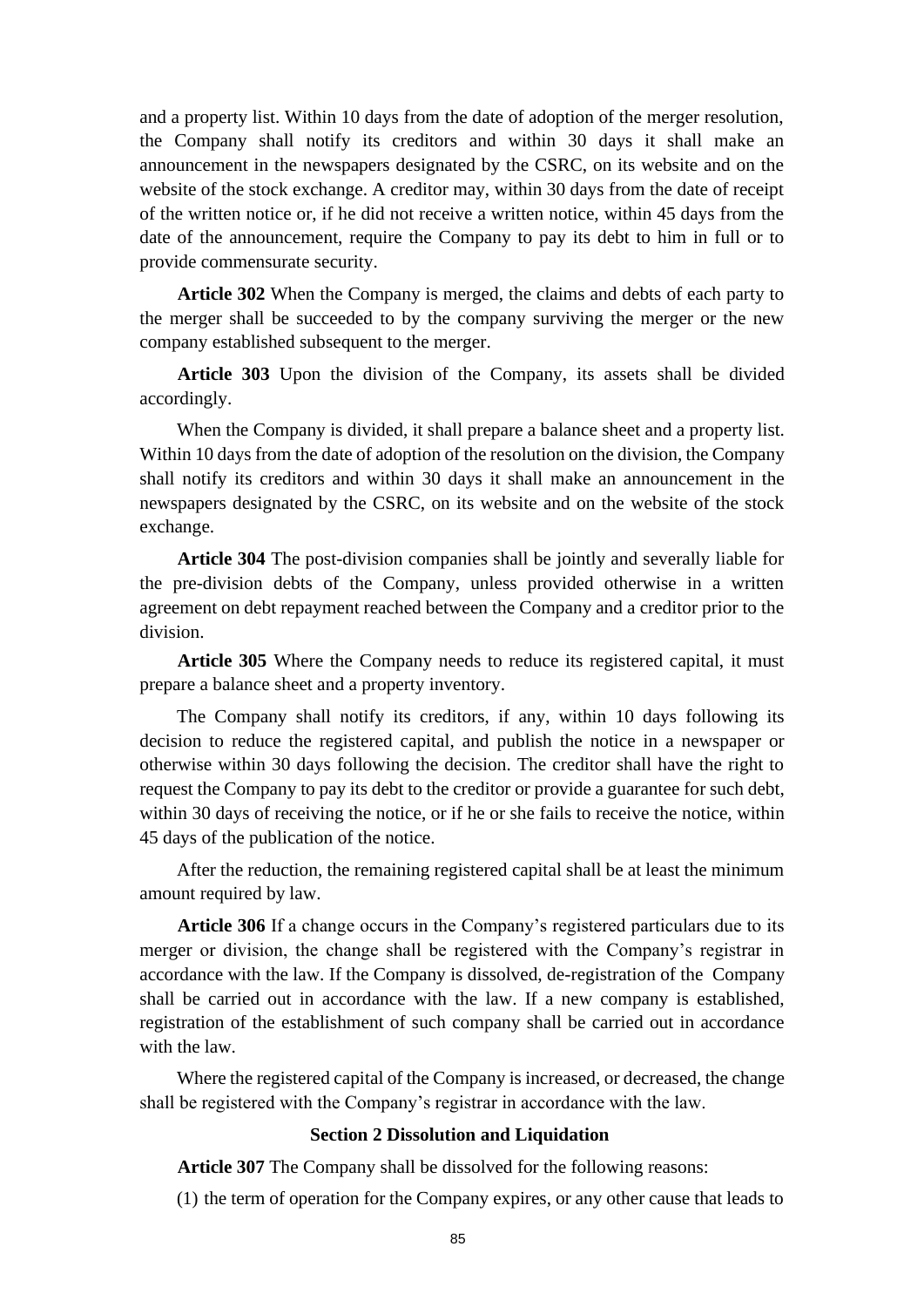and a property list. Within 10 days from the date of adoption of the merger resolution, the Company shall notify its creditors and within 30 days it shall make an announcement in the newspapers designated by the CSRC, on its website and on the website of the stock exchange. A creditor may, within 30 days from the date of receipt of the written notice or, if he did not receive a written notice, within 45 days from the date of the announcement, require the Company to pay its debt to him in full or to provide commensurate security.

**Article 302** When the Company is merged, the claims and debts of each party to the merger shall be succeeded to by the company surviving the merger or the new company established subsequent to the merger.

**Article 303** Upon the division of the Company, its assets shall be divided accordingly.

When the Company is divided, it shall prepare a balance sheet and a property list. Within 10 days from the date of adoption of the resolution on the division, the Company shall notify its creditors and within 30 days it shall make an announcement in the newspapers designated by the CSRC, on its website and on the website of the stock exchange.

**Article 304** The post-division companies shall be jointly and severally liable for the pre-division debts of the Company, unless provided otherwise in a written agreement on debt repayment reached between the Company and a creditor prior to the division.

**Article 305** Where the Company needs to reduce its registered capital, it must prepare a balance sheet and a property inventory.

The Company shall notify its creditors, if any, within 10 days following its decision to reduce the registered capital, and publish the notice in a newspaper or otherwise within 30 days following the decision. The creditor shall have the right to request the Company to pay its debt to the creditor or provide a guarantee for such debt, within 30 days of receiving the notice, or if he or she fails to receive the notice, within 45 days of the publication of the notice.

After the reduction, the remaining registered capital shall be at least the minimum amount required by law.

**Article 306** If a change occurs in the Company's registered particulars due to its merger or division, the change shall be registered with the Company's registrar in accordance with the law. If the Company is dissolved, de-registration of the Company shall be carried out in accordance with the law. If a new company is established, registration of the establishment of such company shall be carried out in accordance with the law.

Where the registered capital of the Company is increased, or decreased, the change shall be registered with the Company's registrar in accordance with the law.

## Section 2 Dissolution and Liquidation

**Article 307** The Company shall be dissolved for the following reasons:

(1) the term of operation for the Company expires, or any other cause that leads to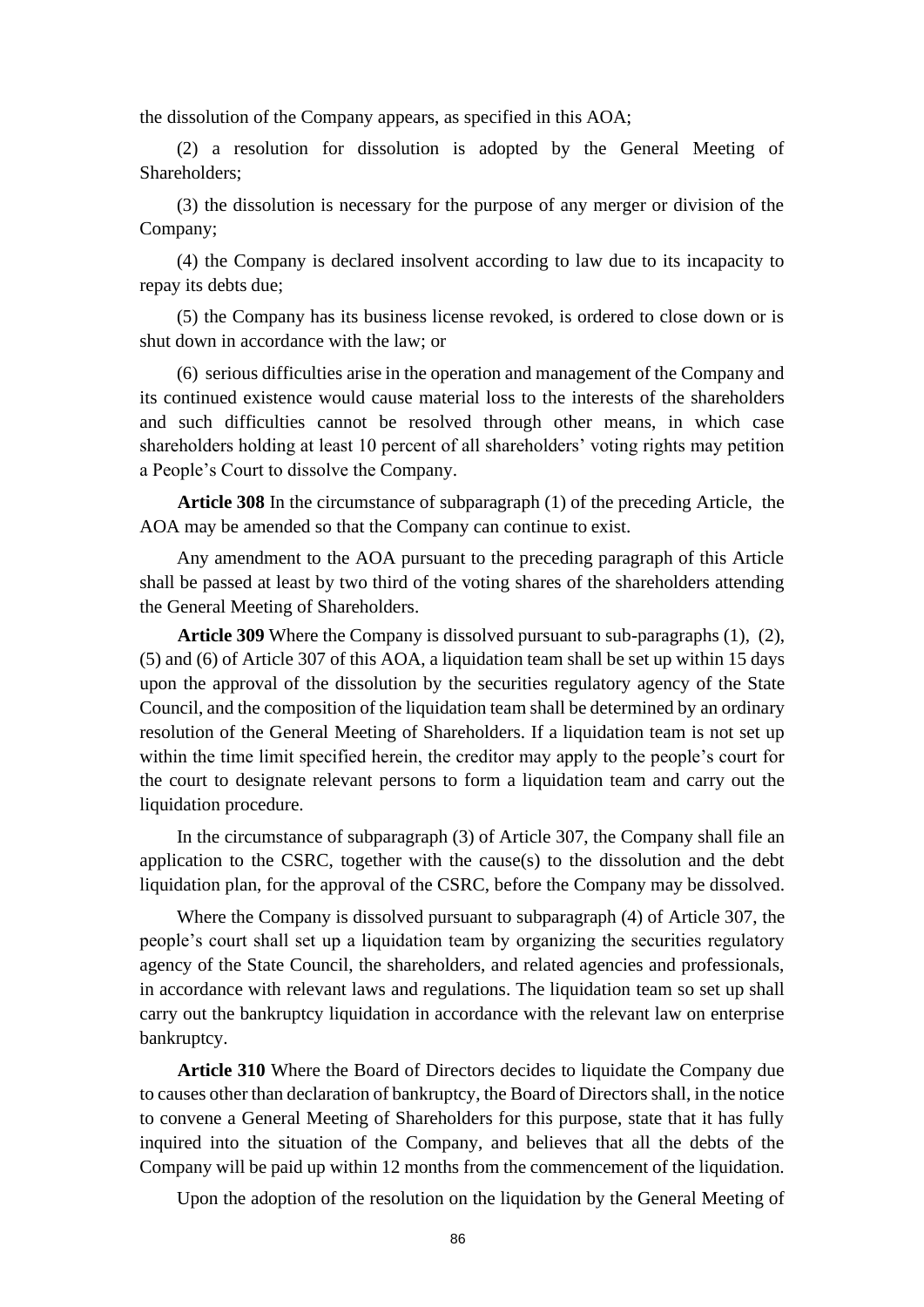the dissolution of the Company appears, as specified in this AOA;

(2) a resolution for dissolution is adopted by the General Meeting of Shareholders;

(3) the dissolution is necessary for the purpose of any merger or division of the Company;

(4) the Company is declared insolvent according to law due to its incapacity to repay its debts due;

(5) the Company has its business license revoked, is ordered to close down or is shut down in accordance with the law; or

(6) serious difficulties arise in the operation and management of the Company and its continued existence would cause material loss to the interests of the shareholders and such difficulties cannot be resolved through other means, in which case shareholders holding at least 10 percent of all shareholders' voting rights may petition a People's Court to dissolve the Company.

**Article 308** In the circumstance of subparagraph (1) of the preceding Article, the AOA may be amended so that the Company can continue to exist.

Any amendment to the AOA pursuant to the preceding paragraph of this Article shall be passed at least by two third of the voting shares of the shareholders attending the General Meeting of Shareholders.

**Article 309** Where the Company is dissolved pursuant to sub-paragraphs (1), (2), (5) and (6) of Article 307 of this AOA, a liquidation team shall be set up within 15 days upon the approval of the dissolution by the securities regulatory agency of the State Council, and the composition of the liquidation team shall be determined by an ordinary resolution of the General Meeting of Shareholders. If a liquidation team is not set up within the time limit specified herein, the creditor may apply to the people's court for the court to designate relevant persons to form a liquidation team and carry out the liquidation procedure.

In the circumstance of subparagraph (3) of Article 307, the Company shall file an application to the CSRC, together with the cause(s) to the dissolution and the debt liquidation plan, for the approval of the CSRC, before the Company may be dissolved.

Where the Company is dissolved pursuant to subparagraph (4) of Article 307, the people's court shall set up a liquidation team by organizing the securities regulatory agency of the State Council, the shareholders, and related agencies and professionals, in accordance with relevant laws and regulations. The liquidation team so set up shall carry out the bankruptcy liquidation in accordance with the relevant law on enterprise bankruptcy.

**Article 310** Where the Board of Directors decides to liquidate the Company due to causes other than declaration of bankruptcy, the Board of Directors shall, in the notice to convene a General Meeting of Shareholders for this purpose, state that it has fully inquired into the situation of the Company, and believes that all the debts of the Company will be paid up within 12 months from the commencement of the liquidation.

Upon the adoption of the resolution on the liquidation by the General Meeting of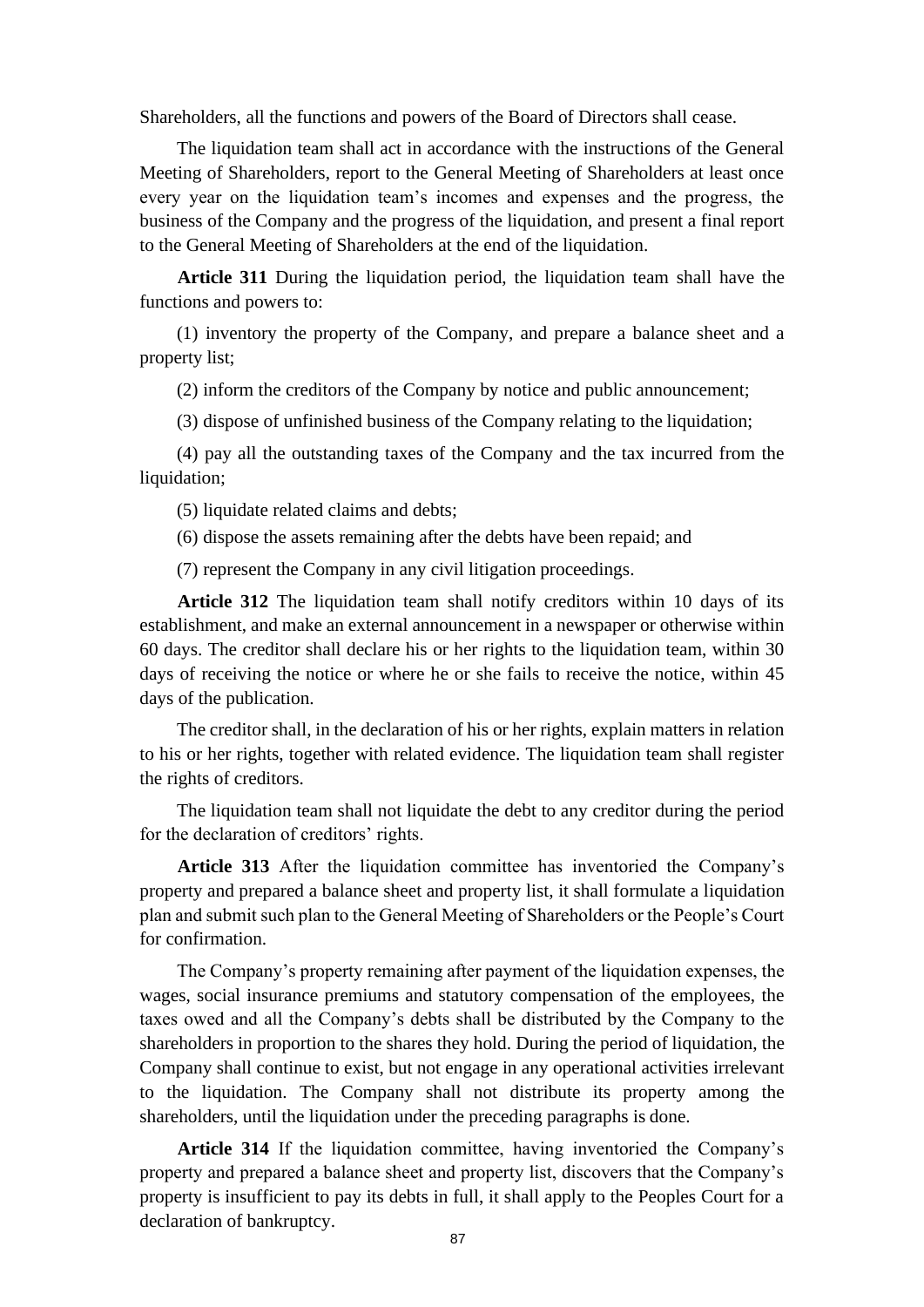Shareholders, all the functions and powers of the Board of Directors shall cease.

The liquidation team shall act in accordance with the instructions of the General Meeting of Shareholders, report to the General Meeting of Shareholders at least once every year on the liquidation team's incomes and expenses and the progress, the business of the Company and the progress of the liquidation, and present a final report to the General Meeting of Shareholders at the end of the liquidation.

**Article 311** During the liquidation period, the liquidation team shall have the functions and powers to:

(1) inventory the property of the Company, and prepare a balance sheet and a property list;

(2) inform the creditors of the Company by notice and public announcement;

(3) dispose of unfinished business of the Company relating to the liquidation;

(4) pay all the outstanding taxes of the Company and the tax incurred from the liquidation;

(5) liquidate related claims and debts;

(6) dispose the assets remaining after the debts have been repaid; and

(7) represent the Company in any civil litigation proceedings.

**Article 312** The liquidation team shall notify creditors within 10 days of its establishment, and make an external announcement in a newspaper or otherwise within 60 days. The creditor shall declare his or her rights to the liquidation team, within 30 days of receiving the notice or where he or she fails to receive the notice, within 45 days of the publication.

The creditor shall, in the declaration of his or her rights, explain matters in relation to his or her rights, together with related evidence. The liquidation team shall register the rights of creditors.

The liquidation team shall not liquidate the debt to any creditor during the period for the declaration of creditors' rights.

**Article 313** After the liquidation committee has inventoried the Company's property and prepared a balance sheet and property list, it shall formulate a liquidation plan and submit such plan to the General Meeting of Shareholders or the People's Court for confirmation.

The Company's property remaining after payment of the liquidation expenses, the wages, social insurance premiums and statutory compensation of the employees, the taxes owed and all the Company's debts shall be distributed by the Company to the shareholders in proportion to the shares they hold. During the period of liquidation, the Company shall continue to exist, but not engage in any operational activities irrelevant to the liquidation. The Company shall not distribute its property among the shareholders, until the liquidation under the preceding paragraphs is done.

**Article 314** If the liquidation committee, having inventoried the Company's property and prepared a balance sheet and property list, discovers that the Company's property is insufficient to pay its debts in full, it shall apply to the Peoples Court for a declaration of bankruptcy.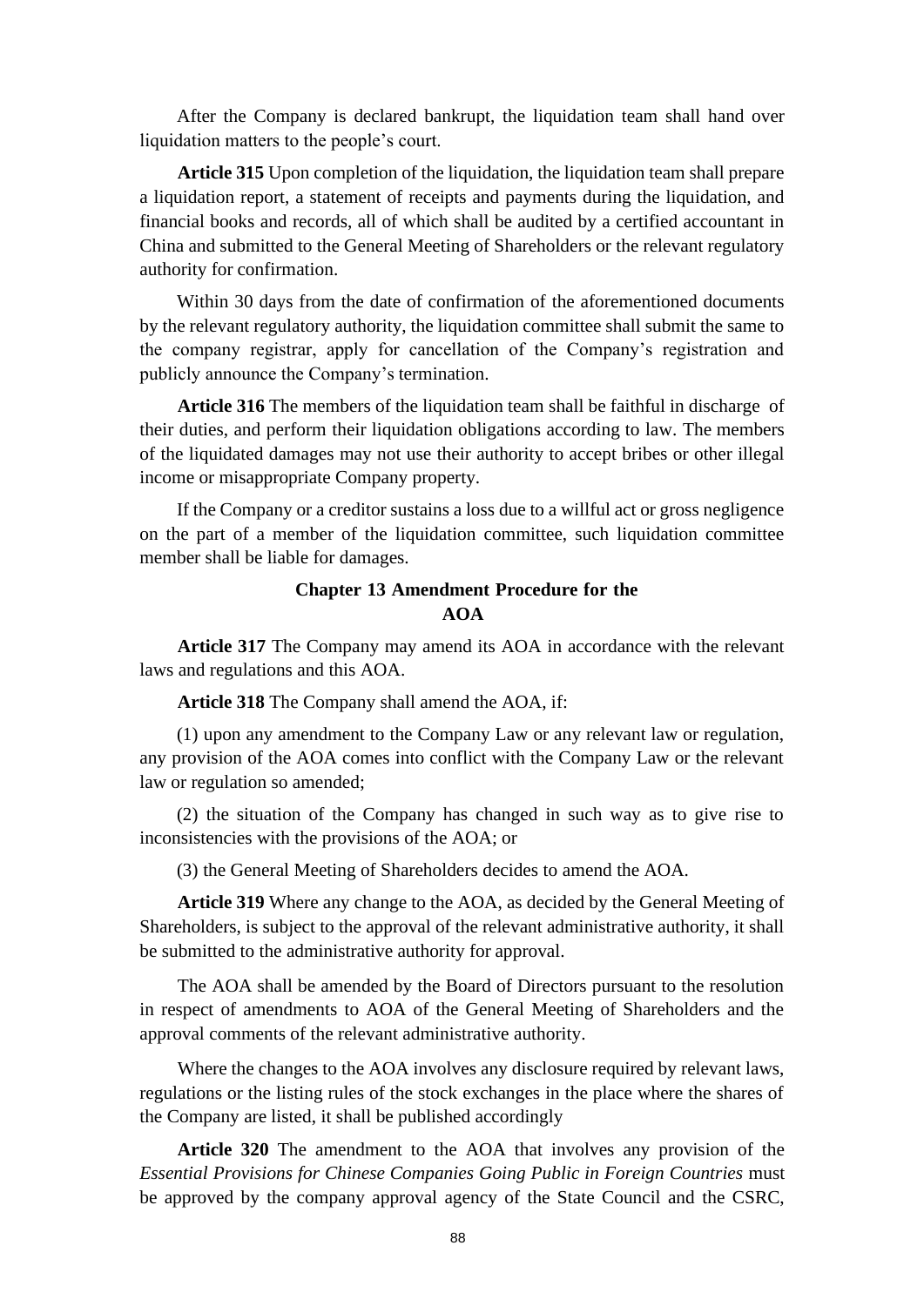After the Company is declared bankrupt, the liquidation team shall hand over liquidation matters to the people's court.

**Article 315** Upon completion of the liquidation, the liquidation team shall prepare a liquidation report, a statement of receipts and payments during the liquidation, and financial books and records, all of which shall be audited by a certified accountant in China and submitted to the General Meeting of Shareholders or the relevant regulatory authority for confirmation.

Within 30 days from the date of confirmation of the aforementioned documents by the relevant regulatory authority, the liquidation committee shall submit the same to the company registrar, apply for cancellation of the Company's registration and publicly announce the Company's termination.

**Article 316** The members of the liquidation team shall be faithful in discharge of their duties, and perform their liquidation obligations according to law. The members of the liquidated damages may not use their authority to accept bribes or other illegal income or misappropriate Company property.

If the Company or a creditor sustains a loss due to a willful act or gross negligence on the part of a member of the liquidation committee, such liquidation committee member shall be liable for damages.

## Chapter 13 Amendment Procedure for the AOA

**Article 317** The Company may amend its AOA in accordance with the relevant laws and regulations and this AOA.

**Article 318** The Company shall amend the AOA, if:

(1) upon any amendment to the Company Law or any relevant law or regulation, any provision of the AOA comes into conflict with the Company Law or the relevant law or regulation so amended;

(2) the situation of the Company has changed in such way as to give rise to inconsistencies with the provisions of the AOA; or

(3) the General Meeting of Shareholders decides to amend the AOA.

**Article 319** Where any change to the AOA, as decided by the General Meeting of Shareholders, is subject to the approval of the relevant administrative authority, it shall be submitted to the administrative authority for approval.

The AOA shall be amended by the Board of Directors pursuant to the resolution in respect of amendments to AOA of the General Meeting of Shareholders and the approval comments of the relevant administrative authority.

Where the changes to the AOA involves any disclosure required by relevant laws, regulations or the listing rules of the stock exchanges in the place where the shares of the Company are listed, it shall be published accordingly

**Article 320** The amendment to the AOA that involves any provision of the *Essential Provisions for Chinese Companies Going Public in Foreign Countries* must be approved by the company approval agency of the State Council and the CSRC,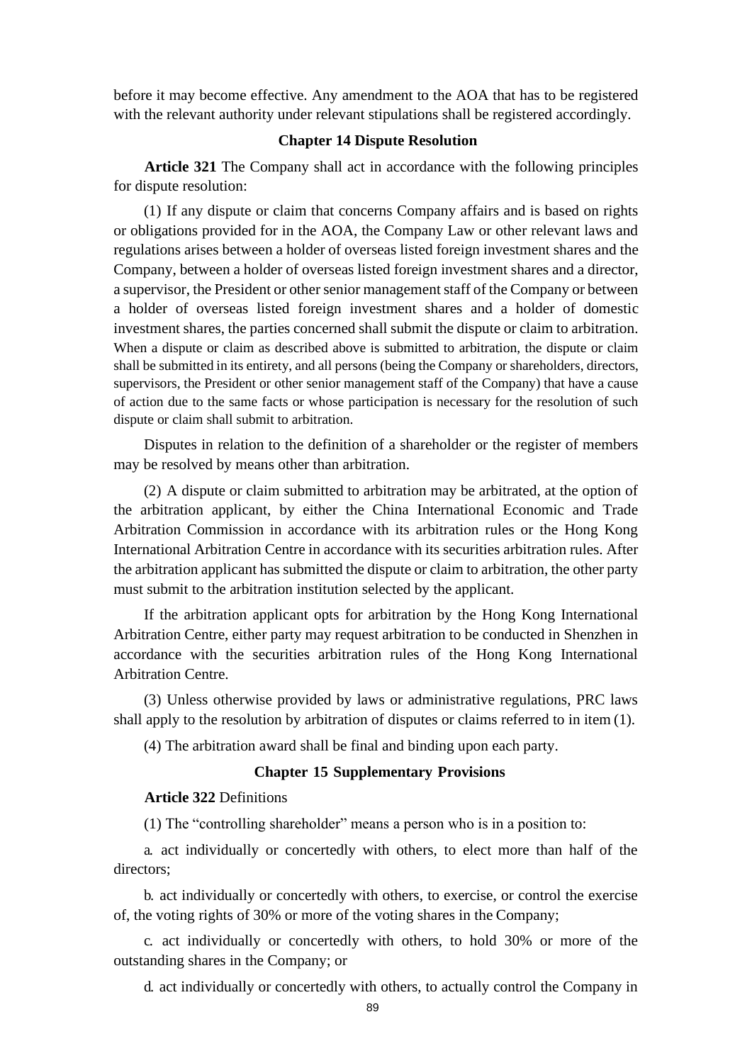before it may become effective. Any amendment to the AOA that has to be registered with the relevant authority under relevant stipulations shall be registered accordingly.

## Chapter 14 Dispute Resolution

**Article 321** The Company shall act in accordance with the following principles for dispute resolution:

(1) If any dispute or claim that concerns Company affairs and is based on rights or obligations provided for in the AOA, the Company Law or other relevant laws and regulations arises between a holder of overseas listed foreign investment shares and the Company, between a holder of overseas listed foreign investment shares and a director, a supervisor, the President or other senior management staff of the Company or between a holder of overseas listed foreign investment shares and a holder of domestic investment shares, the parties concerned shall submit the dispute or claim to arbitration. When a dispute or claim as described above is submitted to arbitration, the dispute or claim shall be submitted in its entirety, and all persons (being the Company or shareholders, directors, supervisors, the President or other senior management staff of the Company) that have a cause of action due to the same facts or whose participation is necessary for the resolution of such dispute or claim shall submit to arbitration.

Disputes in relation to the definition of a shareholder or the register of members may be resolved by means other than arbitration.

(2) A dispute or claim submitted to arbitration may be arbitrated, at the option of the arbitration applicant, by either the China International Economic and Trade Arbitration Commission in accordance with its arbitration rules or the Hong Kong International Arbitration Centre in accordance with its securities arbitration rules. After the arbitration applicant has submitted the dispute or claim to arbitration, the other party must submit to the arbitration institution selected by the applicant.

If the arbitration applicant opts for arbitration by the Hong Kong International Arbitration Centre, either party may request arbitration to be conducted in Shenzhen in accordance with the securities arbitration rules of the Hong Kong International Arbitration Centre.

(3) Unless otherwise provided by laws or administrative regulations, PRC laws shall apply to the resolution by arbitration of disputes or claims referred to in item (1).

(4) The arbitration award shall be final and binding upon each party.

## Chapter 15 Supplementary Provisions

**Article 322** Definitions

(1) The "controlling shareholder" means a person who is in a position to:

a. act individually or concertedly with others, to elect more than half of the directors;

b. act individually or concertedly with others, to exercise, or control the exercise of, the voting rights of 30% or more of the voting shares in the Company;

c. act individually or concertedly with others, to hold 30% or more of the outstanding shares in the Company; or

d. act individually or concertedly with others, to actually control the Company in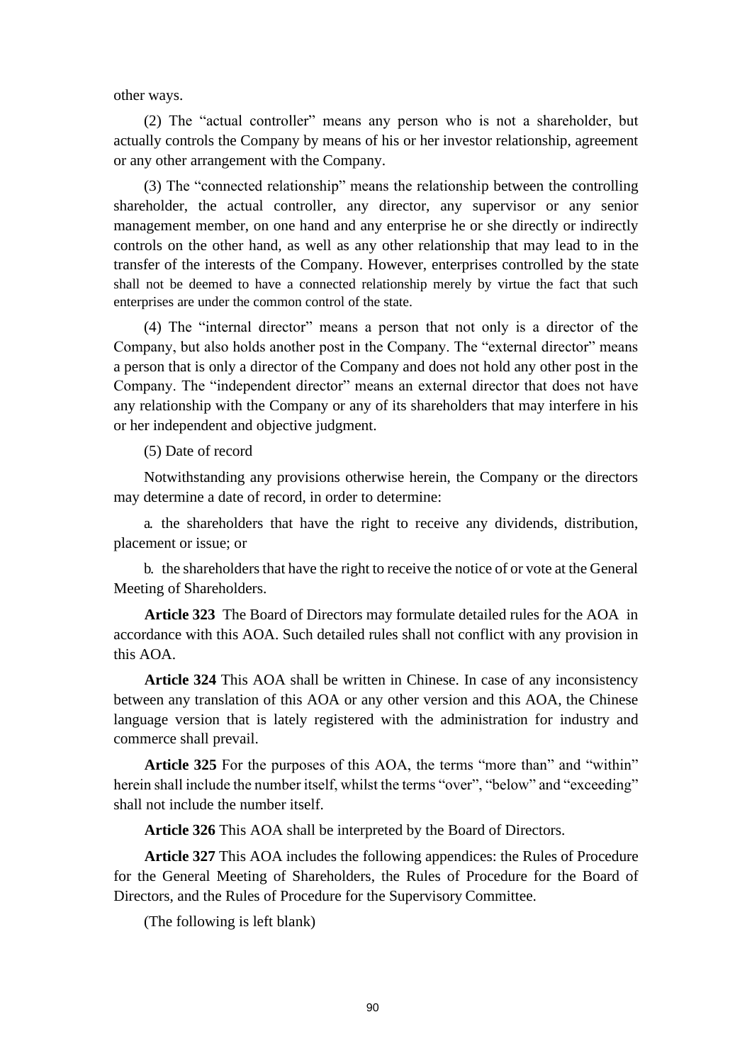other ways.

(2) The "actual controller" means any person who is not a shareholder, but actually controls the Company by means of his or her investor relationship, agreement or any other arrangement with the Company.

(3) The "connected relationship" means the relationship between the controlling shareholder, the actual controller, any director, any supervisor or any senior management member, on one hand and any enterprise he or she directly or indirectly controls on the other hand, as well as any other relationship that may lead to in the transfer of the interests of the Company. However, enterprises controlled by the state shall not be deemed to have a connected relationship merely by virtue the fact that such enterprises are under the common control of the state.

(4) The "internal director" means a person that not only is a director of the Company, but also holds another post in the Company. The "external director" means a person that is only a director of the Company and does not hold any other post in the Company. The "independent director" means an external director that does not have any relationship with the Company or any of its shareholders that may interfere in his or her independent and objective judgment.

(5) Date of record

Notwithstanding any provisions otherwise herein, the Company or the directors may determine a date of record, in order to determine:

a. the shareholders that have the right to receive any dividends, distribution, placement or issue; or

b. the shareholders that have the right to receive the notice of or vote at the General Meeting of Shareholders.

**Article 323** The Board of Directors may formulate detailed rules for the AOA in accordance with this AOA. Such detailed rules shall not conflict with any provision in this AOA.

**Article 324** This AOA shall be written in Chinese. In case of any inconsistency between any translation of this AOA or any other version and this AOA, the Chinese language version that is lately registered with the administration for industry and commerce shall prevail.

**Article 325** For the purposes of this AOA, the terms "more than" and "within" herein shall include the number itself, whilst the terms "over", "below" and "exceeding" shall not include the number itself.

**Article 326** This AOA shall be interpreted by the Board of Directors.

**Article 327** This AOA includes the following appendices: the Rules of Procedure for the General Meeting of Shareholders, the Rules of Procedure for the Board of Directors, and the Rules of Procedure for the Supervisory Committee.

(The following is left blank)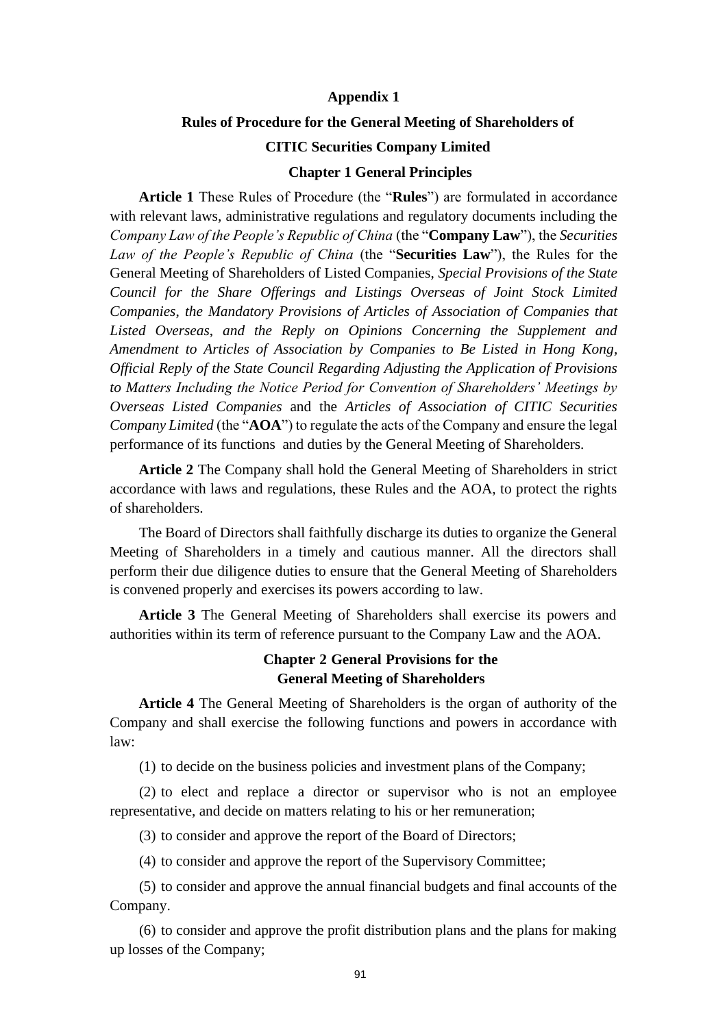# Appendix 1

## Rules of Procedure for the General Meeting of Shareholders of CITIC Securities Company Limited

### Chapter 1 General Principles

**Article 1** These Rules of Procedure (the "**Rules**") are formulated in accordance with relevant laws, administrative regulations and regulatory documents including the *Company Law of the People's Republic of China* (the "**Company Law**"), the *Securities Law of the People's Republic of China* (the "**Securities Law**"), the Rules for the General Meeting of Shareholders of Listed Companies, *Special Provisions of the State Council for the Share Offerings and Listings Overseas of Joint Stock Limited Companies, the Mandatory Provisions of Articles of Association of Companies that Listed Overseas, and the Reply on Opinions Concerning the Supplement and Amendment to Articles of Association by Companies to Be Listed in Hong Kong, Official Reply of the State Council Regarding Adjusting the Application of Provisions to Matters Including the Notice Period for Convention of Shareholders' Meetings by Overseas Listed Companies* and the *Articles of Association of CITIC Securities Company Limited* (the "**AOA**") to regulate the acts of the Company and ensure the legal performance of its functions and duties by the General Meeting of Shareholders.

**Article 2** The Company shall hold the General Meeting of Shareholders in strict accordance with laws and regulations, these Rules and the AOA, to protect the rights of shareholders.

The Board of Directors shall faithfully discharge its duties to organize the General Meeting of Shareholders in a timely and cautious manner. All the directors shall perform their due diligence duties to ensure that the General Meeting of Shareholders is convened properly and exercises its powers according to law.

**Article 3** The General Meeting of Shareholders shall exercise its powers and authorities within its term of reference pursuant to the Company Law and the AOA.

### Chapter 2 General Provisions for the General Meeting of Shareholders

**Article 4** The General Meeting of Shareholders is the organ of authority of the Company and shall exercise the following functions and powers in accordance with law:

(1) to decide on the business policies and investment plans of the Company;

(2) to elect and replace a director or supervisor who is not an employee representative, and decide on matters relating to his or her remuneration;

(3) to consider and approve the report of the Board of Directors;

(4) to consider and approve the report of the Supervisory Committee;

(5) to consider and approve the annual financial budgets and final accounts of the Company.

(6) to consider and approve the profit distribution plans and the plans for making up losses of the Company;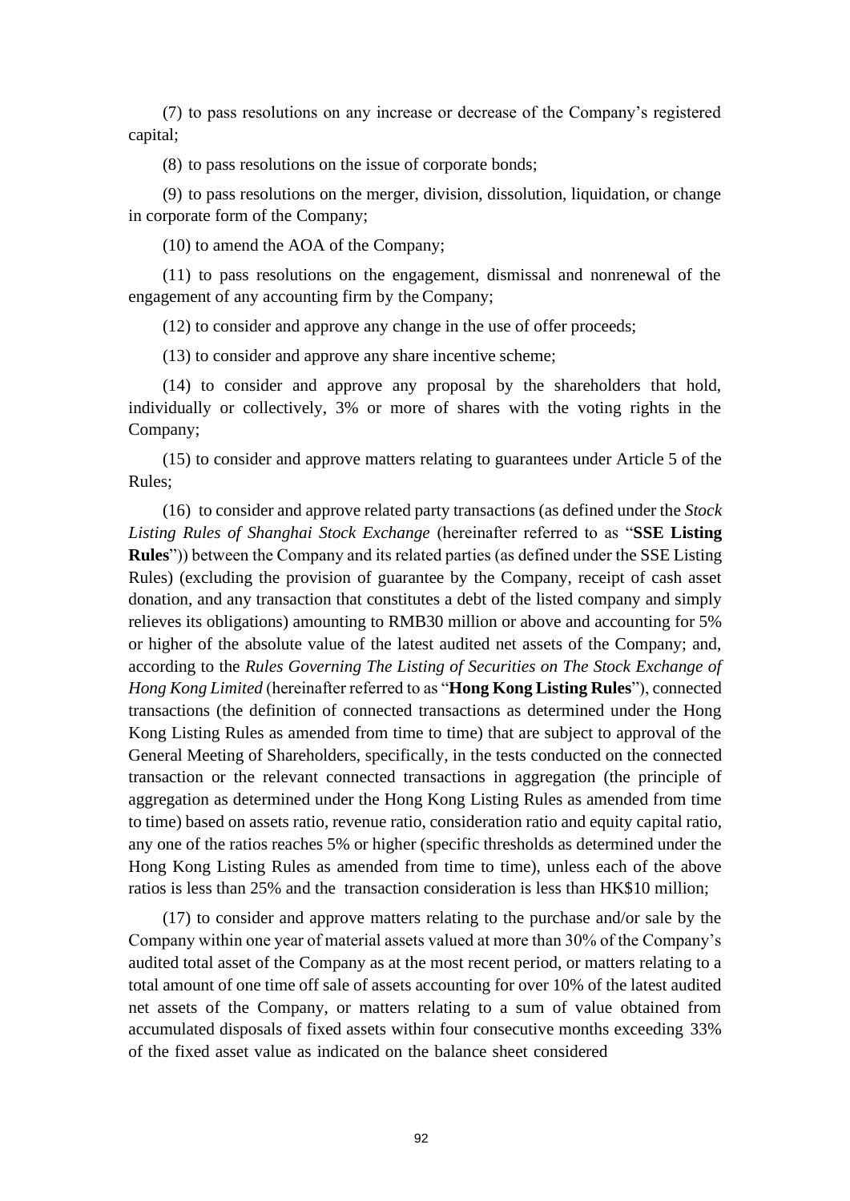(7) to pass resolutions on any increase or decrease of the Company's registered capital;

(8) to pass resolutions on the issue of corporate bonds;

(9) to pass resolutions on the merger, division, dissolution, liquidation, or change in corporate form of the Company;

(10) to amend the AOA of the Company;

(11) to pass resolutions on the engagement, dismissal and nonrenewal of the engagement of any accounting firm by the Company;

(12) to consider and approve any change in the use of offer proceeds;

(13) to consider and approve any share incentive scheme;

(14) to consider and approve any proposal by the shareholders that hold, individually or collectively, 3% or more of shares with the voting rights in the Company;

(15) to consider and approve matters relating to guarantees under Article 5 of the Rules;

(16) to consider and approve related party transactions (as defined under the *Stock Listing Rules of Shanghai Stock Exchange* (hereinafter referred to as "**SSE Listing Rules**")) between the Company and its related parties (as defined under the SSE Listing Rules) (excluding the provision of guarantee by the Company, receipt of cash asset donation, and any transaction that constitutes a debt of the listed company and simply relieves its obligations) amounting to RMB30 million or above and accounting for 5% or higher of the absolute value of the latest audited net assets of the Company; and, according to the *Rules Governing The Listing of Securities on The Stock Exchange of Hong Kong Limited* (hereinafter referred to as "**Hong Kong Listing Rules**"), connected transactions (the definition of connected transactions as determined under the Hong Kong Listing Rules as amended from time to time) that are subject to approval of the General Meeting of Shareholders, specifically, in the tests conducted on the connected transaction or the relevant connected transactions in aggregation (the principle of aggregation as determined under the Hong Kong Listing Rules as amended from time to time) based on assets ratio, revenue ratio, consideration ratio and equity capital ratio, any one of the ratios reaches 5% or higher (specific thresholds as determined under the Hong Kong Listing Rules as amended from time to time), unless each of the above ratios is less than 25% and the transaction consideration is less than HK$10 million;

(17) to consider and approve matters relating to the purchase and/or sale by the Company within one year of material assets valued at more than 30% of the Company's audited total asset of the Company as at the most recent period, or matters relating to a total amount of one time off sale of assets accounting for over 10% of the latest audited net assets of the Company, or matters relating to a sum of value obtained from accumulated disposals of fixed assets within four consecutive months exceeding 33% of the fixed asset value as indicated on the balance sheet considered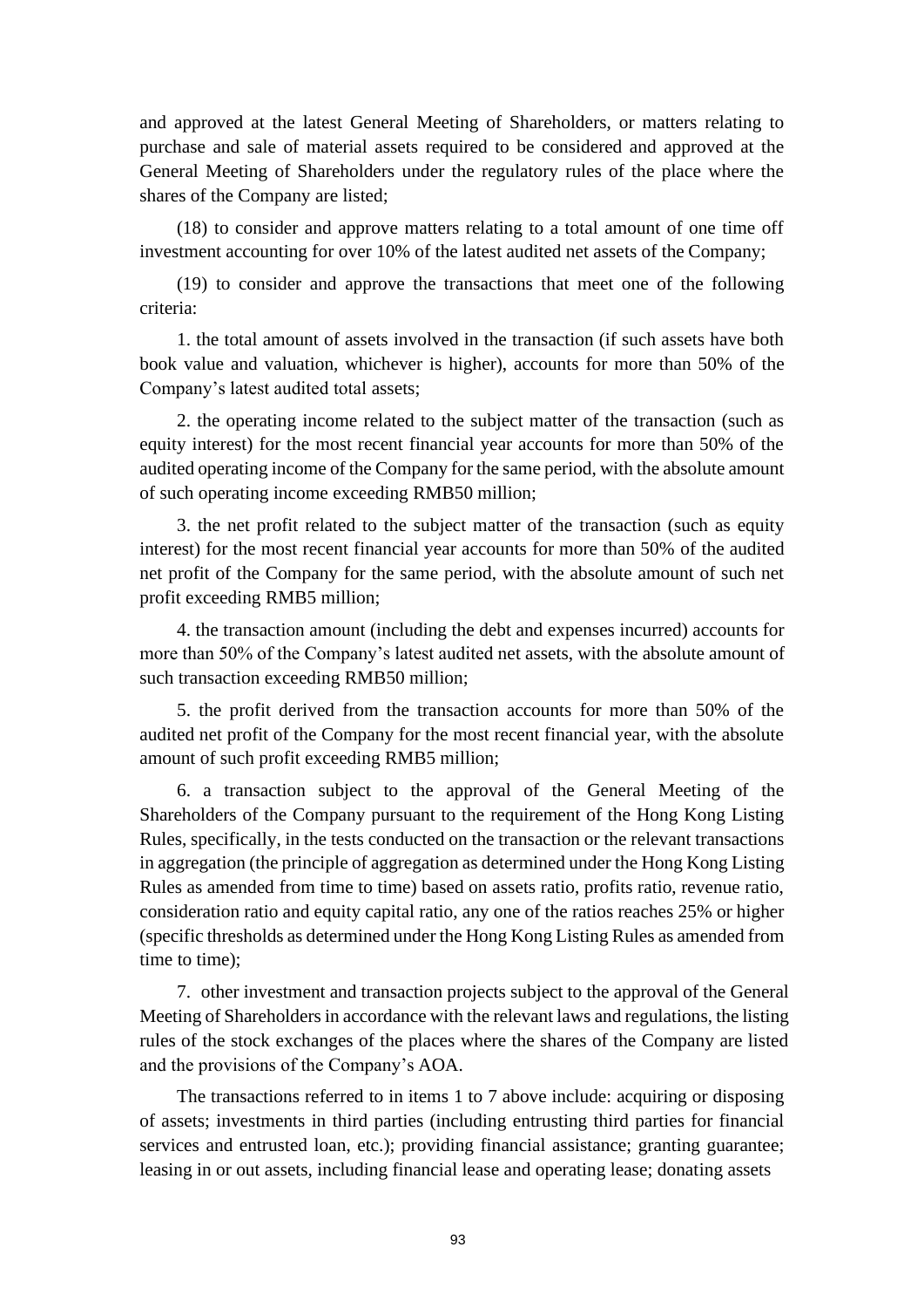and approved at the latest General Meeting of Shareholders, or matters relating to purchase and sale of material assets required to be considered and approved at the General Meeting of Shareholders under the regulatory rules of the place where the shares of the Company are listed;

(18) to consider and approve matters relating to a total amount of one time off investment accounting for over 10% of the latest audited net assets of the Company;

(19) to consider and approve the transactions that meet one of the following criteria:

1. the total amount of assets involved in the transaction (if such assets have both book value and valuation, whichever is higher), accounts for more than 50% of the Company's latest audited total assets;

2. the operating income related to the subject matter of the transaction (such as equity interest) for the most recent financial year accounts for more than 50% of the audited operating income of the Company for the same period, with the absolute amount of such operating income exceeding RMB50 million;

3. the net profit related to the subject matter of the transaction (such as equity interest) for the most recent financial year accounts for more than 50% of the audited net profit of the Company for the same period, with the absolute amount of such net profit exceeding RMB5 million;

4. the transaction amount (including the debt and expenses incurred) accounts for more than 50% of the Company's latest audited net assets, with the absolute amount of such transaction exceeding RMB50 million;

5. the profit derived from the transaction accounts for more than 50% of the audited net profit of the Company for the most recent financial year, with the absolute amount of such profit exceeding RMB5 million;

6. a transaction subject to the approval of the General Meeting of the Shareholders of the Company pursuant to the requirement of the Hong Kong Listing Rules, specifically, in the tests conducted on the transaction or the relevant transactions in aggregation (the principle of aggregation as determined under the Hong Kong Listing Rules as amended from time to time) based on assets ratio, profits ratio, revenue ratio, consideration ratio and equity capital ratio, any one of the ratios reaches 25% or higher (specific thresholds as determined under the Hong Kong Listing Rules as amended from time to time);

7. other investment and transaction projects subject to the approval of the General Meeting of Shareholders in accordance with the relevant laws and regulations, the listing rules of the stock exchanges of the places where the shares of the Company are listed and the provisions of the Company's AOA.

The transactions referred to in items 1 to 7 above include: acquiring or disposing of assets; investments in third parties (including entrusting third parties for financial services and entrusted loan, etc.); providing financial assistance; granting guarantee; leasing in or out assets, including financial lease and operating lease; donating assets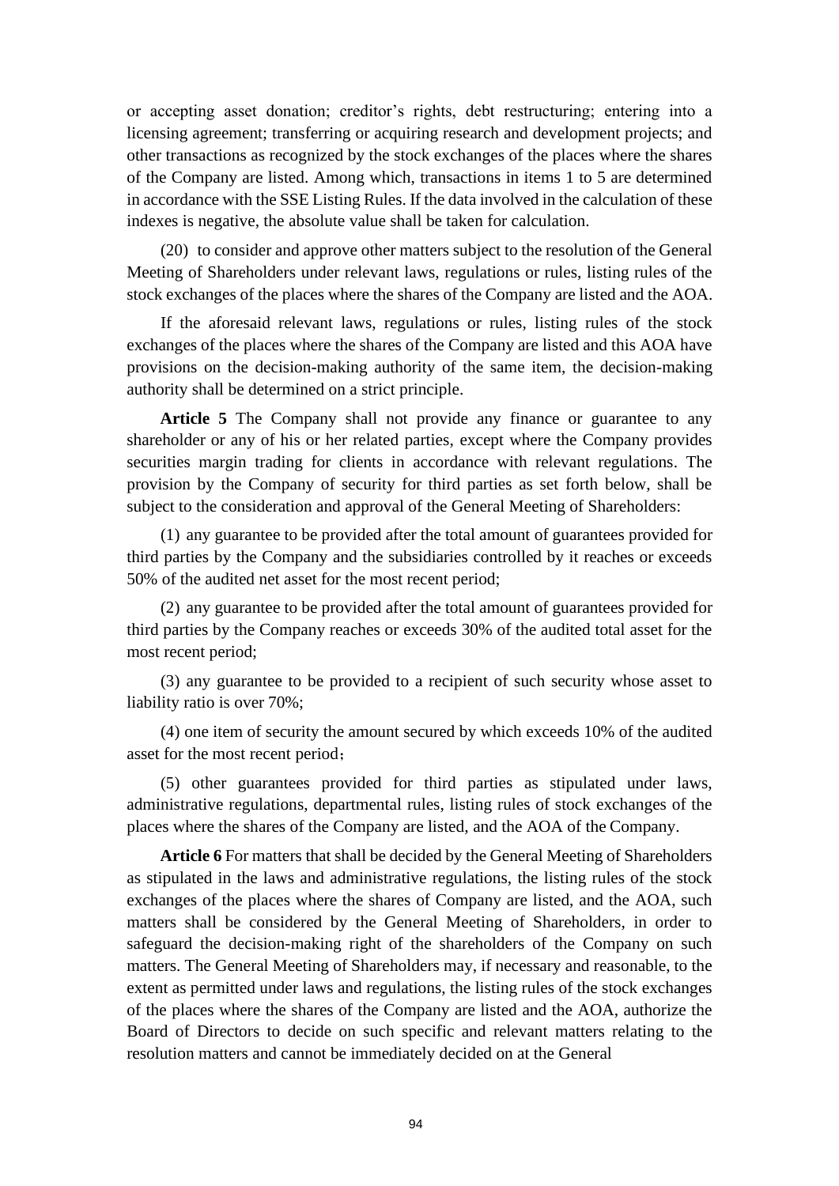or accepting asset donation; creditor's rights, debt restructuring; entering into a licensing agreement; transferring or acquiring research and development projects; and other transactions as recognized by the stock exchanges of the places where the shares of the Company are listed. Among which, transactions in items 1 to 5 are determined in accordance with the SSE Listing Rules. If the data involved in the calculation of these indexes is negative, the absolute value shall be taken for calculation.

(20) to consider and approve other matters subject to the resolution of the General Meeting of Shareholders under relevant laws, regulations or rules, listing rules of the stock exchanges of the places where the shares of the Company are listed and the AOA.

If the aforesaid relevant laws, regulations or rules, listing rules of the stock exchanges of the places where the shares of the Company are listed and this AOA have provisions on the decision-making authority of the same item, the decision-making authority shall be determined on a strict principle.

**Article 5** The Company shall not provide any finance or guarantee to any shareholder or any of his or her related parties, except where the Company provides securities margin trading for clients in accordance with relevant regulations. The provision by the Company of security for third parties as set forth below, shall be subject to the consideration and approval of the General Meeting of Shareholders:

(1) any guarantee to be provided after the total amount of guarantees provided for third parties by the Company and the subsidiaries controlled by it reaches or exceeds 50% of the audited net asset for the most recent period;

(2) any guarantee to be provided after the total amount of guarantees provided for third parties by the Company reaches or exceeds 30% of the audited total asset for the most recent period;

(3) any guarantee to be provided to a recipient of such security whose asset to liability ratio is over 70%;

(4) one item of security the amount secured by which exceeds 10% of the audited asset for the most recent period；

(5) other guarantees provided for third parties as stipulated under laws, administrative regulations, departmental rules, listing rules of stock exchanges of the places where the shares of the Company are listed, and the AOA of the Company.

**Article 6** For matters that shall be decided by the General Meeting of Shareholders as stipulated in the laws and administrative regulations, the listing rules of the stock exchanges of the places where the shares of Company are listed, and the AOA, such matters shall be considered by the General Meeting of Shareholders, in order to safeguard the decision-making right of the shareholders of the Company on such matters. The General Meeting of Shareholders may, if necessary and reasonable, to the extent as permitted under laws and regulations, the listing rules of the stock exchanges of the places where the shares of the Company are listed and the AOA, authorize the Board of Directors to decide on such specific and relevant matters relating to the resolution matters and cannot be immediately decided on at the General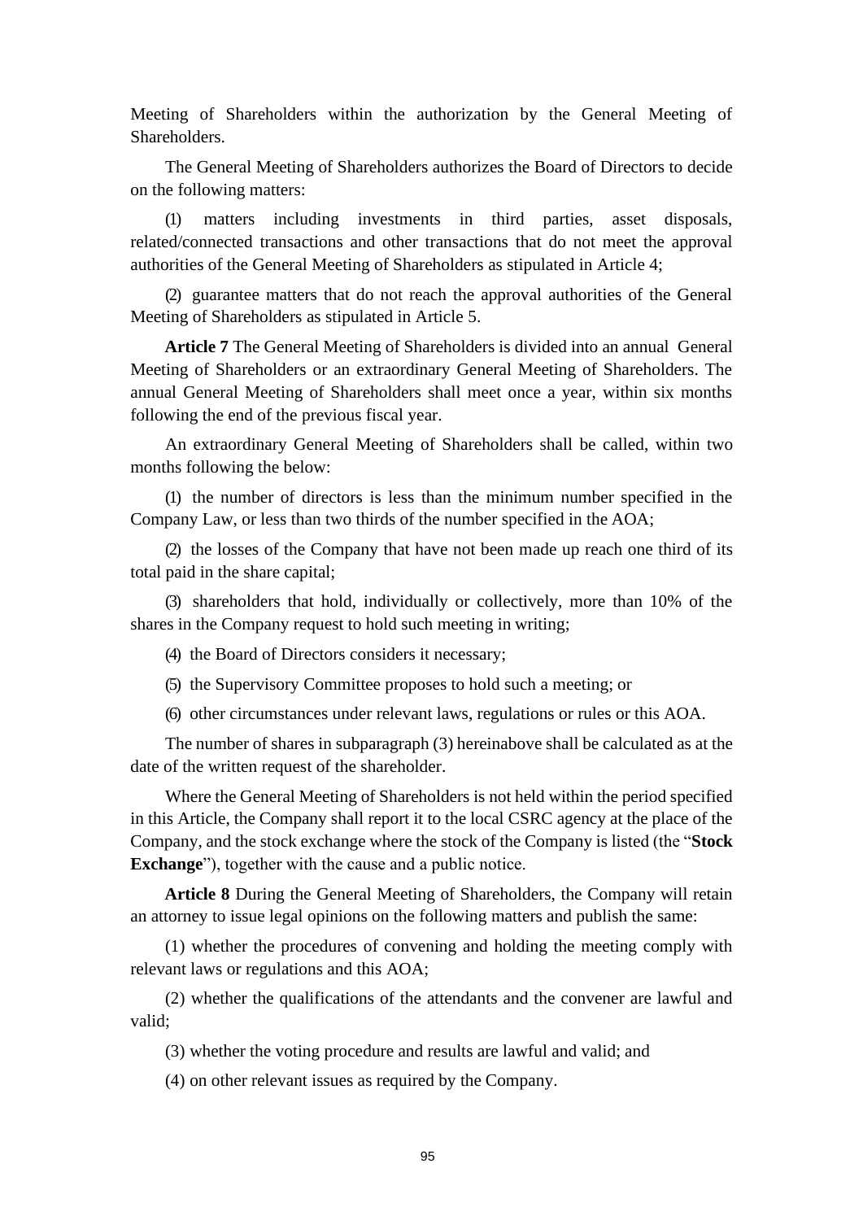Meeting of Shareholders within the authorization by the General Meeting of Shareholders.

The General Meeting of Shareholders authorizes the Board of Directors to decide on the following matters:

(1) matters including investments in third parties, asset disposals, related/connected transactions and other transactions that do not meet the approval authorities of the General Meeting of Shareholders as stipulated in Article 4;

(2) guarantee matters that do not reach the approval authorities of the General Meeting of Shareholders as stipulated in Article 5.

**Article 7** The General Meeting of Shareholders is divided into an annual General Meeting of Shareholders or an extraordinary General Meeting of Shareholders. The annual General Meeting of Shareholders shall meet once a year, within six months following the end of the previous fiscal year.

An extraordinary General Meeting of Shareholders shall be called, within two months following the below:

(1) the number of directors is less than the minimum number specified in the Company Law, or less than two thirds of the number specified in the AOA;

(2) the losses of the Company that have not been made up reach one third of its total paid in the share capital;

(3) shareholders that hold, individually or collectively, more than 10% of the shares in the Company request to hold such meeting in writing;

(4) the Board of Directors considers it necessary;

(5) the Supervisory Committee proposes to hold such a meeting; or

(6) other circumstances under relevant laws, regulations or rules or this AOA.

The number of shares in subparagraph (3) hereinabove shall be calculated as at the date of the written request of the shareholder.

Where the General Meeting of Shareholders is not held within the period specified in this Article, the Company shall report it to the local CSRC agency at the place of the Company, and the stock exchange where the stock of the Company is listed (the "**Stock Exchange**"), together with the cause and a public notice.

**Article 8** During the General Meeting of Shareholders, the Company will retain an attorney to issue legal opinions on the following matters and publish the same:

(1) whether the procedures of convening and holding the meeting comply with relevant laws or regulations and this AOA;

(2) whether the qualifications of the attendants and the convener are lawful and valid;

(3) whether the voting procedure and results are lawful and valid; and

(4) on other relevant issues as required by the Company.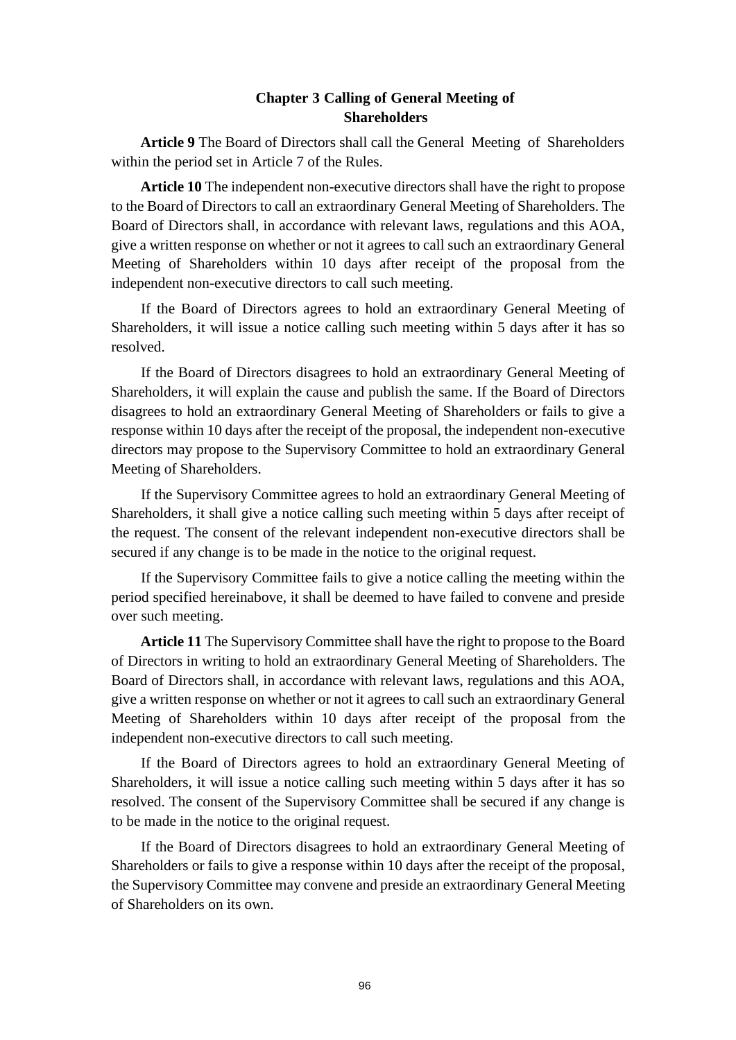## Chapter 3 Calling of General Meeting of Shareholders

**Article 9** The Board of Directors shall call the General Meeting of Shareholders within the period set in Article 7 of the Rules.

**Article 10** The independent non-executive directors shall have the right to propose to the Board of Directors to call an extraordinary General Meeting of Shareholders. The Board of Directors shall, in accordance with relevant laws, regulations and this AOA, give a written response on whether or not it agrees to call such an extraordinary General Meeting of Shareholders within 10 days after receipt of the proposal from the independent non-executive directors to call such meeting.

If the Board of Directors agrees to hold an extraordinary General Meeting of Shareholders, it will issue a notice calling such meeting within 5 days after it has so resolved.

If the Board of Directors disagrees to hold an extraordinary General Meeting of Shareholders, it will explain the cause and publish the same. If the Board of Directors disagrees to hold an extraordinary General Meeting of Shareholders or fails to give a response within 10 days after the receipt of the proposal, the independent non-executive directors may propose to the Supervisory Committee to hold an extraordinary General Meeting of Shareholders.

If the Supervisory Committee agrees to hold an extraordinary General Meeting of Shareholders, it shall give a notice calling such meeting within 5 days after receipt of the request. The consent of the relevant independent non-executive directors shall be secured if any change is to be made in the notice to the original request.

If the Supervisory Committee fails to give a notice calling the meeting within the period specified hereinabove, it shall be deemed to have failed to convene and preside over such meeting.

**Article 11** The Supervisory Committee shall have the right to propose to the Board of Directors in writing to hold an extraordinary General Meeting of Shareholders. The Board of Directors shall, in accordance with relevant laws, regulations and this AOA, give a written response on whether or not it agrees to call such an extraordinary General Meeting of Shareholders within 10 days after receipt of the proposal from the independent non-executive directors to call such meeting.

If the Board of Directors agrees to hold an extraordinary General Meeting of Shareholders, it will issue a notice calling such meeting within 5 days after it has so resolved. The consent of the Supervisory Committee shall be secured if any change is to be made in the notice to the original request.

If the Board of Directors disagrees to hold an extraordinary General Meeting of Shareholders or fails to give a response within 10 days after the receipt of the proposal, the Supervisory Committee may convene and preside an extraordinary General Meeting of Shareholders on its own.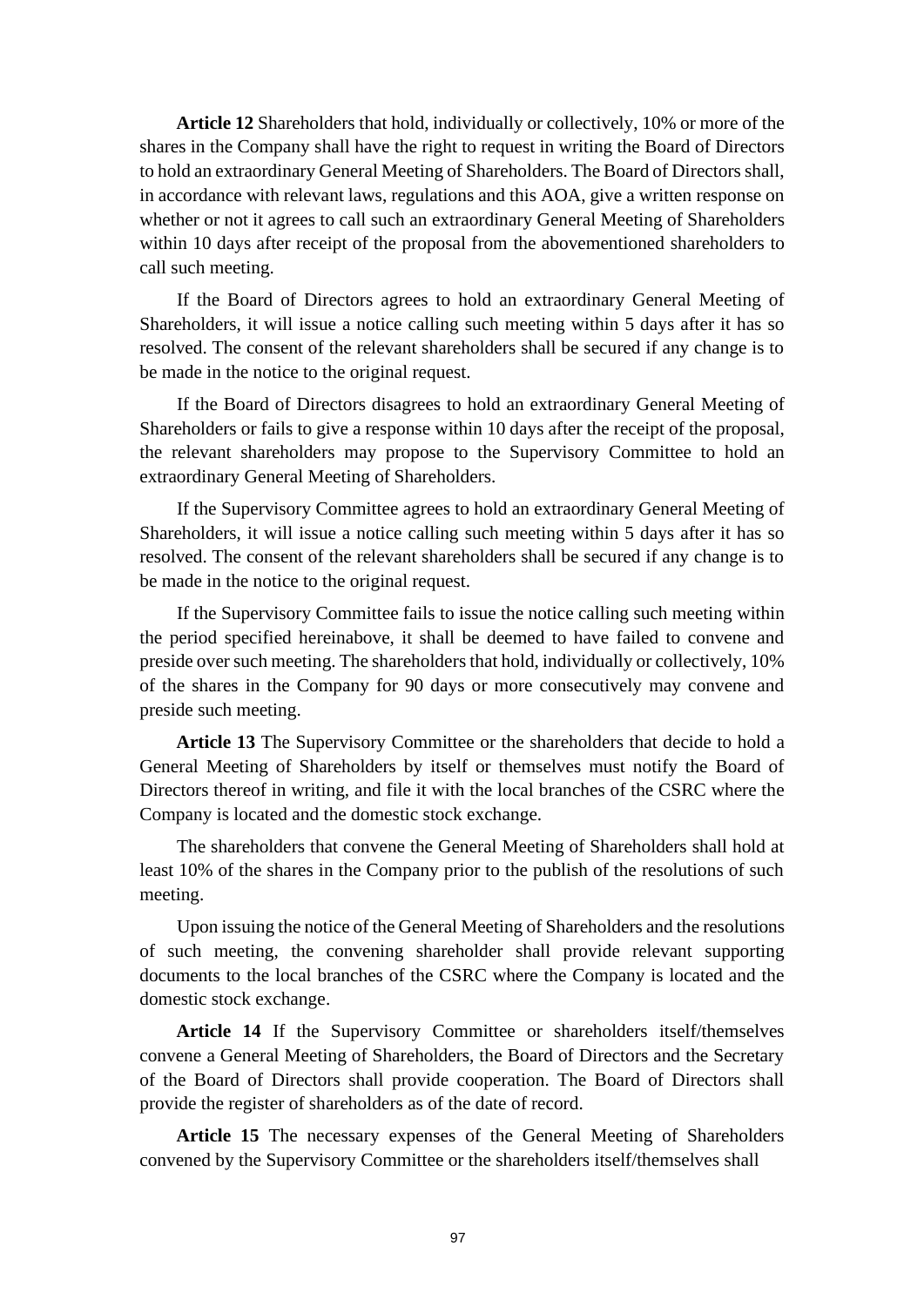**Article 12** Shareholders that hold, individually or collectively, 10% or more of the shares in the Company shall have the right to request in writing the Board of Directors to hold an extraordinary General Meeting of Shareholders. The Board of Directors shall, in accordance with relevant laws, regulations and this AOA, give a written response on whether or not it agrees to call such an extraordinary General Meeting of Shareholders within 10 days after receipt of the proposal from the abovementioned shareholders to call such meeting.

If the Board of Directors agrees to hold an extraordinary General Meeting of Shareholders, it will issue a notice calling such meeting within 5 days after it has so resolved. The consent of the relevant shareholders shall be secured if any change is to be made in the notice to the original request.

If the Board of Directors disagrees to hold an extraordinary General Meeting of Shareholders or fails to give a response within 10 days after the receipt of the proposal, the relevant shareholders may propose to the Supervisory Committee to hold an extraordinary General Meeting of Shareholders.

If the Supervisory Committee agrees to hold an extraordinary General Meeting of Shareholders, it will issue a notice calling such meeting within 5 days after it has so resolved. The consent of the relevant shareholders shall be secured if any change is to be made in the notice to the original request.

If the Supervisory Committee fails to issue the notice calling such meeting within the period specified hereinabove, it shall be deemed to have failed to convene and preside over such meeting. The shareholders that hold, individually or collectively, 10% of the shares in the Company for 90 days or more consecutively may convene and preside such meeting.

**Article 13** The Supervisory Committee or the shareholders that decide to hold a General Meeting of Shareholders by itself or themselves must notify the Board of Directors thereof in writing, and file it with the local branches of the CSRC where the Company is located and the domestic stock exchange.

The shareholders that convene the General Meeting of Shareholders shall hold at least 10% of the shares in the Company prior to the publish of the resolutions of such meeting.

Upon issuing the notice of the General Meeting of Shareholders and the resolutions of such meeting, the convening shareholder shall provide relevant supporting documents to the local branches of the CSRC where the Company is located and the domestic stock exchange.

**Article 14** If the Supervisory Committee or shareholders itself/themselves convene a General Meeting of Shareholders, the Board of Directors and the Secretary of the Board of Directors shall provide cooperation. The Board of Directors shall provide the register of shareholders as of the date of record.

**Article 15** The necessary expenses of the General Meeting of Shareholders convened by the Supervisory Committee or the shareholders itself/themselves shall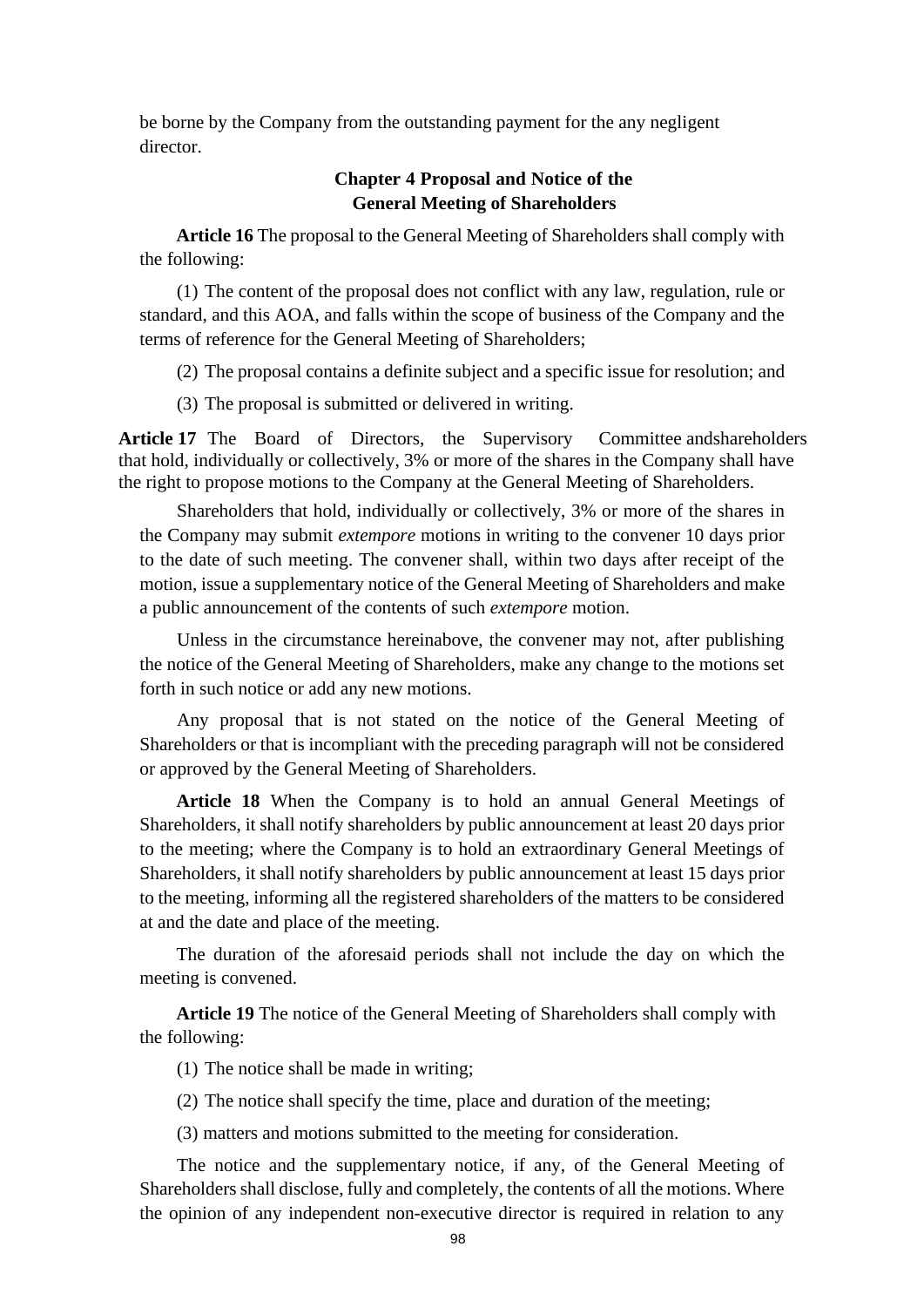be borne by the Company from the outstanding payment for the any negligent director.

## Chapter 4 Proposal and Notice of the General Meeting of Shareholders

**Article 16** The proposal to the General Meeting of Shareholders shall comply with the following:

(1) The content of the proposal does not conflict with any law, regulation, rule or standard, and this AOA, and falls within the scope of business of the Company and the terms of reference for the General Meeting of Shareholders;

(2) The proposal contains a definite subject and a specific issue for resolution; and

(3) The proposal is submitted or delivered in writing.

**Article 17** The Board of Directors, the Supervisory Committee andshareholders that hold, individually or collectively, 3% or more of the shares in the Company shall have the right to propose motions to the Company at the General Meeting of Shareholders.

Shareholders that hold, individually or collectively, 3% or more of the shares in the Company may submit *extempore* motions in writing to the convener 10 days prior to the date of such meeting. The convener shall, within two days after receipt of the motion, issue a supplementary notice of the General Meeting of Shareholders and make a public announcement of the contents of such *extempore* motion.

Unless in the circumstance hereinabove, the convener may not, after publishing the notice of the General Meeting of Shareholders, make any change to the motions set forth in such notice or add any new motions.

Any proposal that is not stated on the notice of the General Meeting of Shareholders or that is incompliant with the preceding paragraph will not be considered or approved by the General Meeting of Shareholders.

**Article 18** When the Company is to hold an annual General Meetings of Shareholders, it shall notify shareholders by public announcement at least 20 days prior to the meeting; where the Company is to hold an extraordinary General Meetings of Shareholders, it shall notify shareholders by public announcement at least 15 days prior to the meeting, informing all the registered shareholders of the matters to be considered at and the date and place of the meeting.

The duration of the aforesaid periods shall not include the day on which the meeting is convened.

**Article 19** The notice of the General Meeting of Shareholders shall comply with the following:

(1) The notice shall be made in writing;

(2) The notice shall specify the time, place and duration of the meeting;

(3) matters and motions submitted to the meeting for consideration.

The notice and the supplementary notice, if any, of the General Meeting of Shareholders shall disclose, fully and completely, the contents of all the motions. Where the opinion of any independent non-executive director is required in relation to any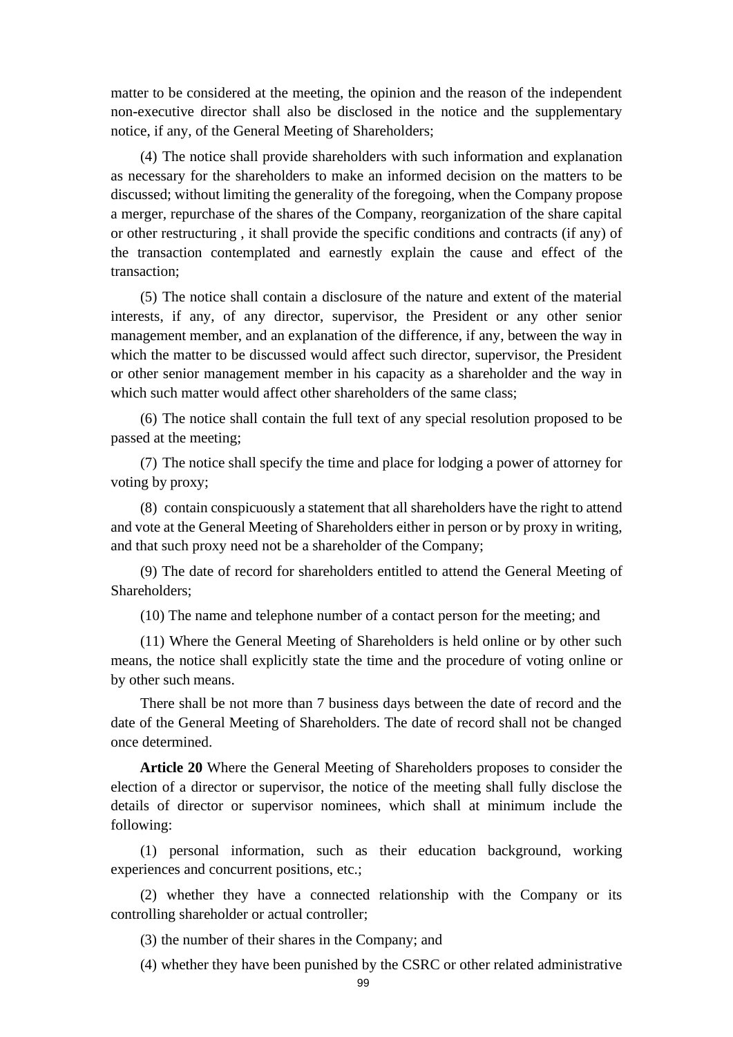matter to be considered at the meeting, the opinion and the reason of the independent non-executive director shall also be disclosed in the notice and the supplementary notice, if any, of the General Meeting of Shareholders;

(4) The notice shall provide shareholders with such information and explanation as necessary for the shareholders to make an informed decision on the matters to be discussed; without limiting the generality of the foregoing, when the Company propose a merger, repurchase of the shares of the Company, reorganization of the share capital or other restructuring , it shall provide the specific conditions and contracts (if any) of the transaction contemplated and earnestly explain the cause and effect of the transaction;

(5) The notice shall contain a disclosure of the nature and extent of the material interests, if any, of any director, supervisor, the President or any other senior management member, and an explanation of the difference, if any, between the way in which the matter to be discussed would affect such director, supervisor, the President or other senior management member in his capacity as a shareholder and the way in which such matter would affect other shareholders of the same class;

(6) The notice shall contain the full text of any special resolution proposed to be passed at the meeting;

(7) The notice shall specify the time and place for lodging a power of attorney for voting by proxy;

(8) contain conspicuously a statement that all shareholders have the right to attend and vote at the General Meeting of Shareholders either in person or by proxy in writing, and that such proxy need not be a shareholder of the Company;

(9) The date of record for shareholders entitled to attend the General Meeting of Shareholders;

(10) The name and telephone number of a contact person for the meeting; and

(11) Where the General Meeting of Shareholders is held online or by other such means, the notice shall explicitly state the time and the procedure of voting online or by other such means.

There shall be not more than 7 business days between the date of record and the date of the General Meeting of Shareholders. The date of record shall not be changed once determined.

**Article 20** Where the General Meeting of Shareholders proposes to consider the election of a director or supervisor, the notice of the meeting shall fully disclose the details of director or supervisor nominees, which shall at minimum include the following:

(1) personal information, such as their education background, working experiences and concurrent positions, etc.;

(2) whether they have a connected relationship with the Company or its controlling shareholder or actual controller;

(3) the number of their shares in the Company; and

(4) whether they have been punished by the CSRC or other related administrative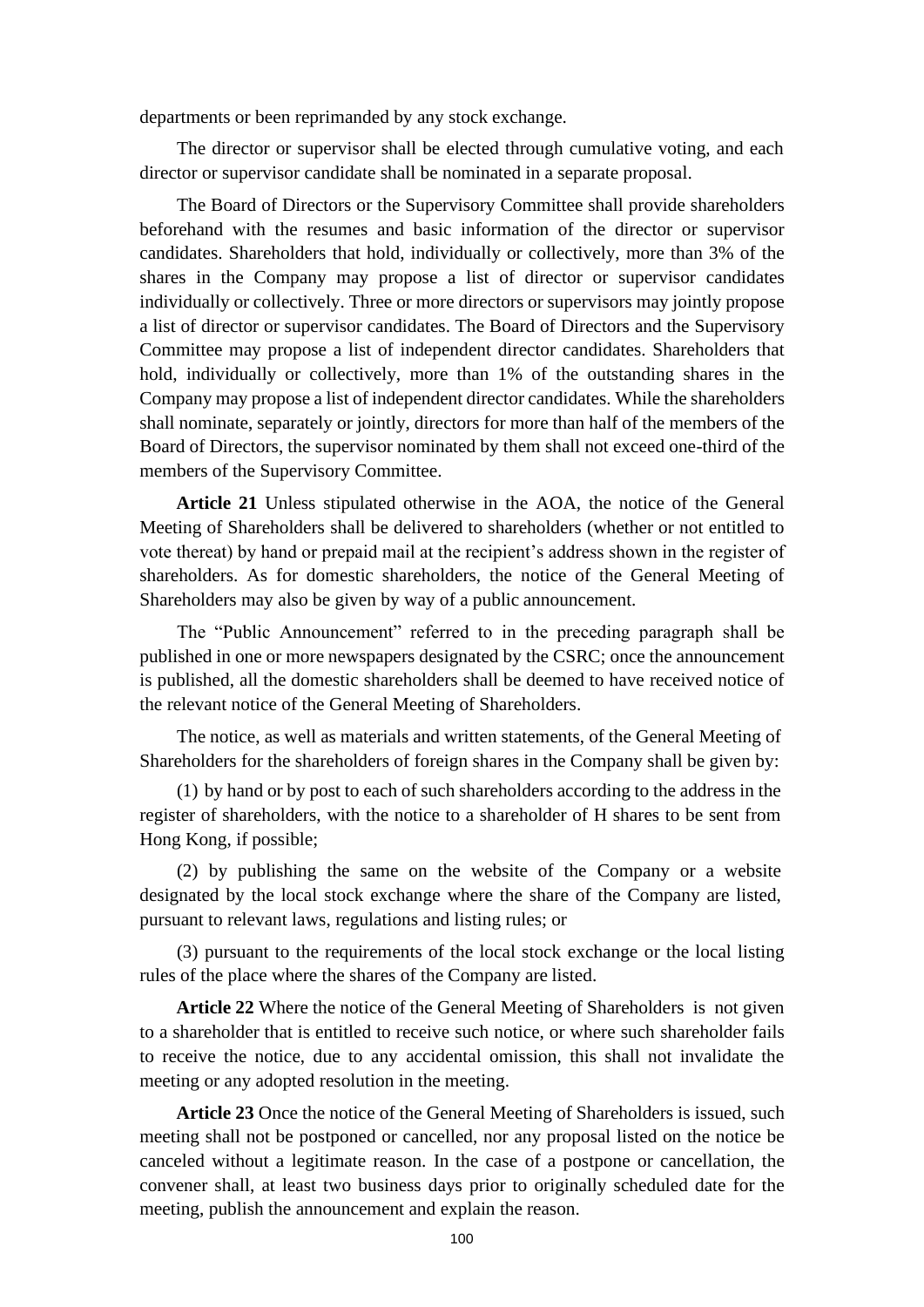departments or been reprimanded by any stock exchange.

The director or supervisor shall be elected through cumulative voting, and each director or supervisor candidate shall be nominated in a separate proposal.

The Board of Directors or the Supervisory Committee shall provide shareholders beforehand with the resumes and basic information of the director or supervisor candidates. Shareholders that hold, individually or collectively, more than 3% of the shares in the Company may propose a list of director or supervisor candidates individually or collectively. Three or more directors or supervisors may jointly propose a list of director or supervisor candidates. The Board of Directors and the Supervisory Committee may propose a list of independent director candidates. Shareholders that hold, individually or collectively, more than 1% of the outstanding shares in the Company may propose a list of independent director candidates. While the shareholders shall nominate, separately or jointly, directors for more than half of the members of the Board of Directors, the supervisor nominated by them shall not exceed one-third of the members of the Supervisory Committee.

**Article 21** Unless stipulated otherwise in the AOA, the notice of the General Meeting of Shareholders shall be delivered to shareholders (whether or not entitled to vote thereat) by hand or prepaid mail at the recipient's address shown in the register of shareholders. As for domestic shareholders, the notice of the General Meeting of Shareholders may also be given by way of a public announcement.

The "Public Announcement" referred to in the preceding paragraph shall be published in one or more newspapers designated by the CSRC; once the announcement is published, all the domestic shareholders shall be deemed to have received notice of the relevant notice of the General Meeting of Shareholders.

The notice, as well as materials and written statements, of the General Meeting of Shareholders for the shareholders of foreign shares in the Company shall be given by:

(1) by hand or by post to each of such shareholders according to the address in the register of shareholders, with the notice to a shareholder of H shares to be sent from Hong Kong, if possible;

(2) by publishing the same on the website of the Company or a website designated by the local stock exchange where the share of the Company are listed, pursuant to relevant laws, regulations and listing rules; or

(3) pursuant to the requirements of the local stock exchange or the local listing rules of the place where the shares of the Company are listed.

**Article 22** Where the notice of the General Meeting of Shareholders is not given to a shareholder that is entitled to receive such notice, or where such shareholder fails to receive the notice, due to any accidental omission, this shall not invalidate the meeting or any adopted resolution in the meeting.

**Article 23** Once the notice of the General Meeting of Shareholders is issued, such meeting shall not be postponed or cancelled, nor any proposal listed on the notice be canceled without a legitimate reason. In the case of a postpone or cancellation, the convener shall, at least two business days prior to originally scheduled date for the meeting, publish the announcement and explain the reason.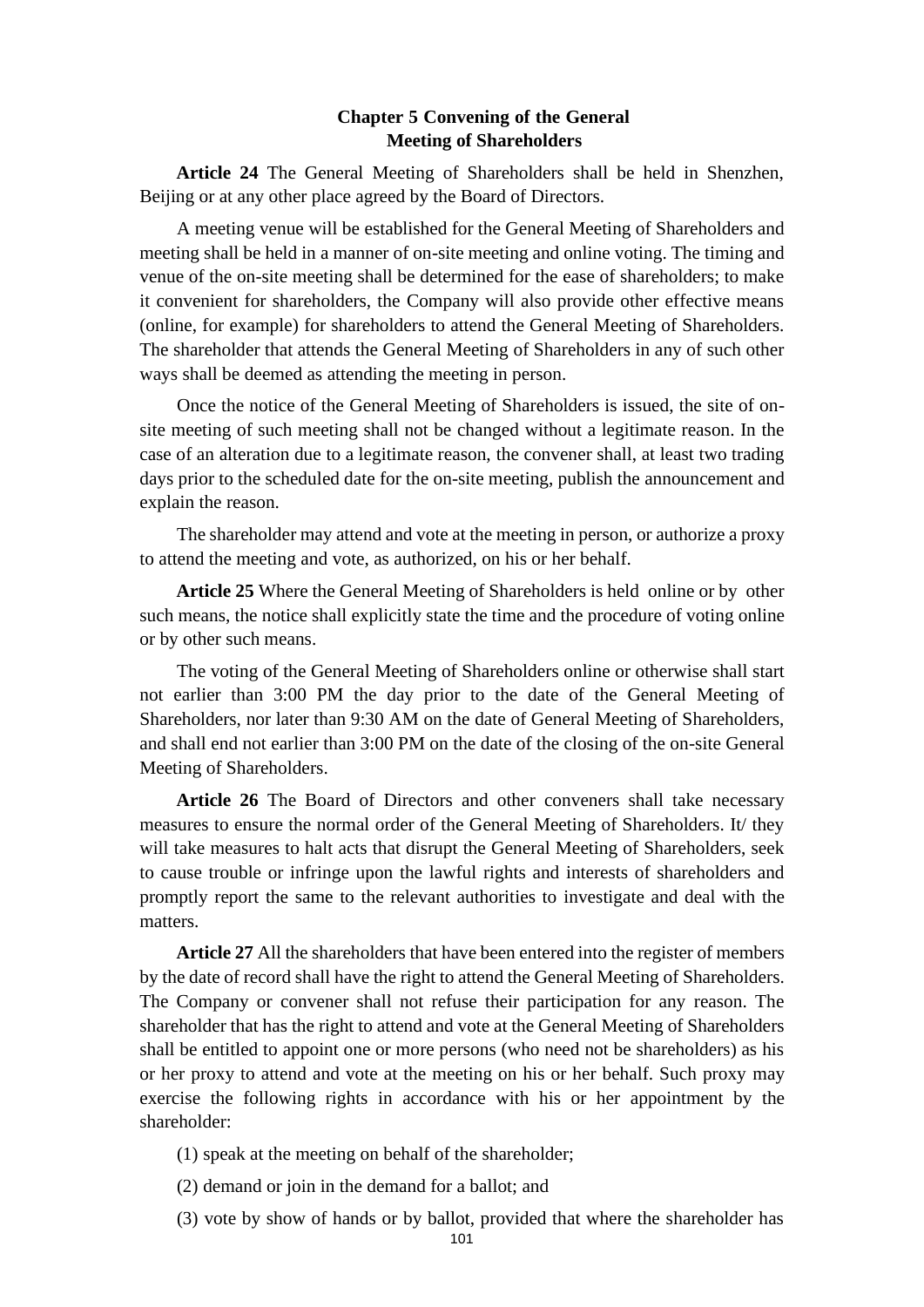## Chapter 5 Convening of the General Meeting of Shareholders

**Article 24** The General Meeting of Shareholders shall be held in Shenzhen, Beijing or at any other place agreed by the Board of Directors.

A meeting venue will be established for the General Meeting of Shareholders and meeting shall be held in a manner of on-site meeting and online voting. The timing and venue of the on-site meeting shall be determined for the ease of shareholders; to make it convenient for shareholders, the Company will also provide other effective means (online, for example) for shareholders to attend the General Meeting of Shareholders. The shareholder that attends the General Meeting of Shareholders in any of such other ways shall be deemed as attending the meeting in person.

Once the notice of the General Meeting of Shareholders is issued, the site of on-site meeting of such meeting shall not be changed without a legitimate reason. In the case of an alteration due to a legitimate reason, the convener shall, at least two trading days prior to the scheduled date for the on-site meeting, publish the announcement and explain the reason.

The shareholder may attend and vote at the meeting in person, or authorize a proxy to attend the meeting and vote, as authorized, on his or her behalf.

**Article 25** Where the General Meeting of Shareholders is held online or by other such means, the notice shall explicitly state the time and the procedure of voting online or by other such means.

The voting of the General Meeting of Shareholders online or otherwise shall start not earlier than 3:00 PM the day prior to the date of the General Meeting of Shareholders, nor later than 9:30 AM on the date of General Meeting of Shareholders, and shall end not earlier than 3:00 PM on the date of the closing of the on-site General Meeting of Shareholders.

**Article 26** The Board of Directors and other conveners shall take necessary measures to ensure the normal order of the General Meeting of Shareholders. It/ they will take measures to halt acts that disrupt the General Meeting of Shareholders, seek to cause trouble or infringe upon the lawful rights and interests of shareholders and promptly report the same to the relevant authorities to investigate and deal with the matters.

**Article 27** All the shareholders that have been entered into the register of members by the date of record shall have the right to attend the General Meeting of Shareholders. The Company or convener shall not refuse their participation for any reason. The shareholder that has the right to attend and vote at the General Meeting of Shareholders shall be entitled to appoint one or more persons (who need not be shareholders) as his or her proxy to attend and vote at the meeting on his or her behalf. Such proxy may exercise the following rights in accordance with his or her appointment by the shareholder:

(1) speak at the meeting on behalf of the shareholder;

(2) demand or join in the demand for a ballot; and

(3) vote by show of hands or by ballot, provided that where the shareholder has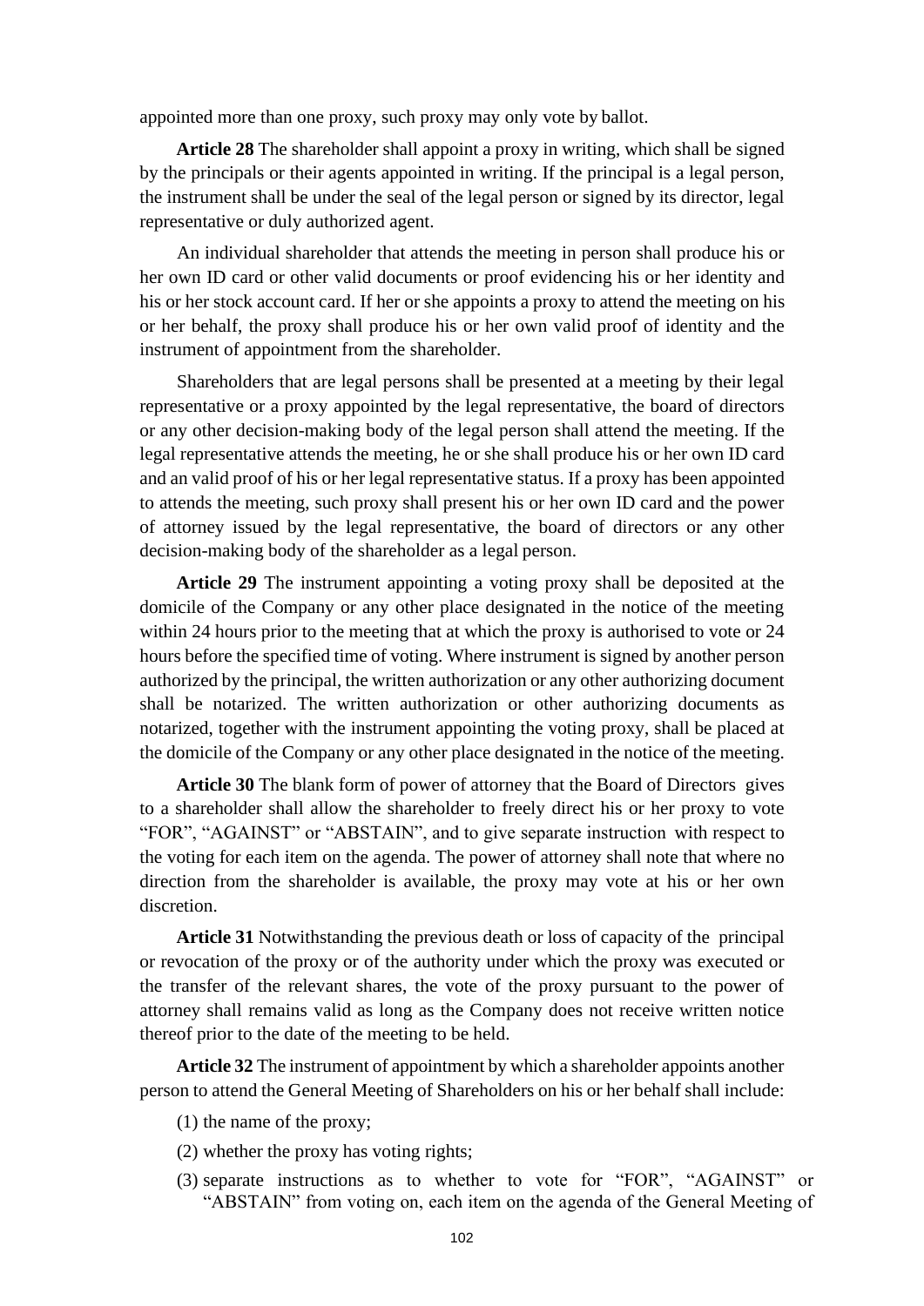appointed more than one proxy, such proxy may only vote by ballot.

**Article 28** The shareholder shall appoint a proxy in writing, which shall be signed by the principals or their agents appointed in writing. If the principal is a legal person, the instrument shall be under the seal of the legal person or signed by its director, legal representative or duly authorized agent.

An individual shareholder that attends the meeting in person shall produce his or her own ID card or other valid documents or proof evidencing his or her identity and his or her stock account card. If her or she appoints a proxy to attend the meeting on his or her behalf, the proxy shall produce his or her own valid proof of identity and the instrument of appointment from the shareholder.

Shareholders that are legal persons shall be presented at a meeting by their legal representative or a proxy appointed by the legal representative, the board of directors or any other decision-making body of the legal person shall attend the meeting. If the legal representative attends the meeting, he or she shall produce his or her own ID card and an valid proof of his or her legal representative status. If a proxy has been appointed to attends the meeting, such proxy shall present his or her own ID card and the power of attorney issued by the legal representative, the board of directors or any other decision-making body of the shareholder as a legal person.

**Article 29** The instrument appointing a voting proxy shall be deposited at the domicile of the Company or any other place designated in the notice of the meeting within 24 hours prior to the meeting that at which the proxy is authorised to vote or 24 hours before the specified time of voting. Where instrument is signed by another person authorized by the principal, the written authorization or any other authorizing document shall be notarized. The written authorization or other authorizing documents as notarized, together with the instrument appointing the voting proxy, shall be placed at the domicile of the Company or any other place designated in the notice of the meeting.

**Article 30** The blank form of power of attorney that the Board of Directors gives to a shareholder shall allow the shareholder to freely direct his or her proxy to vote "FOR", "AGAINST" or "ABSTAIN", and to give separate instruction with respect to the voting for each item on the agenda. The power of attorney shall note that where no direction from the shareholder is available, the proxy may vote at his or her own discretion.

**Article 31** Notwithstanding the previous death or loss of capacity of the principal or revocation of the proxy or of the authority under which the proxy was executed or the transfer of the relevant shares, the vote of the proxy pursuant to the power of attorney shall remains valid as long as the Company does not receive written notice thereof prior to the date of the meeting to be held.

**Article 32** The instrument of appointment by which a shareholder appoints another person to attend the General Meeting of Shareholders on his or her behalf shall include:

(1) the name of the proxy;

(2) whether the proxy has voting rights;

(3) separate instructions as to whether to vote for "FOR", "AGAINST" or "ABSTAIN" from voting on, each item on the agenda of the General Meeting of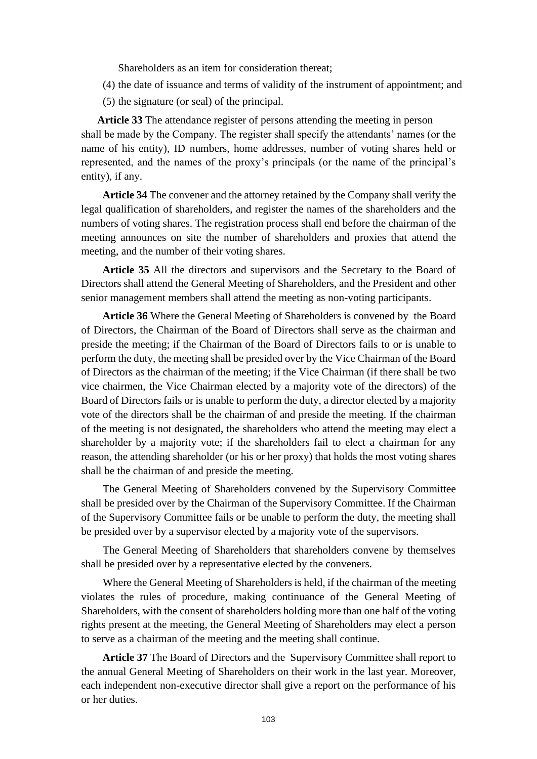Shareholders as an item for consideration thereat;

(4) the date of issuance and terms of validity of the instrument of appointment; and

(5) the signature (or seal) of the principal.

**Article 33** The attendance register of persons attending the meeting in person shall be made by the Company. The register shall specify the attendants' names (or the name of his entity), ID numbers, home addresses, number of voting shares held or represented, and the names of the proxy's principals (or the name of the principal's entity), if any.

**Article 34** The convener and the attorney retained by the Company shall verify the legal qualification of shareholders, and register the names of the shareholders and the numbers of voting shares. The registration process shall end before the chairman of the meeting announces on site the number of shareholders and proxies that attend the meeting, and the number of their voting shares.

**Article 35** All the directors and supervisors and the Secretary to the Board of Directors shall attend the General Meeting of Shareholders, and the President and other senior management members shall attend the meeting as non-voting participants.

**Article 36** Where the General Meeting of Shareholders is convened by the Board of Directors, the Chairman of the Board of Directors shall serve as the chairman and preside the meeting; if the Chairman of the Board of Directors fails to or is unable to perform the duty, the meeting shall be presided over by the Vice Chairman of the Board of Directors as the chairman of the meeting; if the Vice Chairman (if there shall be two vice chairmen, the Vice Chairman elected by a majority vote of the directors) of the Board of Directors fails or is unable to perform the duty, a director elected by a majority vote of the directors shall be the chairman of and preside the meeting. If the chairman of the meeting is not designated, the shareholders who attend the meeting may elect a shareholder by a majority vote; if the shareholders fail to elect a chairman for any reason, the attending shareholder (or his or her proxy) that holds the most voting shares shall be the chairman of and preside the meeting.

The General Meeting of Shareholders convened by the Supervisory Committee shall be presided over by the Chairman of the Supervisory Committee. If the Chairman of the Supervisory Committee fails or be unable to perform the duty, the meeting shall be presided over by a supervisor elected by a majority vote of the supervisors.

The General Meeting of Shareholders that shareholders convene by themselves shall be presided over by a representative elected by the conveners.

Where the General Meeting of Shareholders is held, if the chairman of the meeting violates the rules of procedure, making continuance of the General Meeting of Shareholders, with the consent of shareholders holding more than one half of the voting rights present at the meeting, the General Meeting of Shareholders may elect a person to serve as a chairman of the meeting and the meeting shall continue.

**Article 37** The Board of Directors and the Supervisory Committee shall report to the annual General Meeting of Shareholders on their work in the last year. Moreover, each independent non-executive director shall give a report on the performance of his or her duties.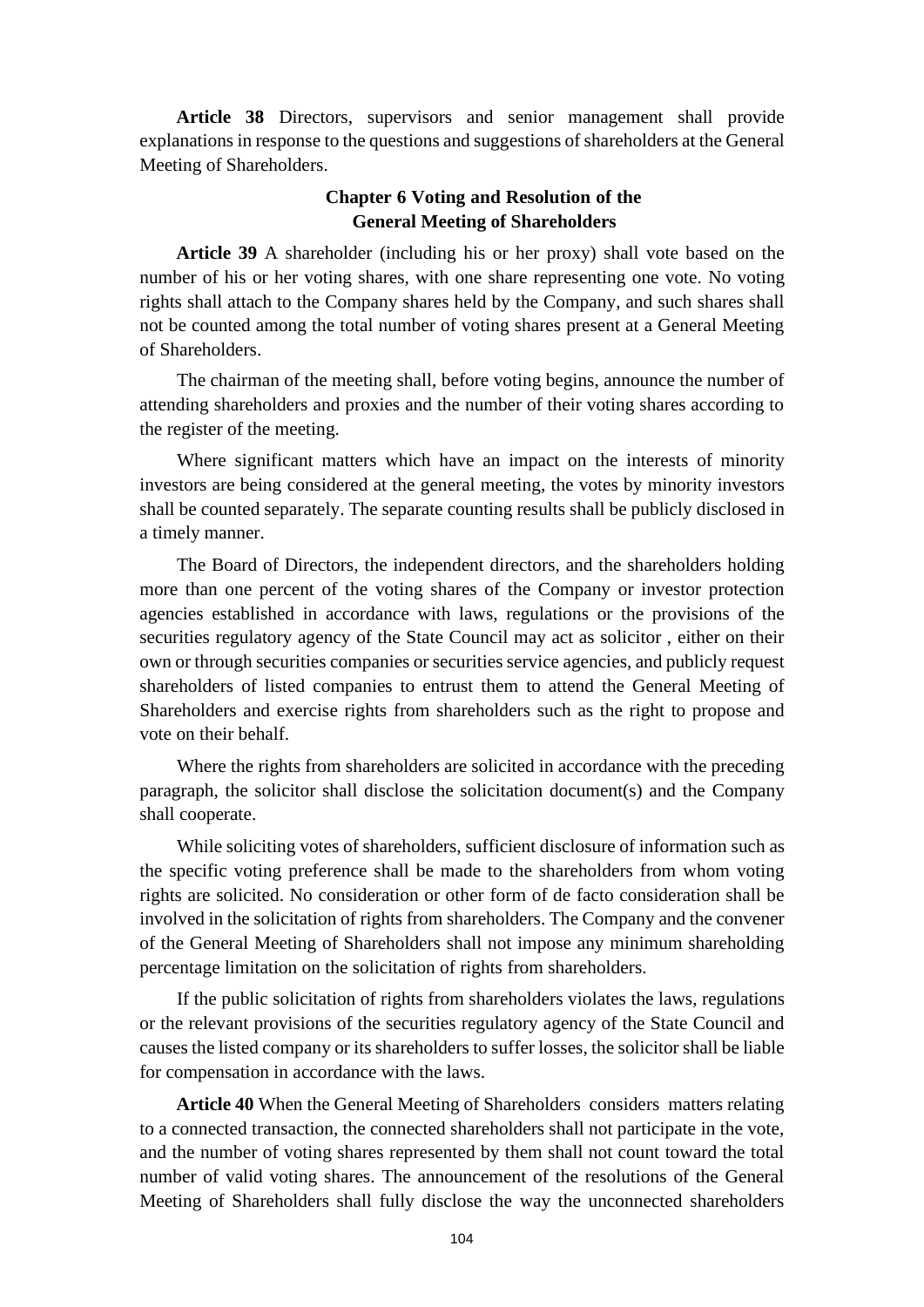**Article 38** Directors, supervisors and senior management shall provide explanations in response to the questions and suggestions of shareholders at the General Meeting of Shareholders.

## Chapter 6 Voting and Resolution of the General Meeting of Shareholders

**Article 39** A shareholder (including his or her proxy) shall vote based on the number of his or her voting shares, with one share representing one vote. No voting rights shall attach to the Company shares held by the Company, and such shares shall not be counted among the total number of voting shares present at a General Meeting of Shareholders.

The chairman of the meeting shall, before voting begins, announce the number of attending shareholders and proxies and the number of their voting shares according to the register of the meeting.

Where significant matters which have an impact on the interests of minority investors are being considered at the general meeting, the votes by minority investors shall be counted separately. The separate counting results shall be publicly disclosed in a timely manner.

The Board of Directors, the independent directors, and the shareholders holding more than one percent of the voting shares of the Company or investor protection agencies established in accordance with laws, regulations or the provisions of the securities regulatory agency of the State Council may act as solicitor , either on their own or through securities companies or securities service agencies, and publicly request shareholders of listed companies to entrust them to attend the General Meeting of Shareholders and exercise rights from shareholders such as the right to propose and vote on their behalf.

Where the rights from shareholders are solicited in accordance with the preceding paragraph, the solicitor shall disclose the solicitation document(s) and the Company shall cooperate.

While soliciting votes of shareholders, sufficient disclosure of information such as the specific voting preference shall be made to the shareholders from whom voting rights are solicited. No consideration or other form of de facto consideration shall be involved in the solicitation of rights from shareholders. The Company and the convener of the General Meeting of Shareholders shall not impose any minimum shareholding percentage limitation on the solicitation of rights from shareholders.

If the public solicitation of rights from shareholders violates the laws, regulations or the relevant provisions of the securities regulatory agency of the State Council and causes the listed company or its shareholders to suffer losses, the solicitor shall be liable for compensation in accordance with the laws.

**Article 40** When the General Meeting of Shareholders considers matters relating to a connected transaction, the connected shareholders shall not participate in the vote, and the number of voting shares represented by them shall not count toward the total number of valid voting shares. The announcement of the resolutions of the General Meeting of Shareholders shall fully disclose the way the unconnected shareholders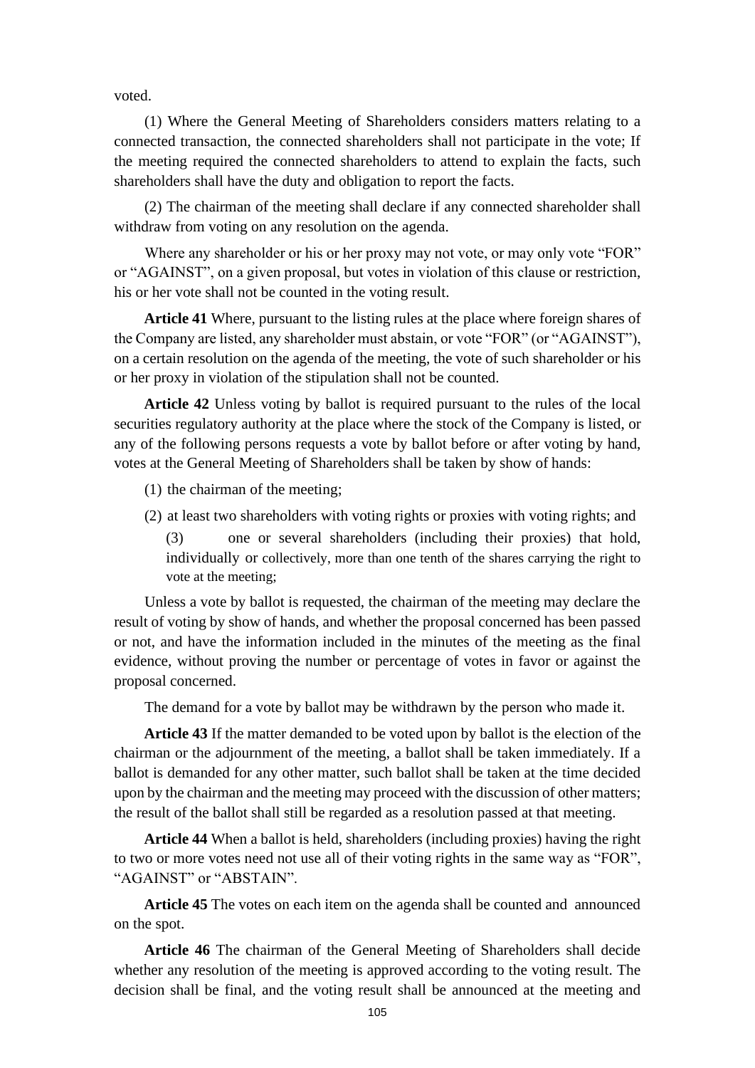voted.

(1) Where the General Meeting of Shareholders considers matters relating to a connected transaction, the connected shareholders shall not participate in the vote; If the meeting required the connected shareholders to attend to explain the facts, such shareholders shall have the duty and obligation to report the facts.

(2) The chairman of the meeting shall declare if any connected shareholder shall withdraw from voting on any resolution on the agenda.

Where any shareholder or his or her proxy may not vote, or may only vote "FOR" or "AGAINST", on a given proposal, but votes in violation of this clause or restriction, his or her vote shall not be counted in the voting result.

**Article 41** Where, pursuant to the listing rules at the place where foreign shares of the Company are listed, any shareholder must abstain, or vote "FOR" (or "AGAINST"), on a certain resolution on the agenda of the meeting, the vote of such shareholder or his or her proxy in violation of the stipulation shall not be counted.

**Article 42** Unless voting by ballot is required pursuant to the rules of the local securities regulatory authority at the place where the stock of the Company is listed, or any of the following persons requests a vote by ballot before or after voting by hand, votes at the General Meeting of Shareholders shall be taken by show of hands:

(1) the chairman of the meeting;

(2) at least two shareholders with voting rights or proxies with voting rights; and

(3) one or several shareholders (including their proxies) that hold, individually or collectively, more than one tenth of the shares carrying the right to vote at the meeting;

Unless a vote by ballot is requested, the chairman of the meeting may declare the result of voting by show of hands, and whether the proposal concerned has been passed or not, and have the information included in the minutes of the meeting as the final evidence, without proving the number or percentage of votes in favor or against the proposal concerned.

The demand for a vote by ballot may be withdrawn by the person who made it.

**Article 43** If the matter demanded to be voted upon by ballot is the election of the chairman or the adjournment of the meeting, a ballot shall be taken immediately. If a ballot is demanded for any other matter, such ballot shall be taken at the time decided upon by the chairman and the meeting may proceed with the discussion of other matters; the result of the ballot shall still be regarded as a resolution passed at that meeting.

**Article 44** When a ballot is held, shareholders (including proxies) having the right to two or more votes need not use all of their voting rights in the same way as "FOR", "AGAINST" or "ABSTAIN".

**Article 45** The votes on each item on the agenda shall be counted and announced on the spot.

**Article 46** The chairman of the General Meeting of Shareholders shall decide whether any resolution of the meeting is approved according to the voting result. The decision shall be final, and the voting result shall be announced at the meeting and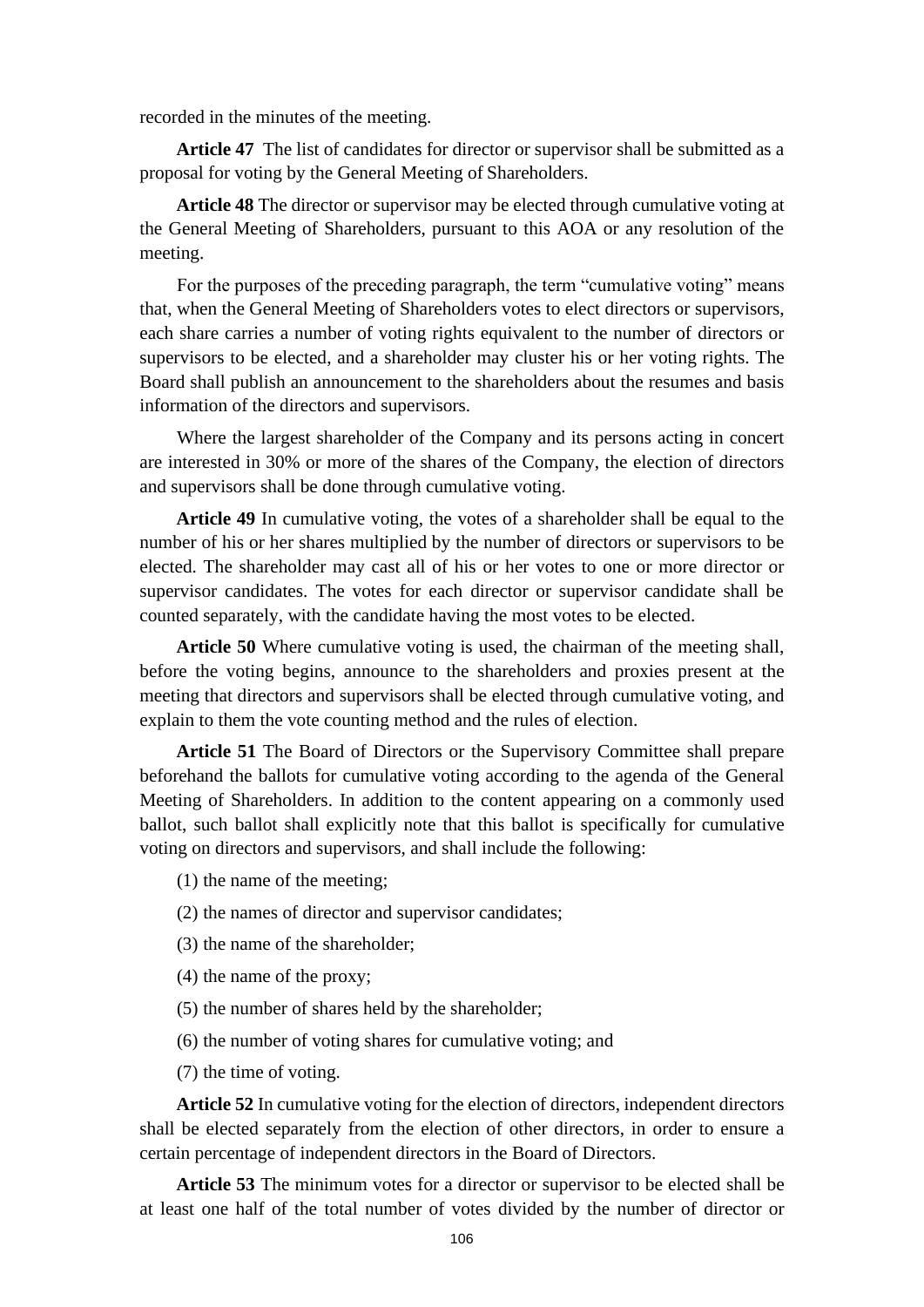recorded in the minutes of the meeting.

**Article 47** The list of candidates for director or supervisor shall be submitted as a proposal for voting by the General Meeting of Shareholders.

**Article 48** The director or supervisor may be elected through cumulative voting at the General Meeting of Shareholders, pursuant to this AOA or any resolution of the meeting.

For the purposes of the preceding paragraph, the term "cumulative voting" means that, when the General Meeting of Shareholders votes to elect directors or supervisors, each share carries a number of voting rights equivalent to the number of directors or supervisors to be elected, and a shareholder may cluster his or her voting rights. The Board shall publish an announcement to the shareholders about the resumes and basis information of the directors and supervisors.

Where the largest shareholder of the Company and its persons acting in concert are interested in 30% or more of the shares of the Company, the election of directors and supervisors shall be done through cumulative voting.

**Article 49** In cumulative voting, the votes of a shareholder shall be equal to the number of his or her shares multiplied by the number of directors or supervisors to be elected. The shareholder may cast all of his or her votes to one or more director or supervisor candidates. The votes for each director or supervisor candidate shall be counted separately, with the candidate having the most votes to be elected.

**Article 50** Where cumulative voting is used, the chairman of the meeting shall, before the voting begins, announce to the shareholders and proxies present at the meeting that directors and supervisors shall be elected through cumulative voting, and explain to them the vote counting method and the rules of election.

**Article 51** The Board of Directors or the Supervisory Committee shall prepare beforehand the ballots for cumulative voting according to the agenda of the General Meeting of Shareholders. In addition to the content appearing on a commonly used ballot, such ballot shall explicitly note that this ballot is specifically for cumulative voting on directors and supervisors, and shall include the following:

(1) the name of the meeting;

(2) the names of director and supervisor candidates;

(3) the name of the shareholder;

(4) the name of the proxy;

(5) the number of shares held by the shareholder;

(6) the number of voting shares for cumulative voting; and

(7) the time of voting.

**Article 52** In cumulative voting for the election of directors, independent directors shall be elected separately from the election of other directors, in order to ensure a certain percentage of independent directors in the Board of Directors.

**Article 53** The minimum votes for a director or supervisor to be elected shall be at least one half of the total number of votes divided by the number of director or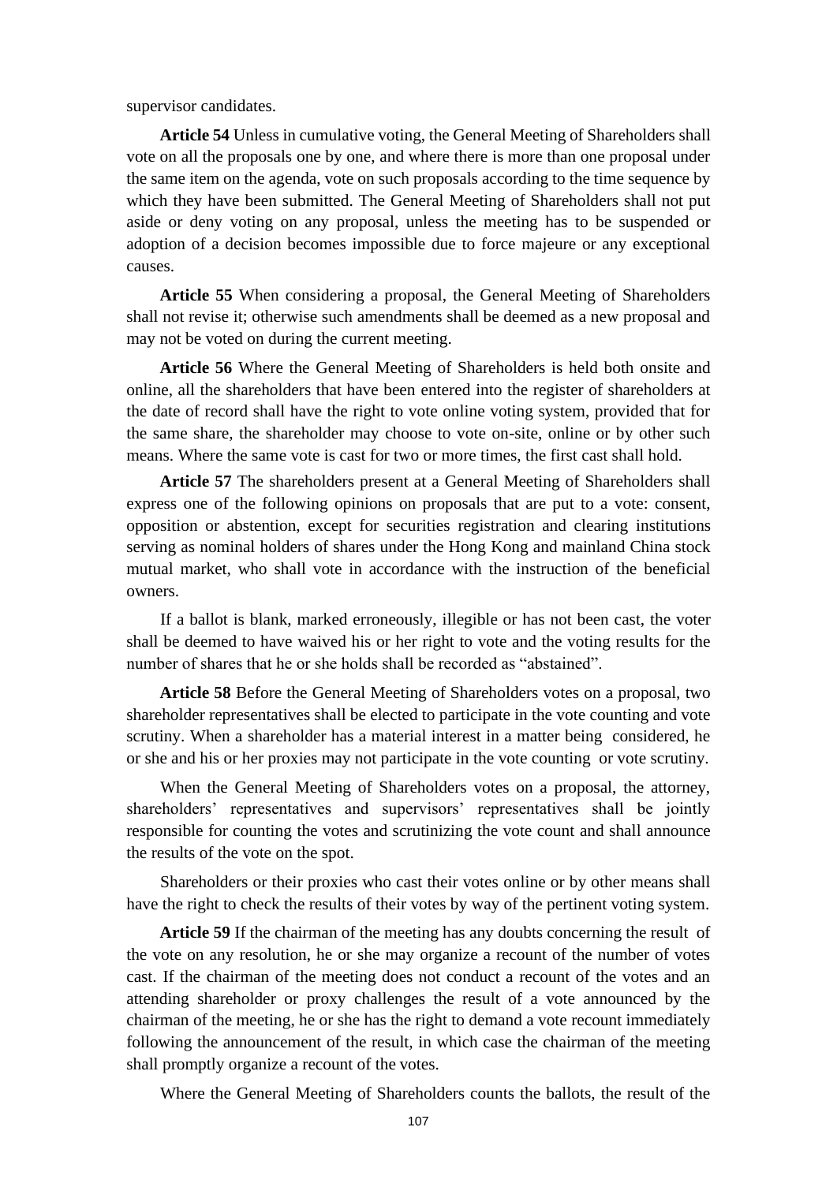supervisor candidates.

**Article 54** Unless in cumulative voting, the General Meeting of Shareholders shall vote on all the proposals one by one, and where there is more than one proposal under the same item on the agenda, vote on such proposals according to the time sequence by which they have been submitted. The General Meeting of Shareholders shall not put aside or deny voting on any proposal, unless the meeting has to be suspended or adoption of a decision becomes impossible due to force majeure or any exceptional causes.

**Article 55** When considering a proposal, the General Meeting of Shareholders shall not revise it; otherwise such amendments shall be deemed as a new proposal and may not be voted on during the current meeting.

**Article 56** Where the General Meeting of Shareholders is held both onsite and online, all the shareholders that have been entered into the register of shareholders at the date of record shall have the right to vote online voting system, provided that for the same share, the shareholder may choose to vote on-site, online or by other such means. Where the same vote is cast for two or more times, the first cast shall hold.

**Article 57** The shareholders present at a General Meeting of Shareholders shall express one of the following opinions on proposals that are put to a vote: consent, opposition or abstention, except for securities registration and clearing institutions serving as nominal holders of shares under the Hong Kong and mainland China stock mutual market, who shall vote in accordance with the instruction of the beneficial owners.

If a ballot is blank, marked erroneously, illegible or has not been cast, the voter shall be deemed to have waived his or her right to vote and the voting results for the number of shares that he or she holds shall be recorded as "abstained".

**Article 58** Before the General Meeting of Shareholders votes on a proposal, two shareholder representatives shall be elected to participate in the vote counting and vote scrutiny. When a shareholder has a material interest in a matter being considered, he or she and his or her proxies may not participate in the vote counting or vote scrutiny.

When the General Meeting of Shareholders votes on a proposal, the attorney, shareholders' representatives and supervisors' representatives shall be jointly responsible for counting the votes and scrutinizing the vote count and shall announce the results of the vote on the spot.

Shareholders or their proxies who cast their votes online or by other means shall have the right to check the results of their votes by way of the pertinent voting system.

**Article 59** If the chairman of the meeting has any doubts concerning the result of the vote on any resolution, he or she may organize a recount of the number of votes cast. If the chairman of the meeting does not conduct a recount of the votes and an attending shareholder or proxy challenges the result of a vote announced by the chairman of the meeting, he or she has the right to demand a vote recount immediately following the announcement of the result, in which case the chairman of the meeting shall promptly organize a recount of the votes.

Where the General Meeting of Shareholders counts the ballots, the result of the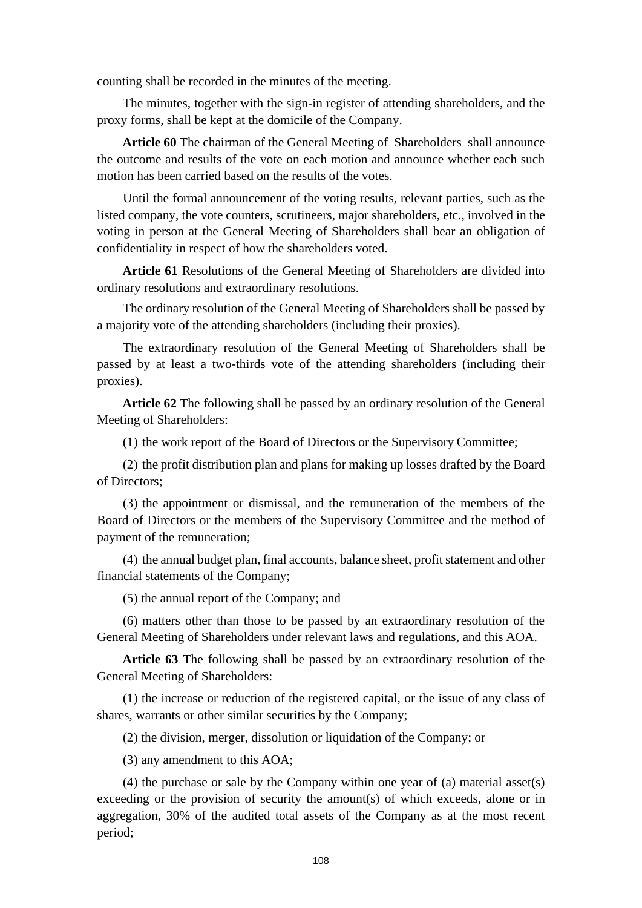counting shall be recorded in the minutes of the meeting.

The minutes, together with the sign-in register of attending shareholders, and the proxy forms, shall be kept at the domicile of the Company.

**Article 60** The chairman of the General Meeting of Shareholders shall announce the outcome and results of the vote on each motion and announce whether each such motion has been carried based on the results of the votes.

Until the formal announcement of the voting results, relevant parties, such as the listed company, the vote counters, scrutineers, major shareholders, etc., involved in the voting in person at the General Meeting of Shareholders shall bear an obligation of confidentiality in respect of how the shareholders voted.

**Article 61** Resolutions of the General Meeting of Shareholders are divided into ordinary resolutions and extraordinary resolutions.

The ordinary resolution of the General Meeting of Shareholders shall be passed by a majority vote of the attending shareholders (including their proxies).

The extraordinary resolution of the General Meeting of Shareholders shall be passed by at least a two-thirds vote of the attending shareholders (including their proxies).

**Article 62** The following shall be passed by an ordinary resolution of the General Meeting of Shareholders:

(1) the work report of the Board of Directors or the Supervisory Committee;

(2) the profit distribution plan and plans for making up losses drafted by the Board of Directors;

(3) the appointment or dismissal, and the remuneration of the members of the Board of Directors or the members of the Supervisory Committee and the method of payment of the remuneration;

(4) the annual budget plan, final accounts, balance sheet, profit statement and other financial statements of the Company;

(5) the annual report of the Company; and

(6) matters other than those to be passed by an extraordinary resolution of the General Meeting of Shareholders under relevant laws and regulations, and this AOA.

**Article 63** The following shall be passed by an extraordinary resolution of the General Meeting of Shareholders:

(1) the increase or reduction of the registered capital, or the issue of any class of shares, warrants or other similar securities by the Company;

(2) the division, merger, dissolution or liquidation of the Company; or

(3) any amendment to this AOA;

(4) the purchase or sale by the Company within one year of (a) material asset(s) exceeding or the provision of security the amount(s) of which exceeds, alone or in aggregation, 30% of the audited total assets of the Company as at the most recent period;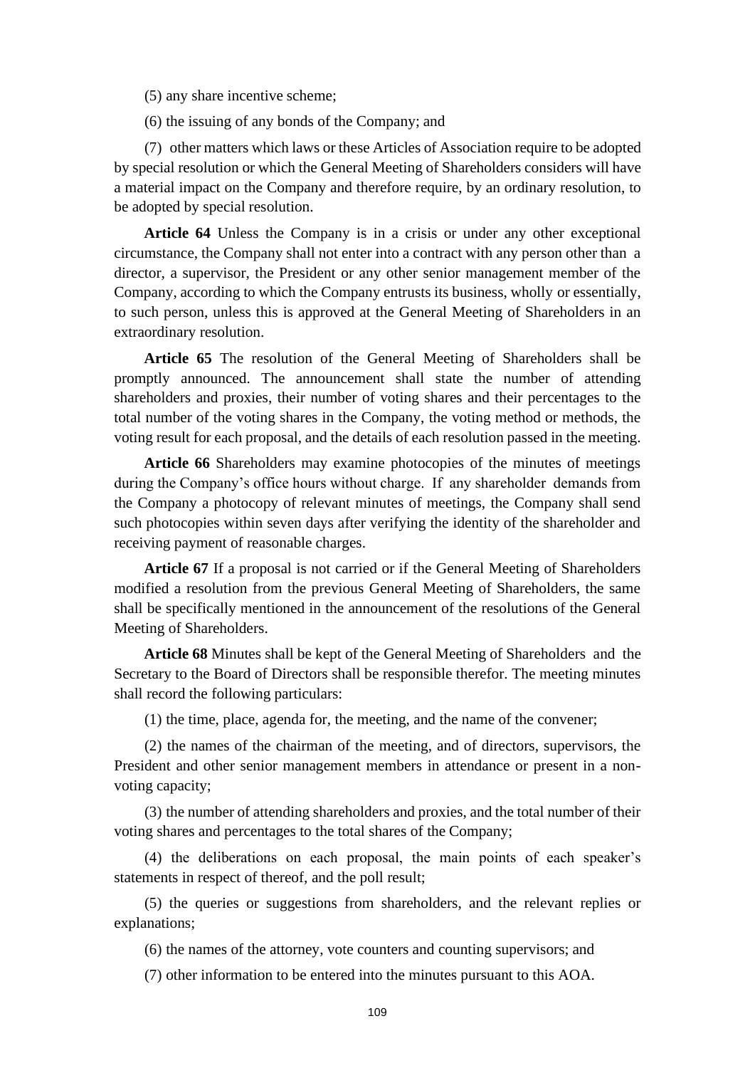(5) any share incentive scheme;

(6) the issuing of any bonds of the Company; and

(7) other matters which laws or these Articles of Association require to be adopted by special resolution or which the General Meeting of Shareholders considers will have a material impact on the Company and therefore require, by an ordinary resolution, to be adopted by special resolution.

**Article 64** Unless the Company is in a crisis or under any other exceptional circumstance, the Company shall not enter into a contract with any person other than a director, a supervisor, the President or any other senior management member of the Company, according to which the Company entrusts its business, wholly or essentially, to such person, unless this is approved at the General Meeting of Shareholders in an extraordinary resolution.

**Article 65** The resolution of the General Meeting of Shareholders shall be promptly announced. The announcement shall state the number of attending shareholders and proxies, their number of voting shares and their percentages to the total number of the voting shares in the Company, the voting method or methods, the voting result for each proposal, and the details of each resolution passed in the meeting.

**Article 66** Shareholders may examine photocopies of the minutes of meetings during the Company's office hours without charge. If any shareholder demands from the Company a photocopy of relevant minutes of meetings, the Company shall send such photocopies within seven days after verifying the identity of the shareholder and receiving payment of reasonable charges.

**Article 67** If a proposal is not carried or if the General Meeting of Shareholders modified a resolution from the previous General Meeting of Shareholders, the same shall be specifically mentioned in the announcement of the resolutions of the General Meeting of Shareholders.

**Article 68** Minutes shall be kept of the General Meeting of Shareholders and the Secretary to the Board of Directors shall be responsible therefor. The meeting minutes shall record the following particulars:

(1) the time, place, agenda for, the meeting, and the name of the convener;

(2) the names of the chairman of the meeting, and of directors, supervisors, the President and other senior management members in attendance or present in a non-voting capacity;

(3) the number of attending shareholders and proxies, and the total number of their voting shares and percentages to the total shares of the Company;

(4) the deliberations on each proposal, the main points of each speaker's statements in respect of thereof, and the poll result;

(5) the queries or suggestions from shareholders, and the relevant replies or explanations;

(6) the names of the attorney, vote counters and counting supervisors; and

(7) other information to be entered into the minutes pursuant to this AOA.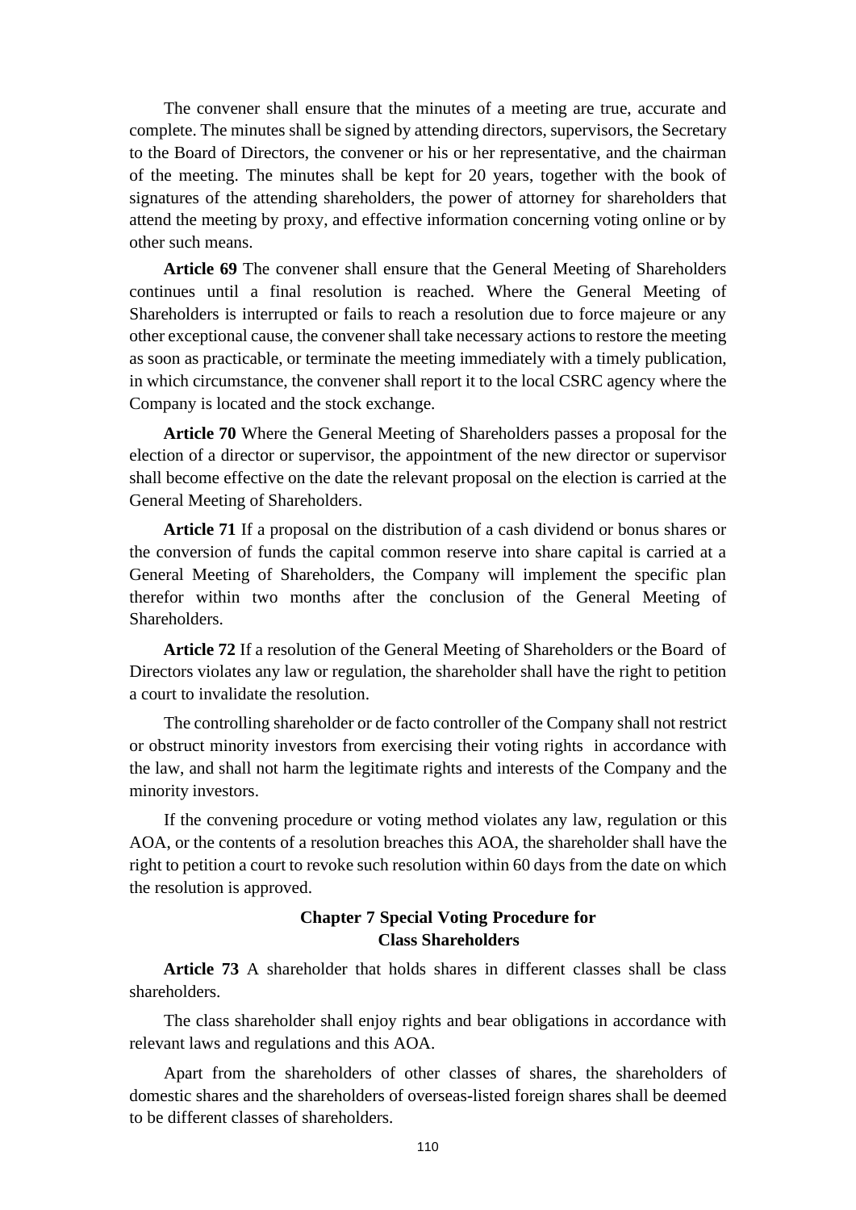The convener shall ensure that the minutes of a meeting are true, accurate and complete. The minutes shall be signed by attending directors, supervisors, the Secretary to the Board of Directors, the convener or his or her representative, and the chairman of the meeting. The minutes shall be kept for 20 years, together with the book of signatures of the attending shareholders, the power of attorney for shareholders that attend the meeting by proxy, and effective information concerning voting online or by other such means.

**Article 69** The convener shall ensure that the General Meeting of Shareholders continues until a final resolution is reached. Where the General Meeting of Shareholders is interrupted or fails to reach a resolution due to force majeure or any other exceptional cause, the convener shall take necessary actions to restore the meeting as soon as practicable, or terminate the meeting immediately with a timely publication, in which circumstance, the convener shall report it to the local CSRC agency where the Company is located and the stock exchange.

**Article 70** Where the General Meeting of Shareholders passes a proposal for the election of a director or supervisor, the appointment of the new director or supervisor shall become effective on the date the relevant proposal on the election is carried at the General Meeting of Shareholders.

**Article 71** If a proposal on the distribution of a cash dividend or bonus shares or the conversion of funds the capital common reserve into share capital is carried at a General Meeting of Shareholders, the Company will implement the specific plan therefor within two months after the conclusion of the General Meeting of Shareholders.

**Article 72** If a resolution of the General Meeting of Shareholders or the Board of Directors violates any law or regulation, the shareholder shall have the right to petition a court to invalidate the resolution.

The controlling shareholder or de facto controller of the Company shall not restrict or obstruct minority investors from exercising their voting rights in accordance with the law, and shall not harm the legitimate rights and interests of the Company and the minority investors.

If the convening procedure or voting method violates any law, regulation or this AOA, or the contents of a resolution breaches this AOA, the shareholder shall have the right to petition a court to revoke such resolution within 60 days from the date on which the resolution is approved.

## Chapter 7 Special Voting Procedure for Class Shareholders

**Article 73** A shareholder that holds shares in different classes shall be class shareholders.

The class shareholder shall enjoy rights and bear obligations in accordance with relevant laws and regulations and this AOA.

Apart from the shareholders of other classes of shares, the shareholders of domestic shares and the shareholders of overseas-listed foreign shares shall be deemed to be different classes of shareholders.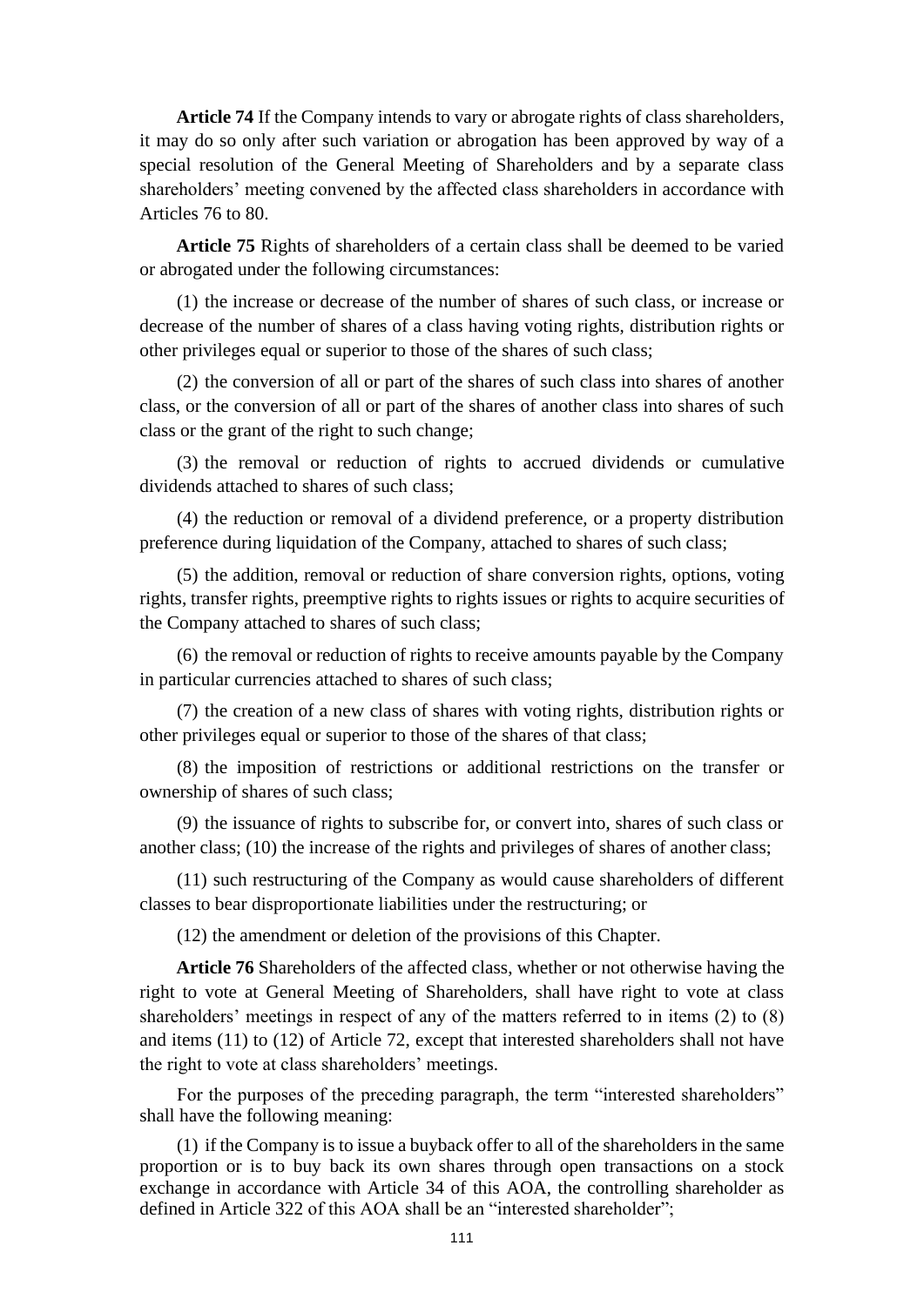**Article 74** If the Company intends to vary or abrogate rights of class shareholders, it may do so only after such variation or abrogation has been approved by way of a special resolution of the General Meeting of Shareholders and by a separate class shareholders' meeting convened by the affected class shareholders in accordance with Articles 76 to 80.

**Article 75** Rights of shareholders of a certain class shall be deemed to be varied or abrogated under the following circumstances:

(1) the increase or decrease of the number of shares of such class, or increase or decrease of the number of shares of a class having voting rights, distribution rights or other privileges equal or superior to those of the shares of such class;

(2) the conversion of all or part of the shares of such class into shares of another class, or the conversion of all or part of the shares of another class into shares of such class or the grant of the right to such change;

(3) the removal or reduction of rights to accrued dividends or cumulative dividends attached to shares of such class;

(4) the reduction or removal of a dividend preference, or a property distribution preference during liquidation of the Company, attached to shares of such class;

(5) the addition, removal or reduction of share conversion rights, options, voting rights, transfer rights, preemptive rights to rights issues or rights to acquire securities of the Company attached to shares of such class;

(6) the removal or reduction of rights to receive amounts payable by the Company in particular currencies attached to shares of such class;

(7) the creation of a new class of shares with voting rights, distribution rights or other privileges equal or superior to those of the shares of that class;

(8) the imposition of restrictions or additional restrictions on the transfer or ownership of shares of such class;

(9) the issuance of rights to subscribe for, or convert into, shares of such class or another class; (10) the increase of the rights and privileges of shares of another class;

(11) such restructuring of the Company as would cause shareholders of different classes to bear disproportionate liabilities under the restructuring; or

(12) the amendment or deletion of the provisions of this Chapter.

**Article 76** Shareholders of the affected class, whether or not otherwise having the right to vote at General Meeting of Shareholders, shall have right to vote at class shareholders' meetings in respect of any of the matters referred to in items (2) to (8) and items (11) to (12) of Article 72, except that interested shareholders shall not have the right to vote at class shareholders' meetings.

For the purposes of the preceding paragraph, the term "interested shareholders" shall have the following meaning:

(1) if the Company is to issue a buyback offer to all of the shareholders in the same proportion or is to buy back its own shares through open transactions on a stock exchange in accordance with Article 34 of this AOA, the controlling shareholder as defined in Article 322 of this AOA shall be an "interested shareholder";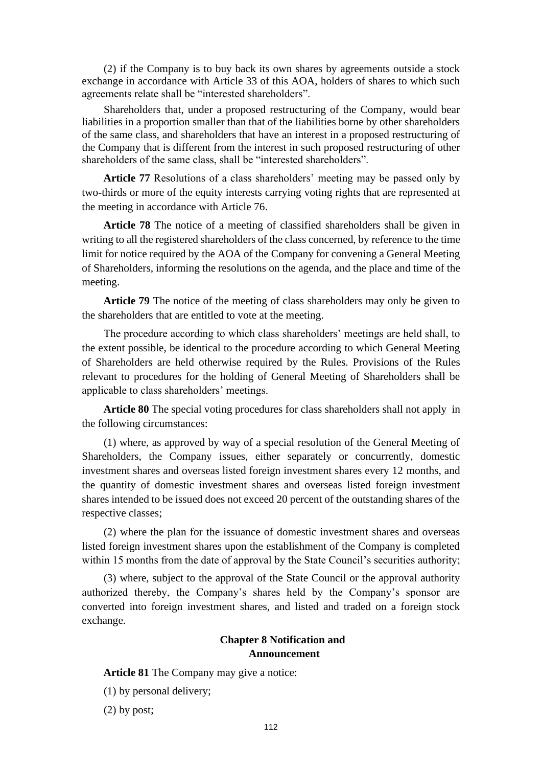(2) if the Company is to buy back its own shares by agreements outside a stock exchange in accordance with Article 33 of this AOA, holders of shares to which such agreements relate shall be "interested shareholders".

Shareholders that, under a proposed restructuring of the Company, would bear liabilities in a proportion smaller than that of the liabilities borne by other shareholders of the same class, and shareholders that have an interest in a proposed restructuring of the Company that is different from the interest in such proposed restructuring of other shareholders of the same class, shall be "interested shareholders".

**Article 77** Resolutions of a class shareholders' meeting may be passed only by two-thirds or more of the equity interests carrying voting rights that are represented at the meeting in accordance with Article 76.

**Article 78** The notice of a meeting of classified shareholders shall be given in writing to all the registered shareholders of the class concerned, by reference to the time limit for notice required by the AOA of the Company for convening a General Meeting of Shareholders, informing the resolutions on the agenda, and the place and time of the meeting.

**Article 79** The notice of the meeting of class shareholders may only be given to the shareholders that are entitled to vote at the meeting.

The procedure according to which class shareholders' meetings are held shall, to the extent possible, be identical to the procedure according to which General Meeting of Shareholders are held otherwise required by the Rules. Provisions of the Rules relevant to procedures for the holding of General Meeting of Shareholders shall be applicable to class shareholders' meetings.

**Article 80** The special voting procedures for class shareholders shall not apply in the following circumstances:

(1) where, as approved by way of a special resolution of the General Meeting of Shareholders, the Company issues, either separately or concurrently, domestic investment shares and overseas listed foreign investment shares every 12 months, and the quantity of domestic investment shares and overseas listed foreign investment shares intended to be issued does not exceed 20 percent of the outstanding shares of the respective classes;

(2) where the plan for the issuance of domestic investment shares and overseas listed foreign investment shares upon the establishment of the Company is completed within 15 months from the date of approval by the State Council's securities authority;

(3) where, subject to the approval of the State Council or the approval authority authorized thereby, the Company's shares held by the Company's sponsor are converted into foreign investment shares, and listed and traded on a foreign stock exchange.

## Chapter 8 Notification and Announcement

**Article 81** The Company may give a notice:

(1) by personal delivery;

(2) by post;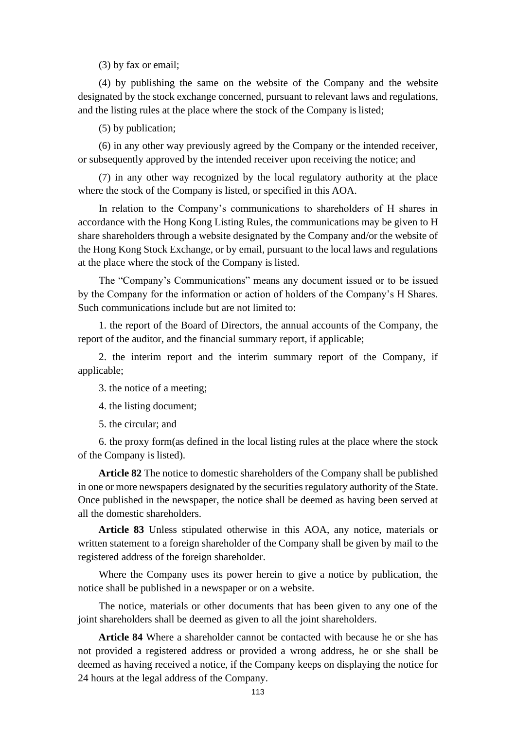(3) by fax or email;

(4) by publishing the same on the website of the Company and the website designated by the stock exchange concerned, pursuant to relevant laws and regulations, and the listing rules at the place where the stock of the Company is listed;

(5) by publication;

(6) in any other way previously agreed by the Company or the intended receiver, or subsequently approved by the intended receiver upon receiving the notice; and

(7) in any other way recognized by the local regulatory authority at the place where the stock of the Company is listed, or specified in this AOA.

In relation to the Company's communications to shareholders of H shares in accordance with the Hong Kong Listing Rules, the communications may be given to H share shareholders through a website designated by the Company and/or the website of the Hong Kong Stock Exchange, or by email, pursuant to the local laws and regulations at the place where the stock of the Company is listed.

The "Company's Communications" means any document issued or to be issued by the Company for the information or action of holders of the Company's H Shares. Such communications include but are not limited to:

1. the report of the Board of Directors, the annual accounts of the Company, the report of the auditor, and the financial summary report, if applicable;

2. the interim report and the interim summary report of the Company, if applicable;

3. the notice of a meeting;

4. the listing document;

5. the circular; and

6. the proxy form(as defined in the local listing rules at the place where the stock of the Company is listed).

**Article 82** The notice to domestic shareholders of the Company shall be published in one or more newspapers designated by the securities regulatory authority of the State. Once published in the newspaper, the notice shall be deemed as having been served at all the domestic shareholders.

**Article 83** Unless stipulated otherwise in this AOA, any notice, materials or written statement to a foreign shareholder of the Company shall be given by mail to the registered address of the foreign shareholder.

Where the Company uses its power herein to give a notice by publication, the notice shall be published in a newspaper or on a website.

The notice, materials or other documents that has been given to any one of the joint shareholders shall be deemed as given to all the joint shareholders.

**Article 84** Where a shareholder cannot be contacted with because he or she has not provided a registered address or provided a wrong address, he or she shall be deemed as having received a notice, if the Company keeps on displaying the notice for 24 hours at the legal address of the Company.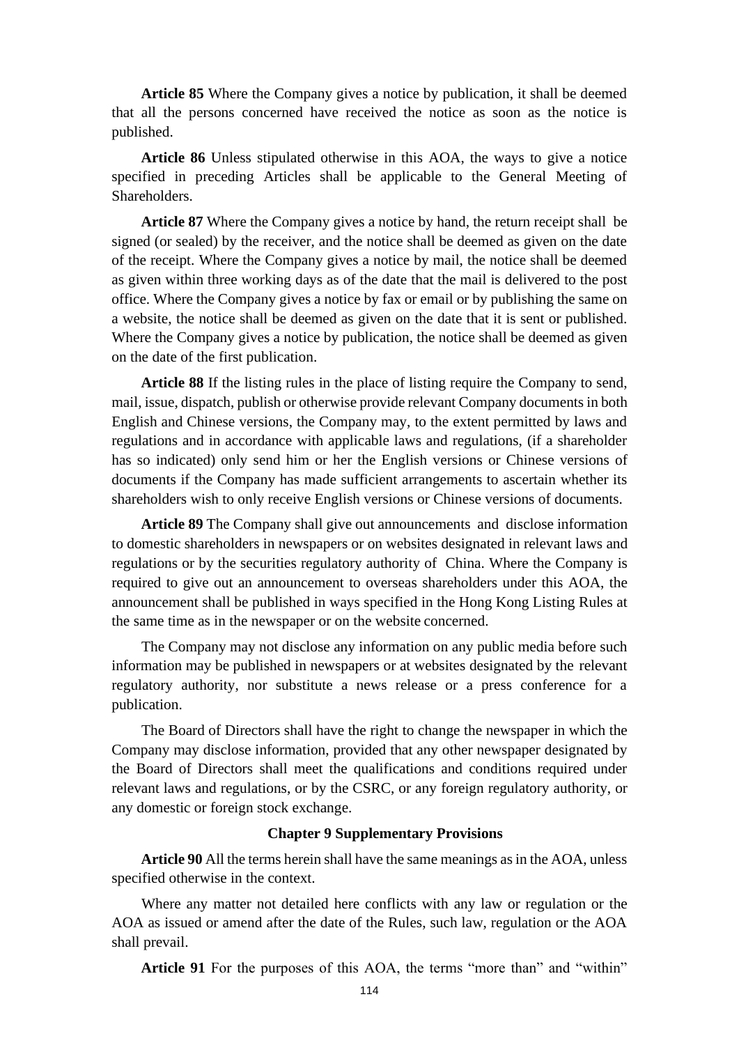**Article 85** Where the Company gives a notice by publication, it shall be deemed that all the persons concerned have received the notice as soon as the notice is published.

**Article 86** Unless stipulated otherwise in this AOA, the ways to give a notice specified in preceding Articles shall be applicable to the General Meeting of Shareholders.

**Article 87** Where the Company gives a notice by hand, the return receipt shall be signed (or sealed) by the receiver, and the notice shall be deemed as given on the date of the receipt. Where the Company gives a notice by mail, the notice shall be deemed as given within three working days as of the date that the mail is delivered to the post office. Where the Company gives a notice by fax or email or by publishing the same on a website, the notice shall be deemed as given on the date that it is sent or published. Where the Company gives a notice by publication, the notice shall be deemed as given on the date of the first publication.

**Article 88** If the listing rules in the place of listing require the Company to send, mail, issue, dispatch, publish or otherwise provide relevant Company documents in both English and Chinese versions, the Company may, to the extent permitted by laws and regulations and in accordance with applicable laws and regulations, (if a shareholder has so indicated) only send him or her the English versions or Chinese versions of documents if the Company has made sufficient arrangements to ascertain whether its shareholders wish to only receive English versions or Chinese versions of documents.

**Article 89** The Company shall give out announcements and disclose information to domestic shareholders in newspapers or on websites designated in relevant laws and regulations or by the securities regulatory authority of China. Where the Company is required to give out an announcement to overseas shareholders under this AOA, the announcement shall be published in ways specified in the Hong Kong Listing Rules at the same time as in the newspaper or on the website concerned.

The Company may not disclose any information on any public media before such information may be published in newspapers or at websites designated by the relevant regulatory authority, nor substitute a news release or a press conference for a publication.

The Board of Directors shall have the right to change the newspaper in which the Company may disclose information, provided that any other newspaper designated by the Board of Directors shall meet the qualifications and conditions required under relevant laws and regulations, or by the CSRC, or any foreign regulatory authority, or any domestic or foreign stock exchange.

### Chapter 9 Supplementary Provisions

**Article 90** All the terms herein shall have the same meanings as in the AOA, unless specified otherwise in the context.

Where any matter not detailed here conflicts with any law or regulation or the AOA as issued or amend after the date of the Rules, such law, regulation or the AOA shall prevail.

**Article 91** For the purposes of this AOA, the terms “more than” and “within”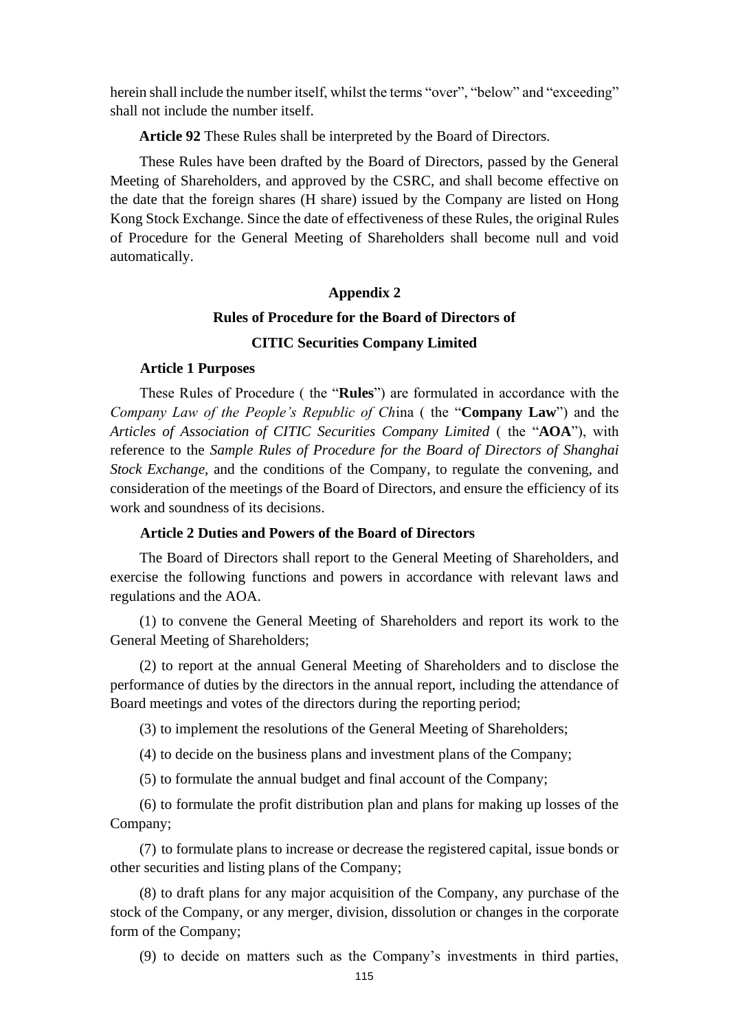herein shall include the number itself, whilst the terms "over", "below" and "exceeding" shall not include the number itself.

**Article 92** These Rules shall be interpreted by the Board of Directors.

These Rules have been drafted by the Board of Directors, passed by the General Meeting of Shareholders, and approved by the CSRC, and shall become effective on the date that the foreign shares (H share) issued by the Company are listed on Hong Kong Stock Exchange. Since the date of effectiveness of these Rules, the original Rules of Procedure for the General Meeting of Shareholders shall become null and void automatically.

## Appendix 2

## Rules of Procedure for the Board of Directors of

## CITIC Securities Company Limited

**Article 1 Purposes**

These Rules of Procedure ( the "**Rules**") are formulated in accordance with the *Company Law of the People's Republic of Ch*ina ( the "**Company Law**") and the *Articles of Association of CITIC Securities Company Limited* ( the "**AOA**"), with reference to the *Sample Rules of Procedure for the Board of Directors of Shanghai Stock Exchange*, and the conditions of the Company, to regulate the convening, and consideration of the meetings of the Board of Directors, and ensure the efficiency of its work and soundness of its decisions.

**Article 2 Duties and Powers of the Board of Directors**

The Board of Directors shall report to the General Meeting of Shareholders, and exercise the following functions and powers in accordance with relevant laws and regulations and the AOA.

(1) to convene the General Meeting of Shareholders and report its work to the General Meeting of Shareholders;

(2) to report at the annual General Meeting of Shareholders and to disclose the performance of duties by the directors in the annual report, including the attendance of Board meetings and votes of the directors during the reporting period;

(3) to implement the resolutions of the General Meeting of Shareholders;

(4) to decide on the business plans and investment plans of the Company;

(5) to formulate the annual budget and final account of the Company;

(6) to formulate the profit distribution plan and plans for making up losses of the Company;

(7) to formulate plans to increase or decrease the registered capital, issue bonds or other securities and listing plans of the Company;

(8) to draft plans for any major acquisition of the Company, any purchase of the stock of the Company, or any merger, division, dissolution or changes in the corporate form of the Company;

(9) to decide on matters such as the Company's investments in third parties,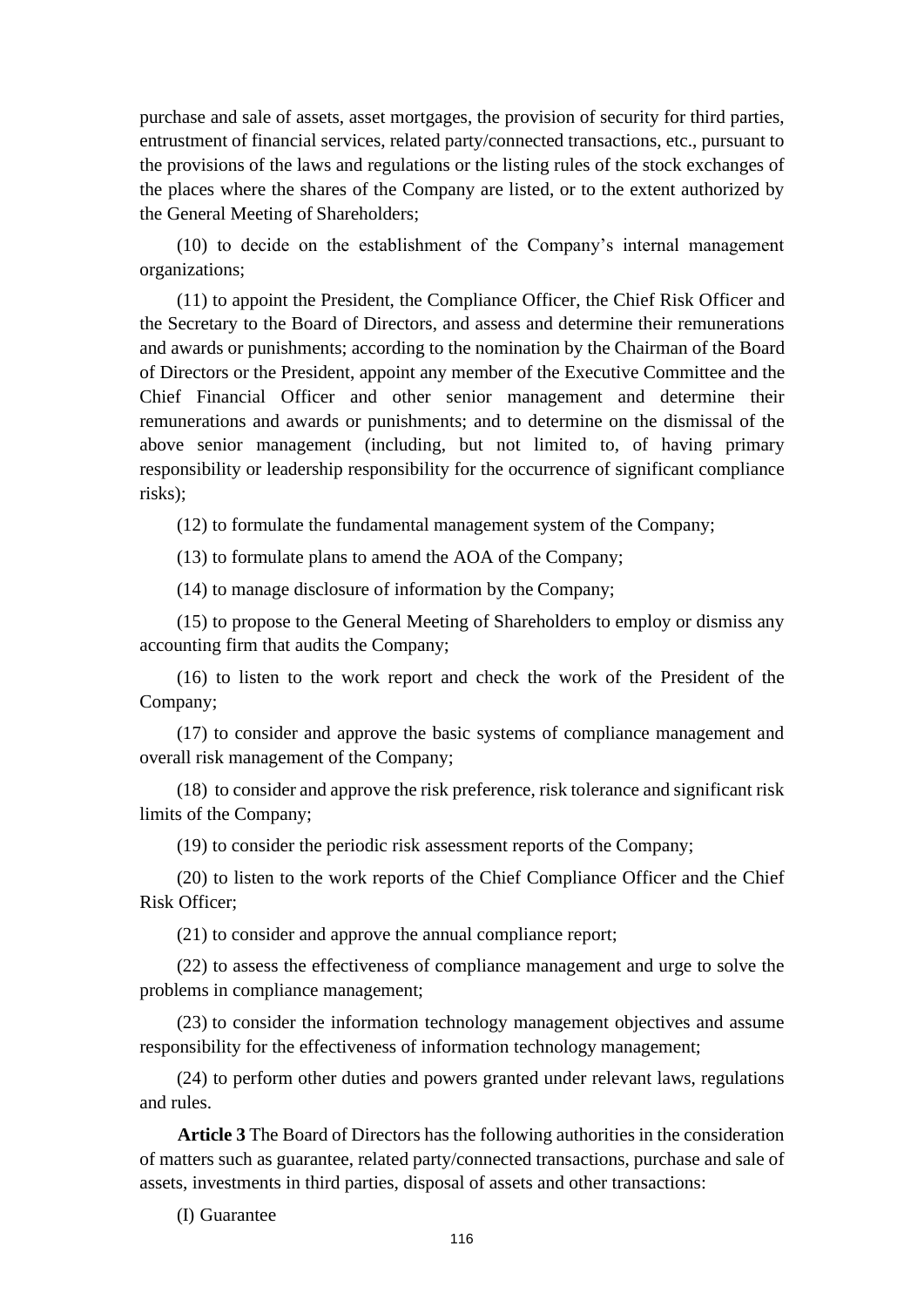purchase and sale of assets, asset mortgages, the provision of security for third parties, entrustment of financial services, related party/connected transactions, etc., pursuant to the provisions of the laws and regulations or the listing rules of the stock exchanges of the places where the shares of the Company are listed, or to the extent authorized by the General Meeting of Shareholders;

(10) to decide on the establishment of the Company's internal management organizations;

(11) to appoint the President, the Compliance Officer, the Chief Risk Officer and the Secretary to the Board of Directors, and assess and determine their remunerations and awards or punishments; according to the nomination by the Chairman of the Board of Directors or the President, appoint any member of the Executive Committee and the Chief Financial Officer and other senior management and determine their remunerations and awards or punishments; and to determine on the dismissal of the above senior management (including, but not limited to, of having primary responsibility or leadership responsibility for the occurrence of significant compliance risks);

(12) to formulate the fundamental management system of the Company;

(13) to formulate plans to amend the AOA of the Company;

(14) to manage disclosure of information by the Company;

(15) to propose to the General Meeting of Shareholders to employ or dismiss any accounting firm that audits the Company;

(16) to listen to the work report and check the work of the President of the Company;

(17) to consider and approve the basic systems of compliance management and overall risk management of the Company;

(18) to consider and approve the risk preference, risk tolerance and significant risk limits of the Company;

(19) to consider the periodic risk assessment reports of the Company;

(20) to listen to the work reports of the Chief Compliance Officer and the Chief Risk Officer;

(21) to consider and approve the annual compliance report;

(22) to assess the effectiveness of compliance management and urge to solve the problems in compliance management;

(23) to consider the information technology management objectives and assume responsibility for the effectiveness of information technology management;

(24) to perform other duties and powers granted under relevant laws, regulations and rules.

**Article 3** The Board of Directors has the following authorities in the consideration of matters such as guarantee, related party/connected transactions, purchase and sale of assets, investments in third parties, disposal of assets and other transactions:

(I) Guarantee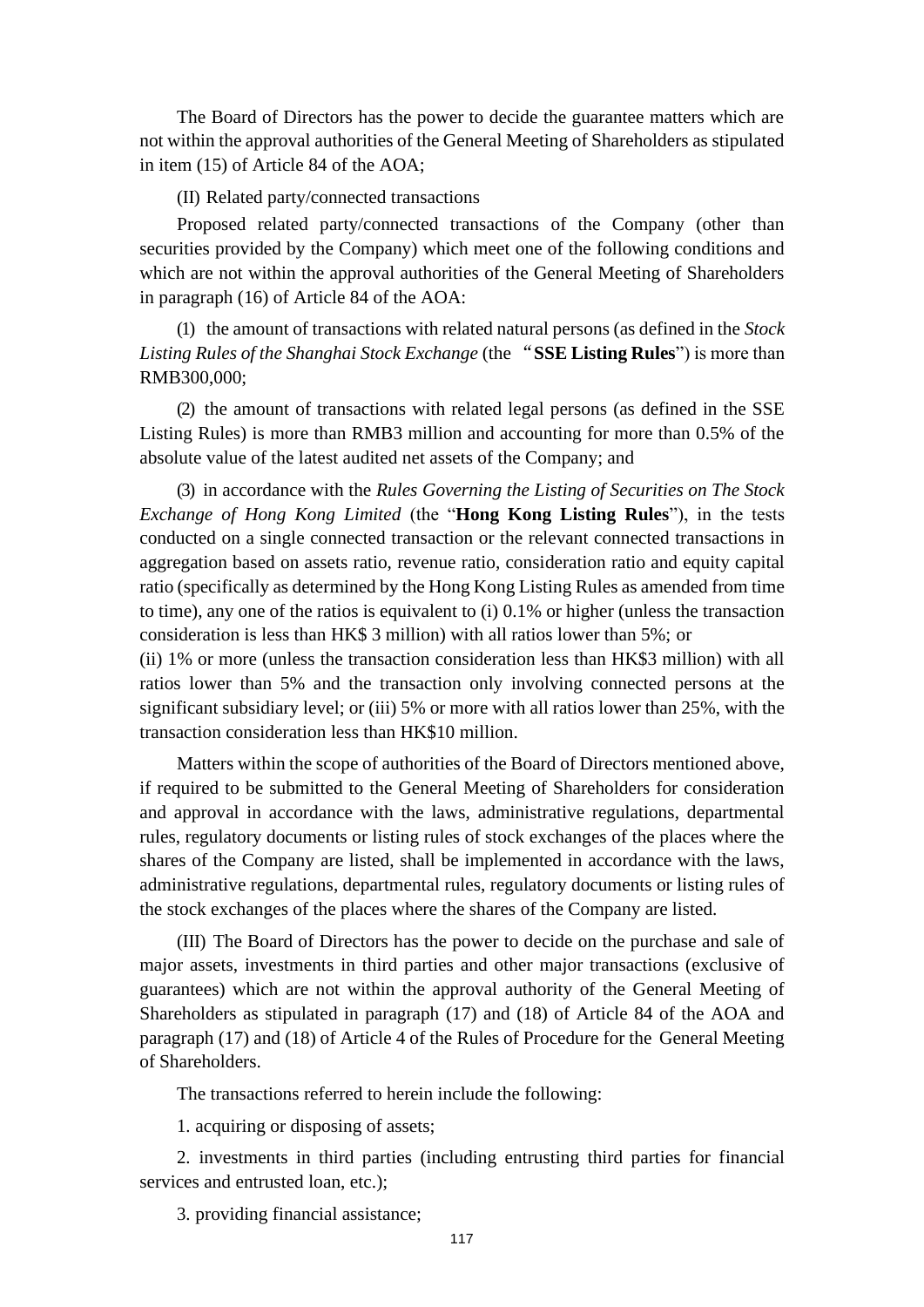The Board of Directors has the power to decide the guarantee matters which are not within the approval authorities of the General Meeting of Shareholders as stipulated in item (15) of Article 84 of the AOA;

(II) Related party/connected transactions

Proposed related party/connected transactions of the Company (other than securities provided by the Company) which meet one of the following conditions and which are not within the approval authorities of the General Meeting of Shareholders in paragraph (16) of Article 84 of the AOA:

(1) the amount of transactions with related natural persons (as defined in the *Stock Listing Rules of the Shanghai Stock Exchange* (the "**SSE Listing Rules**") is more than RMB300,000;

(2) the amount of transactions with related legal persons (as defined in the SSE Listing Rules) is more than RMB3 million and accounting for more than 0.5% of the absolute value of the latest audited net assets of the Company; and

(3) in accordance with the *Rules Governing the Listing of Securities on The Stock Exchange of Hong Kong Limited* (the "**Hong Kong Listing Rules**"), in the tests conducted on a single connected transaction or the relevant connected transactions in aggregation based on assets ratio, revenue ratio, consideration ratio and equity capital ratio (specifically as determined by the Hong Kong Listing Rules as amended from time to time), any one of the ratios is equivalent to (i) 0.1% or higher (unless the transaction consideration is less than HK$ 3 million) with all ratios lower than 5%; or (ii) 1% or more (unless the transaction consideration less than HK$3 million) with all ratios lower than 5% and the transaction only involving connected persons at the significant subsidiary level; or (iii) 5% or more with all ratios lower than 25%, with the transaction consideration less than HK$10 million.

Matters within the scope of authorities of the Board of Directors mentioned above, if required to be submitted to the General Meeting of Shareholders for consideration and approval in accordance with the laws, administrative regulations, departmental rules, regulatory documents or listing rules of stock exchanges of the places where the shares of the Company are listed, shall be implemented in accordance with the laws, administrative regulations, departmental rules, regulatory documents or listing rules of the stock exchanges of the places where the shares of the Company are listed.

(III) The Board of Directors has the power to decide on the purchase and sale of major assets, investments in third parties and other major transactions (exclusive of guarantees) which are not within the approval authority of the General Meeting of Shareholders as stipulated in paragraph (17) and (18) of Article 84 of the AOA and paragraph (17) and (18) of Article 4 of the Rules of Procedure for the General Meeting of Shareholders.

The transactions referred to herein include the following:

1. acquiring or disposing of assets;

2. investments in third parties (including entrusting third parties for financial services and entrusted loan, etc.);

3. providing financial assistance;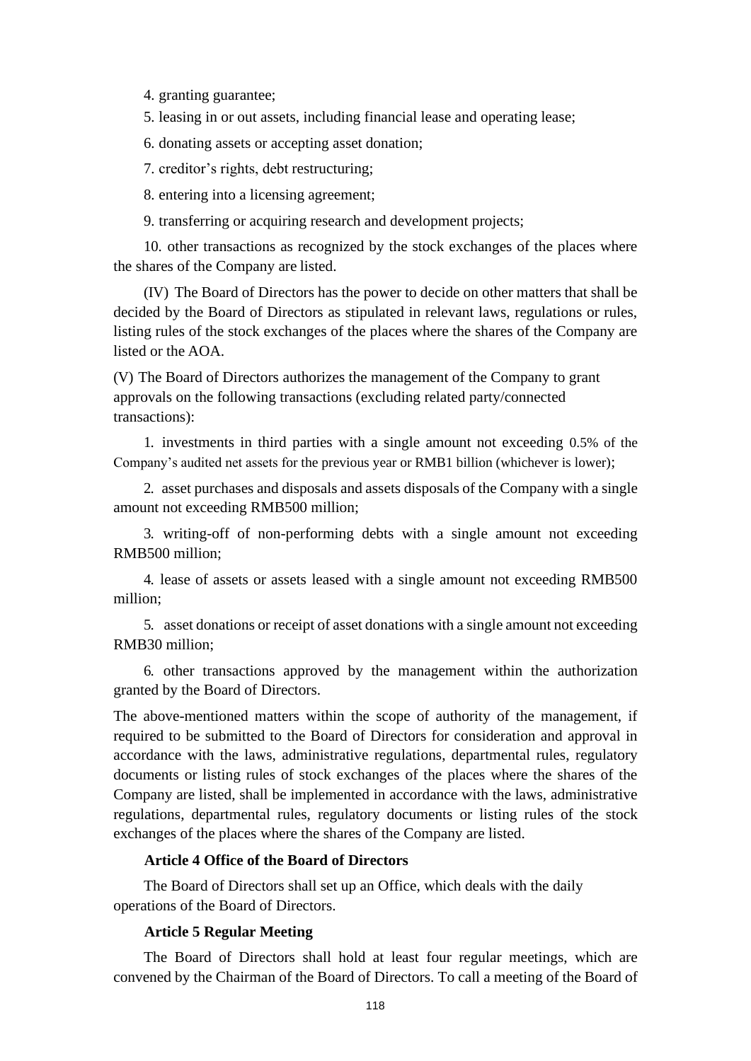4. granting guarantee;

5. leasing in or out assets, including financial lease and operating lease;

6. donating assets or accepting asset donation;

7. creditor's rights, debt restructuring;

8. entering into a licensing agreement;

9. transferring or acquiring research and development projects;

10. other transactions as recognized by the stock exchanges of the places where the shares of the Company are listed.

(IV) The Board of Directors has the power to decide on other matters that shall be decided by the Board of Directors as stipulated in relevant laws, regulations or rules, listing rules of the stock exchanges of the places where the shares of the Company are listed or the AOA.

(V) The Board of Directors authorizes the management of the Company to grant approvals on the following transactions (excluding related party/connected transactions):

1. investments in third parties with a single amount not exceeding 0.5% of the Company's audited net assets for the previous year or RMB1 billion (whichever is lower);

2. asset purchases and disposals and assets disposals of the Company with a single amount not exceeding RMB500 million;

3. writing-off of non-performing debts with a single amount not exceeding RMB500 million;

4. lease of assets or assets leased with a single amount not exceeding RMB500 million;

5. asset donations or receipt of asset donations with a single amount not exceeding RMB30 million;

6. other transactions approved by the management within the authorization granted by the Board of Directors.

The above-mentioned matters within the scope of authority of the management, if required to be submitted to the Board of Directors for consideration and approval in accordance with the laws, administrative regulations, departmental rules, regulatory documents or listing rules of stock exchanges of the places where the shares of the Company are listed, shall be implemented in accordance with the laws, administrative regulations, departmental rules, regulatory documents or listing rules of the stock exchanges of the places where the shares of the Company are listed.

**Article 4 Office of the Board of Directors**

The Board of Directors shall set up an Office, which deals with the daily operations of the Board of Directors.

**Article 5 Regular Meeting**

The Board of Directors shall hold at least four regular meetings, which are convened by the Chairman of the Board of Directors. To call a meeting of the Board of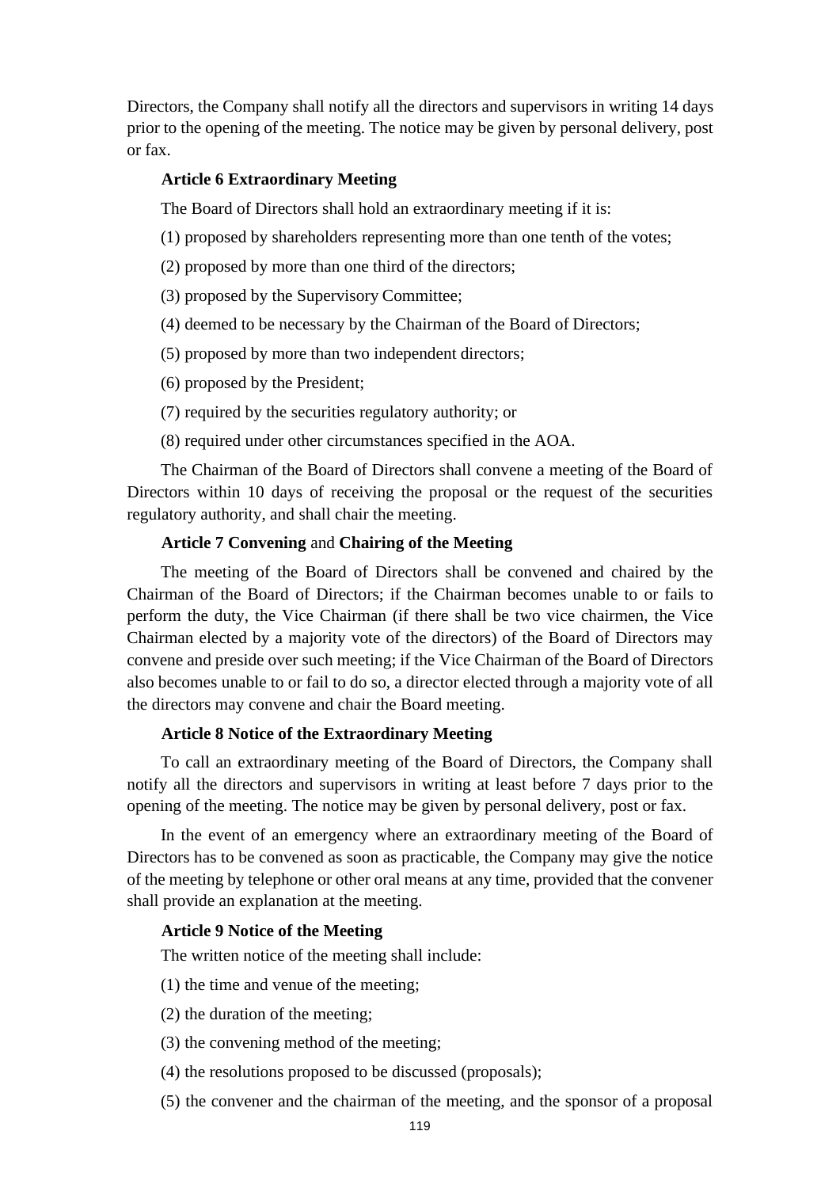Directors, the Company shall notify all the directors and supervisors in writing 14 days prior to the opening of the meeting. The notice may be given by personal delivery, post or fax.

**Article 6 Extraordinary Meeting**

The Board of Directors shall hold an extraordinary meeting if it is:

(1) proposed by shareholders representing more than one tenth of the votes;

(2) proposed by more than one third of the directors;

(3) proposed by the Supervisory Committee;

(4) deemed to be necessary by the Chairman of the Board of Directors;

(5) proposed by more than two independent directors;

(6) proposed by the President;

(7) required by the securities regulatory authority; or

(8) required under other circumstances specified in the AOA.

The Chairman of the Board of Directors shall convene a meeting of the Board of Directors within 10 days of receiving the proposal or the request of the securities regulatory authority, and shall chair the meeting.

**Article 7 Convening** and **Chairing of the Meeting**

The meeting of the Board of Directors shall be convened and chaired by the Chairman of the Board of Directors; if the Chairman becomes unable to or fails to perform the duty, the Vice Chairman (if there shall be two vice chairmen, the Vice Chairman elected by a majority vote of the directors) of the Board of Directors may convene and preside over such meeting; if the Vice Chairman of the Board of Directors also becomes unable to or fail to do so, a director elected through a majority vote of all the directors may convene and chair the Board meeting.

**Article 8 Notice of the Extraordinary Meeting**

To call an extraordinary meeting of the Board of Directors, the Company shall notify all the directors and supervisors in writing at least before 7 days prior to the opening of the meeting. The notice may be given by personal delivery, post or fax.

In the event of an emergency where an extraordinary meeting of the Board of Directors has to be convened as soon as practicable, the Company may give the notice of the meeting by telephone or other oral means at any time, provided that the convener shall provide an explanation at the meeting.

**Article 9 Notice of the Meeting**

The written notice of the meeting shall include:

(1) the time and venue of the meeting;

(2) the duration of the meeting;

(3) the convening method of the meeting;

(4) the resolutions proposed to be discussed (proposals);

(5) the convener and the chairman of the meeting, and the sponsor of a proposal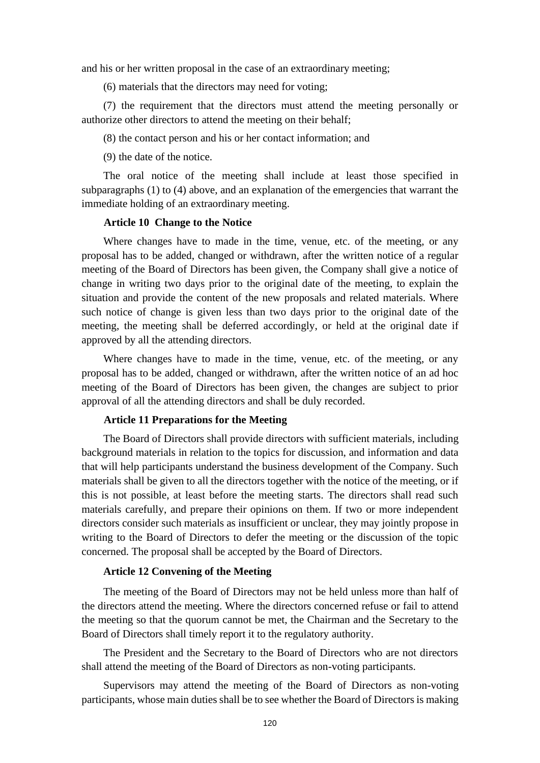and his or her written proposal in the case of an extraordinary meeting;

(6) materials that the directors may need for voting;

(7) the requirement that the directors must attend the meeting personally or authorize other directors to attend the meeting on their behalf;

(8) the contact person and his or her contact information; and

(9) the date of the notice.

The oral notice of the meeting shall include at least those specified in subparagraphs (1) to (4) above, and an explanation of the emergencies that warrant the immediate holding of an extraordinary meeting.

**Article 10 Change to the Notice**

Where changes have to made in the time, venue, etc. of the meeting, or any proposal has to be added, changed or withdrawn, after the written notice of a regular meeting of the Board of Directors has been given, the Company shall give a notice of change in writing two days prior to the original date of the meeting, to explain the situation and provide the content of the new proposals and related materials. Where such notice of change is given less than two days prior to the original date of the meeting, the meeting shall be deferred accordingly, or held at the original date if approved by all the attending directors.

Where changes have to made in the time, venue, etc. of the meeting, or any proposal has to be added, changed or withdrawn, after the written notice of an ad hoc meeting of the Board of Directors has been given, the changes are subject to prior approval of all the attending directors and shall be duly recorded.

**Article 11 Preparations for the Meeting**

The Board of Directors shall provide directors with sufficient materials, including background materials in relation to the topics for discussion, and information and data that will help participants understand the business development of the Company. Such materials shall be given to all the directors together with the notice of the meeting, or if this is not possible, at least before the meeting starts. The directors shall read such materials carefully, and prepare their opinions on them. If two or more independent directors consider such materials as insufficient or unclear, they may jointly propose in writing to the Board of Directors to defer the meeting or the discussion of the topic concerned. The proposal shall be accepted by the Board of Directors.

**Article 12 Convening of the Meeting**

The meeting of the Board of Directors may not be held unless more than half of the directors attend the meeting. Where the directors concerned refuse or fail to attend the meeting so that the quorum cannot be met, the Chairman and the Secretary to the Board of Directors shall timely report it to the regulatory authority.

The President and the Secretary to the Board of Directors who are not directors shall attend the meeting of the Board of Directors as non-voting participants.

Supervisors may attend the meeting of the Board of Directors as non-voting participants, whose main duties shall be to see whether the Board of Directors is making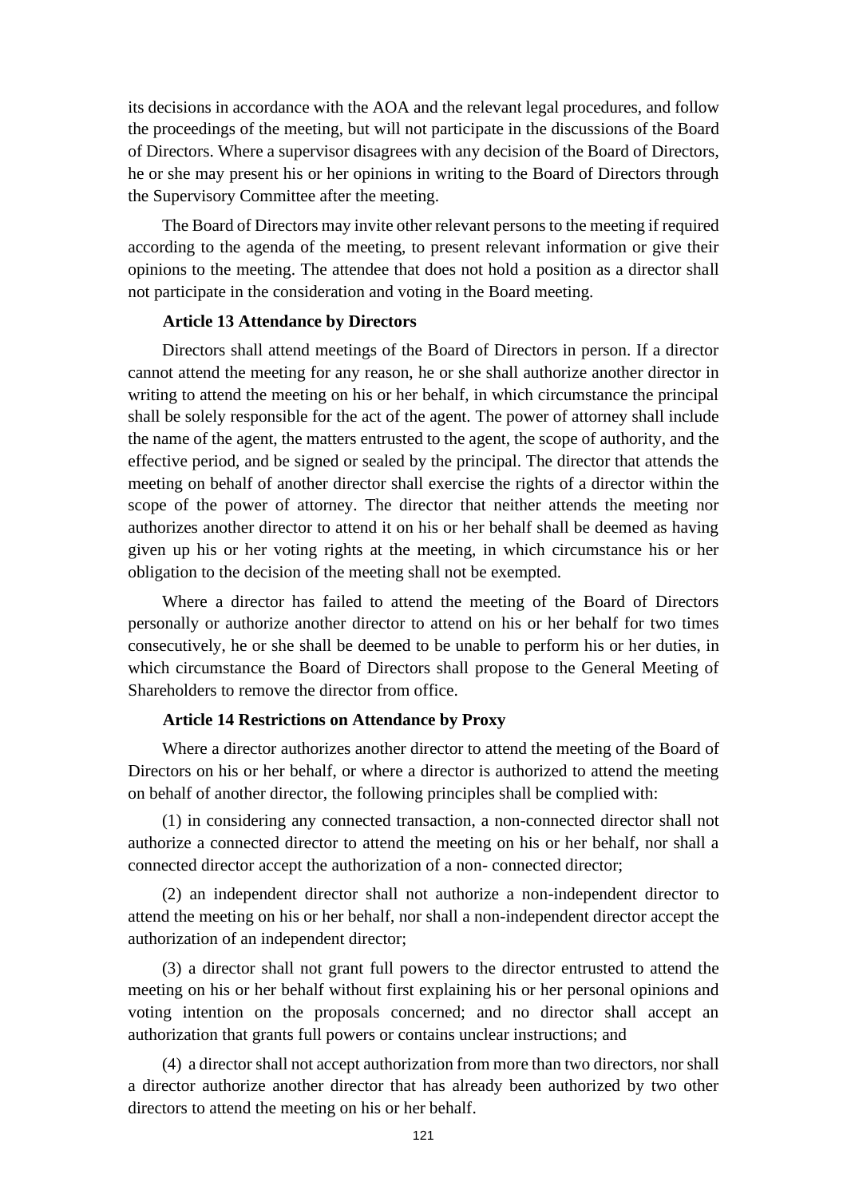its decisions in accordance with the AOA and the relevant legal procedures, and follow the proceedings of the meeting, but will not participate in the discussions of the Board of Directors. Where a supervisor disagrees with any decision of the Board of Directors, he or she may present his or her opinions in writing to the Board of Directors through the Supervisory Committee after the meeting.

The Board of Directors may invite other relevant persons to the meeting if required according to the agenda of the meeting, to present relevant information or give their opinions to the meeting. The attendee that does not hold a position as a director shall not participate in the consideration and voting in the Board meeting.

**Article 13 Attendance by Directors**

Directors shall attend meetings of the Board of Directors in person. If a director cannot attend the meeting for any reason, he or she shall authorize another director in writing to attend the meeting on his or her behalf, in which circumstance the principal shall be solely responsible for the act of the agent. The power of attorney shall include the name of the agent, the matters entrusted to the agent, the scope of authority, and the effective period, and be signed or sealed by the principal. The director that attends the meeting on behalf of another director shall exercise the rights of a director within the scope of the power of attorney. The director that neither attends the meeting nor authorizes another director to attend it on his or her behalf shall be deemed as having given up his or her voting rights at the meeting, in which circumstance his or her obligation to the decision of the meeting shall not be exempted.

Where a director has failed to attend the meeting of the Board of Directors personally or authorize another director to attend on his or her behalf for two times consecutively, he or she shall be deemed to be unable to perform his or her duties, in which circumstance the Board of Directors shall propose to the General Meeting of Shareholders to remove the director from office.

**Article 14 Restrictions on Attendance by Proxy**

Where a director authorizes another director to attend the meeting of the Board of Directors on his or her behalf, or where a director is authorized to attend the meeting on behalf of another director, the following principles shall be complied with:

(1) in considering any connected transaction, a non-connected director shall not authorize a connected director to attend the meeting on his or her behalf, nor shall a connected director accept the authorization of a non- connected director;

(2) an independent director shall not authorize a non-independent director to attend the meeting on his or her behalf, nor shall a non-independent director accept the authorization of an independent director;

(3) a director shall not grant full powers to the director entrusted to attend the meeting on his or her behalf without first explaining his or her personal opinions and voting intention on the proposals concerned; and no director shall accept an authorization that grants full powers or contains unclear instructions; and

(4) a director shall not accept authorization from more than two directors, nor shall a director authorize another director that has already been authorized by two other directors to attend the meeting on his or her behalf.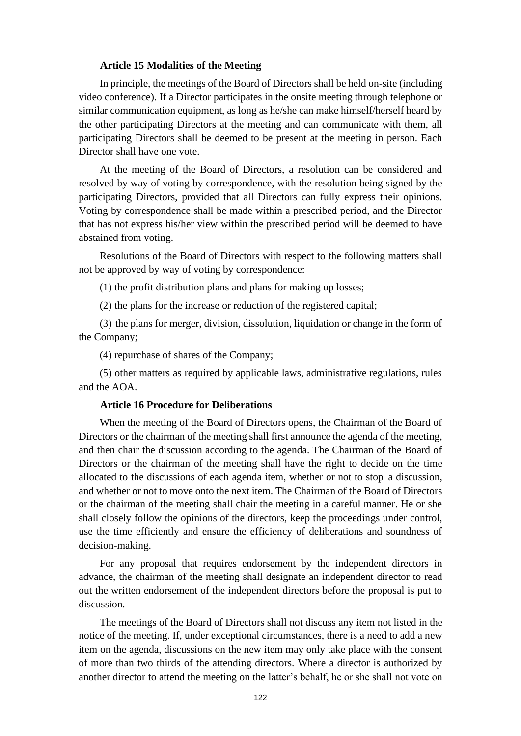**Article 15 Modalities of the Meeting**

In principle, the meetings of the Board of Directors shall be held on-site (including video conference). If a Director participates in the onsite meeting through telephone or similar communication equipment, as long as he/she can make himself/herself heard by the other participating Directors at the meeting and can communicate with them, all participating Directors shall be deemed to be present at the meeting in person. Each Director shall have one vote.

At the meeting of the Board of Directors, a resolution can be considered and resolved by way of voting by correspondence, with the resolution being signed by the participating Directors, provided that all Directors can fully express their opinions. Voting by correspondence shall be made within a prescribed period, and the Director that has not express his/her view within the prescribed period will be deemed to have abstained from voting.

Resolutions of the Board of Directors with respect to the following matters shall not be approved by way of voting by correspondence:

(1) the profit distribution plans and plans for making up losses;

(2) the plans for the increase or reduction of the registered capital;

(3) the plans for merger, division, dissolution, liquidation or change in the form of the Company;

(4) repurchase of shares of the Company;

(5) other matters as required by applicable laws, administrative regulations, rules and the AOA.

**Article 16 Procedure for Deliberations**

When the meeting of the Board of Directors opens, the Chairman of the Board of Directors or the chairman of the meeting shall first announce the agenda of the meeting, and then chair the discussion according to the agenda. The Chairman of the Board of Directors or the chairman of the meeting shall have the right to decide on the time allocated to the discussions of each agenda item, whether or not to stop a discussion, and whether or not to move onto the next item. The Chairman of the Board of Directors or the chairman of the meeting shall chair the meeting in a careful manner. He or she shall closely follow the opinions of the directors, keep the proceedings under control, use the time efficiently and ensure the efficiency of deliberations and soundness of decision-making.

For any proposal that requires endorsement by the independent directors in advance, the chairman of the meeting shall designate an independent director to read out the written endorsement of the independent directors before the proposal is put to discussion.

The meetings of the Board of Directors shall not discuss any item not listed in the notice of the meeting. If, under exceptional circumstances, there is a need to add a new item on the agenda, discussions on the new item may only take place with the consent of more than two thirds of the attending directors. Where a director is authorized by another director to attend the meeting on the latter's behalf, he or she shall not vote on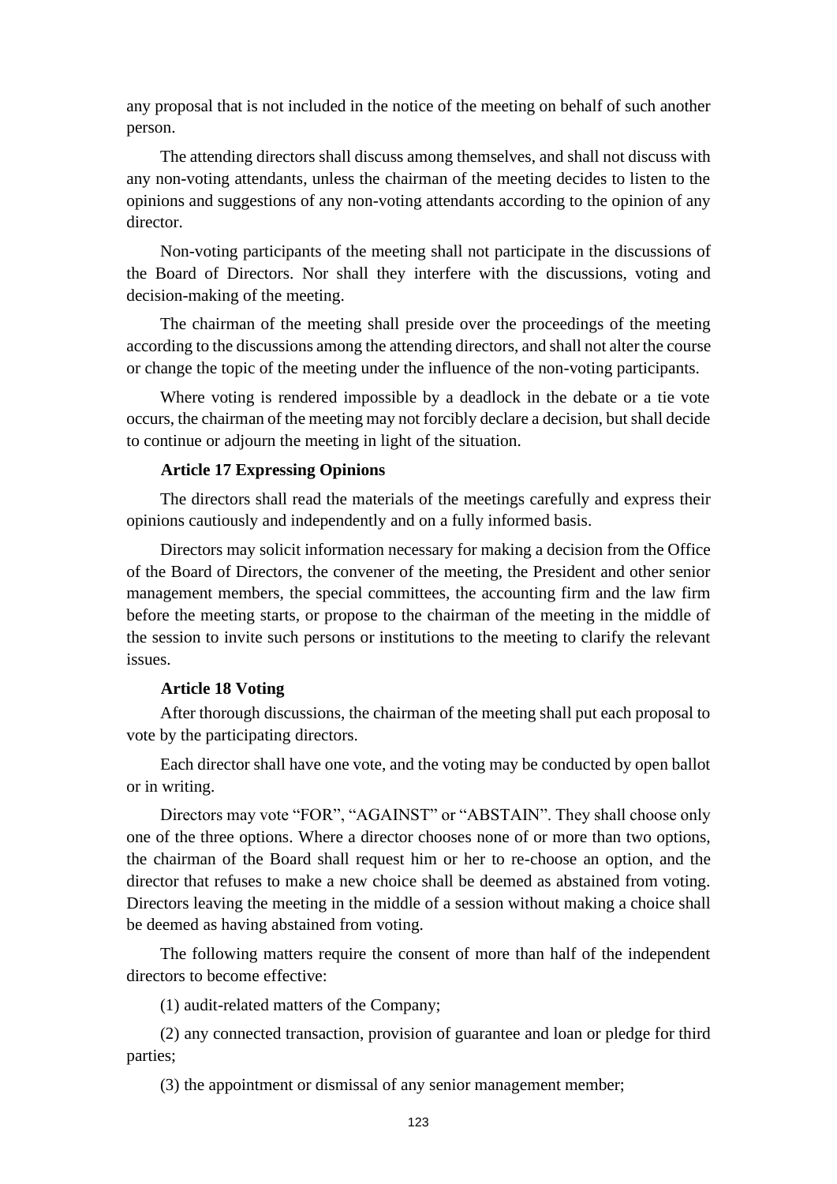any proposal that is not included in the notice of the meeting on behalf of such another person.

The attending directors shall discuss among themselves, and shall not discuss with any non-voting attendants, unless the chairman of the meeting decides to listen to the opinions and suggestions of any non-voting attendants according to the opinion of any director.

Non-voting participants of the meeting shall not participate in the discussions of the Board of Directors. Nor shall they interfere with the discussions, voting and decision-making of the meeting.

The chairman of the meeting shall preside over the proceedings of the meeting according to the discussions among the attending directors, and shall not alter the course or change the topic of the meeting under the influence of the non-voting participants.

Where voting is rendered impossible by a deadlock in the debate or a tie vote occurs, the chairman of the meeting may not forcibly declare a decision, but shall decide to continue or adjourn the meeting in light of the situation.

**Article 17 Expressing Opinions**

The directors shall read the materials of the meetings carefully and express their opinions cautiously and independently and on a fully informed basis.

Directors may solicit information necessary for making a decision from the Office of the Board of Directors, the convener of the meeting, the President and other senior management members, the special committees, the accounting firm and the law firm before the meeting starts, or propose to the chairman of the meeting in the middle of the session to invite such persons or institutions to the meeting to clarify the relevant issues.

**Article 18 Voting**

After thorough discussions, the chairman of the meeting shall put each proposal to vote by the participating directors.

Each director shall have one vote, and the voting may be conducted by open ballot or in writing.

Directors may vote "FOR", "AGAINST" or "ABSTAIN". They shall choose only one of the three options. Where a director chooses none of or more than two options, the chairman of the Board shall request him or her to re-choose an option, and the director that refuses to make a new choice shall be deemed as abstained from voting. Directors leaving the meeting in the middle of a session without making a choice shall be deemed as having abstained from voting.

The following matters require the consent of more than half of the independent directors to become effective:

(1) audit-related matters of the Company;

(2) any connected transaction, provision of guarantee and loan or pledge for third parties;

(3) the appointment or dismissal of any senior management member;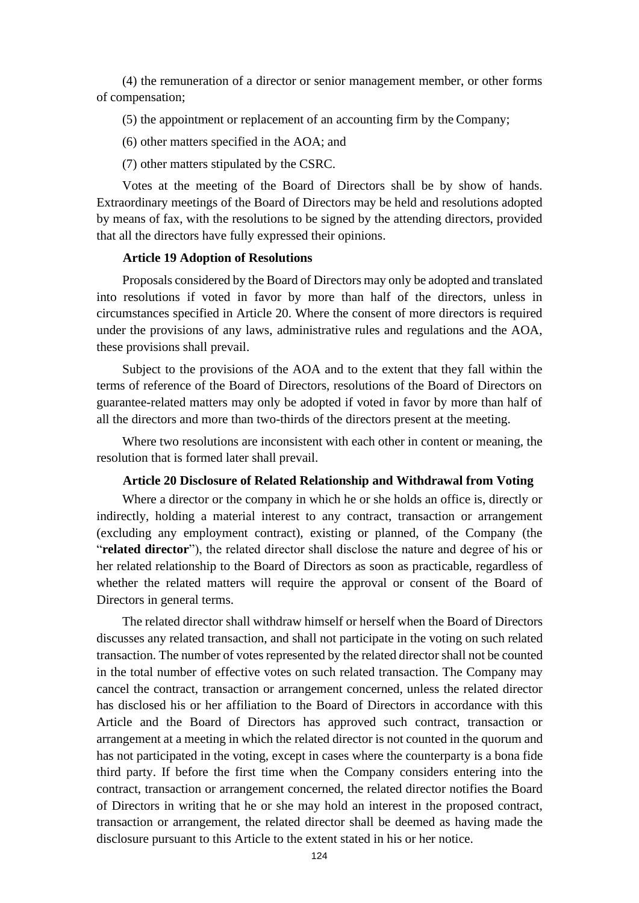(4) the remuneration of a director or senior management member, or other forms of compensation;

(5) the appointment or replacement of an accounting firm by the Company;

(6) other matters specified in the AOA; and

(7) other matters stipulated by the CSRC.

Votes at the meeting of the Board of Directors shall be by show of hands. Extraordinary meetings of the Board of Directors may be held and resolutions adopted by means of fax, with the resolutions to be signed by the attending directors, provided that all the directors have fully expressed their opinions.

**Article 19 Adoption of Resolutions**

Proposals considered by the Board of Directors may only be adopted and translated into resolutions if voted in favor by more than half of the directors, unless in circumstances specified in Article 20. Where the consent of more directors is required under the provisions of any laws, administrative rules and regulations and the AOA, these provisions shall prevail.

Subject to the provisions of the AOA and to the extent that they fall within the terms of reference of the Board of Directors, resolutions of the Board of Directors on guarantee-related matters may only be adopted if voted in favor by more than half of all the directors and more than two-thirds of the directors present at the meeting.

Where two resolutions are inconsistent with each other in content or meaning, the resolution that is formed later shall prevail.

**Article 20 Disclosure of Related Relationship and Withdrawal from Voting**

Where a director or the company in which he or she holds an office is, directly or indirectly, holding a material interest to any contract, transaction or arrangement (excluding any employment contract), existing or planned, of the Company (the "**related director**"), the related director shall disclose the nature and degree of his or her related relationship to the Board of Directors as soon as practicable, regardless of whether the related matters will require the approval or consent of the Board of Directors in general terms.

The related director shall withdraw himself or herself when the Board of Directors discusses any related transaction, and shall not participate in the voting on such related transaction. The number of votes represented by the related director shall not be counted in the total number of effective votes on such related transaction. The Company may cancel the contract, transaction or arrangement concerned, unless the related director has disclosed his or her affiliation to the Board of Directors in accordance with this Article and the Board of Directors has approved such contract, transaction or arrangement at a meeting in which the related director is not counted in the quorum and has not participated in the voting, except in cases where the counterparty is a bona fide third party. If before the first time when the Company considers entering into the contract, transaction or arrangement concerned, the related director notifies the Board of Directors in writing that he or she may hold an interest in the proposed contract, transaction or arrangement, the related director shall be deemed as having made the disclosure pursuant to this Article to the extent stated in his or her notice.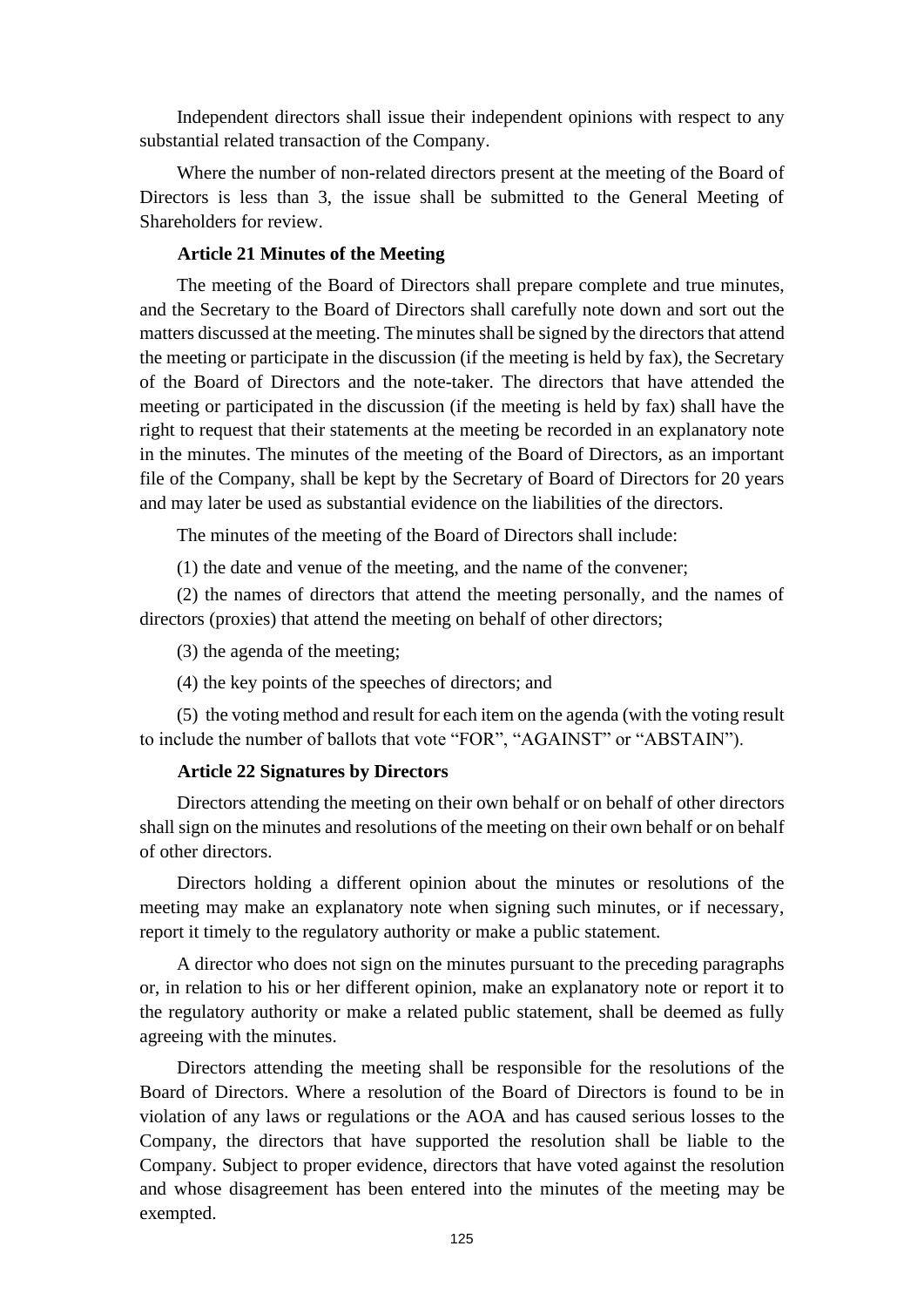Independent directors shall issue their independent opinions with respect to any substantial related transaction of the Company.

Where the number of non-related directors present at the meeting of the Board of Directors is less than 3, the issue shall be submitted to the General Meeting of Shareholders for review.

**Article 21 Minutes of the Meeting**

The meeting of the Board of Directors shall prepare complete and true minutes, and the Secretary to the Board of Directors shall carefully note down and sort out the matters discussed at the meeting. The minutes shall be signed by the directors that attend the meeting or participate in the discussion (if the meeting is held by fax), the Secretary of the Board of Directors and the note-taker. The directors that have attended the meeting or participated in the discussion (if the meeting is held by fax) shall have the right to request that their statements at the meeting be recorded in an explanatory note in the minutes. The minutes of the meeting of the Board of Directors, as an important file of the Company, shall be kept by the Secretary of Board of Directors for 20 years and may later be used as substantial evidence on the liabilities of the directors.

The minutes of the meeting of the Board of Directors shall include:

(1) the date and venue of the meeting, and the name of the convener;

(2) the names of directors that attend the meeting personally, and the names of directors (proxies) that attend the meeting on behalf of other directors;

(3) the agenda of the meeting;

(4) the key points of the speeches of directors; and

(5) the voting method and result for each item on the agenda (with the voting result to include the number of ballots that vote "FOR", "AGAINST" or "ABSTAIN").

**Article 22 Signatures by Directors**

Directors attending the meeting on their own behalf or on behalf of other directors shall sign on the minutes and resolutions of the meeting on their own behalf or on behalf of other directors.

Directors holding a different opinion about the minutes or resolutions of the meeting may make an explanatory note when signing such minutes, or if necessary, report it timely to the regulatory authority or make a public statement.

A director who does not sign on the minutes pursuant to the preceding paragraphs or, in relation to his or her different opinion, make an explanatory note or report it to the regulatory authority or make a related public statement, shall be deemed as fully agreeing with the minutes.

Directors attending the meeting shall be responsible for the resolutions of the Board of Directors. Where a resolution of the Board of Directors is found to be in violation of any laws or regulations or the AOA and has caused serious losses to the Company, the directors that have supported the resolution shall be liable to the Company. Subject to proper evidence, directors that have voted against the resolution and whose disagreement has been entered into the minutes of the meeting may be exempted.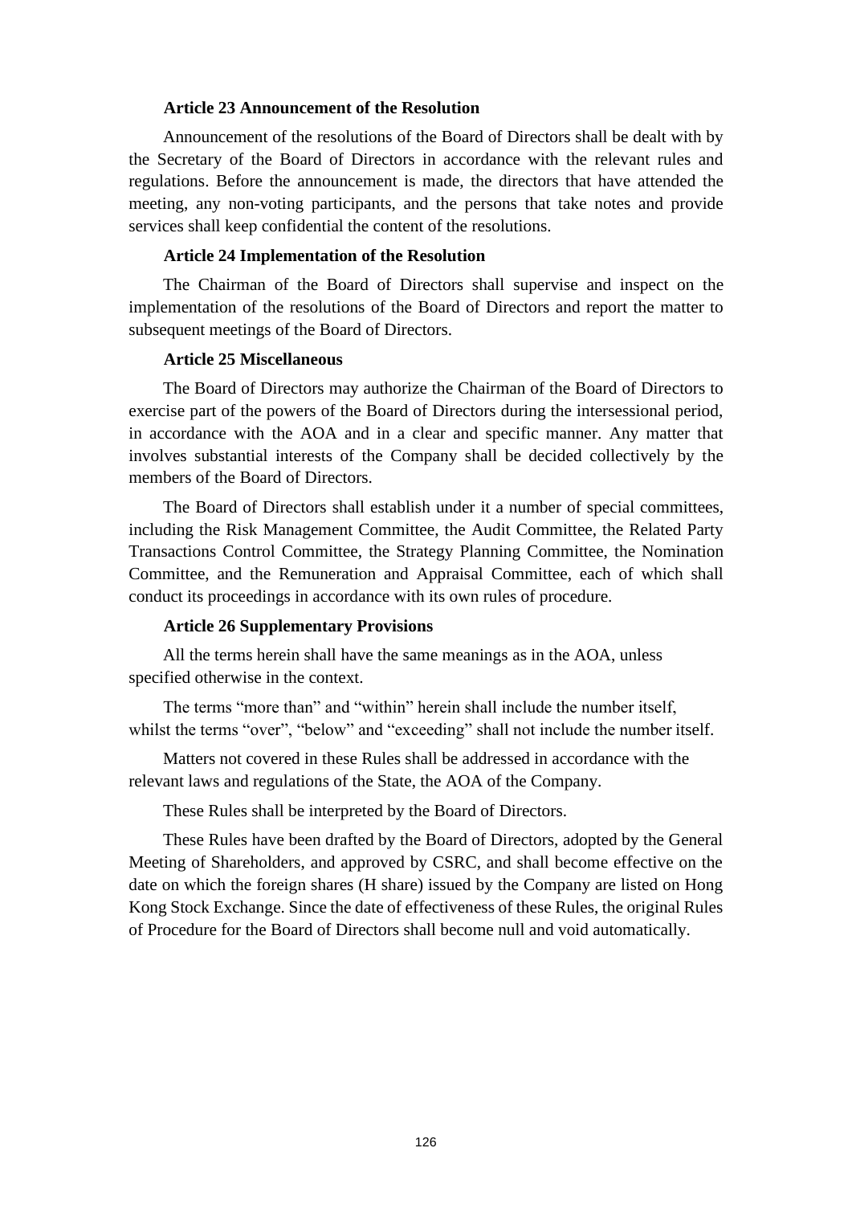**Article 23 Announcement of the Resolution**

Announcement of the resolutions of the Board of Directors shall be dealt with by the Secretary of the Board of Directors in accordance with the relevant rules and regulations. Before the announcement is made, the directors that have attended the meeting, any non-voting participants, and the persons that take notes and provide services shall keep confidential the content of the resolutions.

**Article 24 Implementation of the Resolution**

The Chairman of the Board of Directors shall supervise and inspect on the implementation of the resolutions of the Board of Directors and report the matter to subsequent meetings of the Board of Directors.

**Article 25 Miscellaneous**

The Board of Directors may authorize the Chairman of the Board of Directors to exercise part of the powers of the Board of Directors during the intersessional period, in accordance with the AOA and in a clear and specific manner. Any matter that involves substantial interests of the Company shall be decided collectively by the members of the Board of Directors.

The Board of Directors shall establish under it a number of special committees, including the Risk Management Committee, the Audit Committee, the Related Party Transactions Control Committee, the Strategy Planning Committee, the Nomination Committee, and the Remuneration and Appraisal Committee, each of which shall conduct its proceedings in accordance with its own rules of procedure.

**Article 26 Supplementary Provisions**

All the terms herein shall have the same meanings as in the AOA, unless specified otherwise in the context.

The terms "more than" and "within" herein shall include the number itself, whilst the terms "over", "below" and "exceeding" shall not include the number itself.

Matters not covered in these Rules shall be addressed in accordance with the relevant laws and regulations of the State, the AOA of the Company.

These Rules shall be interpreted by the Board of Directors.

These Rules have been drafted by the Board of Directors, adopted by the General Meeting of Shareholders, and approved by CSRC, and shall become effective on the date on which the foreign shares (H share) issued by the Company are listed on Hong Kong Stock Exchange. Since the date of effectiveness of these Rules, the original Rules of Procedure for the Board of Directors shall become null and void automatically.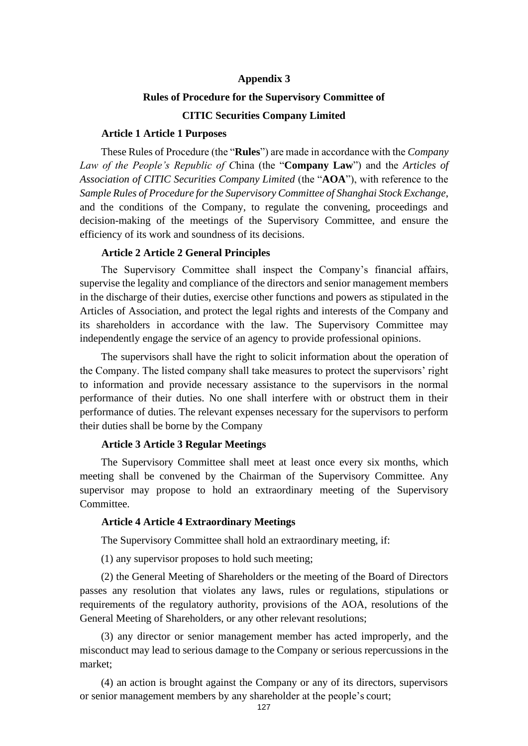**Appendix 3**

**Rules of Procedure for the Supervisory Committee of**

**CITIC Securities Company Limited**

**Article 1 Article 1 Purposes**

These Rules of Procedure (the "**Rules**") are made in accordance with the *Company Law of the People's Republic of C*hina (the "**Company Law**") and the *Articles of Association of CITIC Securities Company Limited* (the "**AOA**"), with reference to the *Sample Rules of Procedure for the Supervisory Committee of Shanghai Stock Exchange*, and the conditions of the Company, to regulate the convening, proceedings and decision-making of the meetings of the Supervisory Committee, and ensure the efficiency of its work and soundness of its decisions.

**Article 2 Article 2 General Principles**

The Supervisory Committee shall inspect the Company's financial affairs, supervise the legality and compliance of the directors and senior management members in the discharge of their duties, exercise other functions and powers as stipulated in the Articles of Association, and protect the legal rights and interests of the Company and its shareholders in accordance with the law. The Supervisory Committee may independently engage the service of an agency to provide professional opinions.

The supervisors shall have the right to solicit information about the operation of the Company. The listed company shall take measures to protect the supervisors' right to information and provide necessary assistance to the supervisors in the normal performance of their duties. No one shall interfere with or obstruct them in their performance of duties. The relevant expenses necessary for the supervisors to perform their duties shall be borne by the Company

**Article 3 Article 3 Regular Meetings**

The Supervisory Committee shall meet at least once every six months, which meeting shall be convened by the Chairman of the Supervisory Committee. Any supervisor may propose to hold an extraordinary meeting of the Supervisory Committee.

**Article 4 Article 4 Extraordinary Meetings**

The Supervisory Committee shall hold an extraordinary meeting, if:

(1) any supervisor proposes to hold such meeting;

(2) the General Meeting of Shareholders or the meeting of the Board of Directors passes any resolution that violates any laws, rules or regulations, stipulations or requirements of the regulatory authority, provisions of the AOA, resolutions of the General Meeting of Shareholders, or any other relevant resolutions;

(3) any director or senior management member has acted improperly, and the misconduct may lead to serious damage to the Company or serious repercussions in the market;

(4) an action is brought against the Company or any of its directors, supervisors or senior management members by any shareholder at the people's court;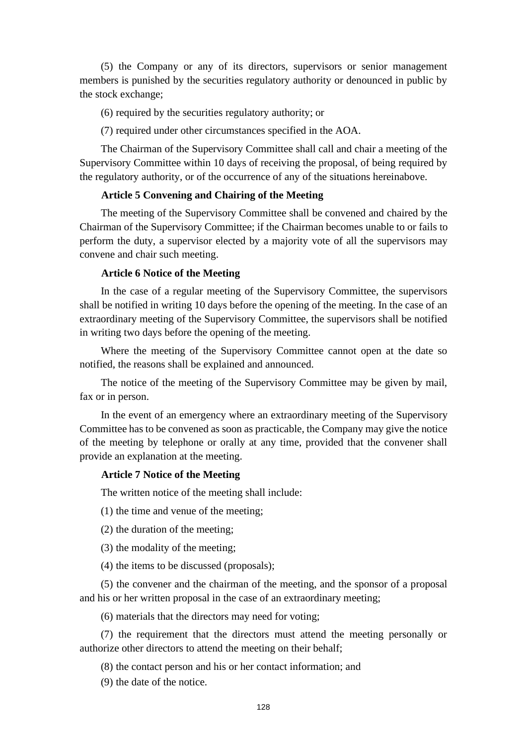(5) the Company or any of its directors, supervisors or senior management members is punished by the securities regulatory authority or denounced in public by the stock exchange;

(6) required by the securities regulatory authority; or

(7) required under other circumstances specified in the AOA.

The Chairman of the Supervisory Committee shall call and chair a meeting of the Supervisory Committee within 10 days of receiving the proposal, of being required by the regulatory authority, or of the occurrence of any of the situations hereinabove.

**Article 5 Convening and Chairing of the Meeting**

The meeting of the Supervisory Committee shall be convened and chaired by the Chairman of the Supervisory Committee; if the Chairman becomes unable to or fails to perform the duty, a supervisor elected by a majority vote of all the supervisors may convene and chair such meeting.

**Article 6 Notice of the Meeting**

In the case of a regular meeting of the Supervisory Committee, the supervisors shall be notified in writing 10 days before the opening of the meeting. In the case of an extraordinary meeting of the Supervisory Committee, the supervisors shall be notified in writing two days before the opening of the meeting.

Where the meeting of the Supervisory Committee cannot open at the date so notified, the reasons shall be explained and announced.

The notice of the meeting of the Supervisory Committee may be given by mail, fax or in person.

In the event of an emergency where an extraordinary meeting of the Supervisory Committee has to be convened as soon as practicable, the Company may give the notice of the meeting by telephone or orally at any time, provided that the convener shall provide an explanation at the meeting.

**Article 7 Notice of the Meeting**

The written notice of the meeting shall include:

(1) the time and venue of the meeting;

(2) the duration of the meeting;

(3) the modality of the meeting;

(4) the items to be discussed (proposals);

(5) the convener and the chairman of the meeting, and the sponsor of a proposal and his or her written proposal in the case of an extraordinary meeting;

(6) materials that the directors may need for voting;

(7) the requirement that the directors must attend the meeting personally or authorize other directors to attend the meeting on their behalf;

(8) the contact person and his or her contact information; and

(9) the date of the notice.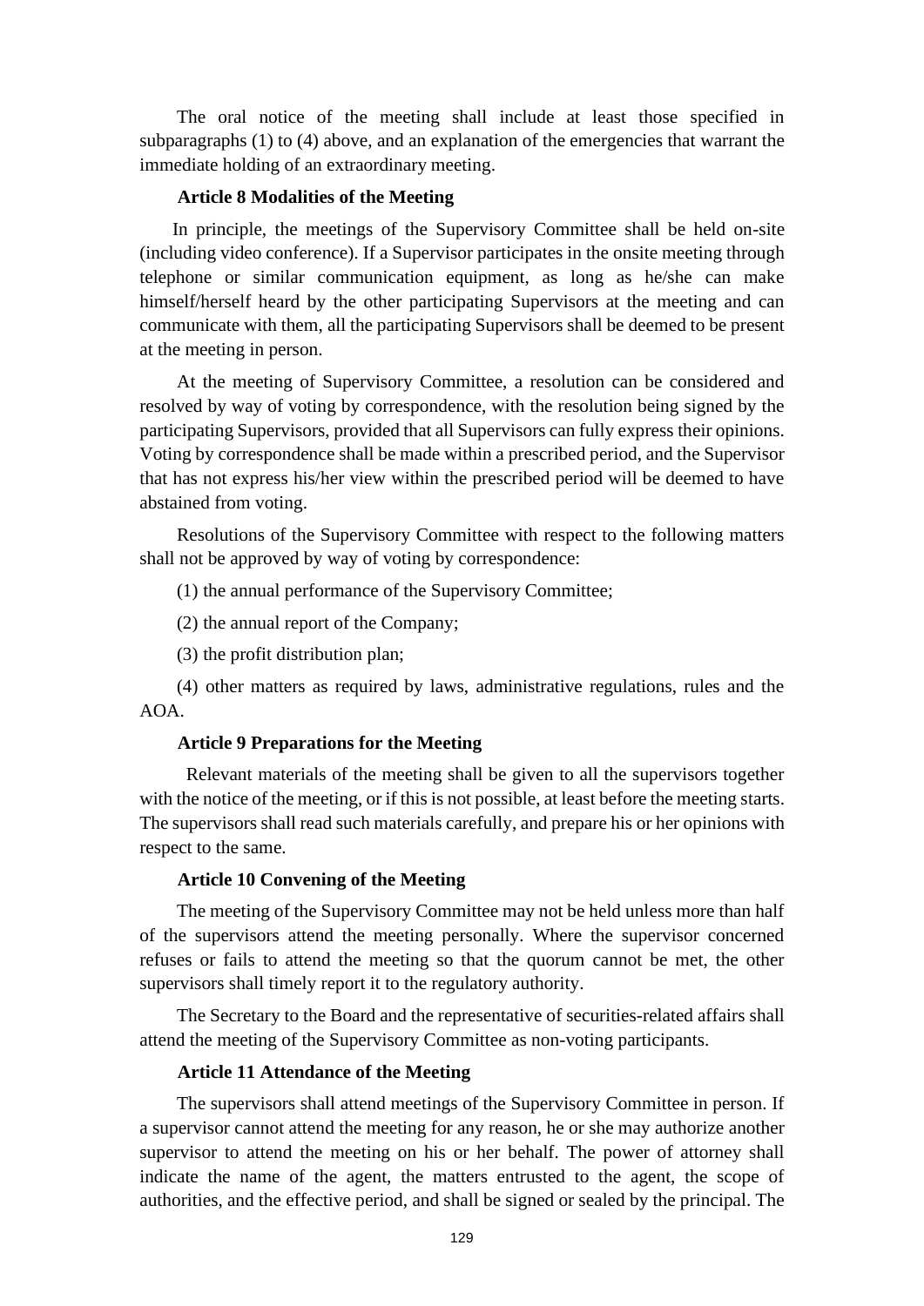The oral notice of the meeting shall include at least those specified in subparagraphs (1) to (4) above, and an explanation of the emergencies that warrant the immediate holding of an extraordinary meeting.

**Article 8 Modalities of the Meeting**

In principle, the meetings of the Supervisory Committee shall be held on-site (including video conference). If a Supervisor participates in the onsite meeting through telephone or similar communication equipment, as long as he/she can make himself/herself heard by the other participating Supervisors at the meeting and can communicate with them, all the participating Supervisors shall be deemed to be present at the meeting in person.

At the meeting of Supervisory Committee, a resolution can be considered and resolved by way of voting by correspondence, with the resolution being signed by the participating Supervisors, provided that all Supervisors can fully express their opinions. Voting by correspondence shall be made within a prescribed period, and the Supervisor that has not express his/her view within the prescribed period will be deemed to have abstained from voting.

Resolutions of the Supervisory Committee with respect to the following matters shall not be approved by way of voting by correspondence:

(1) the annual performance of the Supervisory Committee;

(2) the annual report of the Company;

(3) the profit distribution plan;

(4) other matters as required by laws, administrative regulations, rules and the AOA.

**Article 9 Preparations for the Meeting**

Relevant materials of the meeting shall be given to all the supervisors together with the notice of the meeting, or if this is not possible, at least before the meeting starts. The supervisors shall read such materials carefully, and prepare his or her opinions with respect to the same.

**Article 10 Convening of the Meeting**

The meeting of the Supervisory Committee may not be held unless more than half of the supervisors attend the meeting personally. Where the supervisor concerned refuses or fails to attend the meeting so that the quorum cannot be met, the other supervisors shall timely report it to the regulatory authority.

The Secretary to the Board and the representative of securities-related affairs shall attend the meeting of the Supervisory Committee as non-voting participants.

**Article 11 Attendance of the Meeting**

The supervisors shall attend meetings of the Supervisory Committee in person. If a supervisor cannot attend the meeting for any reason, he or she may authorize another supervisor to attend the meeting on his or her behalf. The power of attorney shall indicate the name of the agent, the matters entrusted to the agent, the scope of authorities, and the effective period, and shall be signed or sealed by the principal. The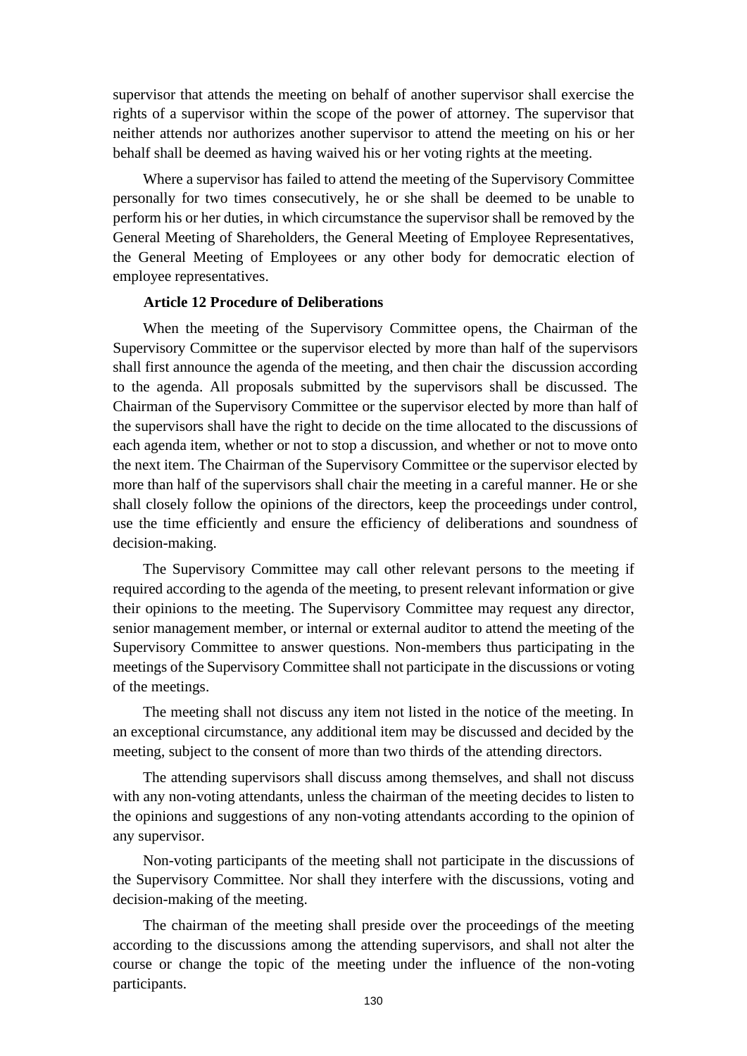supervisor that attends the meeting on behalf of another supervisor shall exercise the rights of a supervisor within the scope of the power of attorney. The supervisor that neither attends nor authorizes another supervisor to attend the meeting on his or her behalf shall be deemed as having waived his or her voting rights at the meeting.

Where a supervisor has failed to attend the meeting of the Supervisory Committee personally for two times consecutively, he or she shall be deemed to be unable to perform his or her duties, in which circumstance the supervisor shall be removed by the General Meeting of Shareholders, the General Meeting of Employee Representatives, the General Meeting of Employees or any other body for democratic election of employee representatives.

**Article 12 Procedure of Deliberations**

When the meeting of the Supervisory Committee opens, the Chairman of the Supervisory Committee or the supervisor elected by more than half of the supervisors shall first announce the agenda of the meeting, and then chair the discussion according to the agenda. All proposals submitted by the supervisors shall be discussed. The Chairman of the Supervisory Committee or the supervisor elected by more than half of the supervisors shall have the right to decide on the time allocated to the discussions of each agenda item, whether or not to stop a discussion, and whether or not to move onto the next item. The Chairman of the Supervisory Committee or the supervisor elected by more than half of the supervisors shall chair the meeting in a careful manner. He or she shall closely follow the opinions of the directors, keep the proceedings under control, use the time efficiently and ensure the efficiency of deliberations and soundness of decision-making.

The Supervisory Committee may call other relevant persons to the meeting if required according to the agenda of the meeting, to present relevant information or give their opinions to the meeting. The Supervisory Committee may request any director, senior management member, or internal or external auditor to attend the meeting of the Supervisory Committee to answer questions. Non-members thus participating in the meetings of the Supervisory Committee shall not participate in the discussions or voting of the meetings.

The meeting shall not discuss any item not listed in the notice of the meeting. In an exceptional circumstance, any additional item may be discussed and decided by the meeting, subject to the consent of more than two thirds of the attending directors.

The attending supervisors shall discuss among themselves, and shall not discuss with any non-voting attendants, unless the chairman of the meeting decides to listen to the opinions and suggestions of any non-voting attendants according to the opinion of any supervisor.

Non-voting participants of the meeting shall not participate in the discussions of the Supervisory Committee. Nor shall they interfere with the discussions, voting and decision-making of the meeting.

The chairman of the meeting shall preside over the proceedings of the meeting according to the discussions among the attending supervisors, and shall not alter the course or change the topic of the meeting under the influence of the non-voting participants.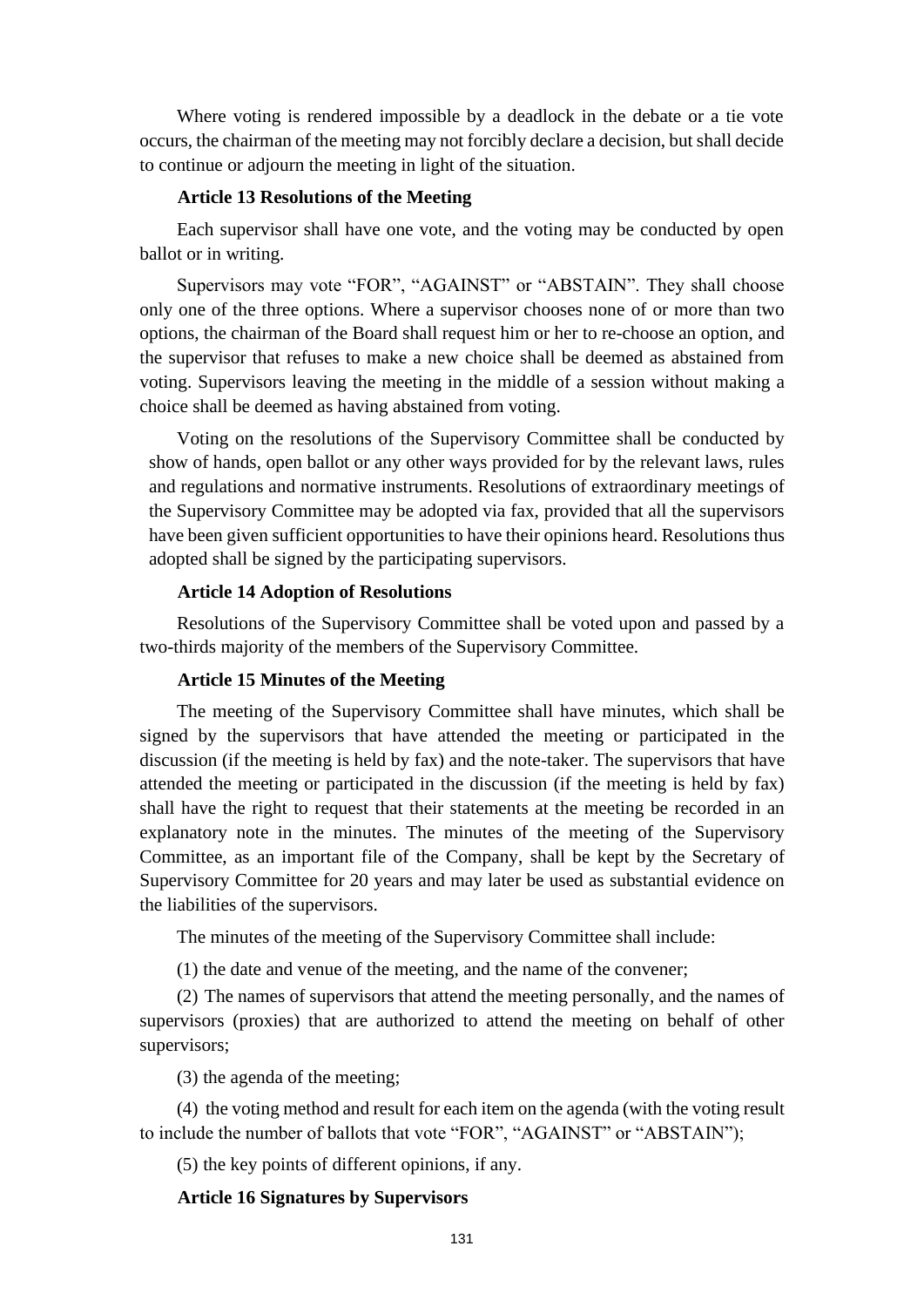Where voting is rendered impossible by a deadlock in the debate or a tie vote occurs, the chairman of the meeting may not forcibly declare a decision, but shall decide to continue or adjourn the meeting in light of the situation.

**Article 13 Resolutions of the Meeting**

Each supervisor shall have one vote, and the voting may be conducted by open ballot or in writing.

Supervisors may vote "FOR", "AGAINST" or "ABSTAIN". They shall choose only one of the three options. Where a supervisor chooses none of or more than two options, the chairman of the Board shall request him or her to re-choose an option, and the supervisor that refuses to make a new choice shall be deemed as abstained from voting. Supervisors leaving the meeting in the middle of a session without making a choice shall be deemed as having abstained from voting.

Voting on the resolutions of the Supervisory Committee shall be conducted by show of hands, open ballot or any other ways provided for by the relevant laws, rules and regulations and normative instruments. Resolutions of extraordinary meetings of the Supervisory Committee may be adopted via fax, provided that all the supervisors have been given sufficient opportunities to have their opinions heard. Resolutions thus adopted shall be signed by the participating supervisors.

**Article 14 Adoption of Resolutions**

Resolutions of the Supervisory Committee shall be voted upon and passed by a two-thirds majority of the members of the Supervisory Committee.

**Article 15 Minutes of the Meeting**

The meeting of the Supervisory Committee shall have minutes, which shall be signed by the supervisors that have attended the meeting or participated in the discussion (if the meeting is held by fax) and the note-taker. The supervisors that have attended the meeting or participated in the discussion (if the meeting is held by fax) shall have the right to request that their statements at the meeting be recorded in an explanatory note in the minutes. The minutes of the meeting of the Supervisory Committee, as an important file of the Company, shall be kept by the Secretary of Supervisory Committee for 20 years and may later be used as substantial evidence on the liabilities of the supervisors.

The minutes of the meeting of the Supervisory Committee shall include:

(1) the date and venue of the meeting, and the name of the convener;

(2) The names of supervisors that attend the meeting personally, and the names of supervisors (proxies) that are authorized to attend the meeting on behalf of other supervisors;

(3) the agenda of the meeting;

(4) the voting method and result for each item on the agenda (with the voting result to include the number of ballots that vote "FOR", "AGAINST" or "ABSTAIN");

(5) the key points of different opinions, if any.

**Article 16 Signatures by Supervisors**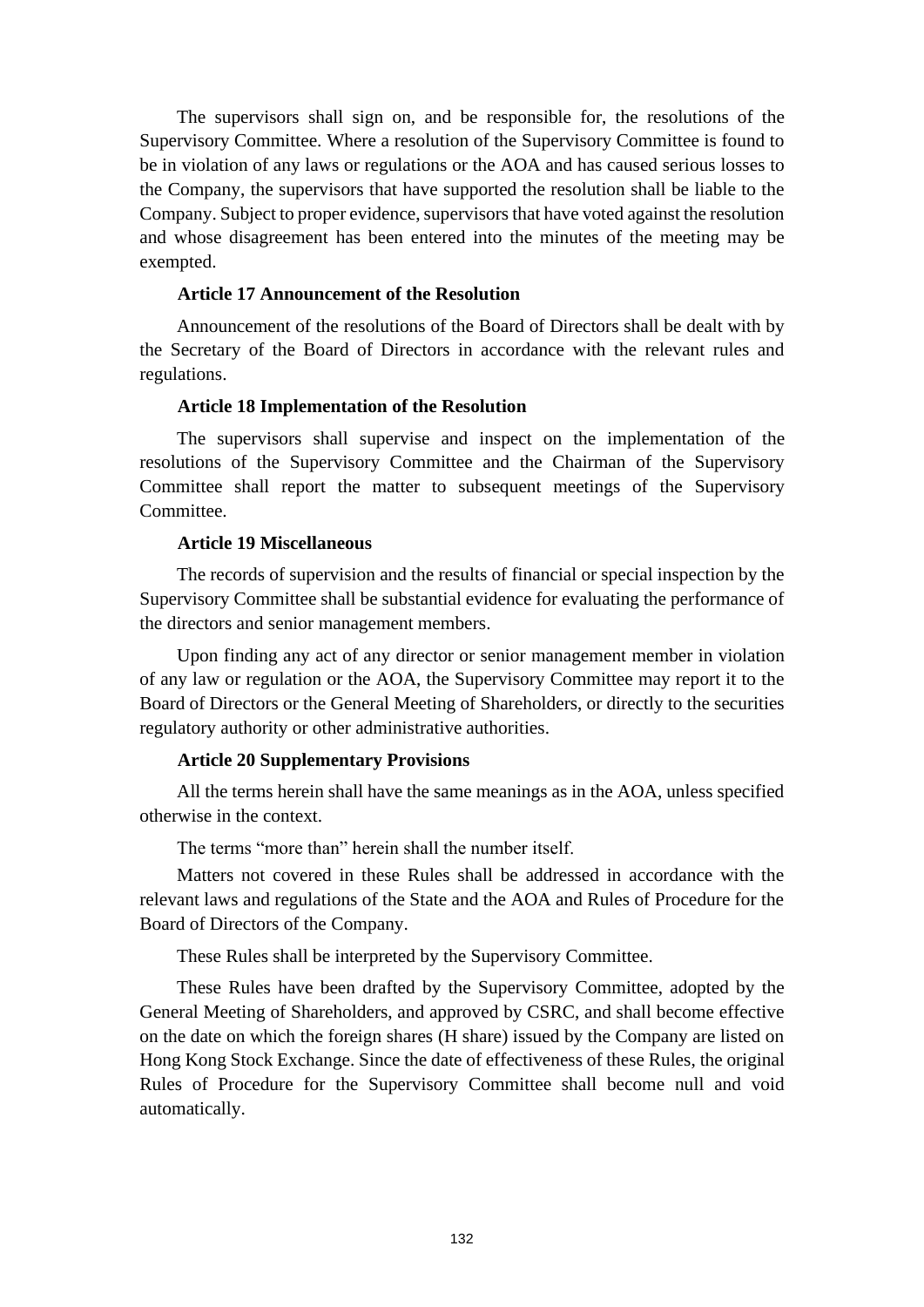The supervisors shall sign on, and be responsible for, the resolutions of the Supervisory Committee. Where a resolution of the Supervisory Committee is found to be in violation of any laws or regulations or the AOA and has caused serious losses to the Company, the supervisors that have supported the resolution shall be liable to the Company. Subject to proper evidence, supervisors that have voted against the resolution and whose disagreement has been entered into the minutes of the meeting may be exempted.

**Article 17 Announcement of the Resolution**

Announcement of the resolutions of the Board of Directors shall be dealt with by the Secretary of the Board of Directors in accordance with the relevant rules and regulations.

**Article 18 Implementation of the Resolution**

The supervisors shall supervise and inspect on the implementation of the resolutions of the Supervisory Committee and the Chairman of the Supervisory Committee shall report the matter to subsequent meetings of the Supervisory Committee.

**Article 19 Miscellaneous**

The records of supervision and the results of financial or special inspection by the Supervisory Committee shall be substantial evidence for evaluating the performance of the directors and senior management members.

Upon finding any act of any director or senior management member in violation of any law or regulation or the AOA, the Supervisory Committee may report it to the Board of Directors or the General Meeting of Shareholders, or directly to the securities regulatory authority or other administrative authorities.

**Article 20 Supplementary Provisions**

All the terms herein shall have the same meanings as in the AOA, unless specified otherwise in the context.

The terms "more than" herein shall the number itself.

Matters not covered in these Rules shall be addressed in accordance with the relevant laws and regulations of the State and the AOA and Rules of Procedure for the Board of Directors of the Company.

These Rules shall be interpreted by the Supervisory Committee.

These Rules have been drafted by the Supervisory Committee, adopted by the General Meeting of Shareholders, and approved by CSRC, and shall become effective on the date on which the foreign shares (H share) issued by the Company are listed on Hong Kong Stock Exchange. Since the date of effectiveness of these Rules, the original Rules of Procedure for the Supervisory Committee shall become null and void automatically.